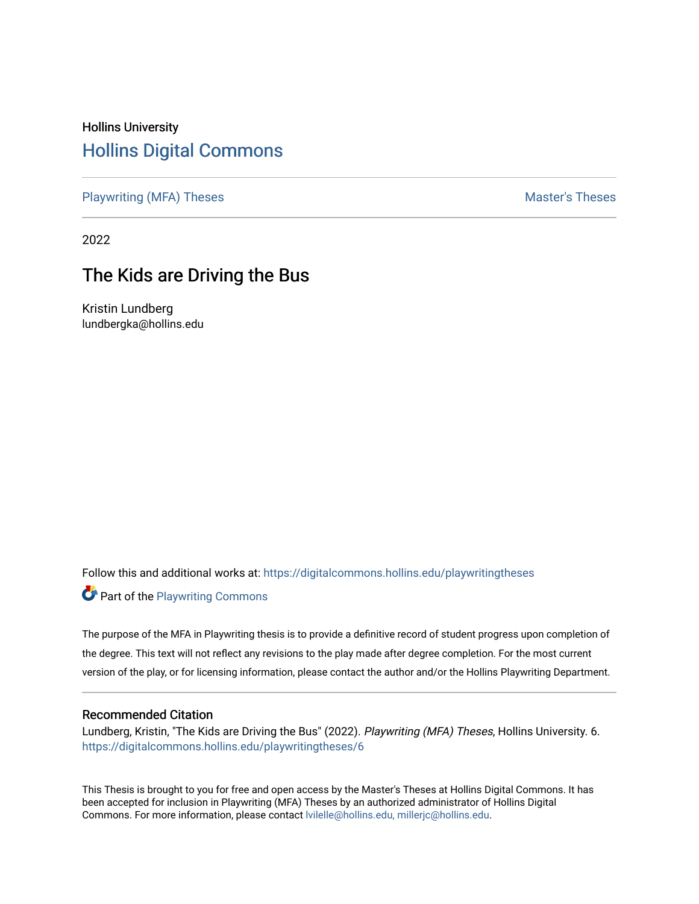Hollins University

# Hollins Digital Commons

Playwriting (MFA) Theses | Master's Theses

2022

## The Kids are Driving the Bus

Kristin Lundberg
lundbergka@hollins.edu

Follow this and additional works at: https://digitalcommons.hollins.edu/playwritingtheses

Part of the Playwriting Commons

The purpose of the MFA in Playwriting thesis is to provide a definitive record of student progress upon completion of the degree. This text will not reflect any revisions to the play made after degree completion. For the most current version of the play, or for licensing information, please contact the author and/or the Hollins Playwriting Department.

### Recommended Citation

Lundberg, Kristin, "The Kids are Driving the Bus" (2022). *Playwriting (MFA) Theses*, Hollins University. 6.
https://digitalcommons.hollins.edu/playwritingtheses/6

This Thesis is brought to you for free and open access by the Master's Theses at Hollins Digital Commons. It has been accepted for inclusion in Playwriting (MFA) Theses by an authorized administrator of Hollins Digital Commons. For more information, please contact lvilelle@hollins.edu, millerjc@hollins.edu.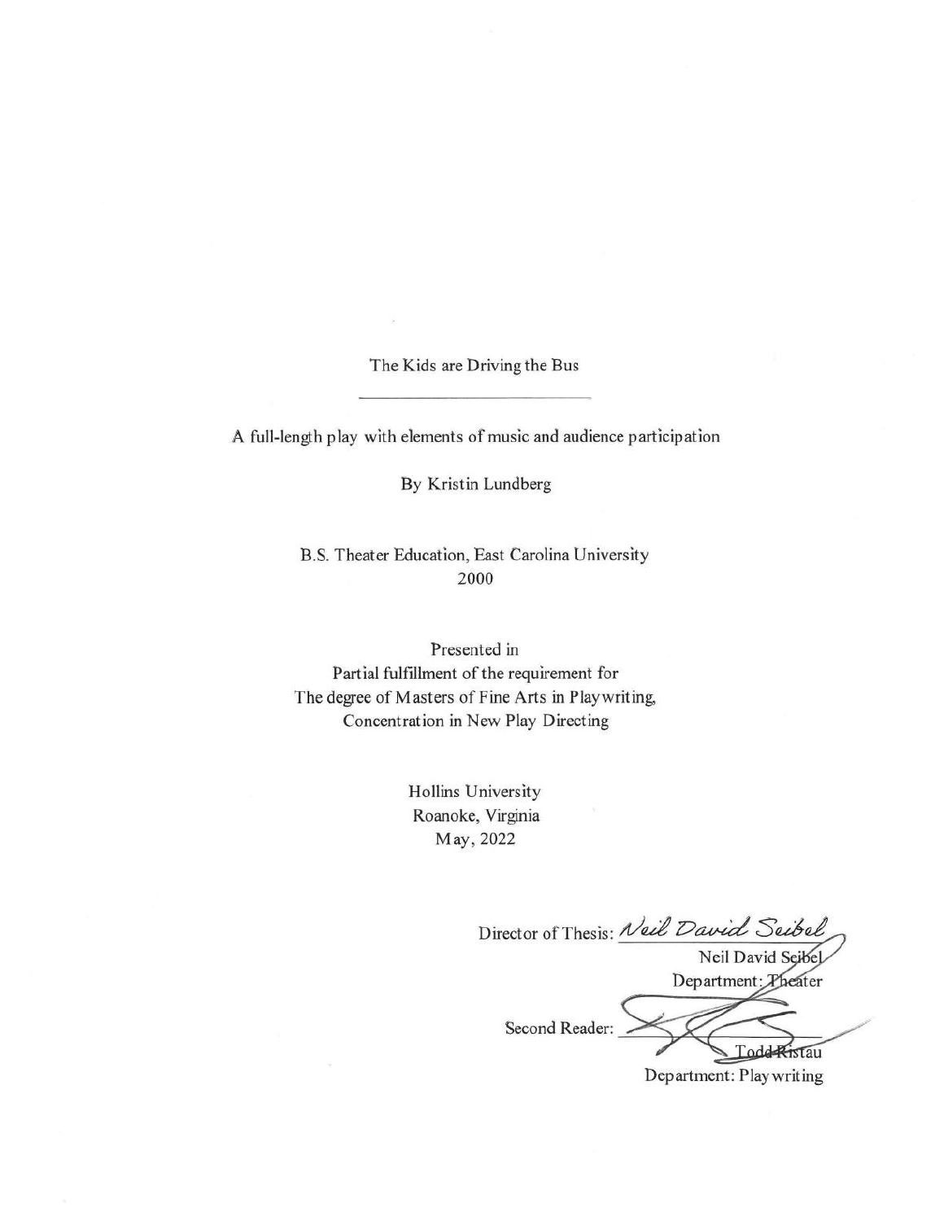The Kids are Driving the Bus

---

A full-length play with elements of music and audience participation

By Kristin Lundberg

B.S. Theater Education, East Carolina University
2000

Presented in
Partial fulfillment of the requirement for
The degree of Masters of Fine Arts in Playwriting,
Concentration in New Play Directing

Hollins University
Roanoke, Virginia
May, 2022

Director of Thesis: *Neil David Seibel*
Neil David Seibel
Department: Theater

Second Reader: ______________________
Todd Ristau
Department: Playwriting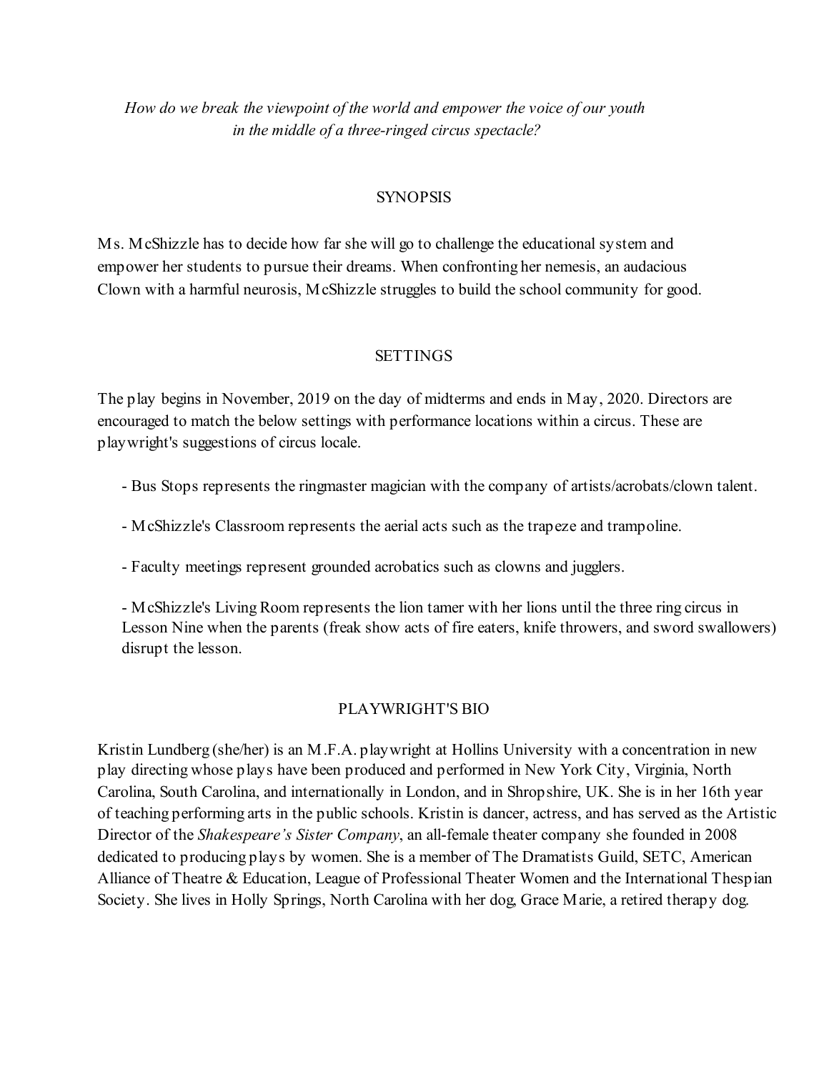*How do we break the viewpoint of the world and empower the voice of our youth in the middle of a three-ringed circus spectacle?*

## SYNOPSIS

Ms. McShizzle has to decide how far she will go to challenge the educational system and empower her students to pursue their dreams. When confronting her nemesis, an audacious Clown with a harmful neurosis, McShizzle struggles to build the school community for good.

## SETTINGS

The play begins in November, 2019 on the day of midterms and ends in May, 2020. Directors are encouraged to match the below settings with performance locations within a circus. These are playwright's suggestions of circus locale.

- Bus Stops represents the ringmaster magician with the company of artists/acrobats/clown talent.

- McShizzle's Classroom represents the aerial acts such as the trapeze and trampoline.

- Faculty meetings represent grounded acrobatics such as clowns and jugglers.

- McShizzle's Living Room represents the lion tamer with her lions until the three ring circus in Lesson Nine when the parents (freak show acts of fire eaters, knife throwers, and sword swallowers) disrupt the lesson.

## PLAYWRIGHT'S BIO

Kristin Lundberg (she/her) is an M.F.A. playwright at Hollins University with a concentration in new play directing whose plays have been produced and performed in New York City, Virginia, North Carolina, South Carolina, and internationally in London, and in Shropshire, UK. She is in her 16th year of teaching performing arts in the public schools. Kristin is dancer, actress, and has served as the Artistic Director of the *Shakespeare's Sister Company*, an all-female theater company she founded in 2008 dedicated to producing plays by women. She is a member of The Dramatists Guild, SETC, American Alliance of Theatre & Education, League of Professional Theater Women and the International Thespian Society. She lives in Holly Springs, North Carolina with her dog, Grace Marie, a retired therapy dog.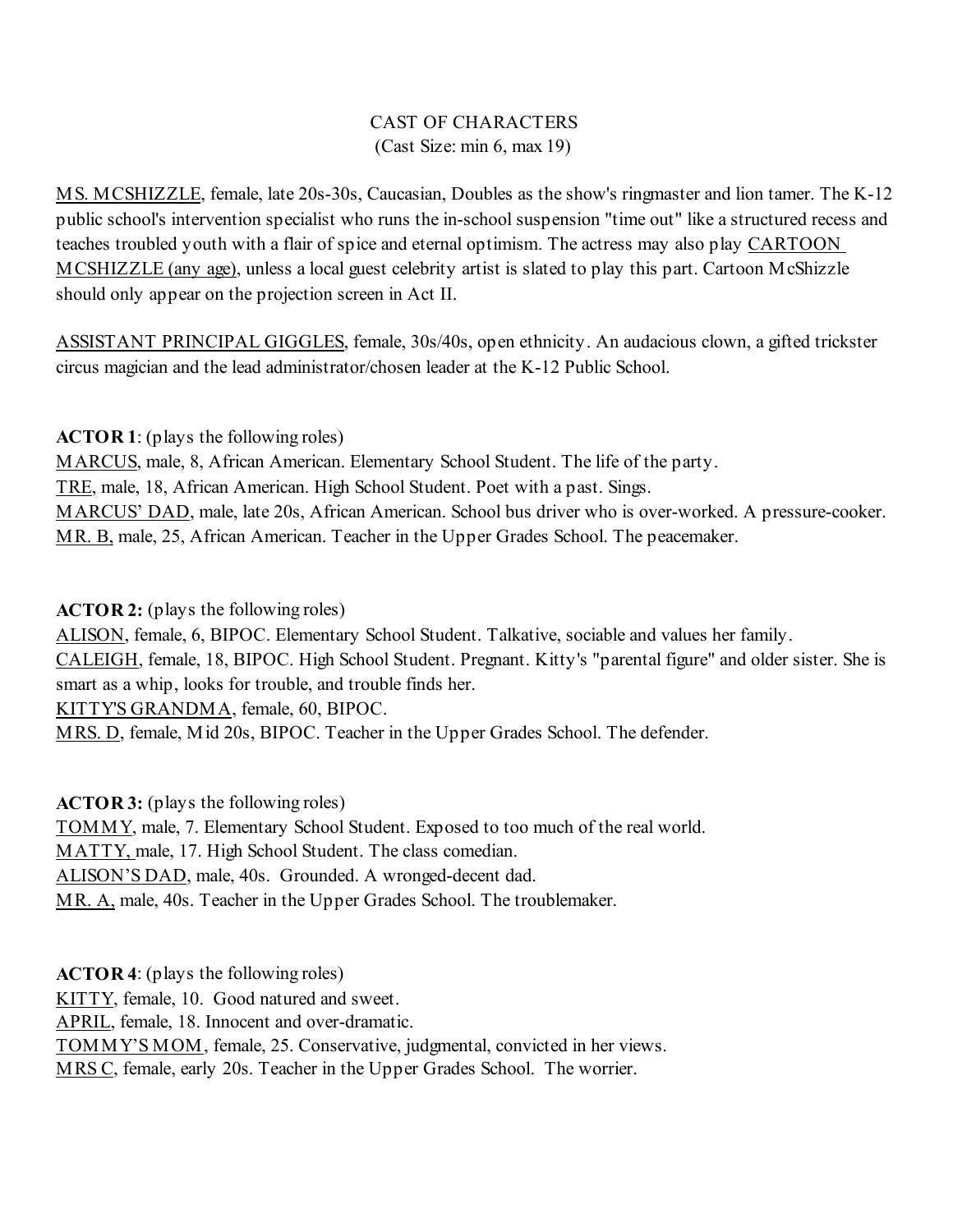CAST OF CHARACTERS
(Cast Size: min 6, max 19)

MS. MCSHIZZLE, female, late 20s-30s, Caucasian, Doubles as the show's ringmaster and lion tamer. The K-12 public school's intervention specialist who runs the in-school suspension "time out" like a structured recess and teaches troubled youth with a flair of spice and eternal optimism. The actress may also play CARTOON MCSHIZZLE (any age), unless a local guest celebrity artist is slated to play this part. Cartoon McShizzle should only appear on the projection screen in Act II.

ASSISTANT PRINCIPAL GIGGLES, female, 30s/40s, open ethnicity. An audacious clown, a gifted trickster circus magician and the lead administrator/chosen leader at the K-12 Public School.

**ACTOR 1**: (plays the following roles)
MARCUS, male, 8, African American. Elementary School Student. The life of the party.
TRE, male, 18, African American. High School Student. Poet with a past. Sings.
MARCUS' DAD, male, late 20s, African American. School bus driver who is over-worked. A pressure-cooker.
MR. B, male, 25, African American. Teacher in the Upper Grades School. The peacemaker.

**ACTOR 2:** (plays the following roles)
ALISON, female, 6, BIPOC. Elementary School Student. Talkative, sociable and values her family.
CALEIGH, female, 18, BIPOC. High School Student. Pregnant. Kitty's "parental figure" and older sister. She is smart as a whip, looks for trouble, and trouble finds her.
KITTY'S GRANDMA, female, 60, BIPOC.
MRS. D, female, Mid 20s, BIPOC. Teacher in the Upper Grades School. The defender.

**ACTOR 3:** (plays the following roles)
TOMMY, male, 7. Elementary School Student. Exposed to too much of the real world.
MATTY, male, 17. High School Student. The class comedian.
ALISON'S DAD, male, 40s. Grounded. A wronged-decent dad.
MR. A, male, 40s. Teacher in the Upper Grades School. The troublemaker.

**ACTOR 4**: (plays the following roles)
KITTY, female, 10. Good natured and sweet.
APRIL, female, 18. Innocent and over-dramatic.
TOMMY'S MOM, female, 25. Conservative, judgmental, convicted in her views.
MRS C, female, early 20s. Teacher in the Upper Grades School. The worrier.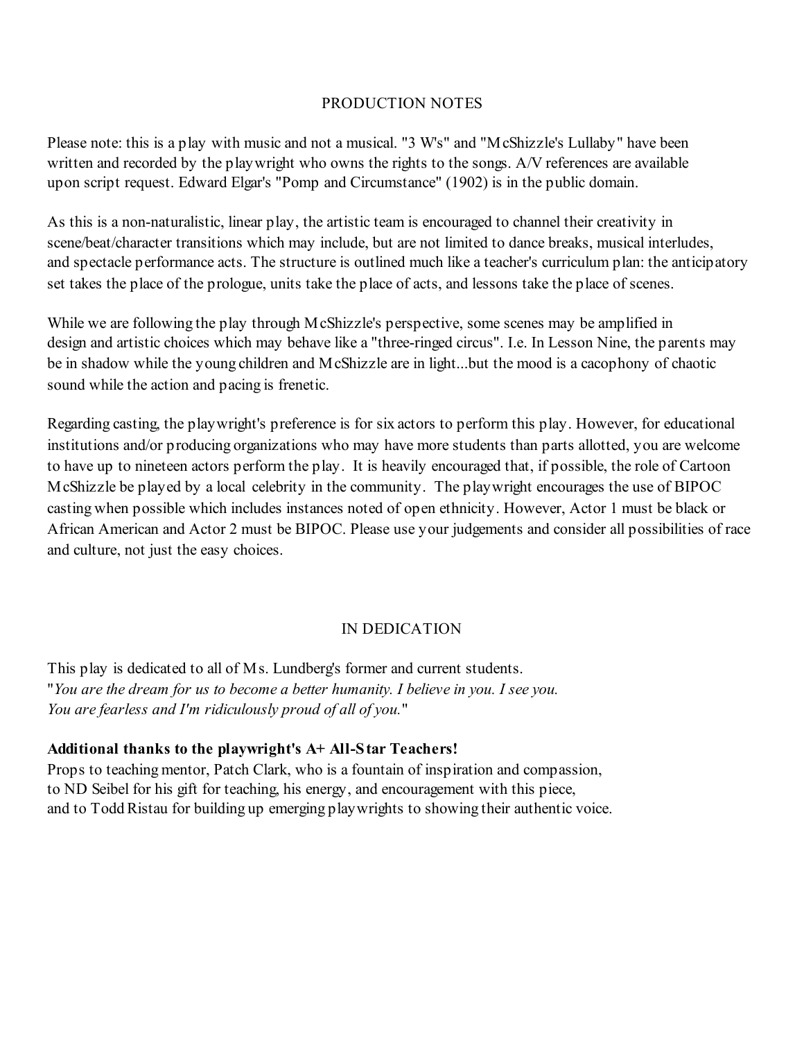## PRODUCTION NOTES

Please note: this is a play with music and not a musical. "3 W's" and "McShizzle's Lullaby" have been written and recorded by the playwright who owns the rights to the songs. A/V references are available upon script request. Edward Elgar's "Pomp and Circumstance" (1902) is in the public domain.

As this is a non-naturalistic, linear play, the artistic team is encouraged to channel their creativity in scene/beat/character transitions which may include, but are not limited to dance breaks, musical interludes, and spectacle performance acts. The structure is outlined much like a teacher's curriculum plan: the anticipatory set takes the place of the prologue, units take the place of acts, and lessons take the place of scenes.

While we are following the play through McShizzle's perspective, some scenes may be amplified in design and artistic choices which may behave like a "three-ringed circus". I.e. In Lesson Nine, the parents may be in shadow while the young children and McShizzle are in light...but the mood is a cacophony of chaotic sound while the action and pacing is frenetic.

Regarding casting, the playwright's preference is for six actors to perform this play. However, for educational institutions and/or producing organizations who may have more students than parts allotted, you are welcome to have up to nineteen actors perform the play. It is heavily encouraged that, if possible, the role of Cartoon McShizzle be played by a local celebrity in the community. The playwright encourages the use of BIPOC casting when possible which includes instances noted of open ethnicity. However, Actor 1 must be black or African American and Actor 2 must be BIPOC. Please use your judgements and consider all possibilities of race and culture, not just the easy choices.

## IN DEDICATION

This play is dedicated to all of Ms. Lundberg's former and current students.
"*You are the dream for us to become a better humanity. I believe in you. I see you. You are fearless and I'm ridiculously proud of all of you.*"

**Additional thanks to the playwright's A+ All-Star Teachers!**
Props to teaching mentor, Patch Clark, who is a fountain of inspiration and compassion, to ND Seibel for his gift for teaching, his energy, and encouragement with this piece, and to Todd Ristau for building up emerging playwrights to showing their authentic voice.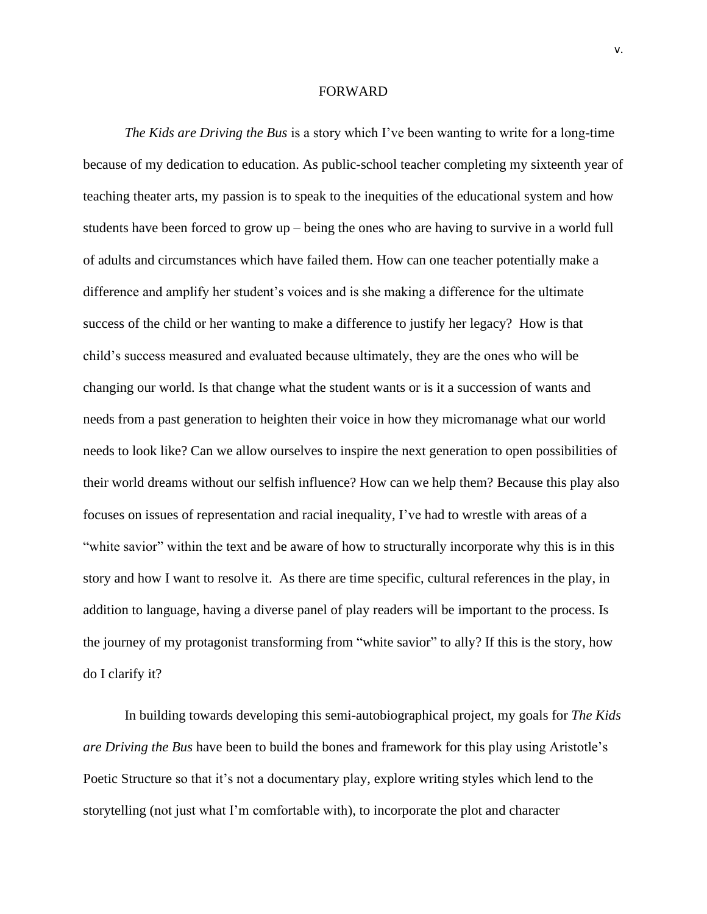# FORWARD

*The Kids are Driving the Bus* is a story which I've been wanting to write for a long-time because of my dedication to education. As public-school teacher completing my sixteenth year of teaching theater arts, my passion is to speak to the inequities of the educational system and how students have been forced to grow up – being the ones who are having to survive in a world full of adults and circumstances which have failed them. How can one teacher potentially make a difference and amplify her student's voices and is she making a difference for the ultimate success of the child or her wanting to make a difference to justify her legacy? How is that child's success measured and evaluated because ultimately, they are the ones who will be changing our world. Is that change what the student wants or is it a succession of wants and needs from a past generation to heighten their voice in how they micromanage what our world needs to look like? Can we allow ourselves to inspire the next generation to open possibilities of their world dreams without our selfish influence? How can we help them? Because this play also focuses on issues of representation and racial inequality, I've had to wrestle with areas of a "white savior" within the text and be aware of how to structurally incorporate why this is in this story and how I want to resolve it. As there are time specific, cultural references in the play, in addition to language, having a diverse panel of play readers will be important to the process. Is the journey of my protagonist transforming from "white savior" to ally? If this is the story, how do I clarify it?

In building towards developing this semi-autobiographical project, my goals for *The Kids are Driving the Bus* have been to build the bones and framework for this play using Aristotle's Poetic Structure so that it's not a documentary play, explore writing styles which lend to the storytelling (not just what I'm comfortable with), to incorporate the plot and character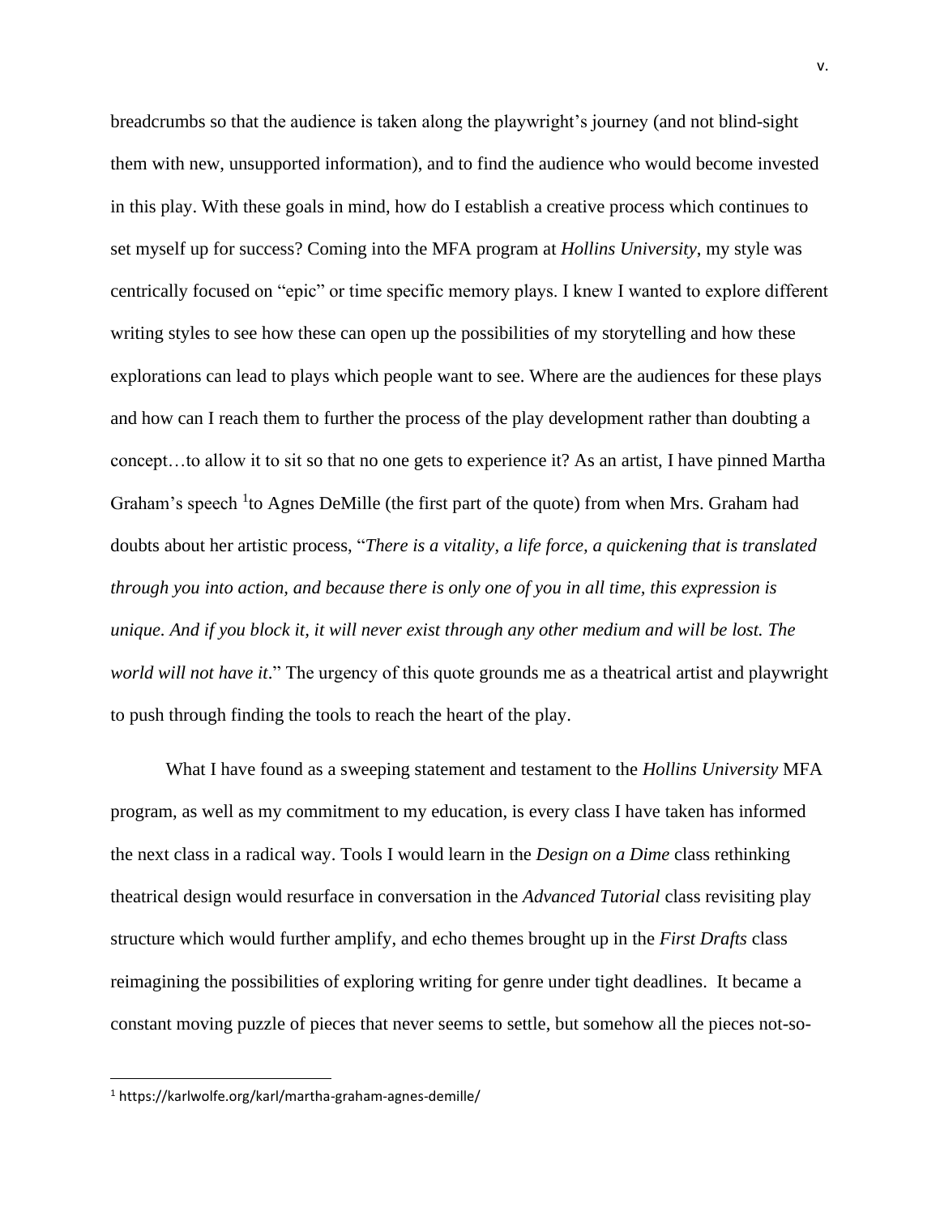breadcrumbs so that the audience is taken along the playwright's journey (and not blind-sight them with new, unsupported information), and to find the audience who would become invested in this play. With these goals in mind, how do I establish a creative process which continues to set myself up for success? Coming into the MFA program at *Hollins University*, my style was centrically focused on "epic" or time specific memory plays. I knew I wanted to explore different writing styles to see how these can open up the possibilities of my storytelling and how these explorations can lead to plays which people want to see. Where are the audiences for these plays and how can I reach them to further the process of the play development rather than doubting a concept…to allow it to sit so that no one gets to experience it? As an artist, I have pinned Martha Graham's speech [1]to Agnes DeMille (the first part of the quote) from when Mrs. Graham had doubts about her artistic process, "*There is a vitality, a life force, a quickening that is translated through you into action, and because there is only one of you in all time, this expression is unique. And if you block it, it will never exist through any other medium and will be lost. The world will not have it*." The urgency of this quote grounds me as a theatrical artist and playwright to push through finding the tools to reach the heart of the play.

What I have found as a sweeping statement and testament to the *Hollins University* MFA program, as well as my commitment to my education, is every class I have taken has informed the next class in a radical way. Tools I would learn in the *Design on a Dime* class rethinking theatrical design would resurface in conversation in the *Advanced Tutorial* class revisiting play structure which would further amplify, and echo themes brought up in the *First Drafts* class reimagining the possibilities of exploring writing for genre under tight deadlines. It became a constant moving puzzle of pieces that never seems to settle, but somehow all the pieces not-so-

[1] https://karlwolfe.org/karl/martha-graham-agnes-demille/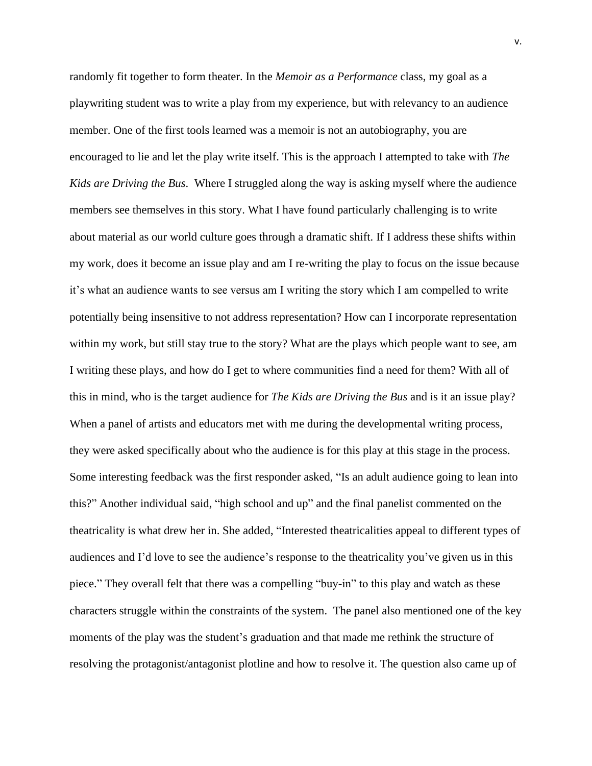randomly fit together to form theater. In the *Memoir as a Performance* class, my goal as a playwriting student was to write a play from my experience, but with relevancy to an audience member. One of the first tools learned was a memoir is not an autobiography, you are encouraged to lie and let the play write itself. This is the approach I attempted to take with *The Kids are Driving the Bus*. Where I struggled along the way is asking myself where the audience members see themselves in this story. What I have found particularly challenging is to write about material as our world culture goes through a dramatic shift. If I address these shifts within my work, does it become an issue play and am I re-writing the play to focus on the issue because it's what an audience wants to see versus am I writing the story which I am compelled to write potentially being insensitive to not address representation? How can I incorporate representation within my work, but still stay true to the story? What are the plays which people want to see, am I writing these plays, and how do I get to where communities find a need for them? With all of this in mind, who is the target audience for *The Kids are Driving the Bus* and is it an issue play? When a panel of artists and educators met with me during the developmental writing process, they were asked specifically about who the audience is for this play at this stage in the process. Some interesting feedback was the first responder asked, "Is an adult audience going to lean into this?" Another individual said, "high school and up" and the final panelist commented on the theatricality is what drew her in. She added, "Interested theatricalities appeal to different types of audiences and I'd love to see the audience's response to the theatricality you've given us in this piece." They overall felt that there was a compelling "buy-in" to this play and watch as these characters struggle within the constraints of the system. The panel also mentioned one of the key moments of the play was the student's graduation and that made me rethink the structure of resolving the protagonist/antagonist plotline and how to resolve it. The question also came up of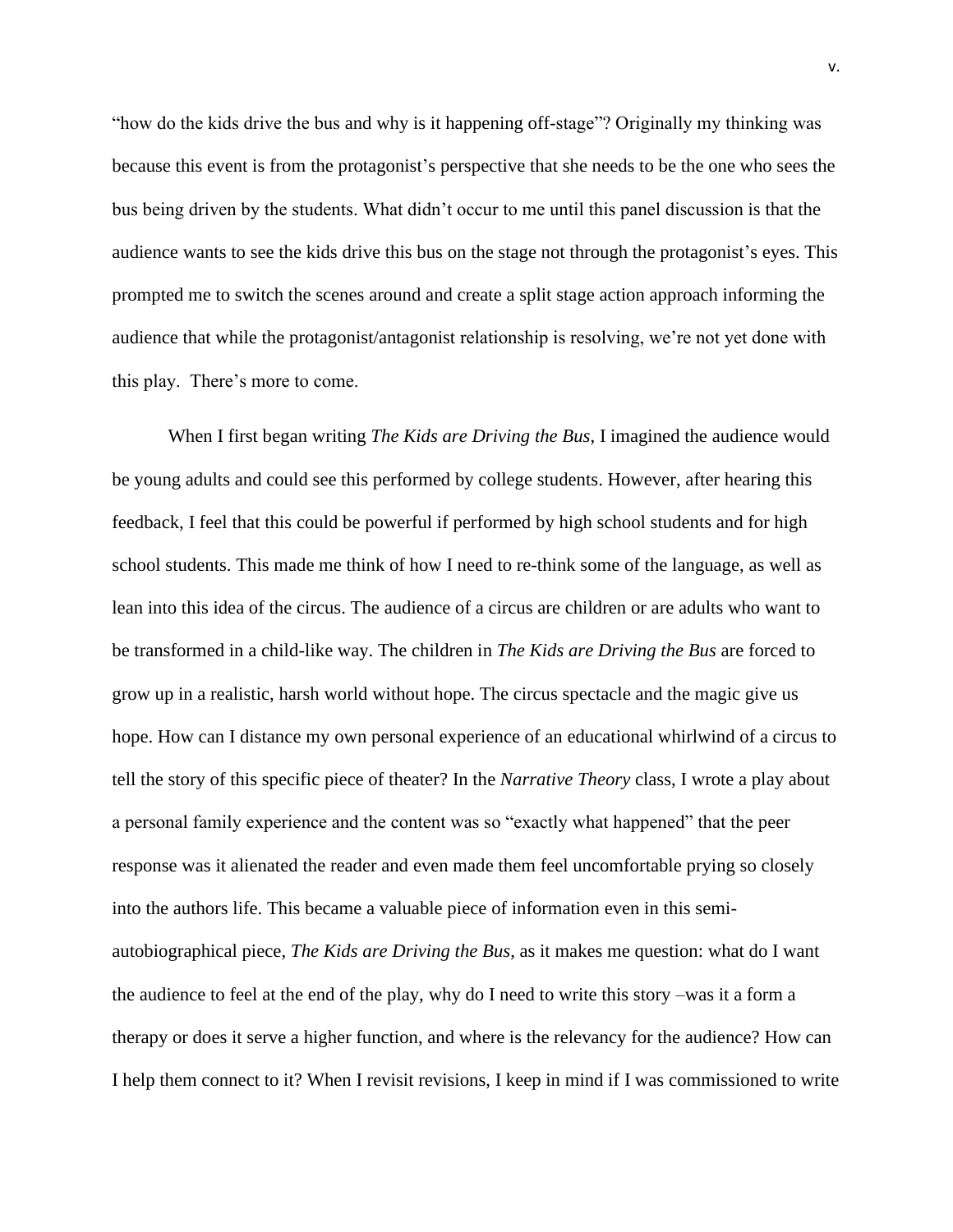"how do the kids drive the bus and why is it happening off-stage"? Originally my thinking was because this event is from the protagonist's perspective that she needs to be the one who sees the bus being driven by the students. What didn't occur to me until this panel discussion is that the audience wants to see the kids drive this bus on the stage not through the protagonist's eyes. This prompted me to switch the scenes around and create a split stage action approach informing the audience that while the protagonist/antagonist relationship is resolving, we're not yet done with this play.  There's more to come.

When I first began writing *The Kids are Driving the Bus*, I imagined the audience would be young adults and could see this performed by college students. However, after hearing this feedback, I feel that this could be powerful if performed by high school students and for high school students. This made me think of how I need to re-think some of the language, as well as lean into this idea of the circus. The audience of a circus are children or are adults who want to be transformed in a child-like way. The children in *The Kids are Driving the Bus* are forced to grow up in a realistic, harsh world without hope. The circus spectacle and the magic give us hope. How can I distance my own personal experience of an educational whirlwind of a circus to tell the story of this specific piece of theater? In the *Narrative Theory* class, I wrote a play about a personal family experience and the content was so "exactly what happened" that the peer response was it alienated the reader and even made them feel uncomfortable prying so closely into the authors life. This became a valuable piece of information even in this semi-autobiographical piece, *The Kids are Driving the Bus*, as it makes me question: what do I want the audience to feel at the end of the play, why do I need to write this story –was it a form a therapy or does it serve a higher function, and where is the relevancy for the audience? How can I help them connect to it? When I revisit revisions, I keep in mind if I was commissioned to write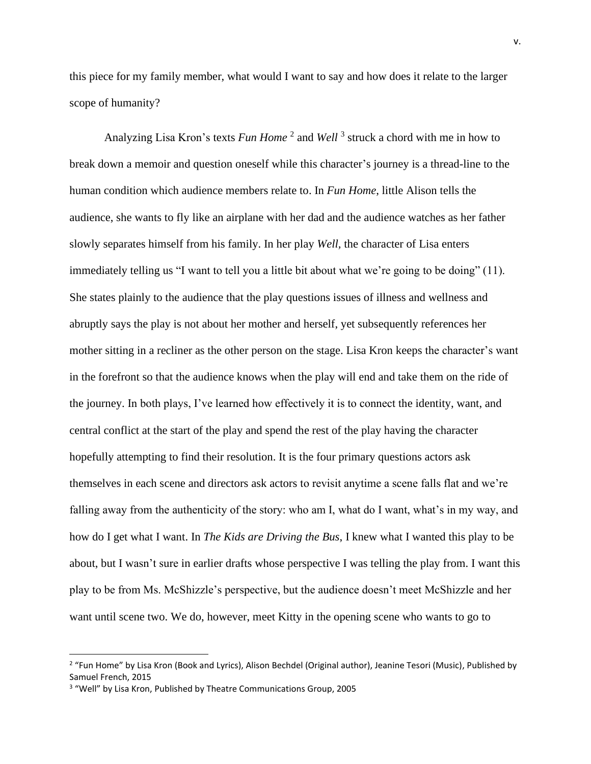this piece for my family member, what would I want to say and how does it relate to the larger scope of humanity?

Analyzing Lisa Kron's texts *Fun Home* [2] and *Well* [3] struck a chord with me in how to break down a memoir and question oneself while this character's journey is a thread-line to the human condition which audience members relate to. In *Fun Home*, little Alison tells the audience, she wants to fly like an airplane with her dad and the audience watches as her father slowly separates himself from his family. In her play *Well,* the character of Lisa enters immediately telling us "I want to tell you a little bit about what we're going to be doing" (11). She states plainly to the audience that the play questions issues of illness and wellness and abruptly says the play is not about her mother and herself, yet subsequently references her mother sitting in a recliner as the other person on the stage. Lisa Kron keeps the character's want in the forefront so that the audience knows when the play will end and take them on the ride of the journey. In both plays, I've learned how effectively it is to connect the identity, want, and central conflict at the start of the play and spend the rest of the play having the character hopefully attempting to find their resolution. It is the four primary questions actors ask themselves in each scene and directors ask actors to revisit anytime a scene falls flat and we're falling away from the authenticity of the story: who am I, what do I want, what's in my way, and how do I get what I want. In *The Kids are Driving the Bus*, I knew what I wanted this play to be about, but I wasn't sure in earlier drafts whose perspective I was telling the play from. I want this play to be from Ms. McShizzle's perspective, but the audience doesn't meet McShizzle and her want until scene two. We do, however, meet Kitty in the opening scene who wants to go to

---

[2] "Fun Home" by Lisa Kron (Book and Lyrics), Alison Bechdel (Original author), Jeanine Tesori (Music), Published by Samuel French, 2015

[3] "Well" by Lisa Kron, Published by Theatre Communications Group, 2005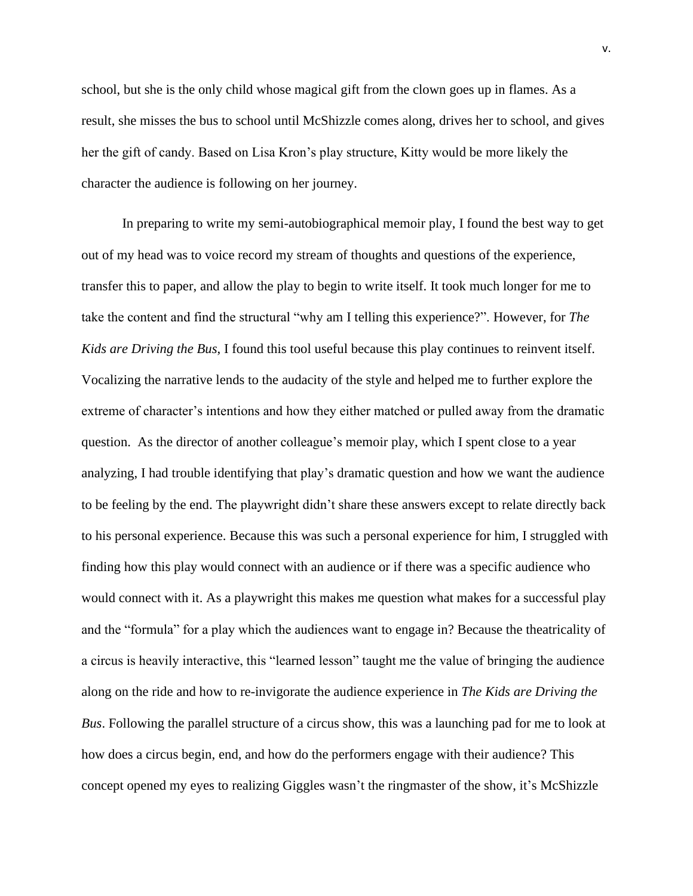school, but she is the only child whose magical gift from the clown goes up in flames. As a result, she misses the bus to school until McShizzle comes along, drives her to school, and gives her the gift of candy. Based on Lisa Kron's play structure, Kitty would be more likely the character the audience is following on her journey.

In preparing to write my semi-autobiographical memoir play, I found the best way to get out of my head was to voice record my stream of thoughts and questions of the experience, transfer this to paper, and allow the play to begin to write itself. It took much longer for me to take the content and find the structural "why am I telling this experience?". However, for *The Kids are Driving the Bus*, I found this tool useful because this play continues to reinvent itself. Vocalizing the narrative lends to the audacity of the style and helped me to further explore the extreme of character's intentions and how they either matched or pulled away from the dramatic question. As the director of another colleague's memoir play, which I spent close to a year analyzing, I had trouble identifying that play's dramatic question and how we want the audience to be feeling by the end. The playwright didn't share these answers except to relate directly back to his personal experience. Because this was such a personal experience for him, I struggled with finding how this play would connect with an audience or if there was a specific audience who would connect with it. As a playwright this makes me question what makes for a successful play and the "formula" for a play which the audiences want to engage in? Because the theatricality of a circus is heavily interactive, this "learned lesson" taught me the value of bringing the audience along on the ride and how to re-invigorate the audience experience in *The Kids are Driving the Bus*. Following the parallel structure of a circus show, this was a launching pad for me to look at how does a circus begin, end, and how do the performers engage with their audience? This concept opened my eyes to realizing Giggles wasn't the ringmaster of the show, it's McShizzle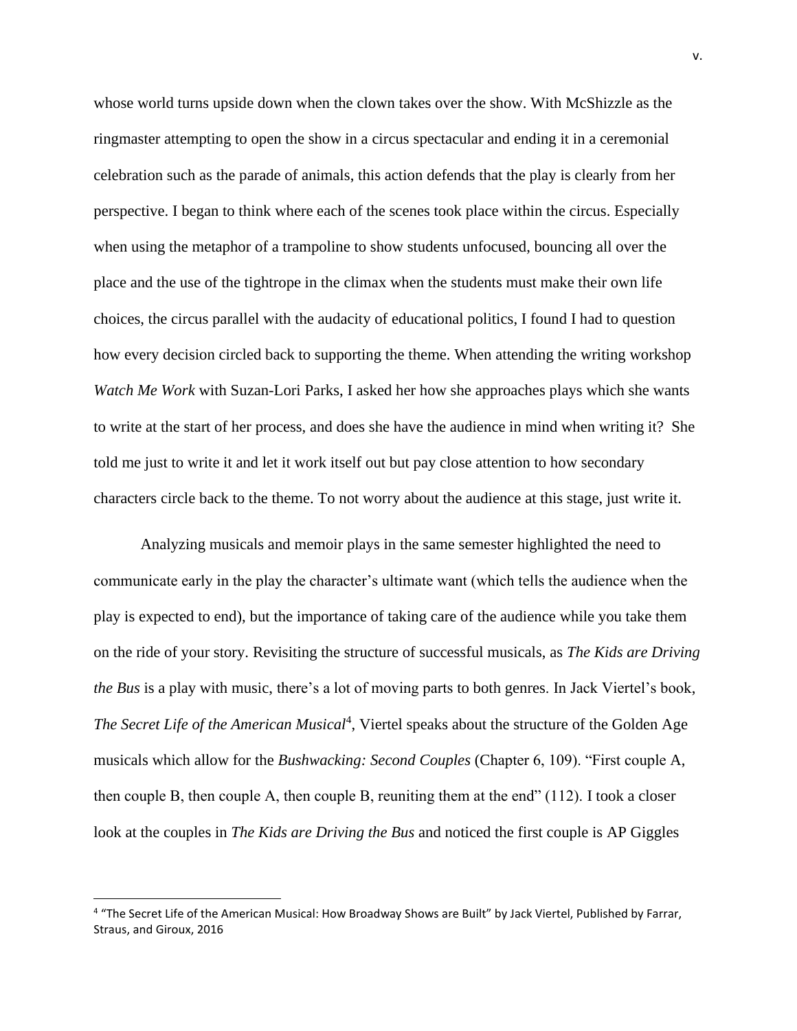whose world turns upside down when the clown takes over the show. With McShizzle as the ringmaster attempting to open the show in a circus spectacular and ending it in a ceremonial celebration such as the parade of animals, this action defends that the play is clearly from her perspective. I began to think where each of the scenes took place within the circus. Especially when using the metaphor of a trampoline to show students unfocused, bouncing all over the place and the use of the tightrope in the climax when the students must make their own life choices, the circus parallel with the audacity of educational politics, I found I had to question how every decision circled back to supporting the theme. When attending the writing workshop *Watch Me Work* with Suzan-Lori Parks, I asked her how she approaches plays which she wants to write at the start of her process, and does she have the audience in mind when writing it? She told me just to write it and let it work itself out but pay close attention to how secondary characters circle back to the theme. To not worry about the audience at this stage, just write it.

Analyzing musicals and memoir plays in the same semester highlighted the need to communicate early in the play the character's ultimate want (which tells the audience when the play is expected to end), but the importance of taking care of the audience while you take them on the ride of your story. Revisiting the structure of successful musicals, as *The Kids are Driving the Bus* is a play with music, there's a lot of moving parts to both genres. In Jack Viertel's book, *The Secret Life of the American Musical*[4], Viertel speaks about the structure of the Golden Age musicals which allow for the *Bushwacking: Second Couples* (Chapter 6, 109). "First couple A, then couple B, then couple A, then couple B, reuniting them at the end" (112). I took a closer look at the couples in *The Kids are Driving the Bus* and noticed the first couple is AP Giggles

---

[4] "The Secret Life of the American Musical: How Broadway Shows are Built" by Jack Viertel, Published by Farrar, Straus, and Giroux, 2016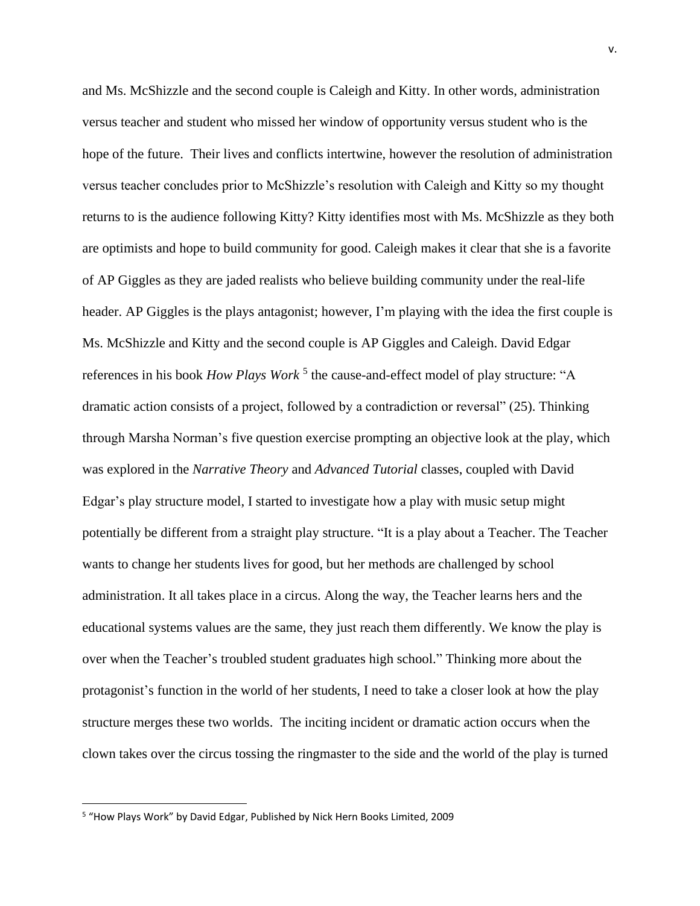and Ms. McShizzle and the second couple is Caleigh and Kitty. In other words, administration versus teacher and student who missed her window of opportunity versus student who is the hope of the future. Their lives and conflicts intertwine, however the resolution of administration versus teacher concludes prior to McShizzle's resolution with Caleigh and Kitty so my thought returns to is the audience following Kitty? Kitty identifies most with Ms. McShizzle as they both are optimists and hope to build community for good. Caleigh makes it clear that she is a favorite of AP Giggles as they are jaded realists who believe building community under the real-life header. AP Giggles is the plays antagonist; however, I'm playing with the idea the first couple is Ms. McShizzle and Kitty and the second couple is AP Giggles and Caleigh. David Edgar references in his book *How Plays Work* [5] the cause-and-effect model of play structure: "A dramatic action consists of a project, followed by a contradiction or reversal" (25). Thinking through Marsha Norman's five question exercise prompting an objective look at the play, which was explored in the *Narrative Theory* and *Advanced Tutorial* classes, coupled with David Edgar's play structure model, I started to investigate how a play with music setup might potentially be different from a straight play structure. "It is a play about a Teacher. The Teacher wants to change her students lives for good, but her methods are challenged by school administration. It all takes place in a circus. Along the way, the Teacher learns hers and the educational systems values are the same, they just reach them differently. We know the play is over when the Teacher's troubled student graduates high school." Thinking more about the protagonist's function in the world of her students, I need to take a closer look at how the play structure merges these two worlds. The inciting incident or dramatic action occurs when the clown takes over the circus tossing the ringmaster to the side and the world of the play is turned

[5] "How Plays Work" by David Edgar, Published by Nick Hern Books Limited, 2009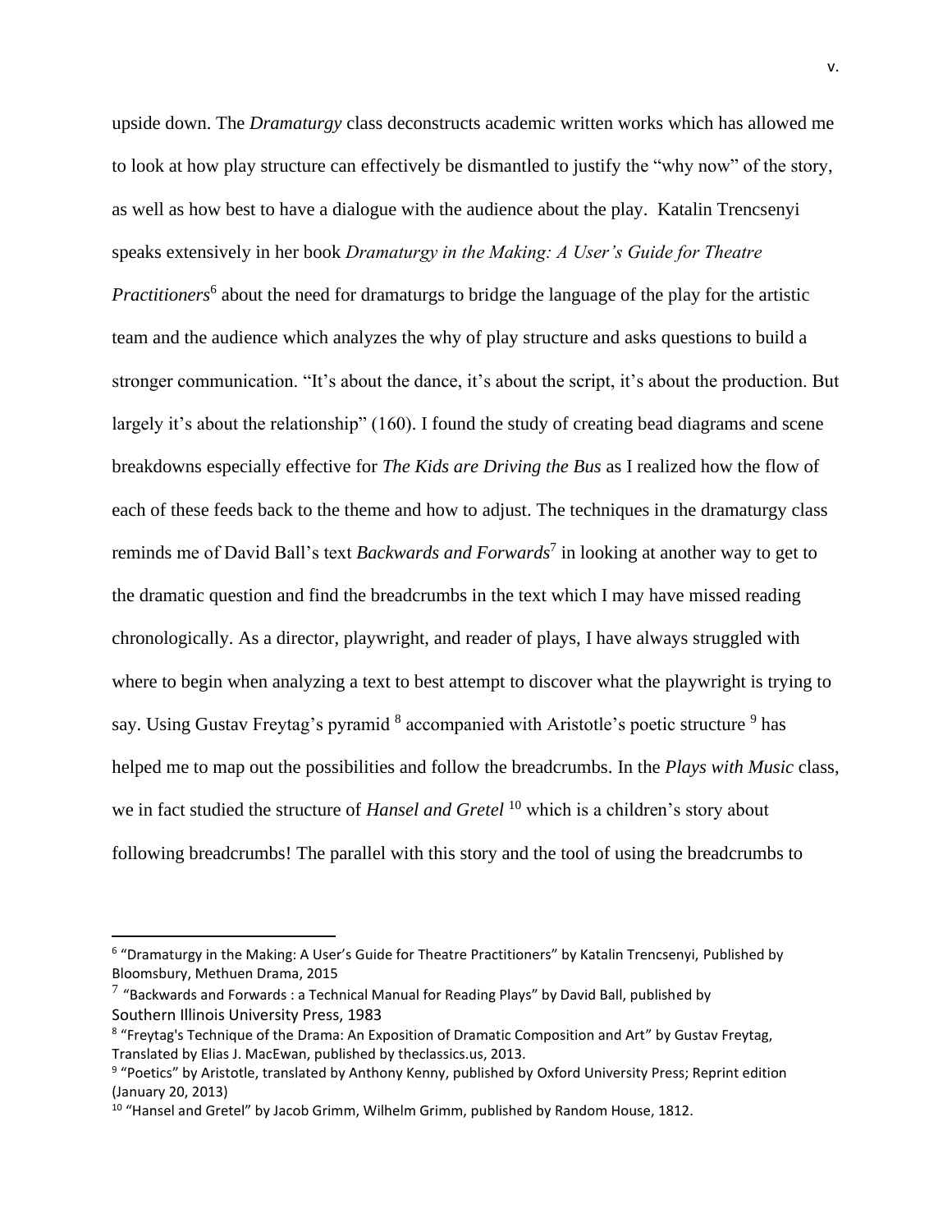upside down. The *Dramaturgy* class deconstructs academic written works which has allowed me to look at how play structure can effectively be dismantled to justify the "why now" of the story, as well as how best to have a dialogue with the audience about the play. Katalin Trencsenyi speaks extensively in her book *Dramaturgy in the Making: A User's Guide for Theatre Practitioners*[6] about the need for dramaturgs to bridge the language of the play for the artistic team and the audience which analyzes the why of play structure and asks questions to build a stronger communication. "It's about the dance, it's about the script, it's about the production. But largely it's about the relationship" (160). I found the study of creating bead diagrams and scene breakdowns especially effective for *The Kids are Driving the Bus* as I realized how the flow of each of these feeds back to the theme and how to adjust. The techniques in the dramaturgy class reminds me of David Ball's text *Backwards and Forwards*[7] in looking at another way to get to the dramatic question and find the breadcrumbs in the text which I may have missed reading chronologically. As a director, playwright, and reader of plays, I have always struggled with where to begin when analyzing a text to best attempt to discover what the playwright is trying to say. Using Gustav Freytag's pyramid [8] accompanied with Aristotle's poetic structure [9] has helped me to map out the possibilities and follow the breadcrumbs. In the *Plays with Music* class, we in fact studied the structure of *Hansel and Gretel* [10] which is a children's story about following breadcrumbs! The parallel with this story and the tool of using the breadcrumbs to

---

[6] "Dramaturgy in the Making: A User's Guide for Theatre Practitioners" by Katalin Trencsenyi, Published by Bloomsbury, Methuen Drama, 2015

[7] "Backwards and Forwards : a Technical Manual for Reading Plays" by David Ball, published by Southern Illinois University Press, 1983

[8] "Freytag's Technique of the Drama: An Exposition of Dramatic Composition and Art" by Gustav Freytag, Translated by Elias J. MacEwan, published by theclassics.us, 2013.

[9] "Poetics" by Aristotle, translated by Anthony Kenny, published by Oxford University Press; Reprint edition (January 20, 2013)

[10] "Hansel and Gretel" by Jacob Grimm, Wilhelm Grimm, published by Random House, 1812.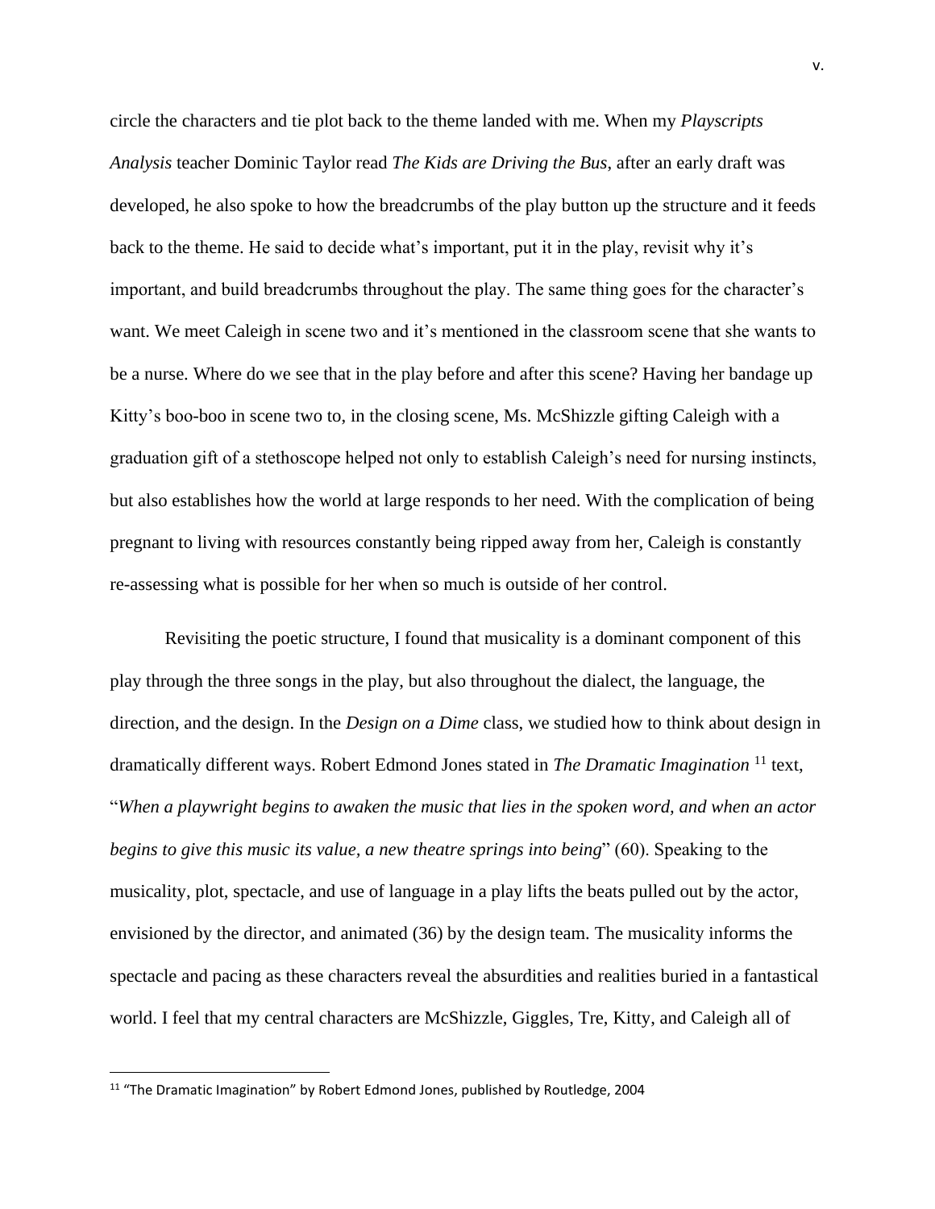circle the characters and tie plot back to the theme landed with me. When my *Playscripts Analysis* teacher Dominic Taylor read *The Kids are Driving the Bus*, after an early draft was developed, he also spoke to how the breadcrumbs of the play button up the structure and it feeds back to the theme. He said to decide what's important, put it in the play, revisit why it's important, and build breadcrumbs throughout the play. The same thing goes for the character's want. We meet Caleigh in scene two and it's mentioned in the classroom scene that she wants to be a nurse. Where do we see that in the play before and after this scene? Having her bandage up Kitty's boo-boo in scene two to, in the closing scene, Ms. McShizzle gifting Caleigh with a graduation gift of a stethoscope helped not only to establish Caleigh's need for nursing instincts, but also establishes how the world at large responds to her need. With the complication of being pregnant to living with resources constantly being ripped away from her, Caleigh is constantly re-assessing what is possible for her when so much is outside of her control.

Revisiting the poetic structure, I found that musicality is a dominant component of this play through the three songs in the play, but also throughout the dialect, the language, the direction, and the design. In the *Design on a Dime* class, we studied how to think about design in dramatically different ways. Robert Edmond Jones stated in *The Dramatic Imagination* [11] text, "*When a playwright begins to awaken the music that lies in the spoken word, and when an actor begins to give this music its value, a new theatre springs into being*" (60). Speaking to the musicality, plot, spectacle, and use of language in a play lifts the beats pulled out by the actor, envisioned by the director, and animated (36) by the design team. The musicality informs the spectacle and pacing as these characters reveal the absurdities and realities buried in a fantastical world. I feel that my central characters are McShizzle, Giggles, Tre, Kitty, and Caleigh all of

[11] "The Dramatic Imagination" by Robert Edmond Jones, published by Routledge, 2004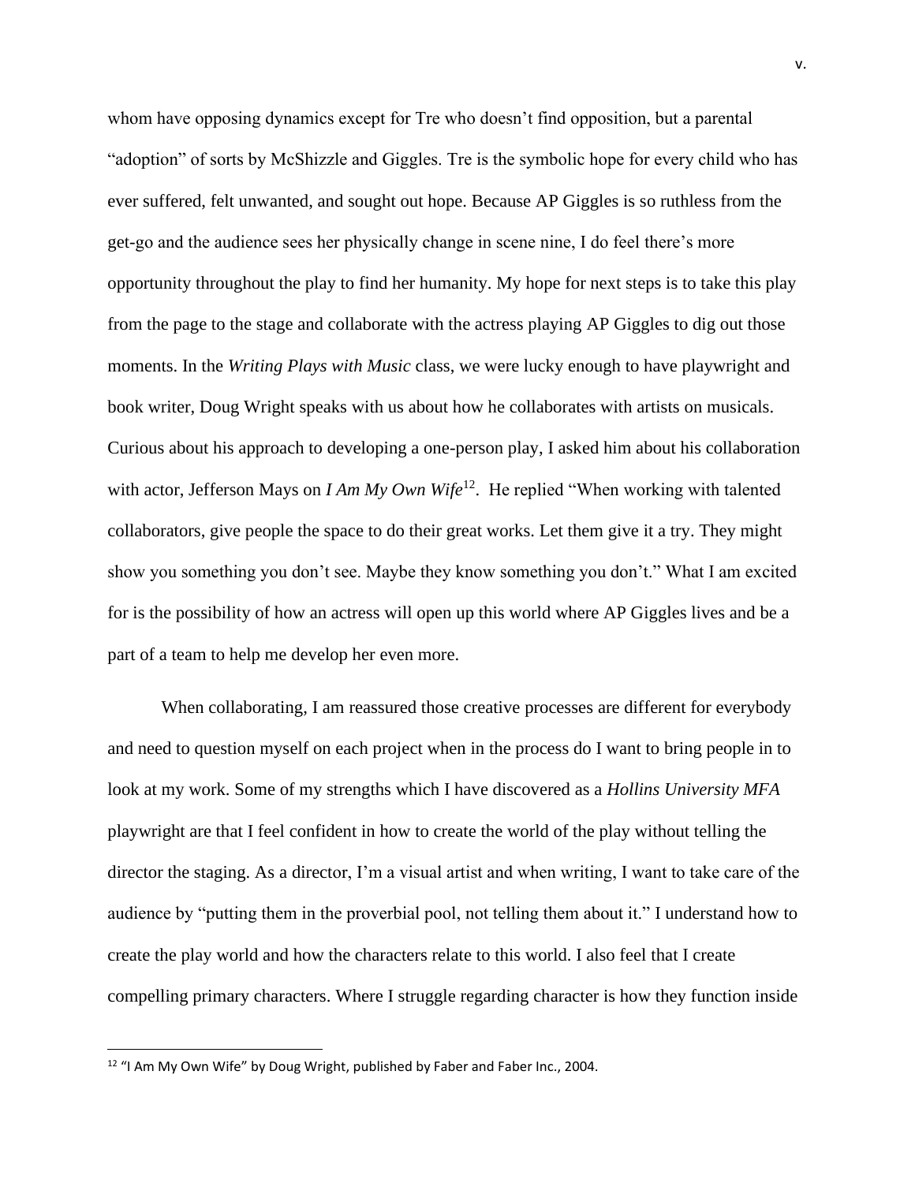whom have opposing dynamics except for Tre who doesn't find opposition, but a parental "adoption" of sorts by McShizzle and Giggles. Tre is the symbolic hope for every child who has ever suffered, felt unwanted, and sought out hope. Because AP Giggles is so ruthless from the get-go and the audience sees her physically change in scene nine, I do feel there's more opportunity throughout the play to find her humanity. My hope for next steps is to take this play from the page to the stage and collaborate with the actress playing AP Giggles to dig out those moments. In the *Writing Plays with Music* class, we were lucky enough to have playwright and book writer, Doug Wright speaks with us about how he collaborates with artists on musicals. Curious about his approach to developing a one-person play, I asked him about his collaboration with actor, Jefferson Mays on *I Am My Own Wife*[12]. He replied "When working with talented collaborators, give people the space to do their great works. Let them give it a try. They might show you something you don't see. Maybe they know something you don't." What I am excited for is the possibility of how an actress will open up this world where AP Giggles lives and be a part of a team to help me develop her even more.

When collaborating, I am reassured those creative processes are different for everybody and need to question myself on each project when in the process do I want to bring people in to look at my work. Some of my strengths which I have discovered as a *Hollins University MFA* playwright are that I feel confident in how to create the world of the play without telling the director the staging. As a director, I'm a visual artist and when writing, I want to take care of the audience by "putting them in the proverbial pool, not telling them about it." I understand how to create the play world and how the characters relate to this world. I also feel that I create compelling primary characters. Where I struggle regarding character is how they function inside

[12] "I Am My Own Wife" by Doug Wright, published by Faber and Faber Inc., 2004.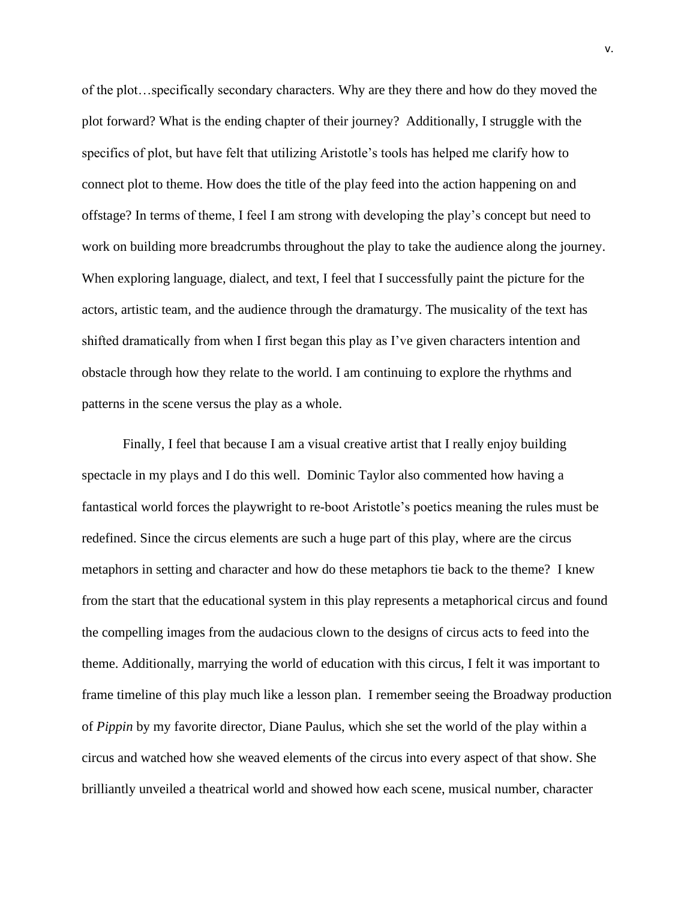of the plot…specifically secondary characters. Why are they there and how do they moved the plot forward? What is the ending chapter of their journey? Additionally, I struggle with the specifics of plot, but have felt that utilizing Aristotle's tools has helped me clarify how to connect plot to theme. How does the title of the play feed into the action happening on and offstage? In terms of theme, I feel I am strong with developing the play's concept but need to work on building more breadcrumbs throughout the play to take the audience along the journey. When exploring language, dialect, and text, I feel that I successfully paint the picture for the actors, artistic team, and the audience through the dramaturgy. The musicality of the text has shifted dramatically from when I first began this play as I've given characters intention and obstacle through how they relate to the world. I am continuing to explore the rhythms and patterns in the scene versus the play as a whole.

Finally, I feel that because I am a visual creative artist that I really enjoy building spectacle in my plays and I do this well. Dominic Taylor also commented how having a fantastical world forces the playwright to re-boot Aristotle's poetics meaning the rules must be redefined. Since the circus elements are such a huge part of this play, where are the circus metaphors in setting and character and how do these metaphors tie back to the theme? I knew from the start that the educational system in this play represents a metaphorical circus and found the compelling images from the audacious clown to the designs of circus acts to feed into the theme. Additionally, marrying the world of education with this circus, I felt it was important to frame timeline of this play much like a lesson plan. I remember seeing the Broadway production of *Pippin* by my favorite director, Diane Paulus, which she set the world of the play within a circus and watched how she weaved elements of the circus into every aspect of that show. She brilliantly unveiled a theatrical world and showed how each scene, musical number, character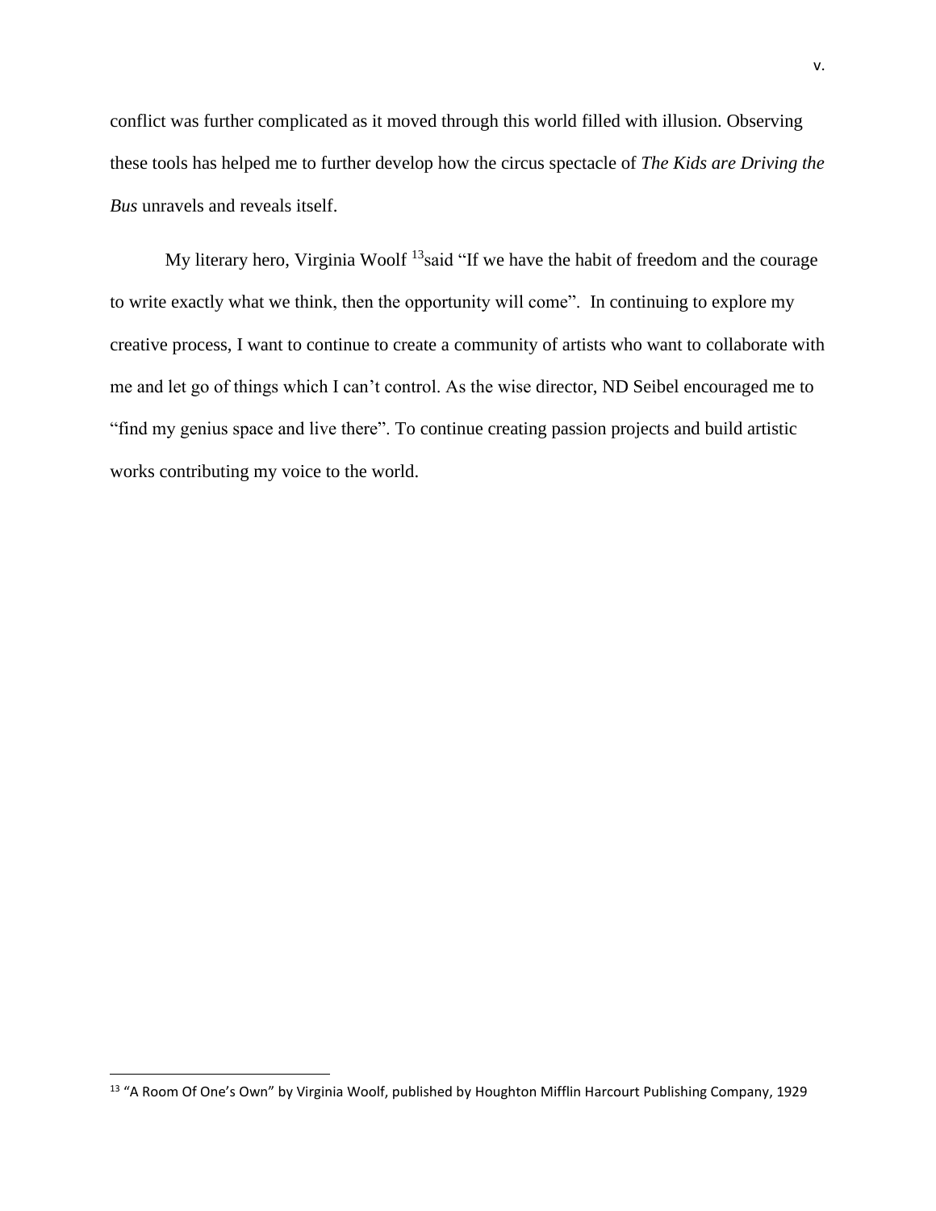conflict was further complicated as it moved through this world filled with illusion. Observing these tools has helped me to further develop how the circus spectacle of *The Kids are Driving the Bus* unravels and reveals itself.

My literary hero, Virginia Woolf [13]said "If we have the habit of freedom and the courage to write exactly what we think, then the opportunity will come". In continuing to explore my creative process, I want to continue to create a community of artists who want to collaborate with me and let go of things which I can't control. As the wise director, ND Seibel encouraged me to "find my genius space and live there". To continue creating passion projects and build artistic works contributing my voice to the world.

---

[13] "A Room Of One's Own" by Virginia Woolf, published by Houghton Mifflin Harcourt Publishing Company, 1929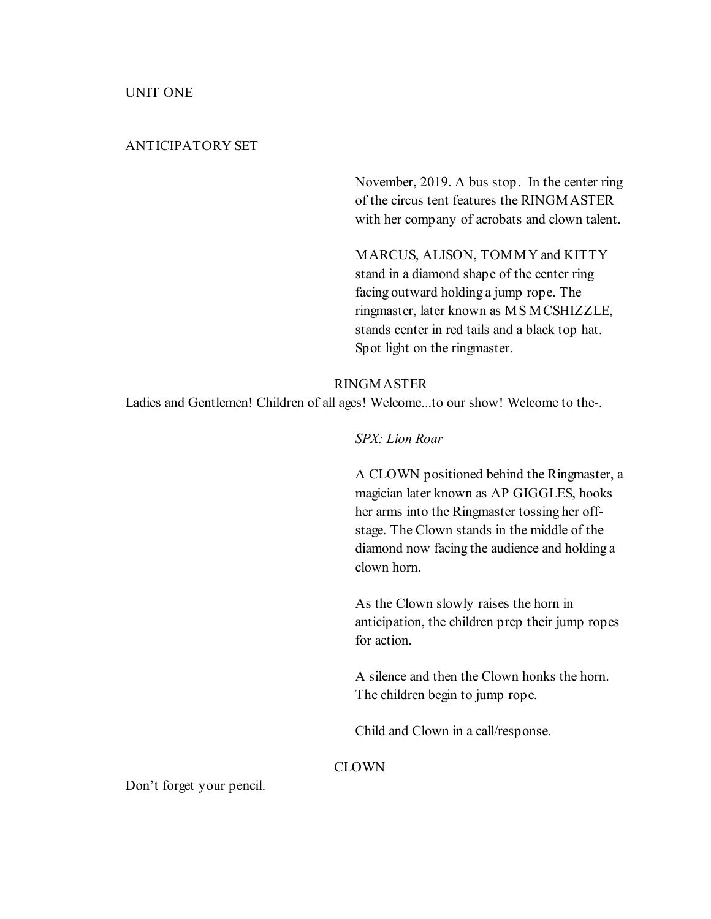UNIT ONE

ANTICIPATORY SET

November, 2019. A bus stop. In the center ring of the circus tent features the RINGMASTER with her company of acrobats and clown talent.

MARCUS, ALISON, TOMMY and KITTY stand in a diamond shape of the center ring facing outward holding a jump rope. The ringmaster, later known as MS MCSHIZZLE, stands center in red tails and a black top hat. Spot light on the ringmaster.

RINGMASTER

Ladies and Gentlemen! Children of all ages! Welcome...to our show! Welcome to the-.

*SPX: Lion Roar*

A CLOWN positioned behind the Ringmaster, a magician later known as AP GIGGLES, hooks her arms into the Ringmaster tossing her off-stage. The Clown stands in the middle of the diamond now facing the audience and holding a clown horn.

As the Clown slowly raises the horn in anticipation, the children prep their jump ropes for action.

A silence and then the Clown honks the horn. The children begin to jump rope.

Child and Clown in a call/response.

CLOWN

Don't forget your pencil.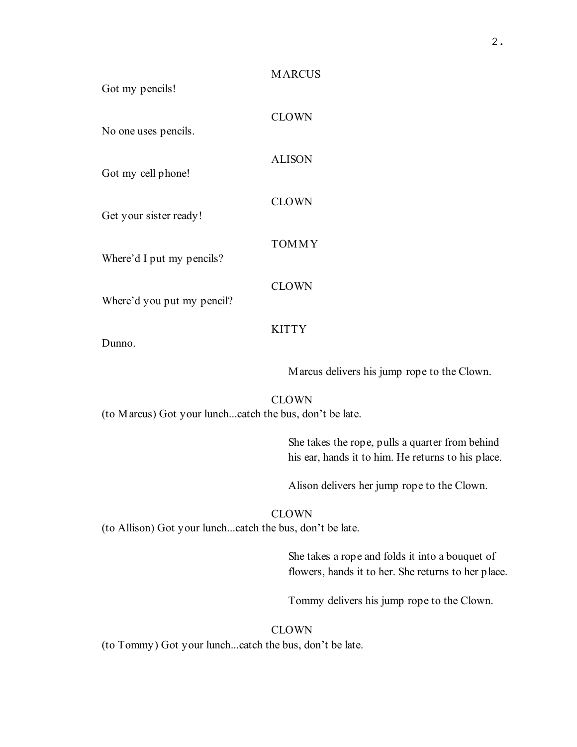MARCUS

Got my pencils!

CLOWN

No one uses pencils.

ALISON

Got my cell phone!

CLOWN

Get your sister ready!

TOMMY

Where'd I put my pencils?

CLOWN

Where'd you put my pencil?

KITTY

Dunno.

Marcus delivers his jump rope to the Clown.

CLOWN

(to Marcus) Got your lunch...catch the bus, don't be late.

She takes the rope, pulls a quarter from behind his ear, hands it to him. He returns to his place.

Alison delivers her jump rope to the Clown.

CLOWN

(to Allison) Got your lunch...catch the bus, don't be late.

She takes a rope and folds it into a bouquet of flowers, hands it to her. She returns to her place.

Tommy delivers his jump rope to the Clown.

CLOWN

(to Tommy) Got your lunch...catch the bus, don't be late.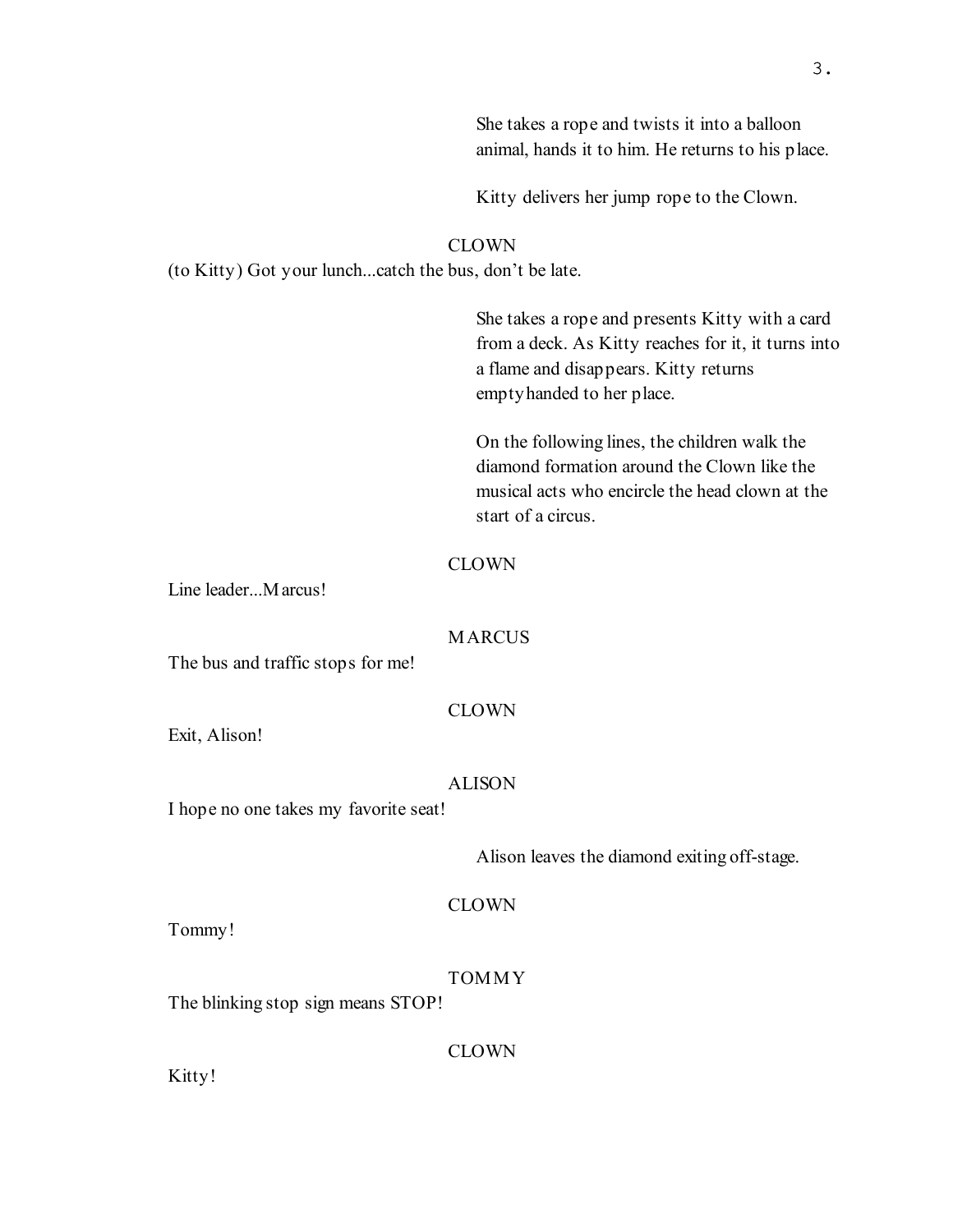She takes a rope and twists it into a balloon animal, hands it to him. He returns to his place.

Kitty delivers her jump rope to the Clown.

CLOWN

(to Kitty) Got your lunch...catch the bus, don't be late.

She takes a rope and presents Kitty with a card from a deck. As Kitty reaches for it, it turns into a flame and disappears. Kitty returns emptyhanded to her place.

On the following lines, the children walk the diamond formation around the Clown like the musical acts who encircle the head clown at the start of a circus.

CLOWN

Line leader...Marcus!

MARCUS

The bus and traffic stops for me!

CLOWN

Exit, Alison!

ALISON

I hope no one takes my favorite seat!

Alison leaves the diamond exiting off-stage.

CLOWN

Tommy!

TOMMY

The blinking stop sign means STOP!

CLOWN

Kitty!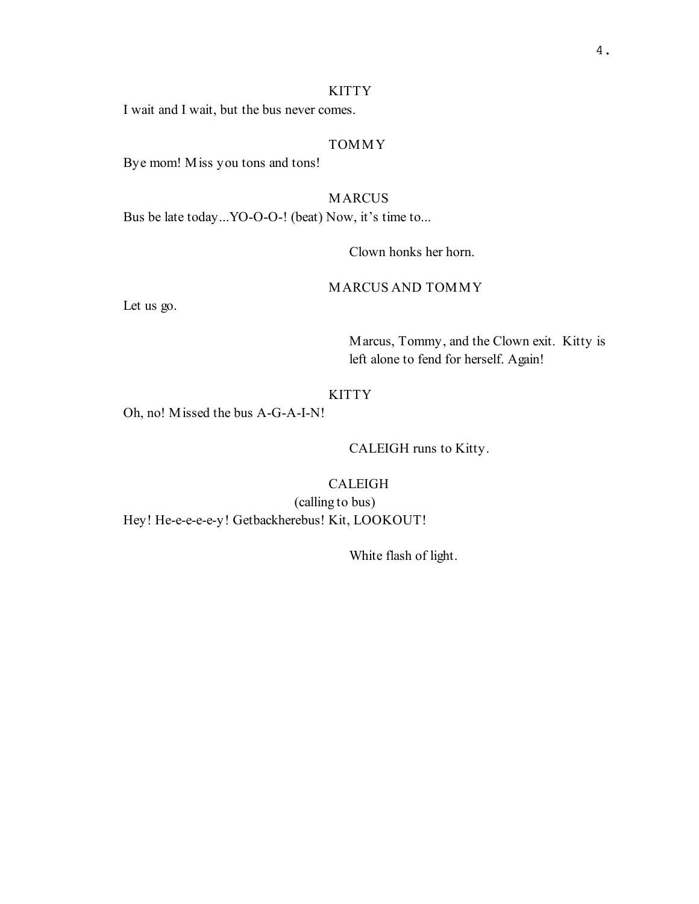KITTY

I wait and I wait, but the bus never comes.

TOMMY

Bye mom! Miss you tons and tons!

MARCUS

Bus be late today...YO-O-O-! (beat) Now, it's time to...

Clown honks her horn.

MARCUS AND TOMMY

Let us go.

Marcus, Tommy, and the Clown exit. Kitty is left alone to fend for herself. Again!

KITTY

Oh, no! Missed the bus A-G-A-I-N!

CALEIGH runs to Kitty.

CALEIGH

(calling to bus)

Hey! He-e-e-e-e-y! Getbackherebus! Kit, LOOKOUT!

White flash of light.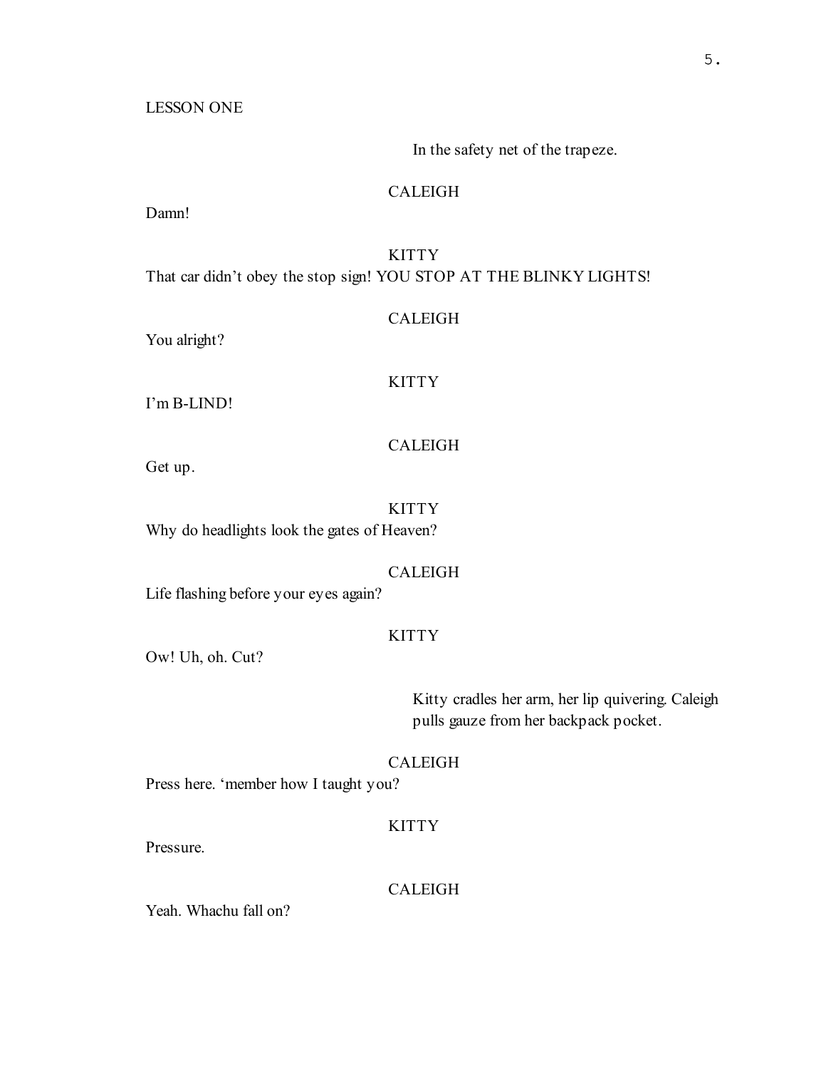LESSON ONE

In the safety net of the trapeze.

CALEIGH

Damn!

KITTY

That car didn't obey the stop sign! YOU STOP AT THE BLINKY LIGHTS!

CALEIGH

You alright?

KITTY

I'm B-LIND!

CALEIGH

Get up.

KITTY

Why do headlights look the gates of Heaven?

CALEIGH

Life flashing before your eyes again?

KITTY

Ow! Uh, oh. Cut?

Kitty cradles her arm, her lip quivering. Caleigh pulls gauze from her backpack pocket.

CALEIGH

Press here. 'member how I taught you?

KITTY

Pressure.

CALEIGH

Yeah. Whachu fall on?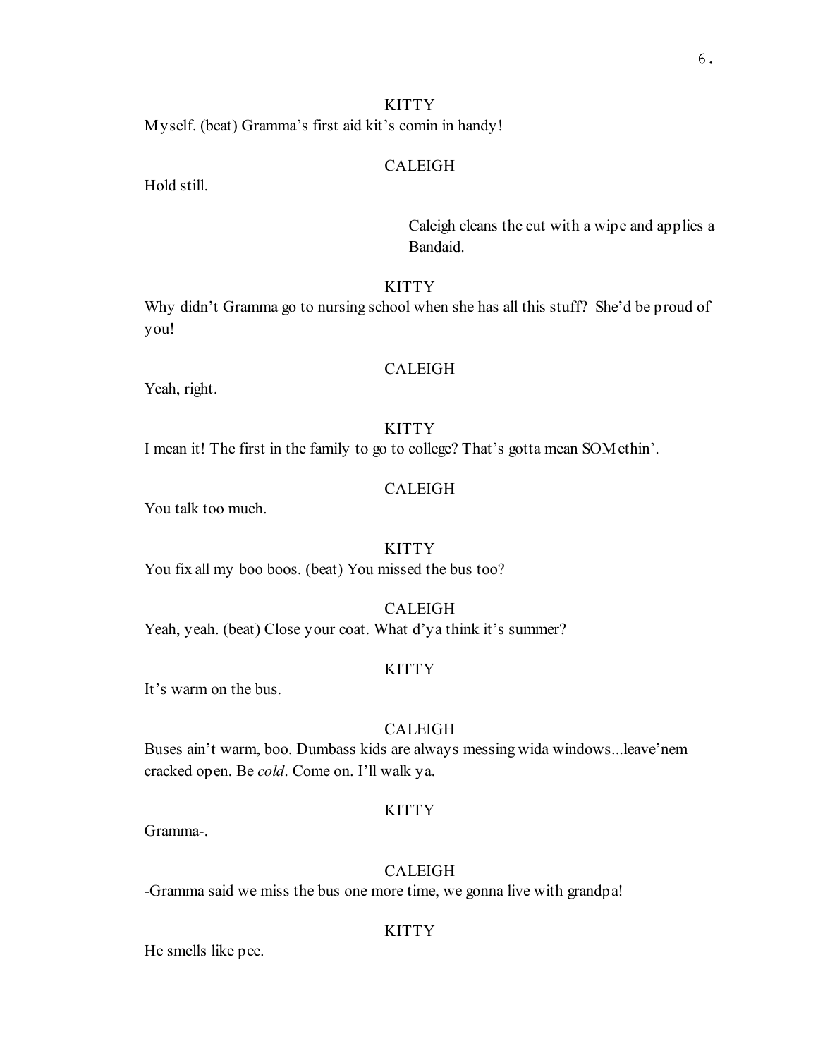KITTY

Myself. (beat) Gramma's first aid kit's comin in handy!

CALEIGH

Hold still.

Caleigh cleans the cut with a wipe and applies a Bandaid.

KITTY

Why didn't Gramma go to nursing school when she has all this stuff? She'd be proud of you!

CALEIGH

Yeah, right.

KITTY

I mean it! The first in the family to go to college? That's gotta mean SOMethin'.

CALEIGH

You talk too much.

KITTY

You fix all my boo boos. (beat) You missed the bus too?

CALEIGH

Yeah, yeah. (beat) Close your coat. What d'ya think it's summer?

KITTY

It's warm on the bus.

CALEIGH

Buses ain't warm, boo. Dumbass kids are always messing wida windows...leave'nem cracked open. Be *cold*. Come on. I'll walk ya.

KITTY

Gramma-.

CALEIGH

-Gramma said we miss the bus one more time, we gonna live with grandpa!

KITTY

He smells like pee.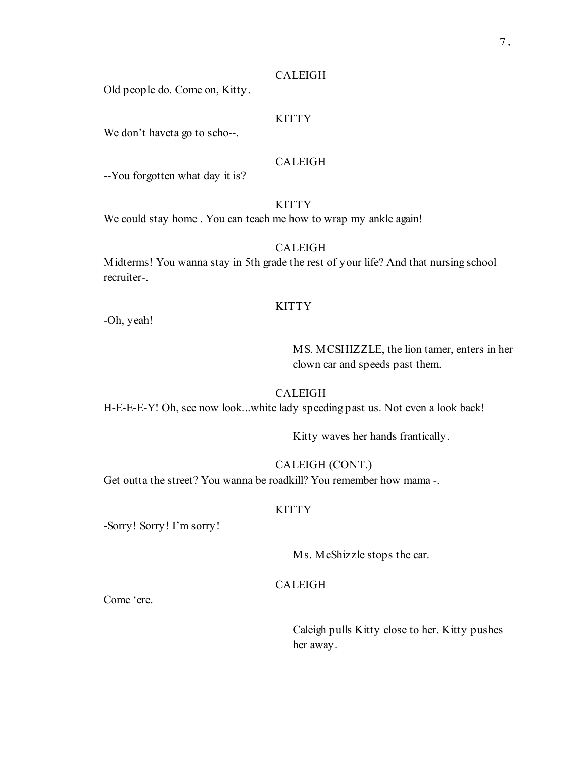CALEIGH

Old people do. Come on, Kitty.

KITTY

We don’t haveta go to scho--.

CALEIGH

--You forgotten what day it is?

KITTY

We could stay home . You can teach me how to wrap my ankle again!

CALEIGH

Midterms! You wanna stay in 5th grade the rest of your life? And that nursing school recruiter-.

KITTY

-Oh, yeah!

MS. MCSHIZZLE, the lion tamer, enters in her clown car and speeds past them.

CALEIGH

H-E-E-E-Y! Oh, see now look...white lady speeding past us. Not even a look back!

Kitty waves her hands frantically.

CALEIGH (CONT.)

Get outta the street? You wanna be roadkill? You remember how mama -.

KITTY

-Sorry! Sorry! I’m sorry!

Ms. McShizzle stops the car.

CALEIGH

Come ‘ere.

Caleigh pulls Kitty close to her. Kitty pushes her away.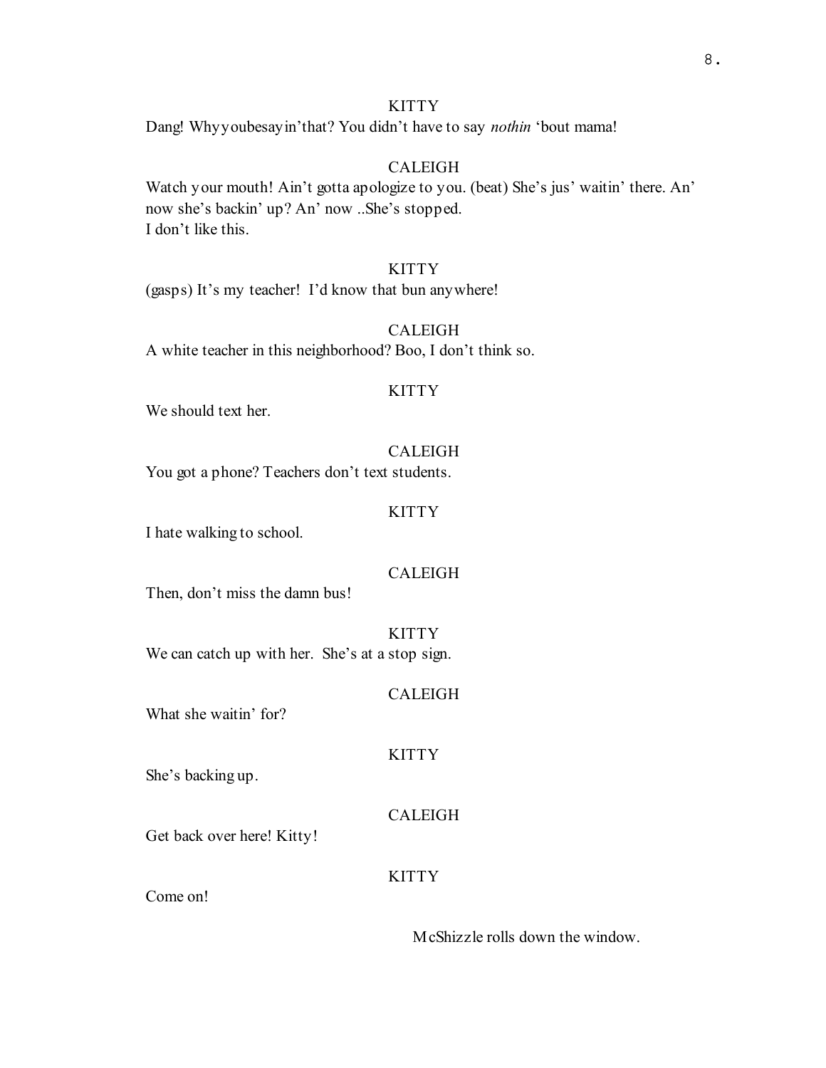KITTY

Dang! Whyyoubesayin'that? You didn't have to say *nothin* 'bout mama!

CALEIGH

Watch your mouth! Ain't gotta apologize to you. (beat) She's jus' waitin' there. An' now she's backin' up? An' now ..She's stopped.
I don't like this.

KITTY

(gasps) It's my teacher! I'd know that bun anywhere!

CALEIGH

A white teacher in this neighborhood? Boo, I don't think so.

KITTY

We should text her.

CALEIGH

You got a phone? Teachers don't text students.

KITTY

I hate walking to school.

CALEIGH

Then, don't miss the damn bus!

KITTY

We can catch up with her. She's at a stop sign.

CALEIGH

What she waitin' for?

KITTY

She's backing up.

CALEIGH

Get back over here! Kitty!

KITTY

Come on!

McShizzle rolls down the window.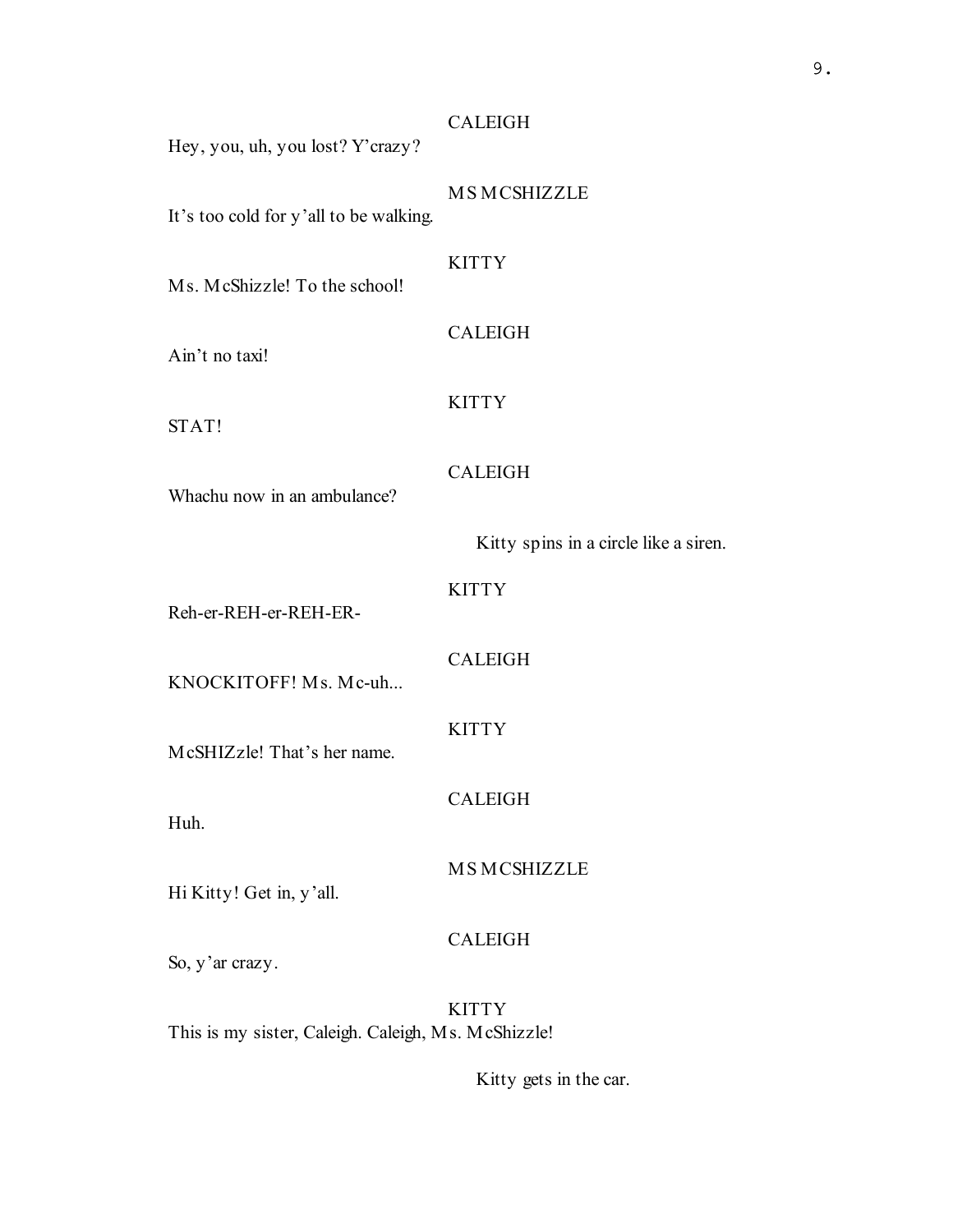CALEIGH

Hey, you, uh, you lost? Y'crazy?

MS MCSHIZZLE

It's too cold for y'all to be walking.

KITTY

Ms. McShizzle! To the school!

CALEIGH

Ain't no taxi!

KITTY

STAT!

CALEIGH

Whachu now in an ambulance?

Kitty spins in a circle like a siren.

KITTY

Reh-er-REH-er-REH-ER-

CALEIGH

KNOCKITOFF! Ms. Mc-uh...

KITTY

McSHIZzle! That's her name.

CALEIGH

Huh.

MS MCSHIZZLE

Hi Kitty! Get in, y'all.

CALEIGH

So, y'ar crazy.

KITTY

This is my sister, Caleigh. Caleigh, Ms. McShizzle!

Kitty gets in the car.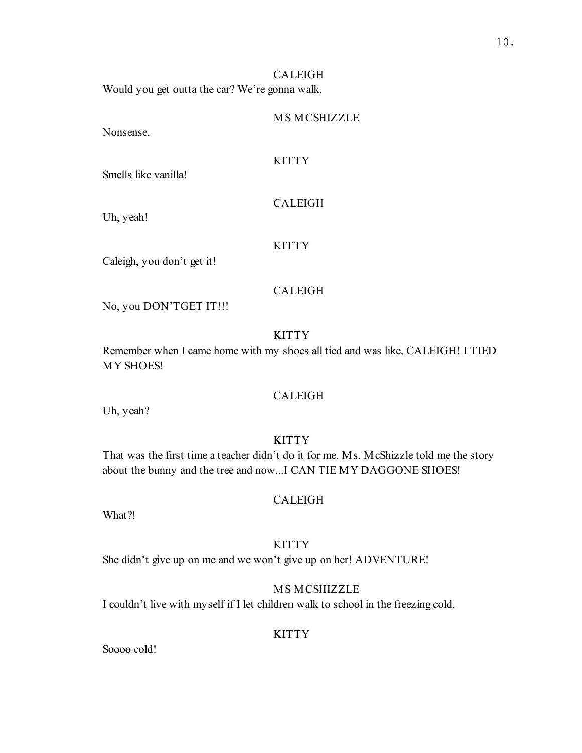CALEIGH

Would you get outta the car? We're gonna walk.

MS MCSHIZZLE

Nonsense.

KITTY

Smells like vanilla!

CALEIGH

Uh, yeah!

KITTY

Caleigh, you don't get it!

CALEIGH

No, you DON'TGET IT!!!

KITTY

Remember when I came home with my shoes all tied and was like, CALEIGH! I TIED MY SHOES!

CALEIGH

Uh, yeah?

KITTY

That was the first time a teacher didn't do it for me. Ms. McShizzle told me the story about the bunny and the tree and now...I CAN TIE MY DAGGONE SHOES!

CALEIGH

What?!

KITTY

She didn't give up on me and we won't give up on her! ADVENTURE!

MS MCSHIZZLE

I couldn't live with myself if I let children walk to school in the freezing cold.

KITTY

Soooo cold!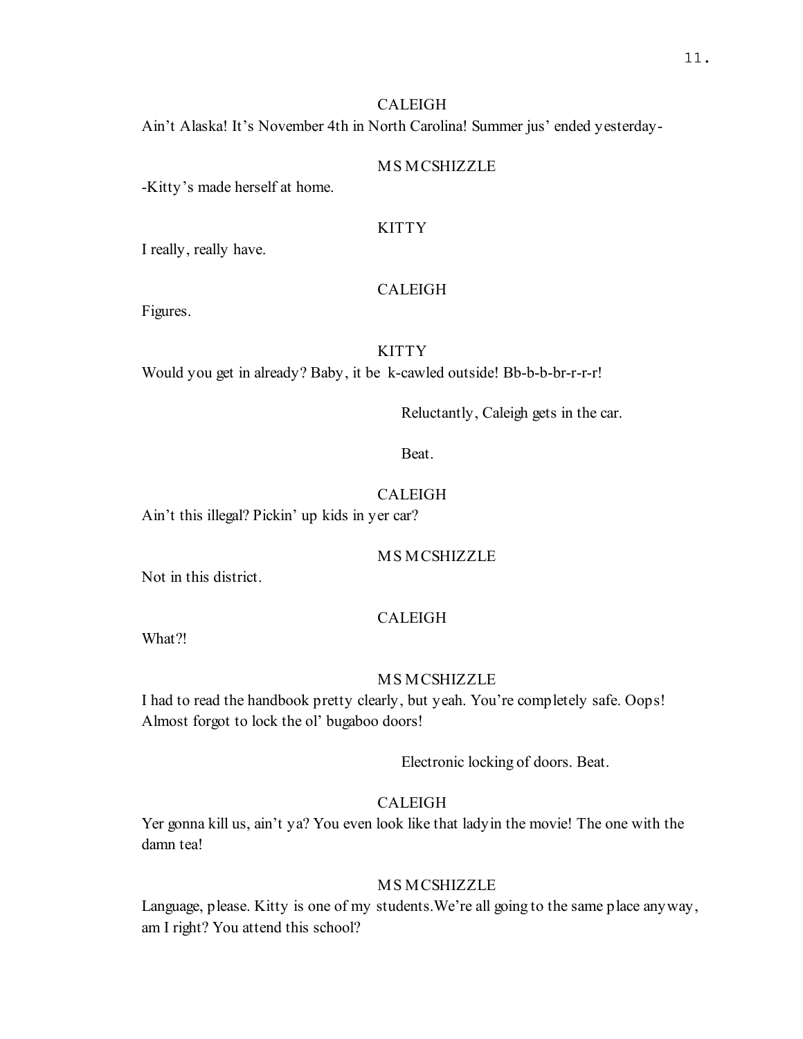CALEIGH

Ain't Alaska! It's November 4th in North Carolina! Summer jus' ended yesterday-

MS MCSHIZZLE

-Kitty's made herself at home.

KITTY

I really, really have.

CALEIGH

Figures.

KITTY

Would you get in already? Baby, it be k-cawled outside! Bb-b-b-br-r-r-r!

Reluctantly, Caleigh gets in the car.

Beat.

CALEIGH

Ain't this illegal? Pickin' up kids in yer car?

MS MCSHIZZLE

Not in this district.

CALEIGH

What?!

MS MCSHIZZLE

I had to read the handbook pretty clearly, but yeah. You're completely safe. Oops! Almost forgot to lock the ol' bugaboo doors!

Electronic locking of doors. Beat.

CALEIGH

Yer gonna kill us, ain't ya? You even look like that ladyin the movie! The one with the damn tea!

MS MCSHIZZLE

Language, please. Kitty is one of my students.We're all going to the same place anyway, am I right? You attend this school?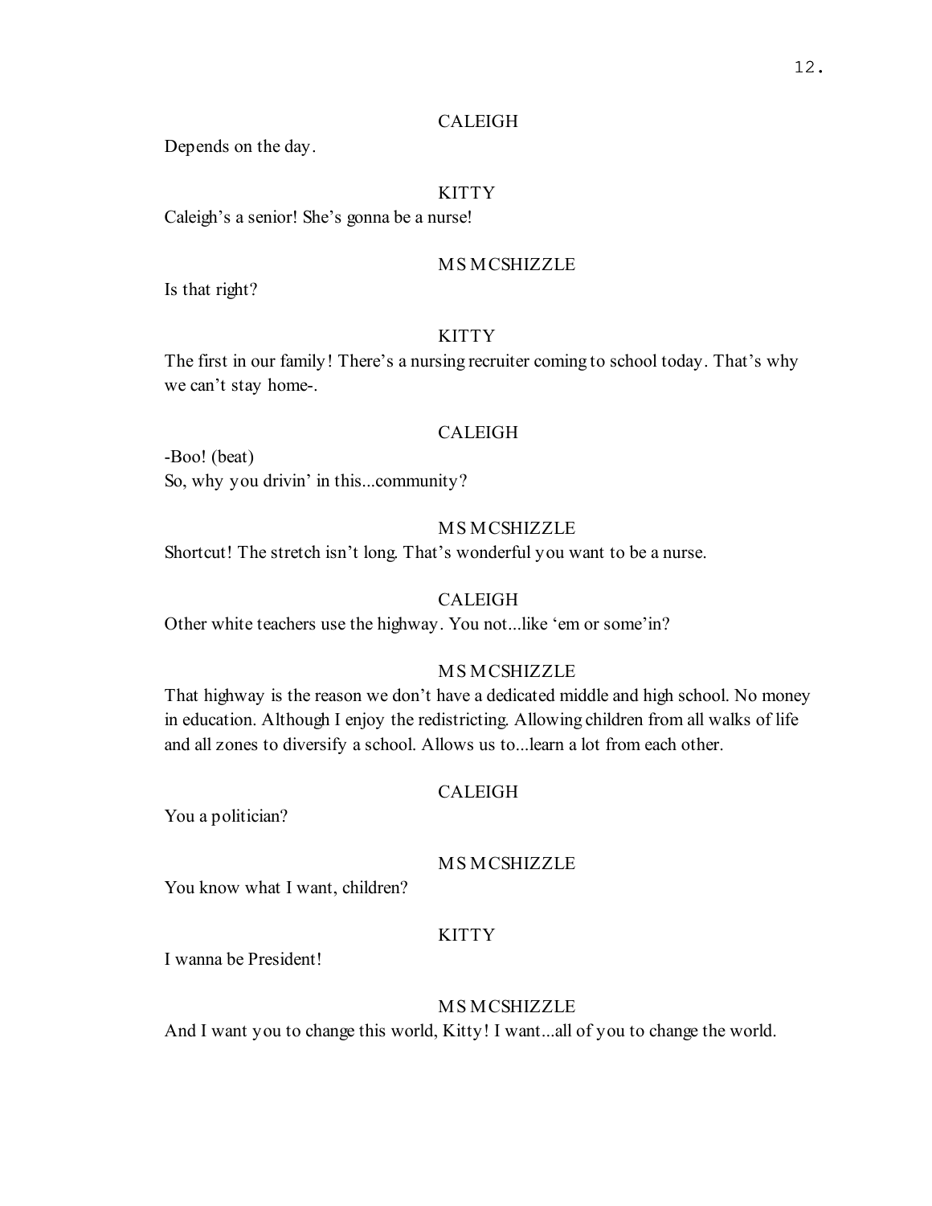CALEIGH

Depends on the day.

KITTY

Caleigh's a senior! She's gonna be a nurse!

MS MCSHIZZLE

Is that right?

KITTY

The first in our family! There's a nursing recruiter coming to school today. That's why we can't stay home-.

CALEIGH

-Boo! (beat)
So, why you drivin' in this...community?

MS MCSHIZZLE

Shortcut! The stretch isn't long. That's wonderful you want to be a nurse.

CALEIGH

Other white teachers use the highway. You not...like 'em or some'in?

MS MCSHIZZLE

That highway is the reason we don't have a dedicated middle and high school. No money in education. Although I enjoy the redistricting. Allowing children from all walks of life and all zones to diversify a school. Allows us to...learn a lot from each other.

CALEIGH

You a politician?

MS MCSHIZZLE

You know what I want, children?

KITTY

I wanna be President!

MS MCSHIZZLE

And I want you to change this world, Kitty! I want...all of you to change the world.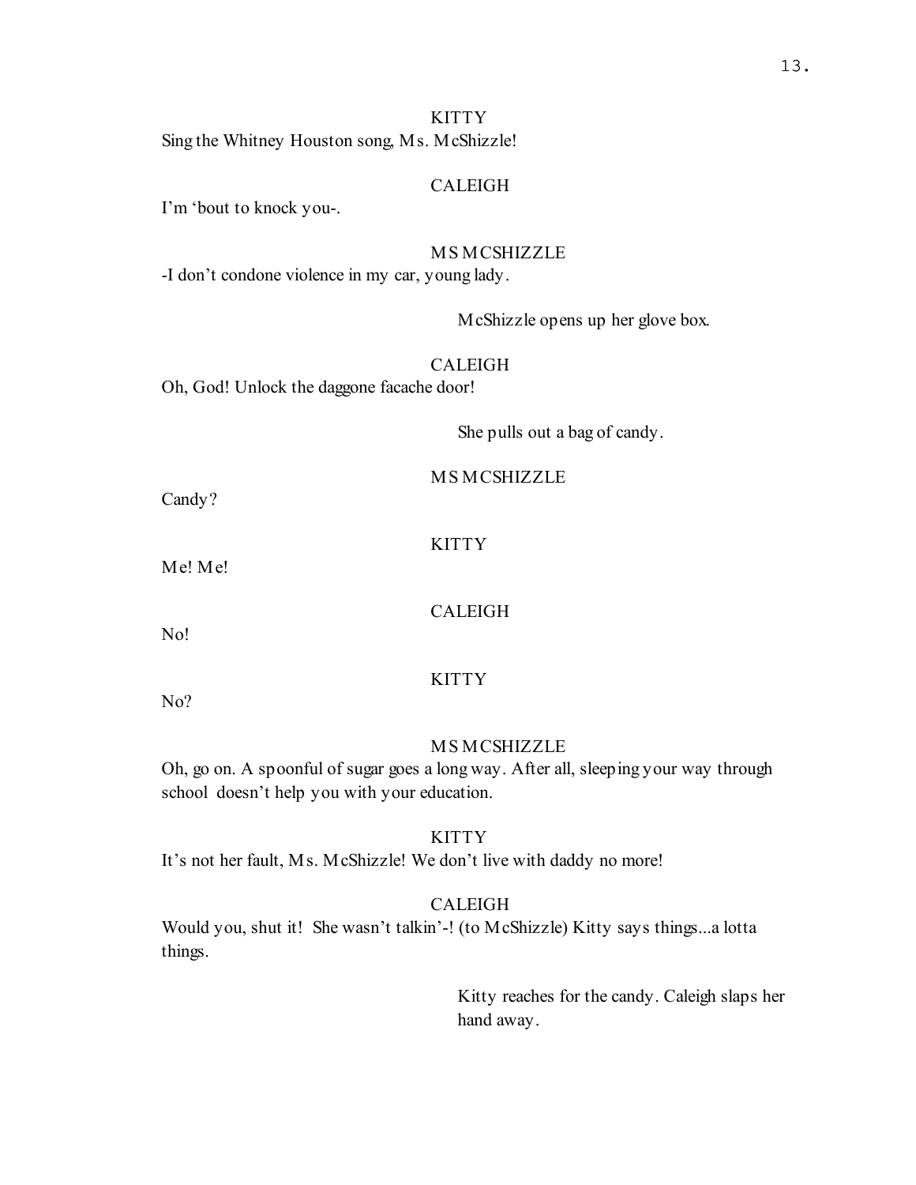KITTY

Sing the Whitney Houston song, Ms. McShizzle!

CALEIGH

I'm 'bout to knock you-.

MS MCSHIZZLE

-I don't condone violence in my car, young lady.

McShizzle opens up her glove box.

CALEIGH

Oh, God! Unlock the daggone facache door!

She pulls out a bag of candy.

MS MCSHIZZLE

Candy?

KITTY

Me! Me!

CALEIGH

No!

KITTY

No?

MS MCSHIZZLE

Oh, go on. A spoonful of sugar goes a long way. After all, sleeping your way through school doesn't help you with your education.

KITTY

It's not her fault, Ms. McShizzle! We don't live with daddy no more!

CALEIGH

Would you, shut it! She wasn't talkin'-! (to McShizzle) Kitty says things...a lotta things.

Kitty reaches for the candy. Caleigh slaps her hand away.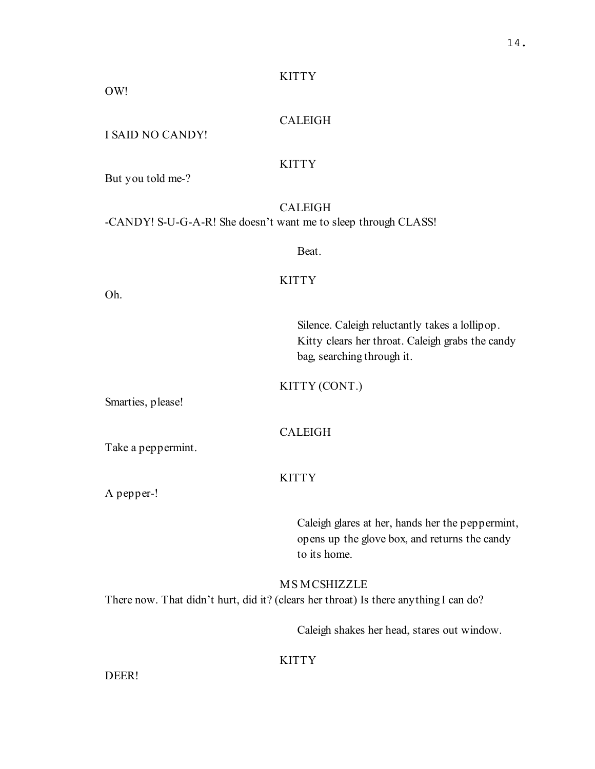KITTY

OW!

CALEIGH

I SAID NO CANDY!

KITTY

But you told me-?

CALEIGH

-CANDY! S-U-G-A-R! She doesn't want me to sleep through CLASS!

Beat.

KITTY

Oh.

Silence. Caleigh reluctantly takes a lollipop. Kitty clears her throat. Caleigh grabs the candy bag, searching through it.

KITTY (CONT.)

Smarties, please!

CALEIGH

Take a peppermint.

KITTY

A pepper-!

Caleigh glares at her, hands her the peppermint, opens up the glove box, and returns the candy to its home.

MS MCSHIZZLE

There now. That didn't hurt, did it? (clears her throat) Is there anything I can do?

Caleigh shakes her head, stares out window.

KITTY

DEER!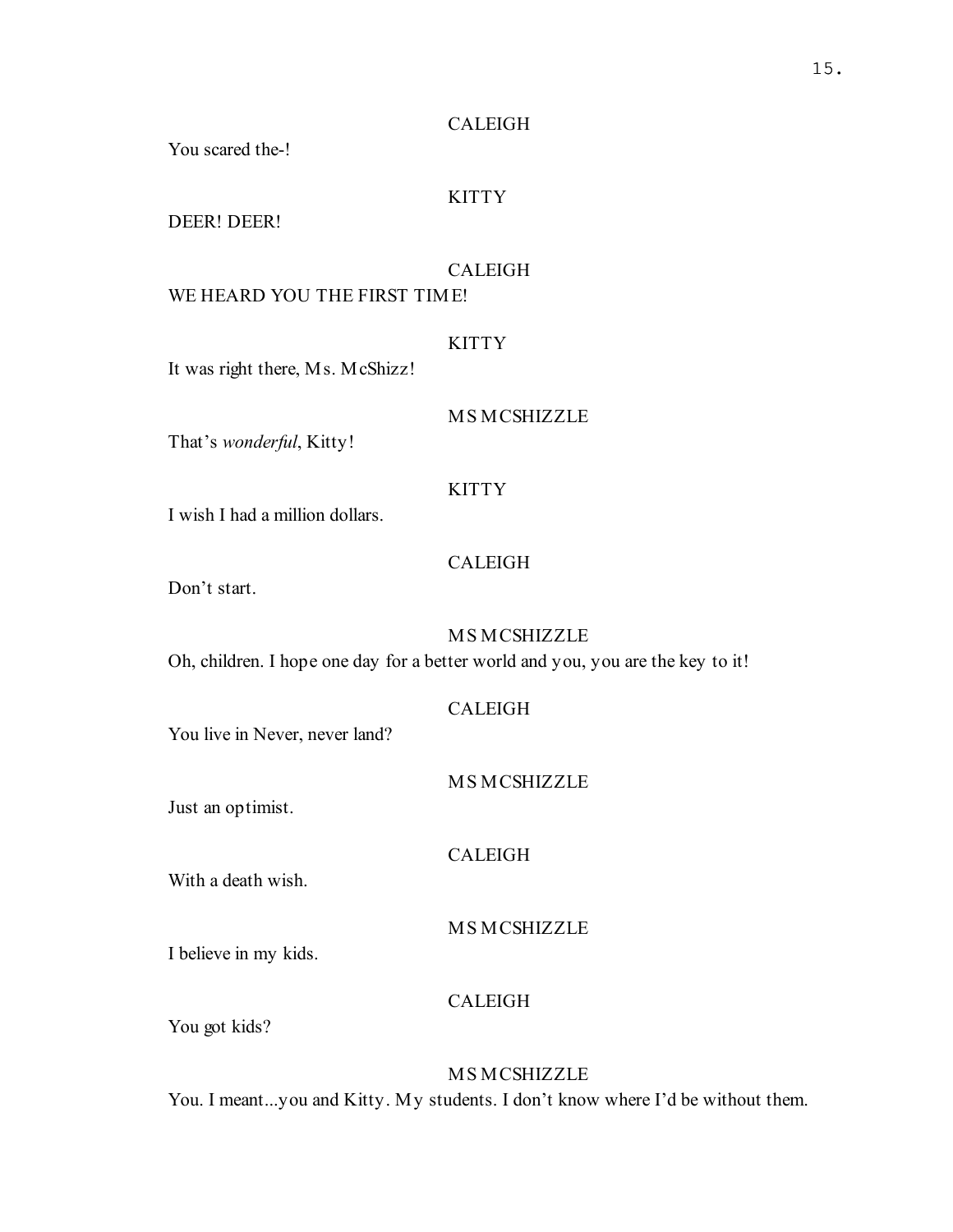CALEIGH

You scared the-!

KITTY

DEER! DEER!

CALEIGH

WE HEARD YOU THE FIRST TIME!

KITTY

It was right there, Ms. McShizz!

MS MCSHIZZLE

That's *wonderful*, Kitty!

KITTY

I wish I had a million dollars.

CALEIGH

Don't start.

MS MCSHIZZLE

Oh, children. I hope one day for a better world and you, you are the key to it!

CALEIGH

You live in Never, never land?

MS MCSHIZZLE

Just an optimist.

CALEIGH

With a death wish.

MS MCSHIZZLE

I believe in my kids.

CALEIGH

You got kids?

MS MCSHIZZLE

You. I meant...you and Kitty. My students. I don't know where I'd be without them.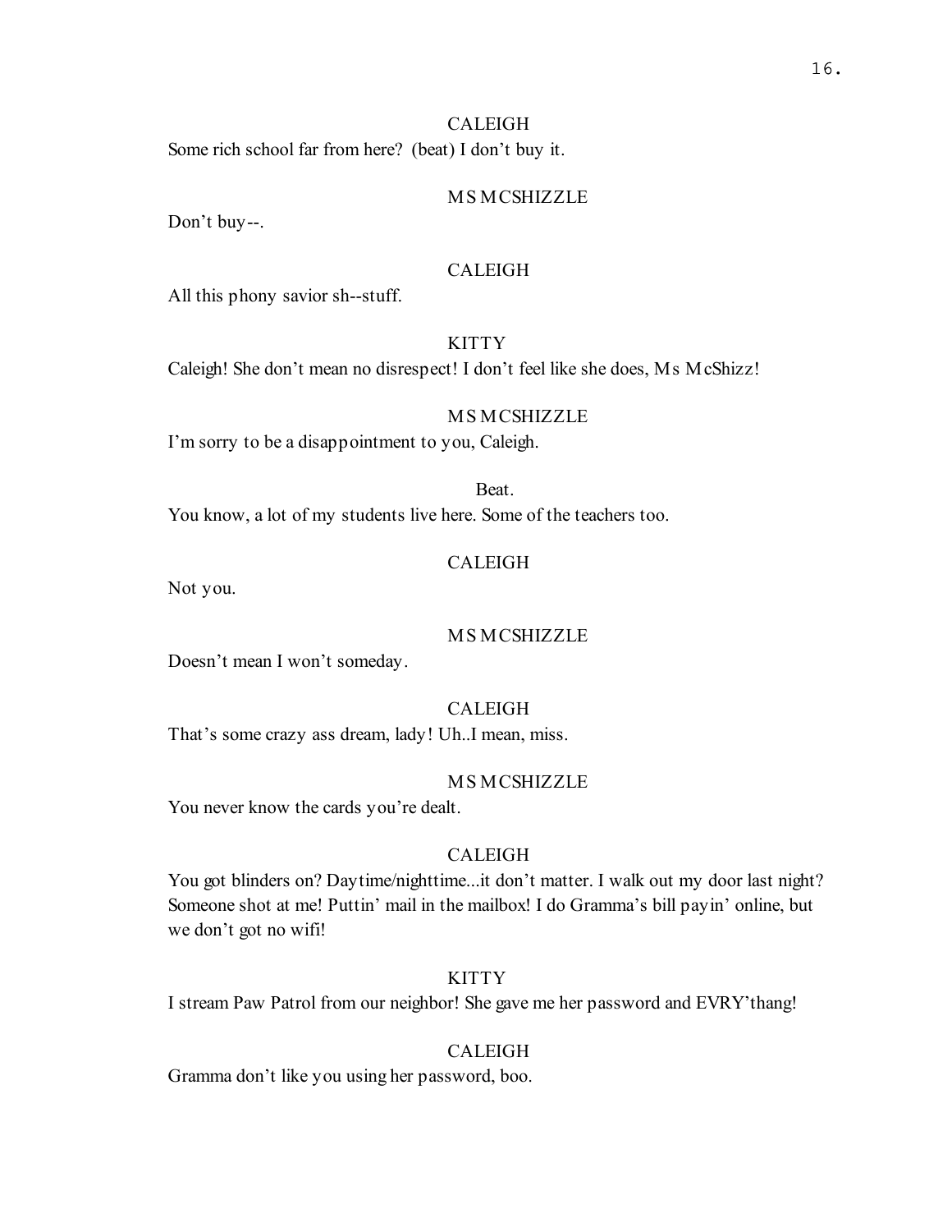CALEIGH

Some rich school far from here? (beat) I don't buy it.

MS MCSHIZZLE

Don't buy--.

CALEIGH

All this phony savior sh--stuff.

KITTY

Caleigh! She don't mean no disrespect! I don't feel like she does, Ms McShizz!

MS MCSHIZZLE

I'm sorry to be a disappointment to you, Caleigh.

Beat.

You know, a lot of my students live here. Some of the teachers too.

CALEIGH

Not you.

MS MCSHIZZLE

Doesn't mean I won't someday.

CALEIGH

That's some crazy ass dream, lady! Uh..I mean, miss.

MS MCSHIZZLE

You never know the cards you're dealt.

CALEIGH

You got blinders on? Daytime/nighttime...it don't matter. I walk out my door last night? Someone shot at me! Puttin' mail in the mailbox! I do Gramma's bill payin' online, but we don't got no wifi!

KITTY

I stream Paw Patrol from our neighbor! She gave me her password and EVRY'thang!

CALEIGH

Gramma don't like you using her password, boo.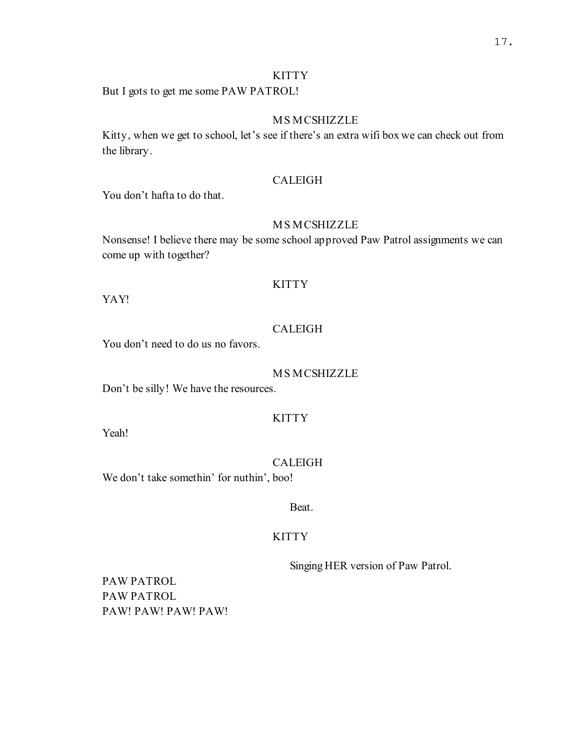KITTY

But I gots to get me some PAW PATROL!

MS MCSHIZZLE

Kitty, when we get to school, let's see if there's an extra wifi box we can check out from the library.

CALEIGH

You don't hafta to do that.

MS MCSHIZZLE

Nonsense! I believe there may be some school approved Paw Patrol assignments we can come up with together?

KITTY

YAY!

CALEIGH

You don't need to do us no favors.

MS MCSHIZZLE

Don't be silly! We have the resources.

KITTY

Yeah!

CALEIGH

We don't take somethin' for nuthin', boo!

Beat.

KITTY

Singing HER version of Paw Patrol.

PAW PATROL
PAW PATROL
PAW! PAW! PAW! PAW!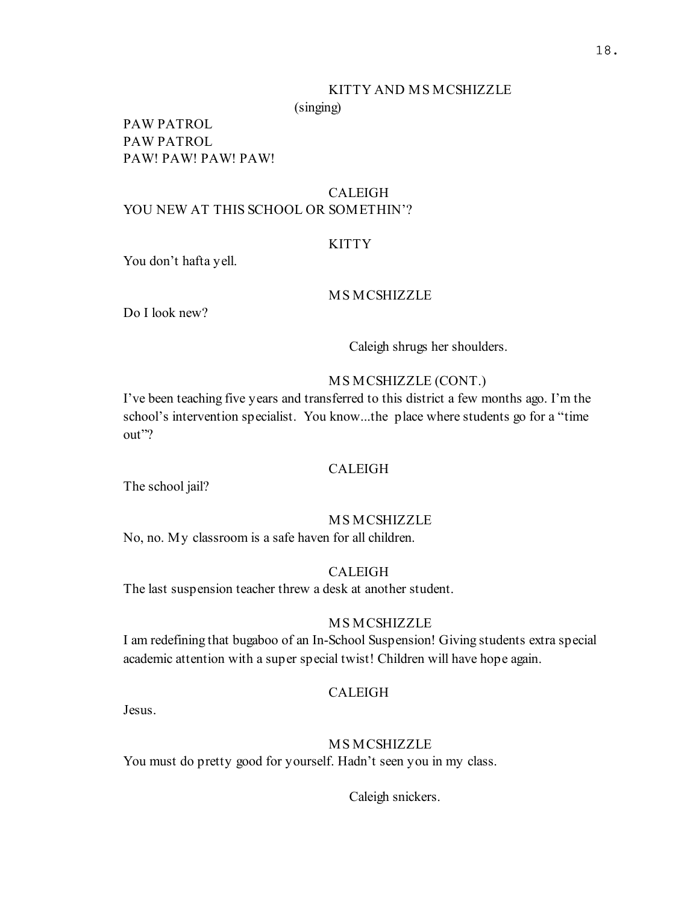KITTY AND MS MCSHIZZLE

(singing)

PAW PATROL
PAW PATROL
PAW! PAW! PAW! PAW!

CALEIGH

YOU NEW AT THIS SCHOOL OR SOMETHIN'?

KITTY

You don't hafta yell.

MS MCSHIZZLE

Do I look new?

Caleigh shrugs her shoulders.

MS MCSHIZZLE (CONT.)

I've been teaching five years and transferred to this district a few months ago. I'm the school's intervention specialist. You know...the place where students go for a "time out"?

CALEIGH

The school jail?

MS MCSHIZZLE

No, no. My classroom is a safe haven for all children.

CALEIGH

The last suspension teacher threw a desk at another student.

MS MCSHIZZLE

I am redefining that bugaboo of an In-School Suspension! Giving students extra special academic attention with a super special twist! Children will have hope again.

CALEIGH

Jesus.

MS MCSHIZZLE

You must do pretty good for yourself. Hadn't seen you in my class.

Caleigh snickers.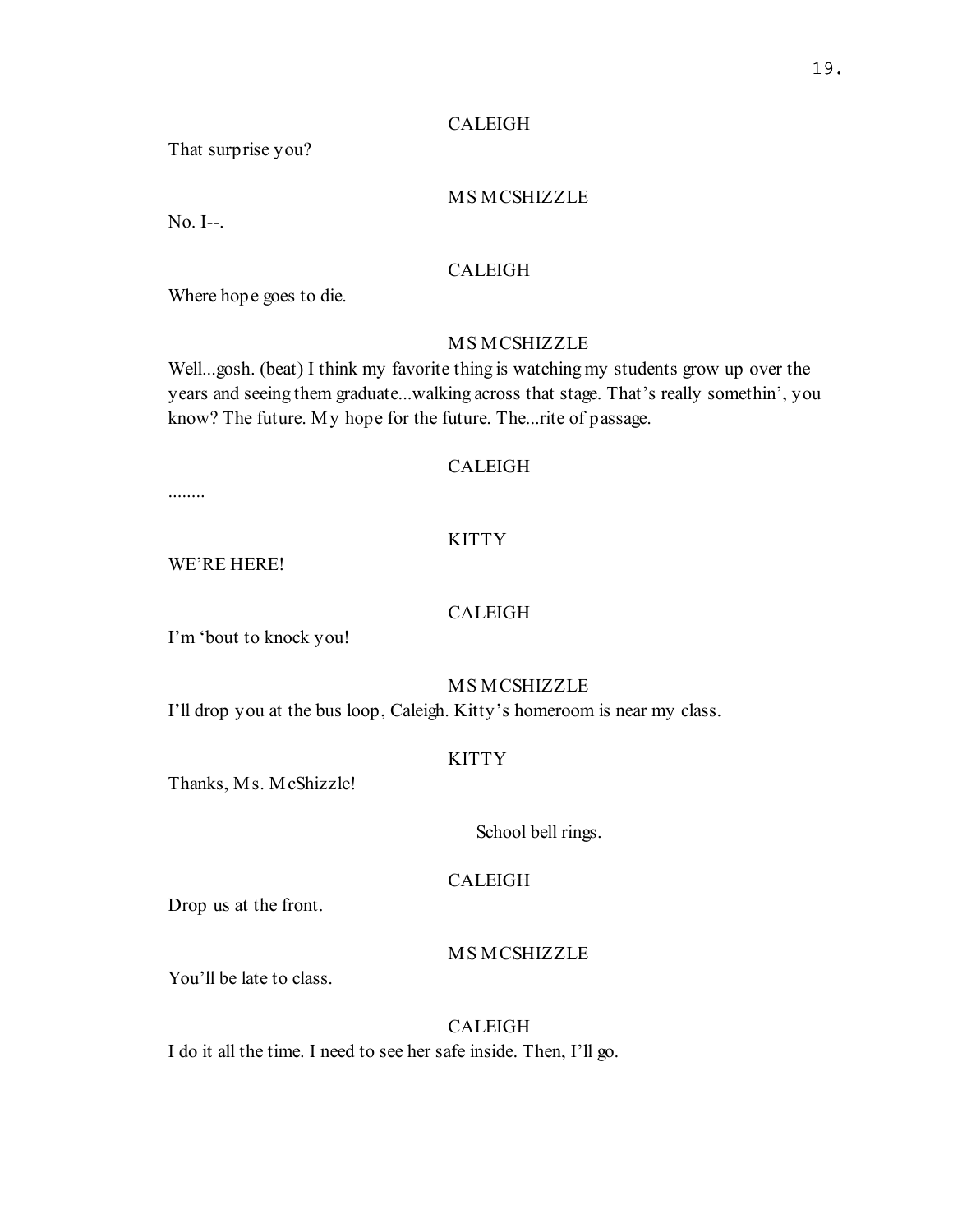CALEIGH

That surprise you?

MS MCSHIZZLE

No. I--.

CALEIGH

Where hope goes to die.

MS MCSHIZZLE

Well...gosh. (beat) I think my favorite thing is watching my students grow up over the years and seeing them graduate...walking across that stage. That's really somethin', you know? The future. My hope for the future. The...rite of passage.

CALEIGH

........

KITTY

WE'RE HERE!

CALEIGH

I'm 'bout to knock you!

MS MCSHIZZLE

I'll drop you at the bus loop, Caleigh. Kitty's homeroom is near my class.

KITTY

Thanks, Ms. McShizzle!

School bell rings.

CALEIGH

Drop us at the front.

MS MCSHIZZLE

You'll be late to class.

CALEIGH

I do it all the time. I need to see her safe inside. Then, I'll go.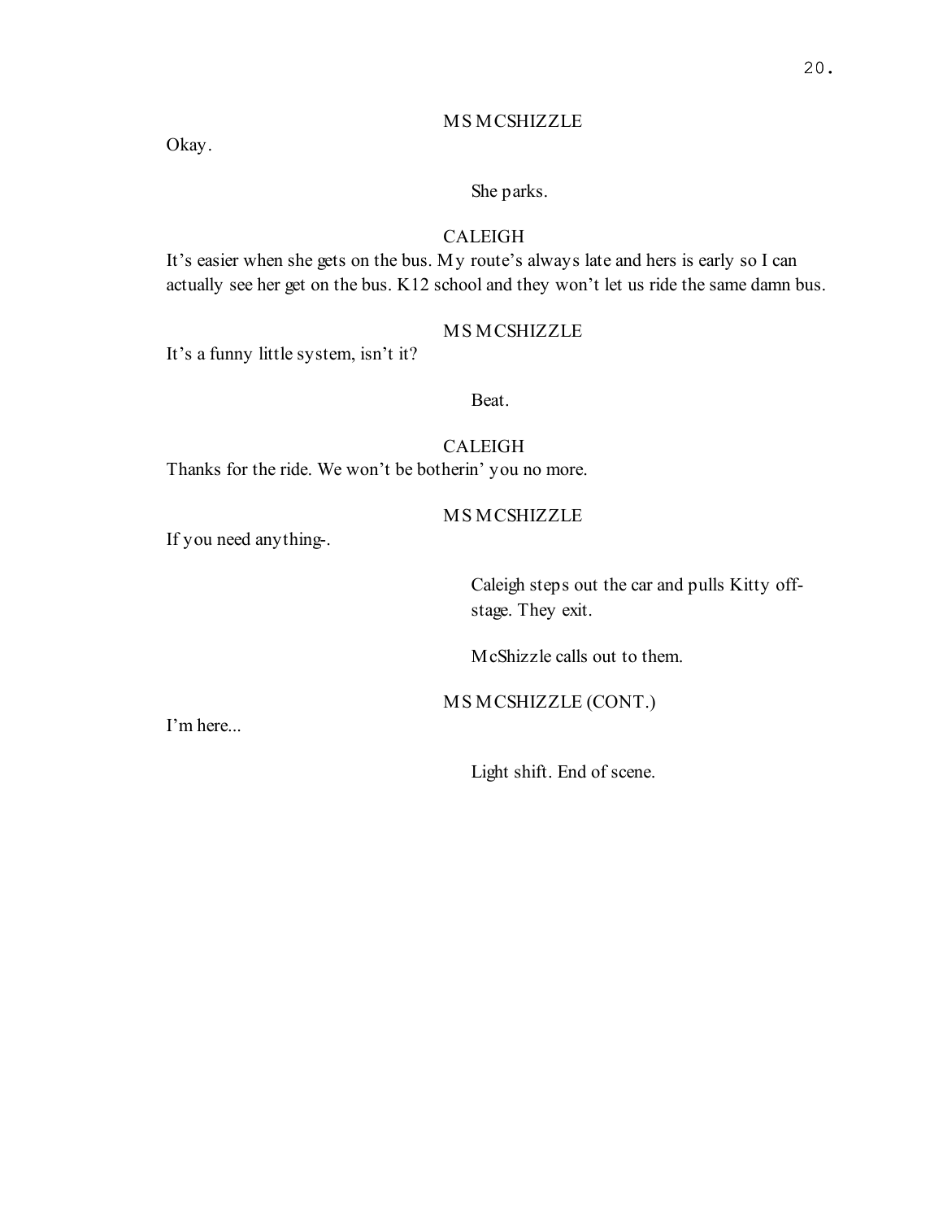MS MCSHIZZLE

Okay.

She parks.

CALEIGH

It's easier when she gets on the bus. My route's always late and hers is early so I can actually see her get on the bus. K12 school and they won't let us ride the same damn bus.

MS MCSHIZZLE

It's a funny little system, isn't it?

Beat.

CALEIGH

Thanks for the ride. We won't be botherin' you no more.

MS MCSHIZZLE

If you need anything-.

Caleigh steps out the car and pulls Kitty off-stage. They exit.

McShizzle calls out to them.

MS MCSHIZZLE (CONT.)

I'm here...

Light shift. End of scene.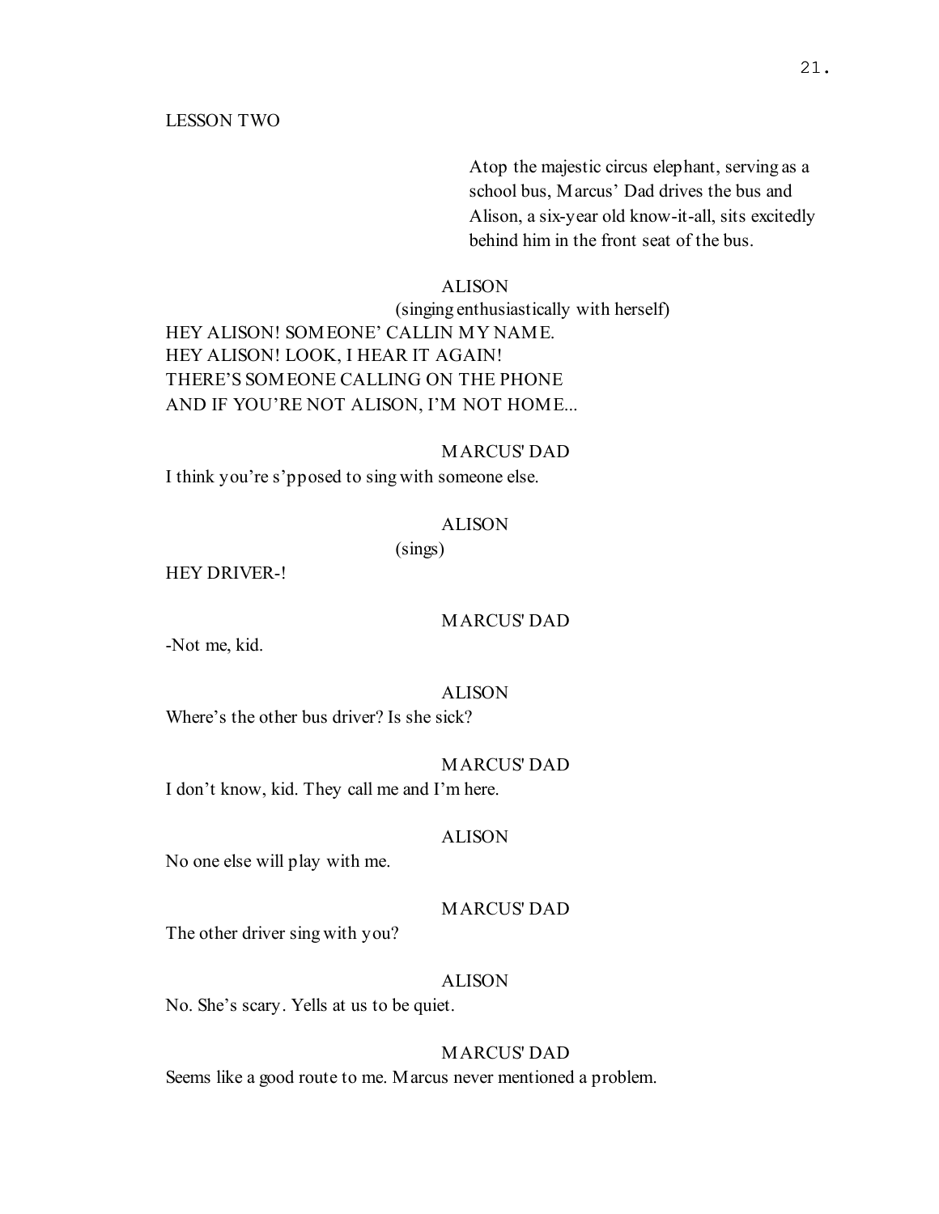LESSON TWO

Atop the majestic circus elephant, serving as a school bus, Marcus' Dad drives the bus and Alison, a six-year old know-it-all, sits excitedly behind him in the front seat of the bus.

ALISON
(singing enthusiastically with herself)
HEY ALISON! SOMEONE' CALLIN MY NAME.
HEY ALISON! LOOK, I HEAR IT AGAIN!
THERE'S SOMEONE CALLING ON THE PHONE
AND IF YOU'RE NOT ALISON, I'M NOT HOME...

MARCUS' DAD
I think you're s'pposed to sing with someone else.

ALISON
(sings)
HEY DRIVER-!

MARCUS' DAD
-Not me, kid.

ALISON
Where's the other bus driver? Is she sick?

MARCUS' DAD
I don't know, kid. They call me and I'm here.

ALISON
No one else will play with me.

MARCUS' DAD
The other driver sing with you?

ALISON
No. She's scary. Yells at us to be quiet.

MARCUS' DAD
Seems like a good route to me. Marcus never mentioned a problem.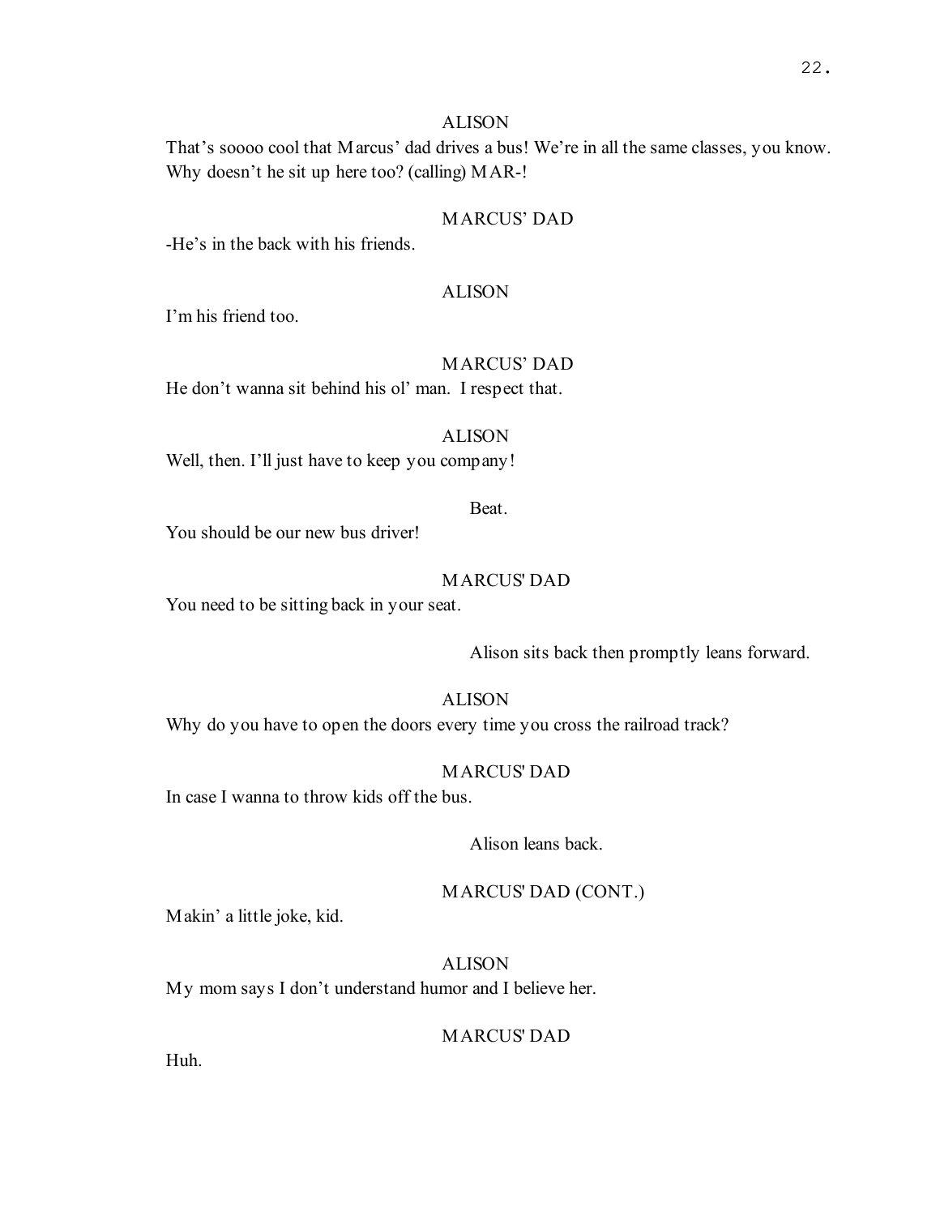ALISON

That's soooo cool that Marcus' dad drives a bus! We're in all the same classes, you know. Why doesn't he sit up here too? (calling) MAR-!

MARCUS' DAD

-He's in the back with his friends.

ALISON

I'm his friend too.

MARCUS' DAD

He don't wanna sit behind his ol' man. I respect that.

ALISON

Well, then. I'll just have to keep you company!

Beat.

You should be our new bus driver!

MARCUS' DAD

You need to be sitting back in your seat.

Alison sits back then promptly leans forward.

ALISON

Why do you have to open the doors every time you cross the railroad track?

MARCUS' DAD

In case I wanna to throw kids off the bus.

Alison leans back.

MARCUS' DAD (CONT.)

Makin' a little joke, kid.

ALISON

My mom says I don't understand humor and I believe her.

MARCUS' DAD

Huh.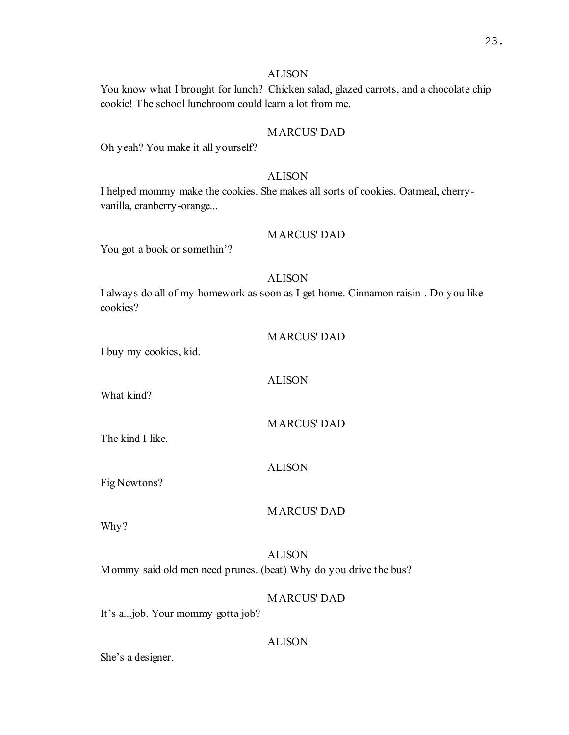ALISON

You know what I brought for lunch? Chicken salad, glazed carrots, and a chocolate chip cookie! The school lunchroom could learn a lot from me.

MARCUS' DAD

Oh yeah? You make it all yourself?

ALISON

I helped mommy make the cookies. She makes all sorts of cookies. Oatmeal, cherry-vanilla, cranberry-orange...

MARCUS' DAD

You got a book or somethin'?

ALISON

I always do all of my homework as soon as I get home. Cinnamon raisin-. Do you like cookies?

MARCUS' DAD

I buy my cookies, kid.

ALISON

What kind?

MARCUS' DAD

The kind I like.

ALISON

Fig Newtons?

MARCUS' DAD

Why?

ALISON

Mommy said old men need prunes. (beat) Why do you drive the bus?

MARCUS' DAD

It's a...job. Your mommy gotta job?

ALISON

She's a designer.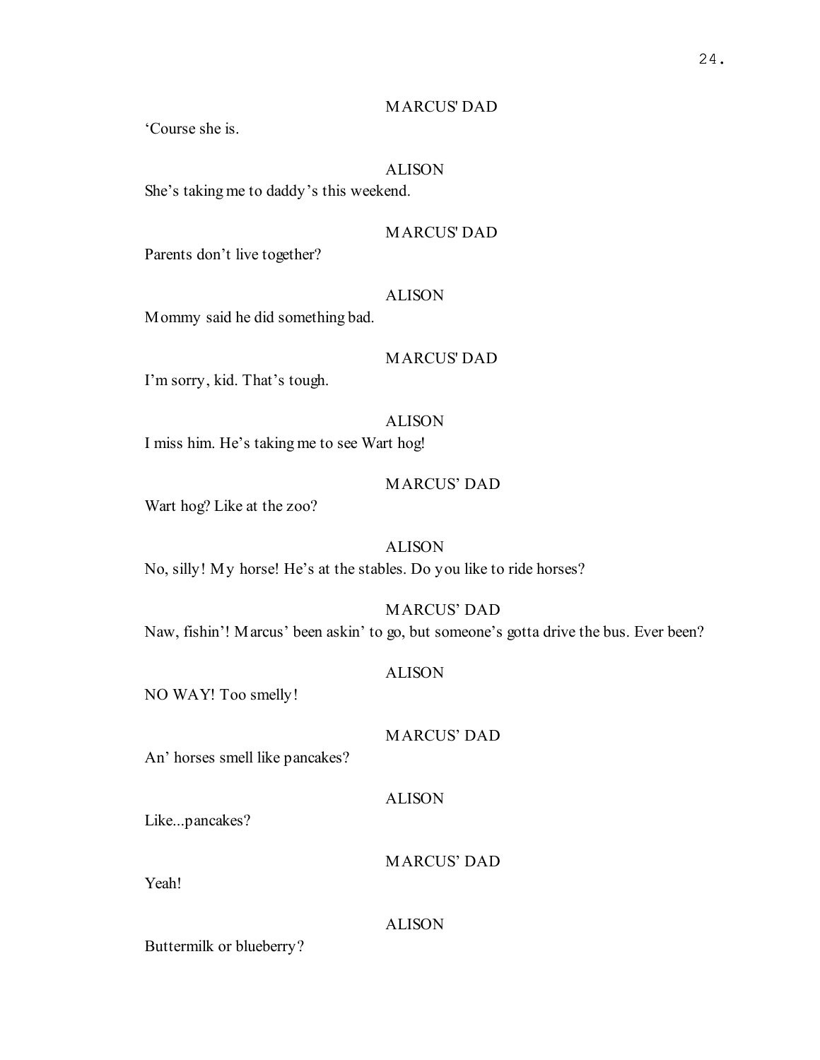MARCUS' DAD

'Course she is.

ALISON

She's taking me to daddy's this weekend.

MARCUS' DAD

Parents don't live together?

ALISON

Mommy said he did something bad.

MARCUS' DAD

I'm sorry, kid. That's tough.

ALISON

I miss him. He's taking me to see Wart hog!

MARCUS' DAD

Wart hog? Like at the zoo?

ALISON

No, silly! My horse! He's at the stables. Do you like to ride horses?

MARCUS' DAD

Naw, fishin'! Marcus' been askin' to go, but someone's gotta drive the bus. Ever been?

ALISON

NO WAY! Too smelly!

MARCUS' DAD

An' horses smell like pancakes?

ALISON

Like...pancakes?

MARCUS' DAD

Yeah!

ALISON

Buttermilk or blueberry?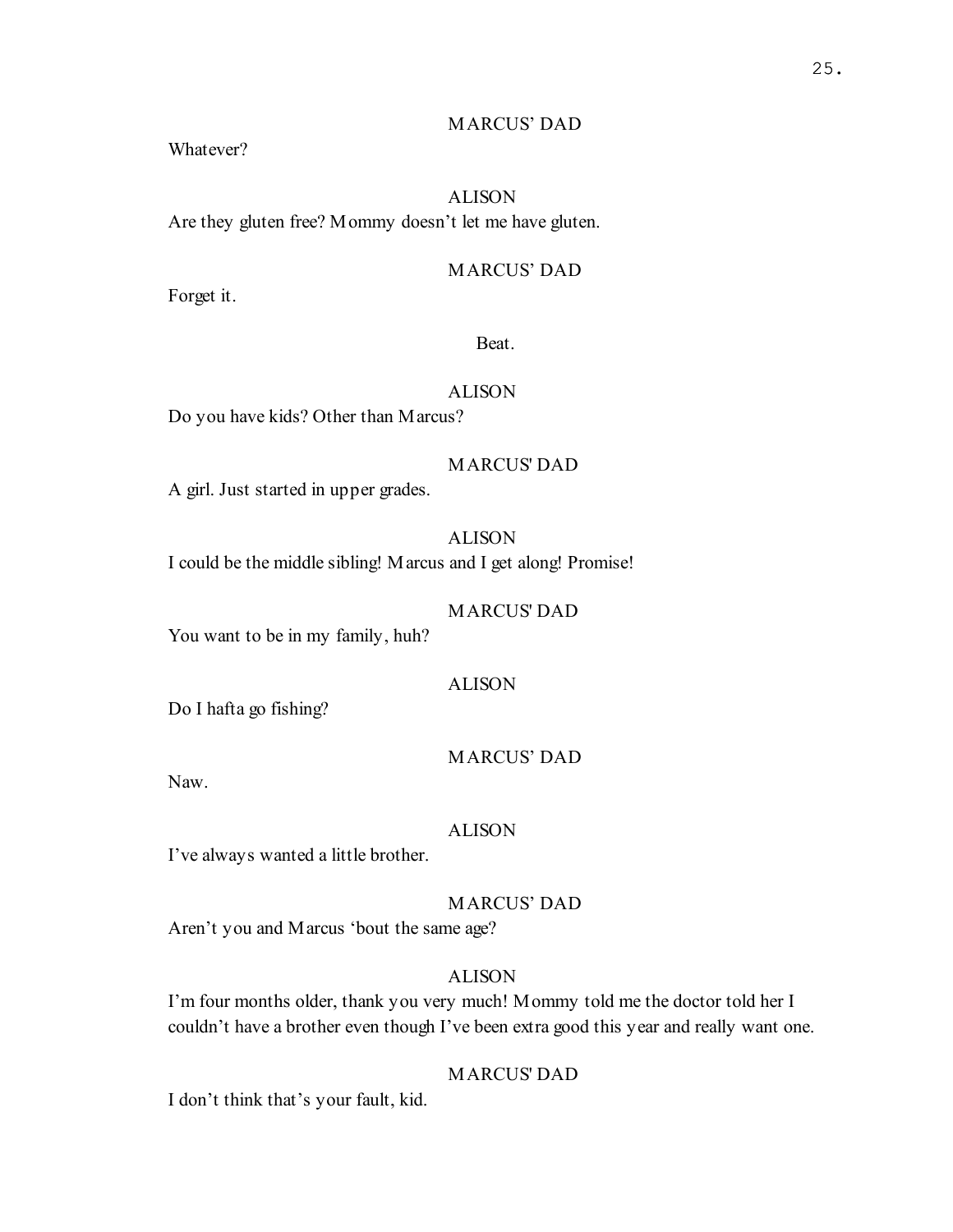MARCUS' DAD

Whatever?

ALISON

Are they gluten free? Mommy doesn't let me have gluten.

MARCUS' DAD

Forget it.

Beat.

ALISON

Do you have kids? Other than Marcus?

MARCUS' DAD

A girl. Just started in upper grades.

ALISON

I could be the middle sibling! Marcus and I get along! Promise!

MARCUS' DAD

You want to be in my family, huh?

ALISON

Do I hafta go fishing?

MARCUS' DAD

Naw.

ALISON

I've always wanted a little brother.

MARCUS' DAD

Aren't you and Marcus 'bout the same age?

ALISON

I'm four months older, thank you very much! Mommy told me the doctor told her I couldn't have a brother even though I've been extra good this year and really want one.

MARCUS' DAD

I don't think that's your fault, kid.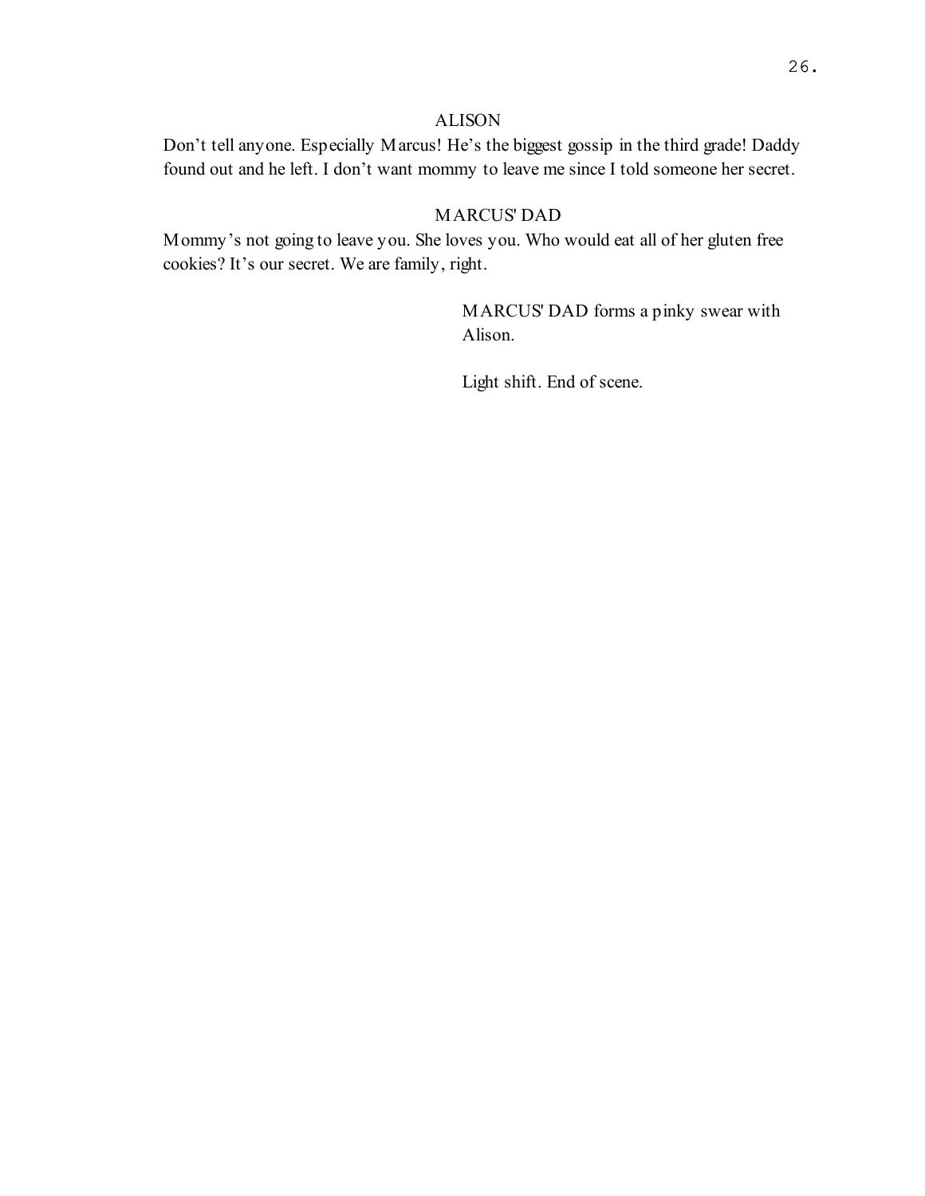ALISON

Don't tell anyone. Especially Marcus! He's the biggest gossip in the third grade! Daddy found out and he left. I don't want mommy to leave me since I told someone her secret.

MARCUS' DAD

Mommy's not going to leave you. She loves you. Who would eat all of her gluten free cookies? It's our secret. We are family, right.

MARCUS' DAD forms a pinky swear with Alison.

Light shift. End of scene.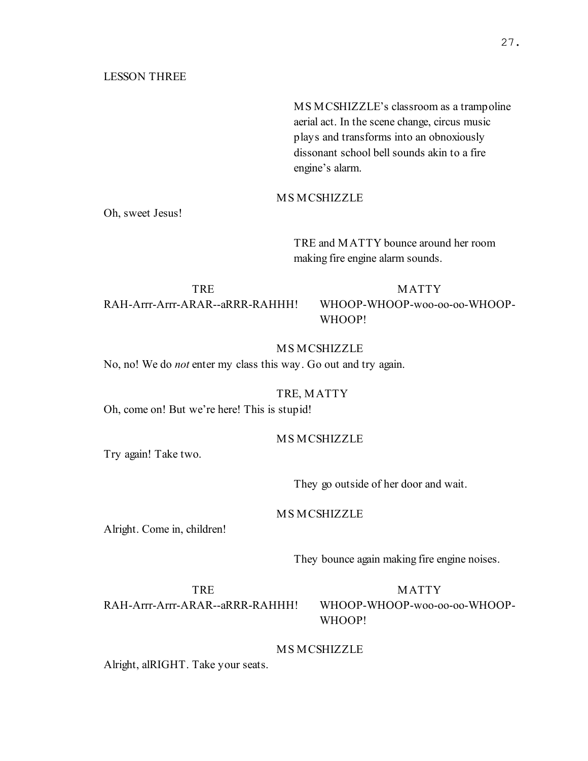LESSON THREE

MS MCSHIZZLE's classroom as a trampoline aerial act. In the scene change, circus music plays and transforms into an obnoxiously dissonant school bell sounds akin to a fire engine's alarm.

MS MCSHIZZLE

Oh, sweet Jesus!

TRE and MATTY bounce around her room making fire engine alarm sounds.

TRE

RAH-Arrr-Arrr-ARAR--aRRR-RAHHH!

MATTY

WHOOP-WHOOP-woo-oo-oo-WHOOP-WHOOP!

MS MCSHIZZLE

No, no! We do *not* enter my class this way. Go out and try again.

TRE, MATTY

Oh, come on! But we're here! This is stupid!

MS MCSHIZZLE

Try again! Take two.

They go outside of her door and wait.

MS MCSHIZZLE

Alright. Come in, children!

They bounce again making fire engine noises.

TRE

RAH-Arrr-Arrr-ARAR--aRRR-RAHHH!

MATTY

WHOOP-WHOOP-woo-oo-oo-WHOOP-WHOOP!

MS MCSHIZZLE

Alright, alRIGHT. Take your seats.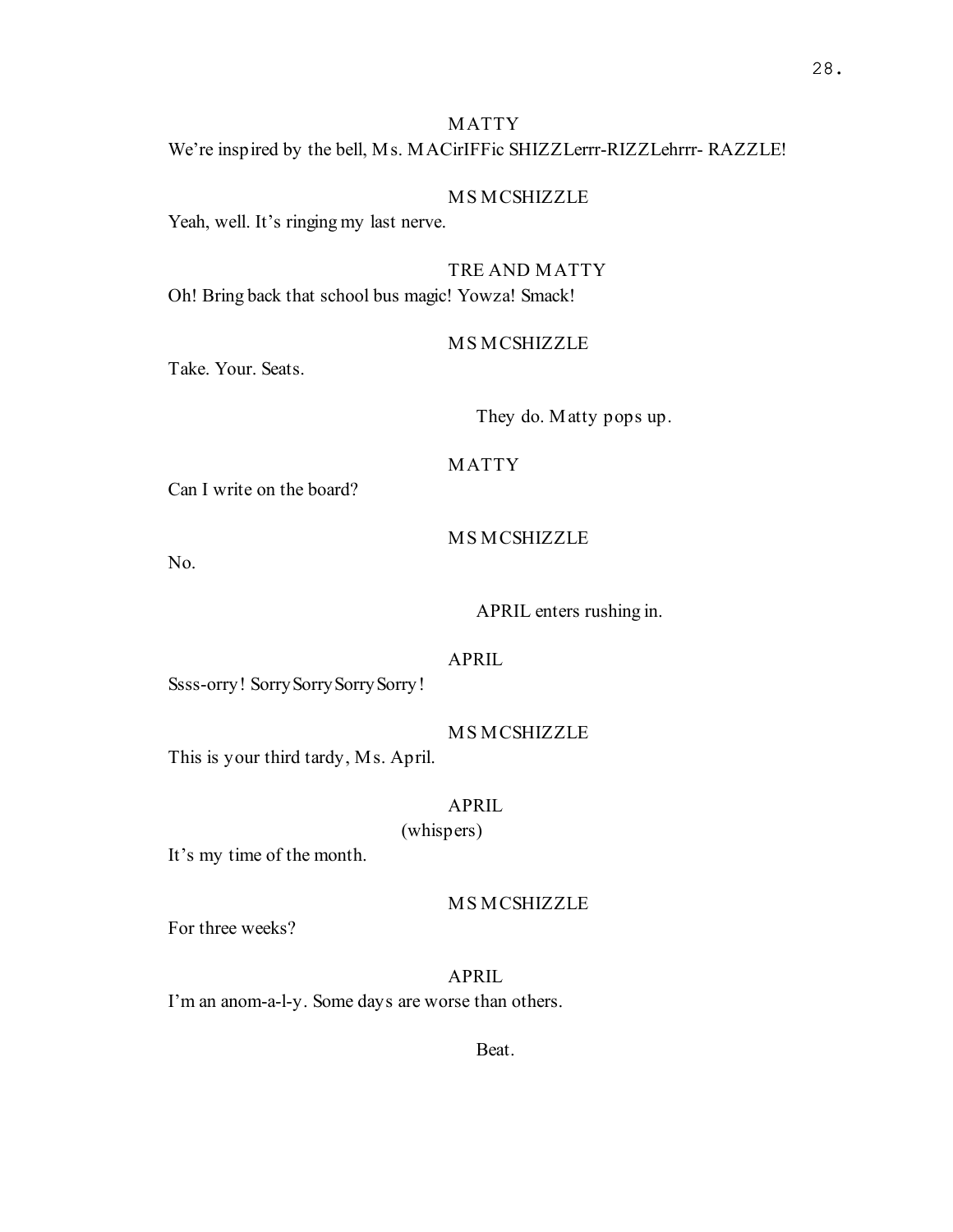MATTY

We're inspired by the bell, Ms. MACirIFFic SHIZZLerrr-RIZZLehrrr- RAZZLE!

MS MCSHIZZLE

Yeah, well. It's ringing my last nerve.

TRE AND MATTY

Oh! Bring back that school bus magic! Yowza! Smack!

MS MCSHIZZLE

Take. Your. Seats.

They do. Matty pops up.

MATTY

Can I write on the board?

MS MCSHIZZLE

No.

APRIL enters rushing in.

APRIL

Ssss-orry! SorrySorrySorrySorry!

MS MCSHIZZLE

This is your third tardy, Ms. April.

APRIL

(whispers)

It's my time of the month.

MS MCSHIZZLE

For three weeks?

APRIL

I'm an anom-a-l-y. Some days are worse than others.

Beat.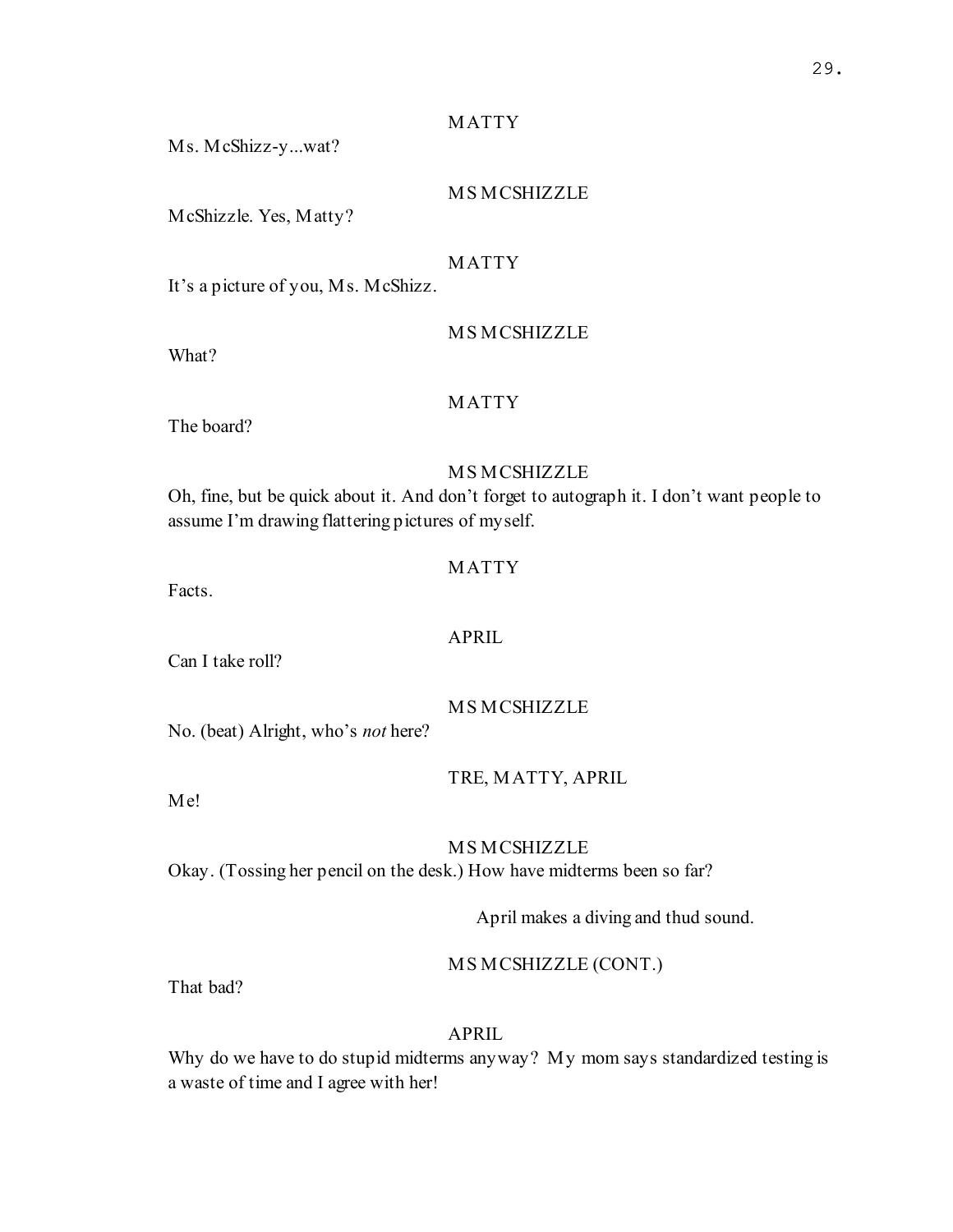MATTY

Ms. McShizz-y...wat?

MS MCSHIZZLE

McShizzle. Yes, Matty?

MATTY

It's a picture of you, Ms. McShizz.

MS MCSHIZZLE

What?

MATTY

The board?

MS MCSHIZZLE

Oh, fine, but be quick about it. And don't forget to autograph it. I don't want people to assume I'm drawing flattering pictures of myself.

MATTY

Facts.

APRIL

Can I take roll?

MS MCSHIZZLE

No. (beat) Alright, who's *not* here?

TRE, MATTY, APRIL

Me!

MS MCSHIZZLE

Okay. (Tossing her pencil on the desk.) How have midterms been so far?

April makes a diving and thud sound.

MS MCSHIZZLE (CONT.)

That bad?

APRIL

Why do we have to do stupid midterms anyway? My mom says standardized testing is a waste of time and I agree with her!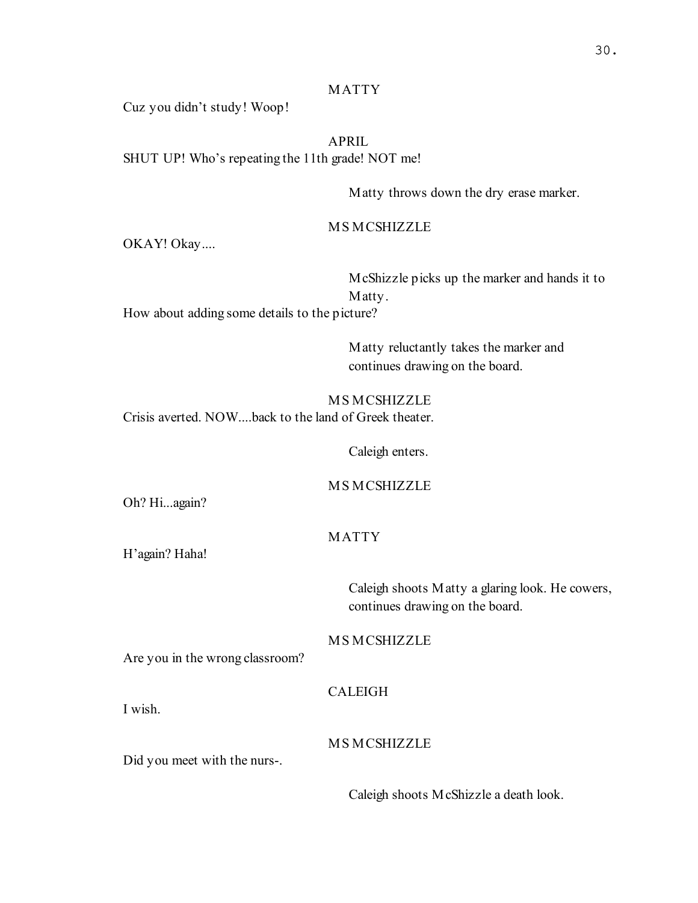MATTY

Cuz you didn't study! Woop!

APRIL

SHUT UP! Who's repeating the 11th grade! NOT me!

Matty throws down the dry erase marker.

MS MCSHIZZLE

OKAY! Okay....

McShizzle picks up the marker and hands it to Matty.

How about adding some details to the picture?

Matty reluctantly takes the marker and continues drawing on the board.

MS MCSHIZZLE

Crisis averted. NOW....back to the land of Greek theater.

Caleigh enters.

MS MCSHIZZLE

Oh? Hi...again?

MATTY

H'again? Haha!

Caleigh shoots Matty a glaring look. He cowers, continues drawing on the board.

MS MCSHIZZLE

Are you in the wrong classroom?

CALEIGH

I wish.

MS MCSHIZZLE

Did you meet with the nurs-.

Caleigh shoots McShizzle a death look.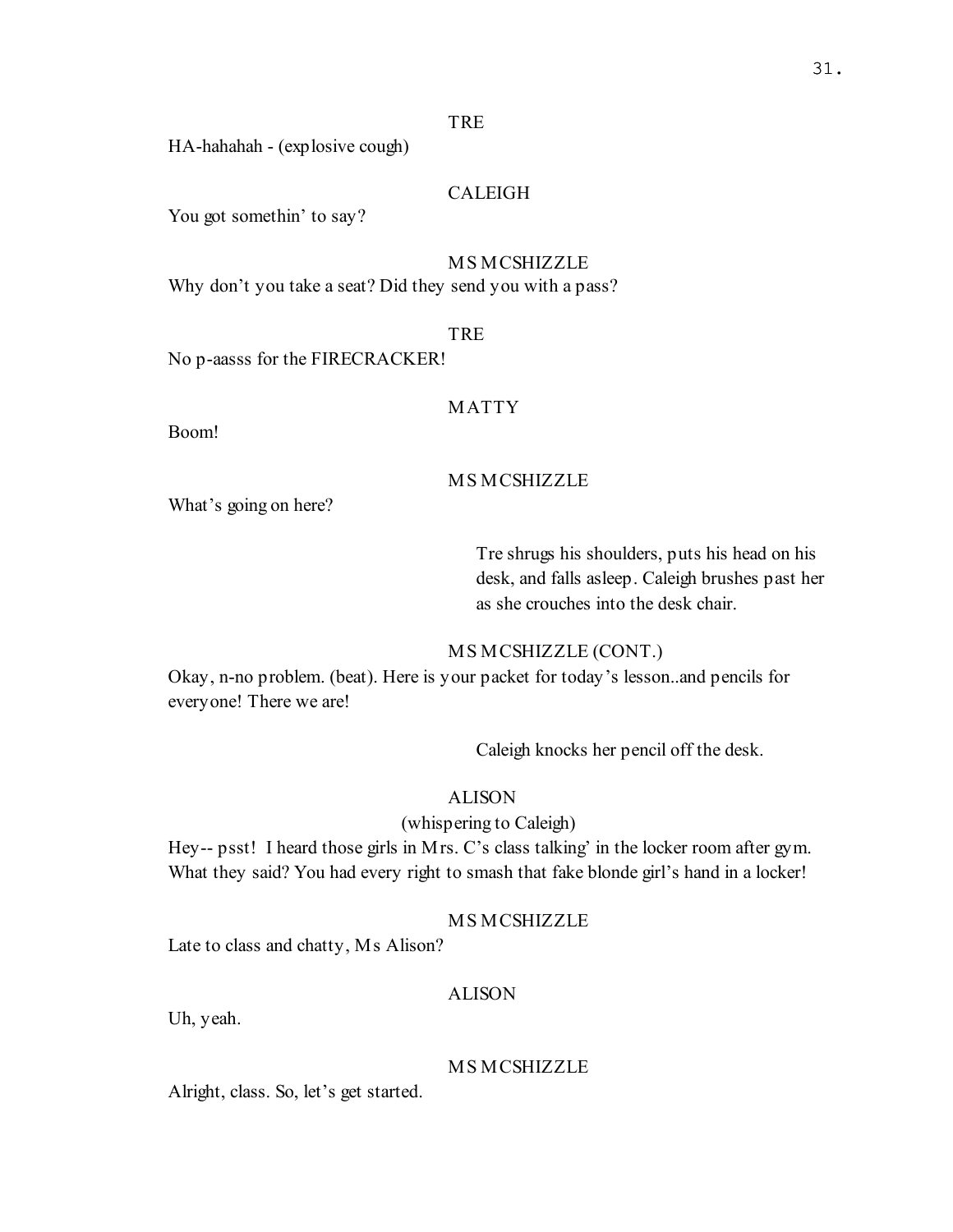TRE

HA-hahahah - (explosive cough)

CALEIGH

You got somethin' to say?

MS MCSHIZZLE

Why don't you take a seat? Did they send you with a pass?

TRE

No p-aasss for the FIRECRACKER!

MATTY

Boom!

MS MCSHIZZLE

What's going on here?

Tre shrugs his shoulders, puts his head on his desk, and falls asleep. Caleigh brushes past her as she crouches into the desk chair.

MS MCSHIZZLE (CONT.)

Okay, n-no problem. (beat). Here is your packet for today's lesson..and pencils for everyone! There we are!

Caleigh knocks her pencil off the desk.

ALISON

(whispering to Caleigh)

Hey-- psst! I heard those girls in Mrs. C's class talking' in the locker room after gym. What they said? You had every right to smash that fake blonde girl's hand in a locker!

MS MCSHIZZLE

Late to class and chatty, Ms Alison?

ALISON

Uh, yeah.

MS MCSHIZZLE

Alright, class. So, let's get started.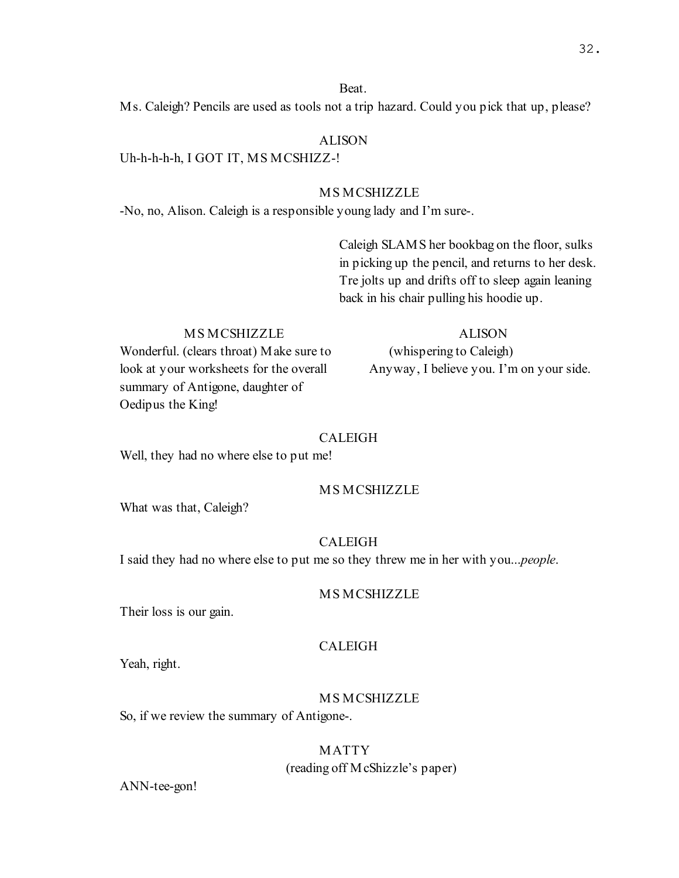Beat.

Ms. Caleigh? Pencils are used as tools not a trip hazard. Could you pick that up, please?

ALISON

Uh-h-h-h-h, I GOT IT, MS MCSHIZZ-!

MS MCSHIZZLE

-No, no, Alison. Caleigh is a responsible young lady and I'm sure-.

Caleigh SLAMS her bookbag on the floor, sulks in picking up the pencil, and returns to her desk. Tre jolts up and drifts off to sleep again leaning back in his chair pulling his hoodie up.

MS MCSHIZZLE

Wonderful. (clears throat) Make sure to look at your worksheets for the overall summary of Antigone, daughter of Oedipus the King!

ALISON

(whispering to Caleigh)

Anyway, I believe you. I'm on your side.

CALEIGH

Well, they had no where else to put me!

MS MCSHIZZLE

What was that, Caleigh?

CALEIGH

I said they had no where else to put me so they threw me in her with you...*people*.

MS MCSHIZZLE

Their loss is our gain.

CALEIGH

Yeah, right.

MS MCSHIZZLE

So, if we review the summary of Antigone-.

MATTY

(reading off McShizzle's paper)

ANN-tee-gon!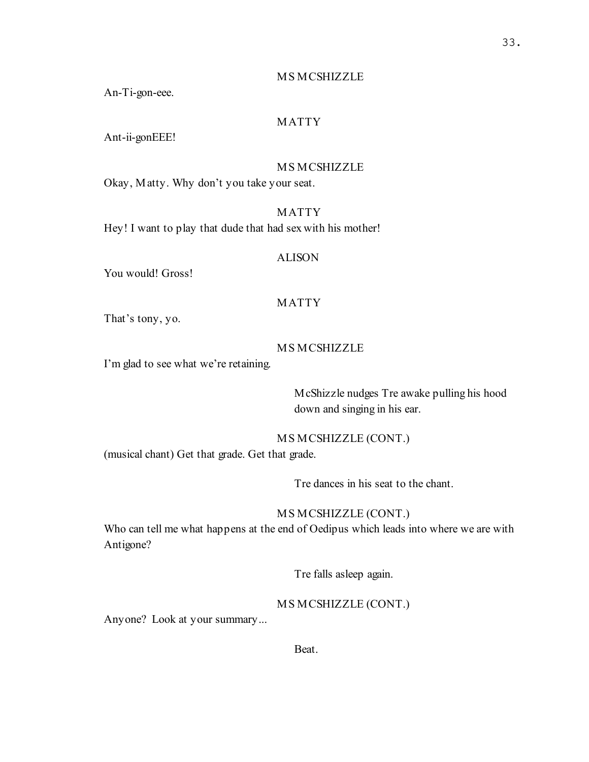MS MCSHIZZLE

An-Ti-gon-eee.

MATTY

Ant-ii-gonEEE!

MS MCSHIZZLE

Okay, Matty. Why don't you take your seat.

MATTY

Hey! I want to play that dude that had sex with his mother!

ALISON

You would! Gross!

MATTY

That's tony, yo.

MS MCSHIZZLE

I'm glad to see what we're retaining.

McShizzle nudges Tre awake pulling his hood down and singing in his ear.

MS MCSHIZZLE (CONT.)

(musical chant) Get that grade. Get that grade.

Tre dances in his seat to the chant.

MS MCSHIZZLE (CONT.)

Who can tell me what happens at the end of Oedipus which leads into where we are with Antigone?

Tre falls asleep again.

MS MCSHIZZLE (CONT.)

Anyone? Look at your summary...

Beat.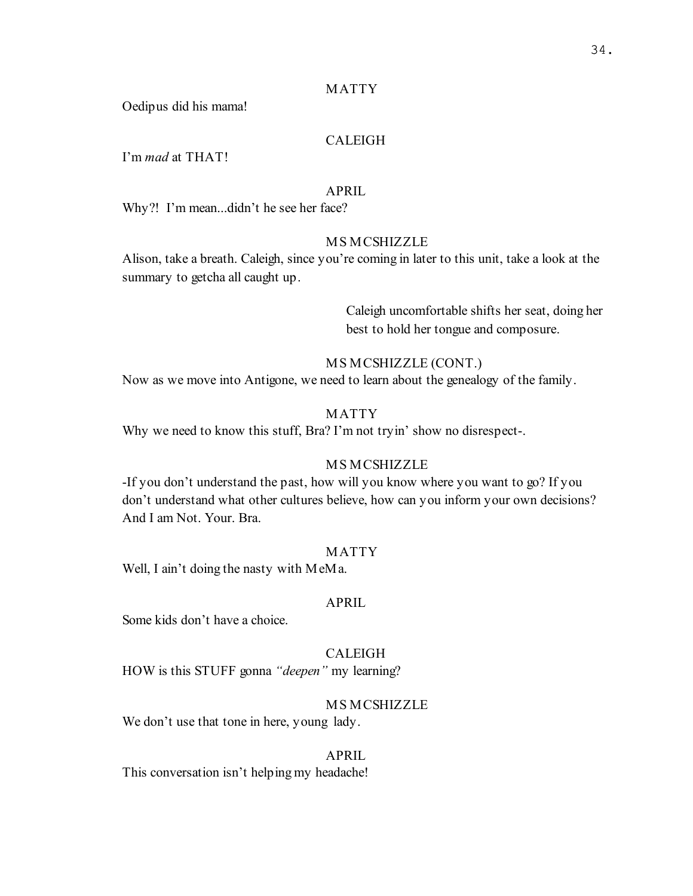MATTY

Oedipus did his mama!

CALEIGH

I'm *mad* at THAT!

APRIL

Why?! I'm mean...didn't he see her face?

MS MCSHIZZLE

Alison, take a breath. Caleigh, since you're coming in later to this unit, take a look at the summary to getcha all caught up.

> Caleigh uncomfortable shifts her seat, doing her best to hold her tongue and composure.

MS MCSHIZZLE (CONT.)

Now as we move into Antigone, we need to learn about the genealogy of the family.

MATTY

Why we need to know this stuff, Bra? I'm not tryin' show no disrespect-.

MS MCSHIZZLE

-If you don't understand the past, how will you know where you want to go? If you don't understand what other cultures believe, how can you inform your own decisions? And I am Not. Your. Bra.

MATTY

Well, I ain't doing the nasty with MeMa.

APRIL

Some kids don't have a choice.

CALEIGH

HOW is this STUFF gonna *"deepen"* my learning?

MS MCSHIZZLE

We don't use that tone in here, young lady.

APRIL

This conversation isn't helping my headache!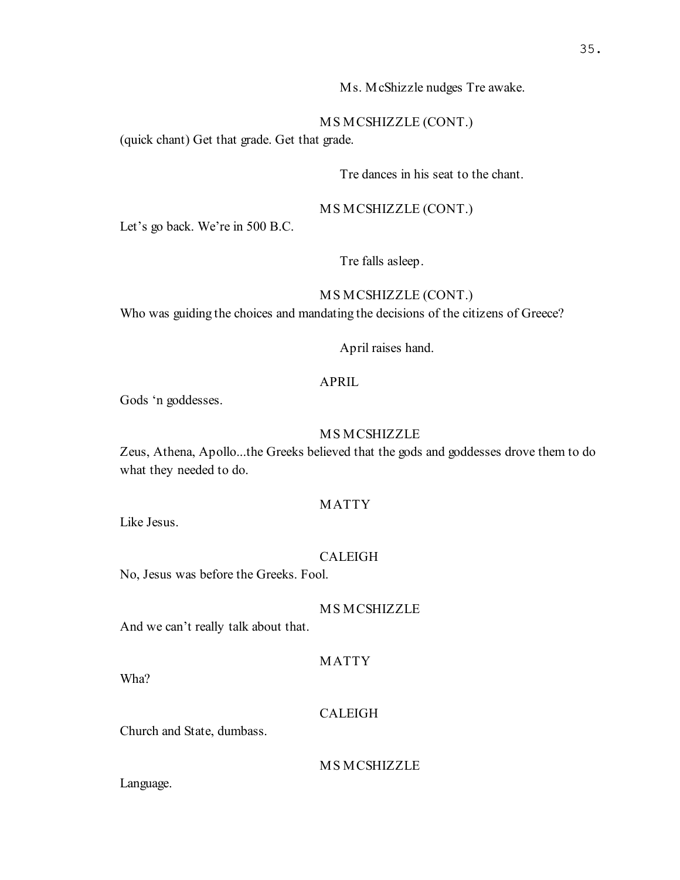Ms. McShizzle nudges Tre awake.

MS MCSHIZZLE (CONT.)

(quick chant) Get that grade. Get that grade.

Tre dances in his seat to the chant.

MS MCSHIZZLE (CONT.)

Let's go back. We're in 500 B.C.

Tre falls asleep.

MS MCSHIZZLE (CONT.)

Who was guiding the choices and mandating the decisions of the citizens of Greece?

April raises hand.

APRIL

Gods 'n goddesses.

MS MCSHIZZLE

Zeus, Athena, Apollo...the Greeks believed that the gods and goddesses drove them to do what they needed to do.

MATTY

Like Jesus.

CALEIGH

No, Jesus was before the Greeks. Fool.

MS MCSHIZZLE

And we can't really talk about that.

MATTY

Wha?

CALEIGH

Church and State, dumbass.

MS MCSHIZZLE

Language.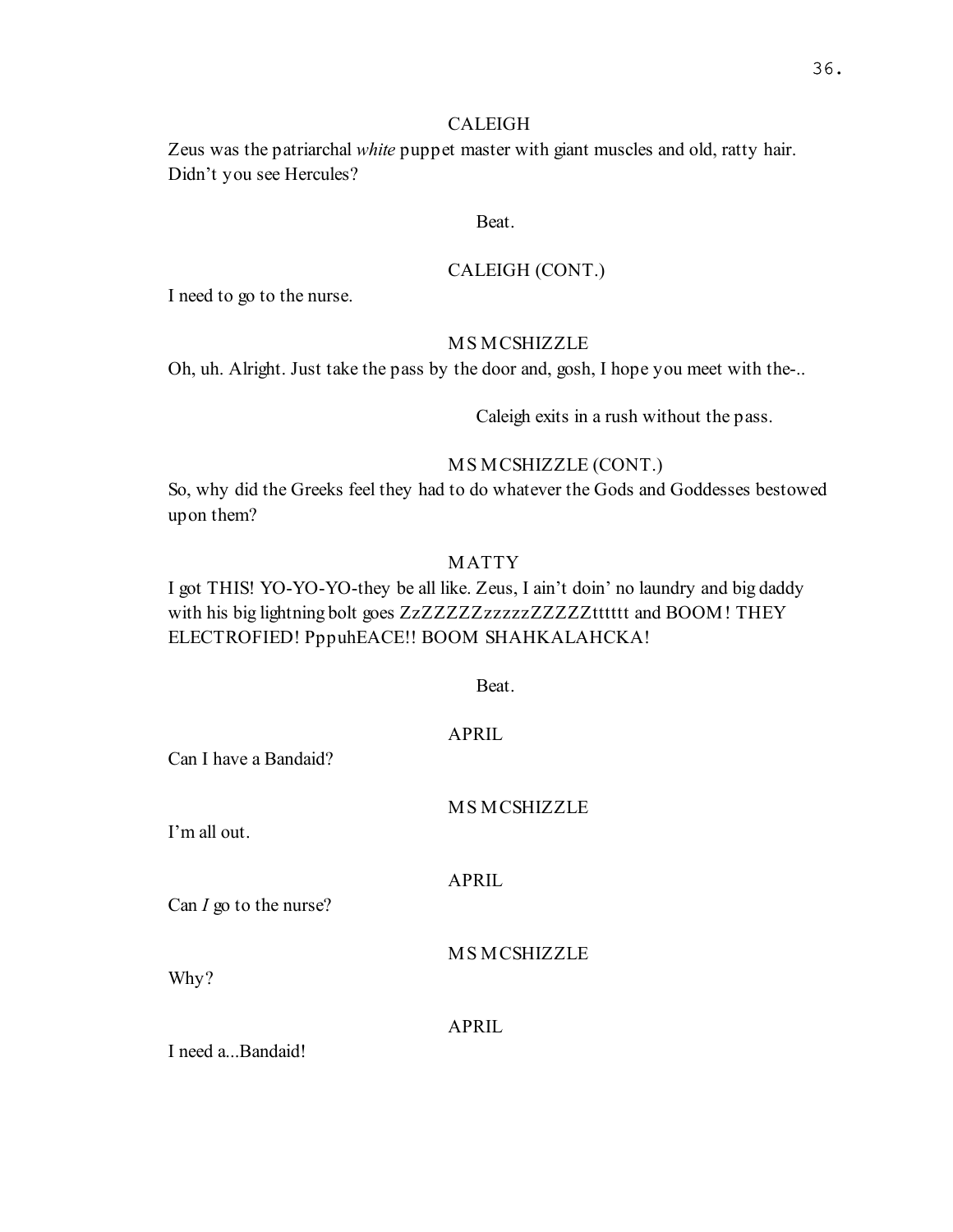CALEIGH

Zeus was the patriarchal *white* puppet master with giant muscles and old, ratty hair. Didn't you see Hercules?

Beat.

CALEIGH (CONT.)

I need to go to the nurse.

MS MCSHIZZLE

Oh, uh. Alright. Just take the pass by the door and, gosh, I hope you meet with the-..

Caleigh exits in a rush without the pass.

MS MCSHIZZLE (CONT.)

So, why did the Greeks feel they had to do whatever the Gods and Goddesses bestowed upon them?

MATTY

I got THIS! YO-YO-YO-they be all like. Zeus, I ain't doin' no laundry and big daddy with his big lightning bolt goes ZzZZZZZzzzzzZZZZZtttttt and BOOM! THEY ELECTROFIED! PppuhEACE!! BOOM SHAHKALAHCKA!

Beat.

APRIL

Can I have a Bandaid?

MS MCSHIZZLE

I'm all out.

APRIL

Can *I* go to the nurse?

MS MCSHIZZLE

Why?

APRIL

I need a...Bandaid!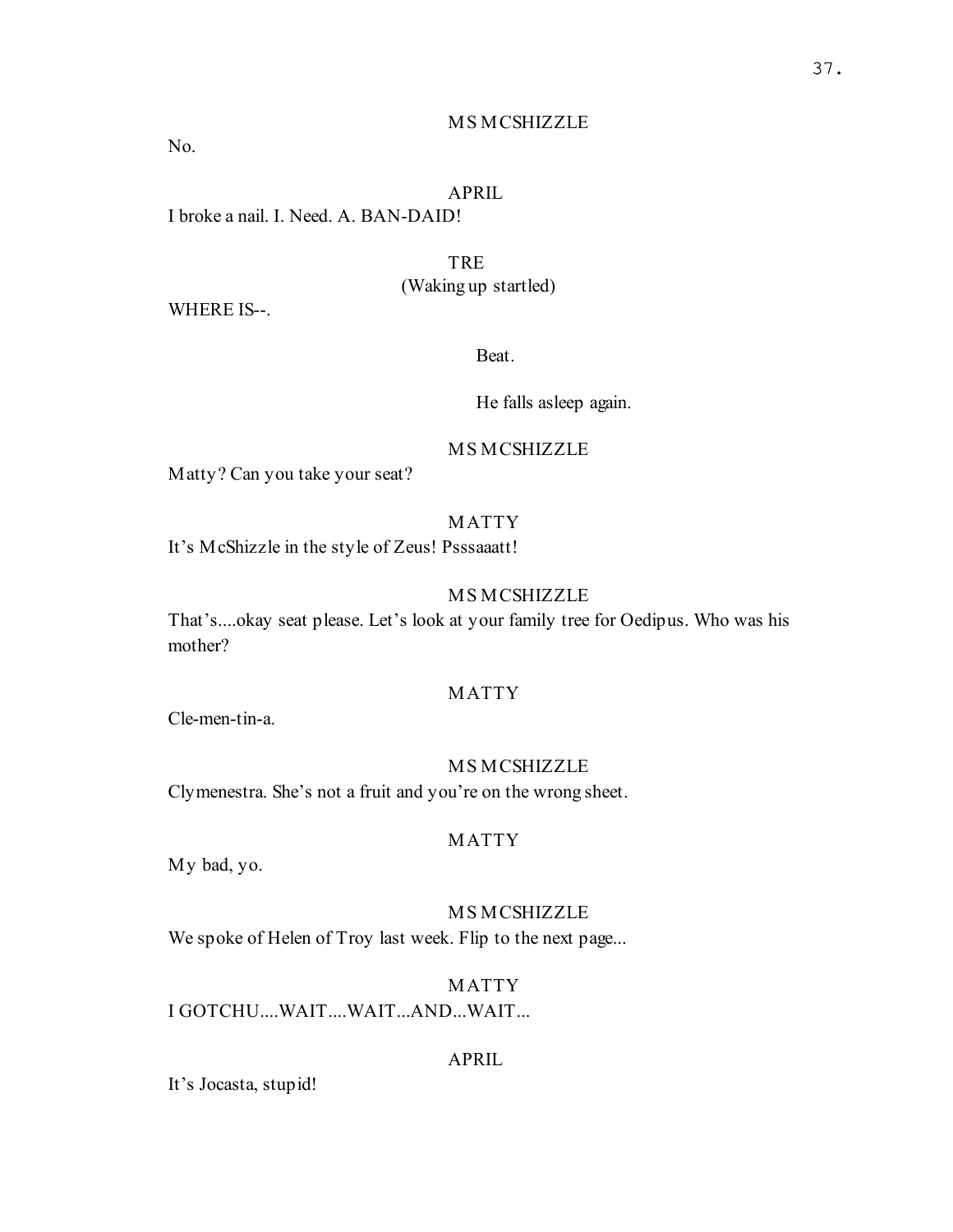MS MCSHIZZLE

No.

APRIL

I broke a nail. I. Need. A. BAN-DAID!

TRE

(Waking up startled)

WHERE IS--.

Beat.

He falls asleep again.

MS MCSHIZZLE

Matty? Can you take your seat?

MATTY

It's McShizzle in the style of Zeus! Psssaaatt!

MS MCSHIZZLE

That's....okay seat please. Let's look at your family tree for Oedipus. Who was his mother?

MATTY

Cle-men-tin-a.

MS MCSHIZZLE

Clymenestra. She's not a fruit and you're on the wrong sheet.

MATTY

My bad, yo.

MS MCSHIZZLE

We spoke of Helen of Troy last week. Flip to the next page...

MATTY

I GOTCHU....WAIT....WAIT...AND...WAIT...

APRIL

It's Jocasta, stupid!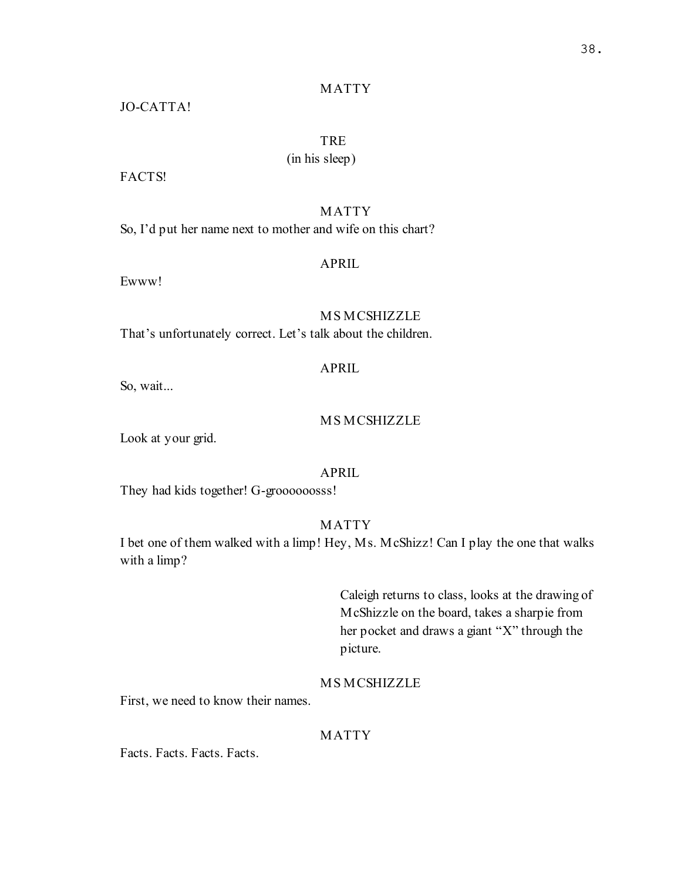MATTY

JO-CATTA!

TRE

(in his sleep)

FACTS!

MATTY

So, I'd put her name next to mother and wife on this chart?

APRIL

Ewww!

MS MCSHIZZLE

That's unfortunately correct. Let's talk about the children.

APRIL

So, wait...

MS MCSHIZZLE

Look at your grid.

APRIL

They had kids together! G-groooooosss!

MATTY

I bet one of them walked with a limp! Hey, Ms. McShizz! Can I play the one that walks with a limp?

Caleigh returns to class, looks at the drawing of McShizzle on the board, takes a sharpie from her pocket and draws a giant "X" through the picture.

MS MCSHIZZLE

First, we need to know their names.

MATTY

Facts. Facts. Facts. Facts.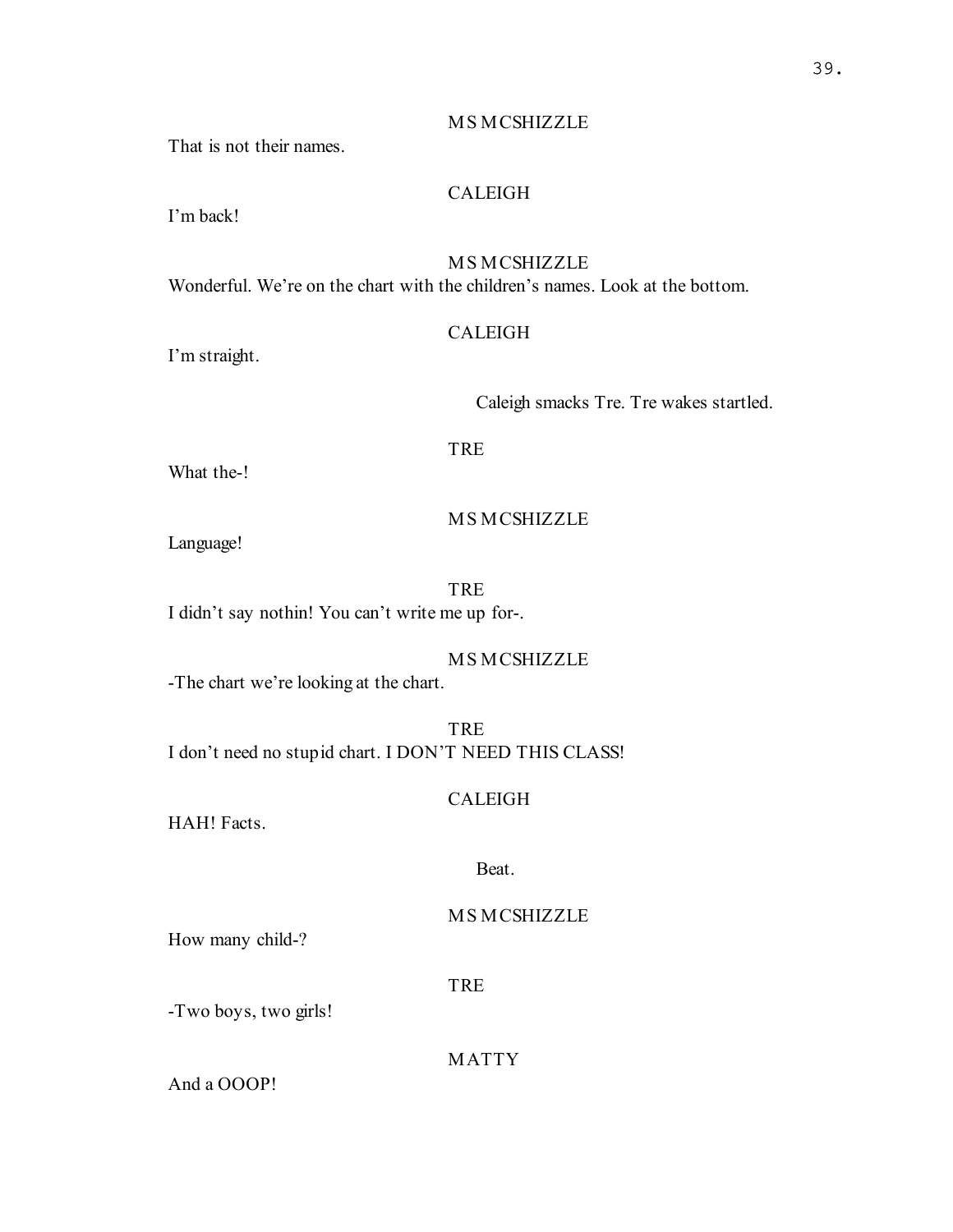MS MCSHIZZLE

That is not their names.

CALEIGH

I'm back!

MS MCSHIZZLE

Wonderful. We're on the chart with the children's names. Look at the bottom.

CALEIGH

I'm straight.

Caleigh smacks Tre. Tre wakes startled.

TRE

What the-!

MS MCSHIZZLE

Language!

TRE

I didn't say nothin! You can't write me up for-.

MS MCSHIZZLE

-The chart we're looking at the chart.

TRE

I don't need no stupid chart. I DON'T NEED THIS CLASS!

CALEIGH

HAH! Facts.

Beat.

MS MCSHIZZLE

How many child-?

TRE

-Two boys, two girls!

MATTY

And a OOOP!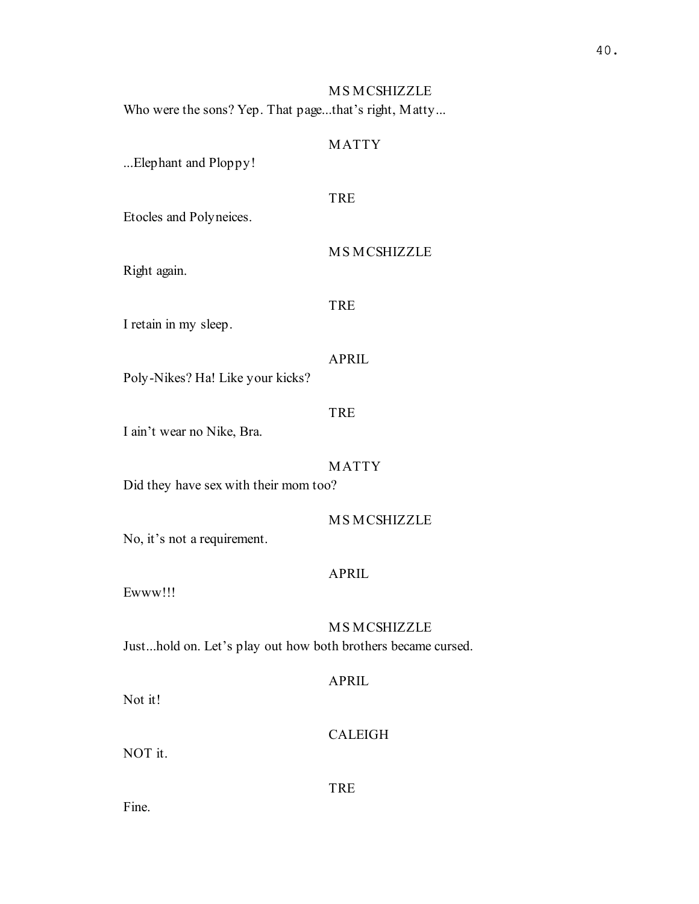MS MCSHIZZLE

Who were the sons? Yep. That page...that's right, Matty...

MATTY

...Elephant and Ploppy!

TRE

Etocles and Polyneices.

MS MCSHIZZLE

Right again.

TRE

I retain in my sleep.

APRIL

Poly-Nikes? Ha! Like your kicks?

TRE

I ain't wear no Nike, Bra.

MATTY

Did they have sex with their mom too?

MS MCSHIZZLE

No, it's not a requirement.

APRIL

Ewww!!!

MS MCSHIZZLE

Just...hold on. Let's play out how both brothers became cursed.

APRIL

Not it!

CALEIGH

NOT it.

TRE

Fine.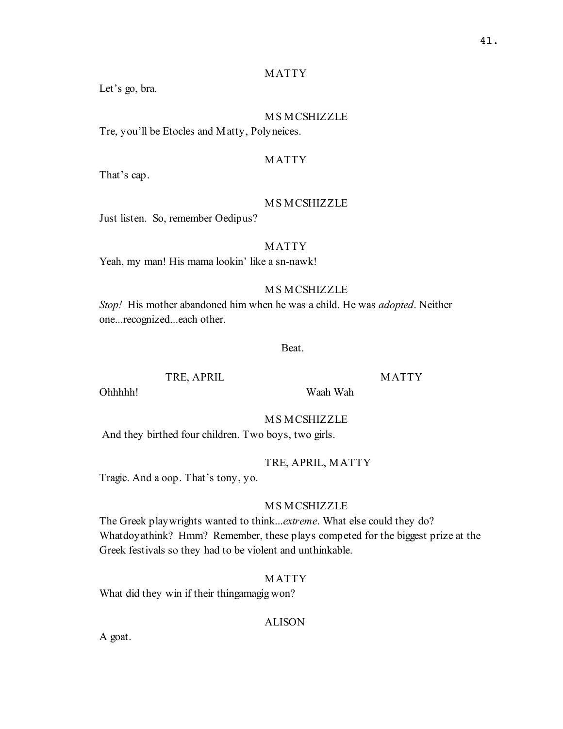MATTY

Let's go, bra.

MS MCSHIZZLE

Tre, you'll be Etocles and Matty, Polyneices.

MATTY

That's cap.

MS MCSHIZZLE

Just listen. So, remember Oedipus?

MATTY

Yeah, my man! His mama lookin' like a sn-nawk!

MS MCSHIZZLE

*Stop!* His mother abandoned him when he was a child. He was *adopted*. Neither one...recognized...each other.

Beat.

TRE, APRIL

Ohhhhh!

MATTY

Waah Wah

MS MCSHIZZLE

And they birthed four children. Two boys, two girls.

TRE, APRIL, MATTY

Tragic. And a oop. That's tony, yo.

MS MCSHIZZLE

The Greek playwrights wanted to think...*extreme*. What else could they do? Whatdoyathink? Hmm? Remember, these plays competed for the biggest prize at the Greek festivals so they had to be violent and unthinkable.

MATTY

What did they win if their thingamagig won?

ALISON

A goat.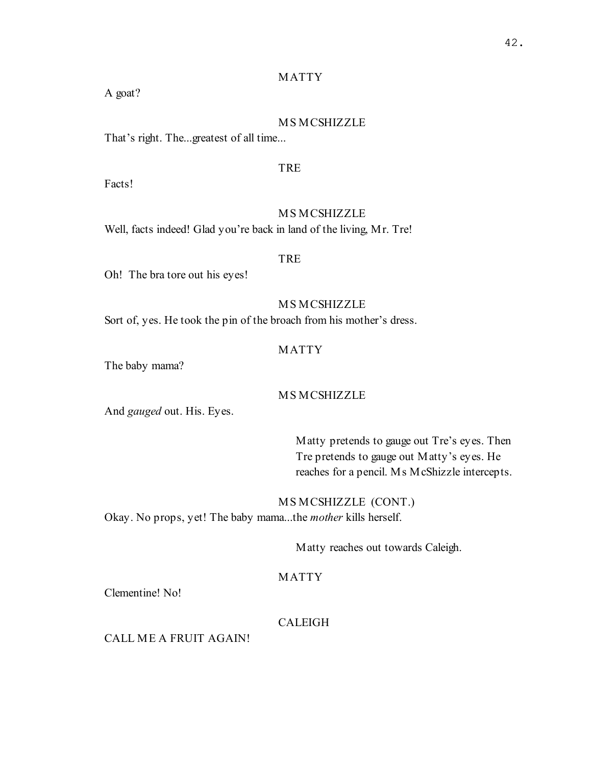MATTY

A goat?

MS MCSHIZZLE

That's right. The...greatest of all time...

TRE

Facts!

MS MCSHIZZLE

Well, facts indeed! Glad you're back in land of the living, Mr. Tre!

TRE

Oh! The bra tore out his eyes!

MS MCSHIZZLE

Sort of, yes. He took the pin of the broach from his mother's dress.

MATTY

The baby mama?

MS MCSHIZZLE

And *gauged* out. His. Eyes.

Matty pretends to gauge out Tre's eyes. Then Tre pretends to gauge out Matty's eyes. He reaches for a pencil. Ms McShizzle intercepts.

MS MCSHIZZLE (CONT.)

Okay. No props, yet! The baby mama...the *mother* kills herself.

Matty reaches out towards Caleigh.

MATTY

Clementine! No!

CALEIGH

CALL ME A FRUIT AGAIN!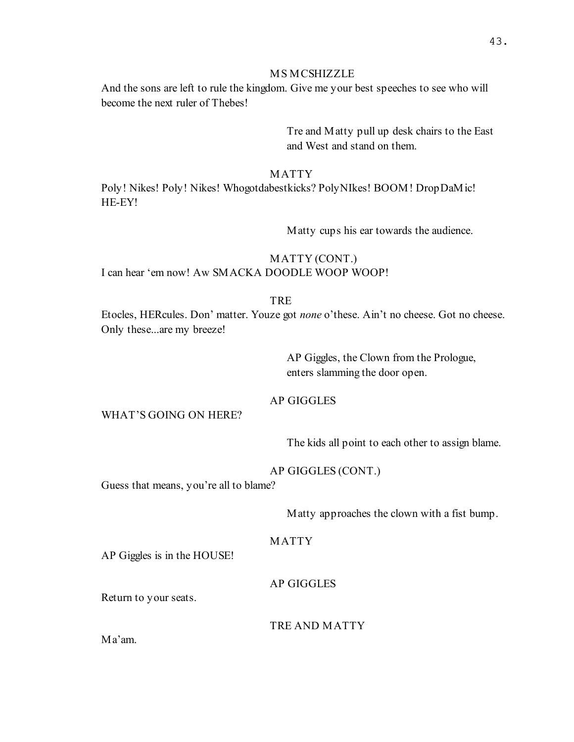MS MCSHIZZLE

And the sons are left to rule the kingdom. Give me your best speeches to see who will become the next ruler of Thebes!

Tre and Matty pull up desk chairs to the East and West and stand on them.

MATTY

Poly! Nikes! Poly! Nikes! Whogotdabestkicks? PolyNIkes! BOOM! DropDaMic! HE-EY!

Matty cups his ear towards the audience.

MATTY (CONT.)

I can hear 'em now! Aw SMACKA DOODLE WOOP WOOP!

TRE

Etocles, HERcules. Don' matter. Youze got *none* o'these. Ain't no cheese. Got no cheese. Only these...are my breeze!

AP Giggles, the Clown from the Prologue, enters slamming the door open.

AP GIGGLES

WHAT'S GOING ON HERE?

The kids all point to each other to assign blame.

AP GIGGLES (CONT.)

Guess that means, you're all to blame?

Matty approaches the clown with a fist bump.

MATTY

AP Giggles is in the HOUSE!

AP GIGGLES

Return to your seats.

TRE AND MATTY

Ma'am.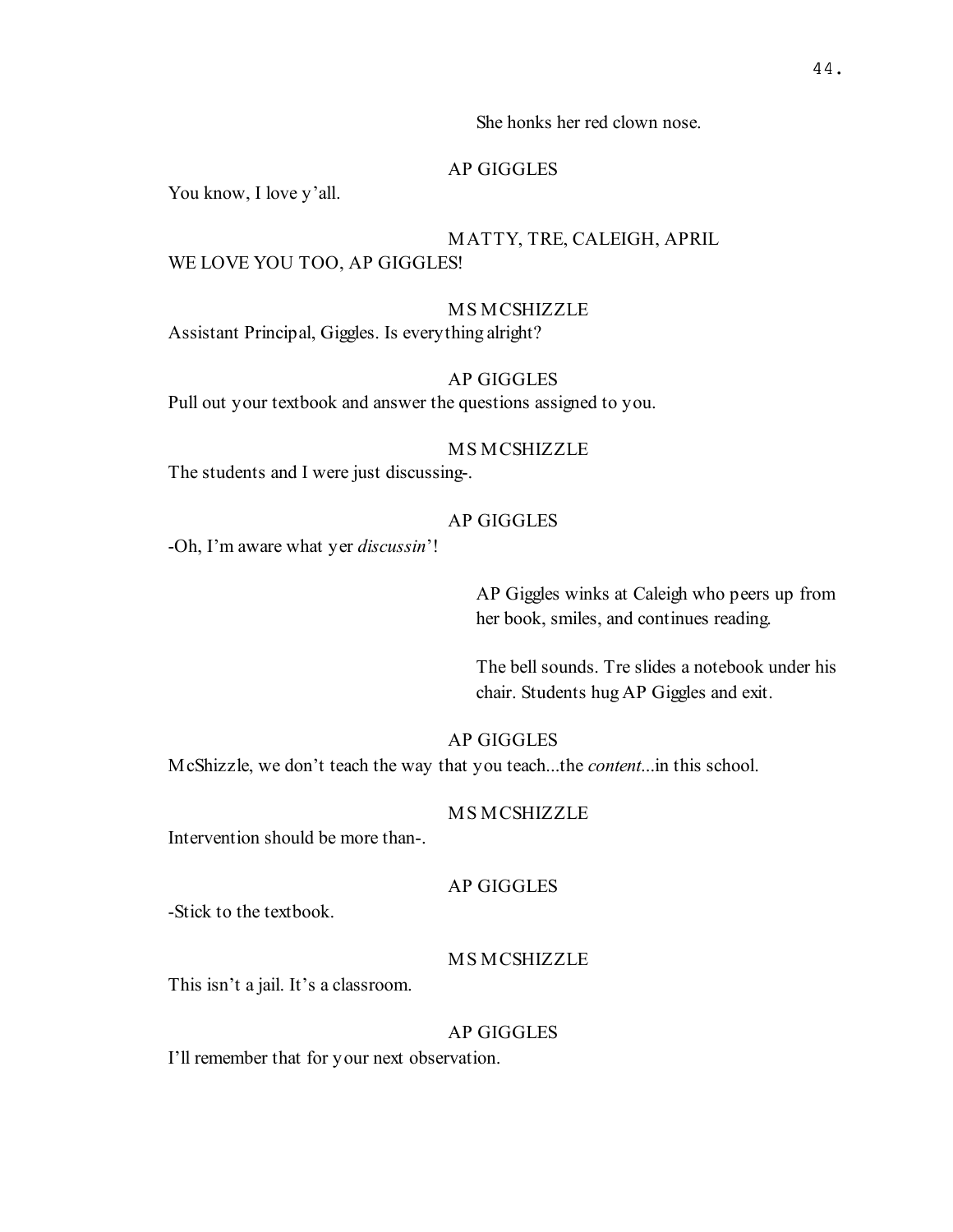She honks her red clown nose.

AP GIGGLES

You know, I love y'all.

MATTY, TRE, CALEIGH, APRIL

WE LOVE YOU TOO, AP GIGGLES!

MS MCSHIZZLE

Assistant Principal, Giggles. Is everything alright?

AP GIGGLES

Pull out your textbook and answer the questions assigned to you.

MS MCSHIZZLE

The students and I were just discussing-.

AP GIGGLES

-Oh, I'm aware what yer *discussin*'!

AP Giggles winks at Caleigh who peers up from her book, smiles, and continues reading.

The bell sounds. Tre slides a notebook under his chair. Students hug AP Giggles and exit.

AP GIGGLES

McShizzle, we don't teach the way that you teach...the *content*...in this school.

MS MCSHIZZLE

Intervention should be more than-.

AP GIGGLES

-Stick to the textbook.

MS MCSHIZZLE

This isn't a jail. It's a classroom.

AP GIGGLES

I'll remember that for your next observation.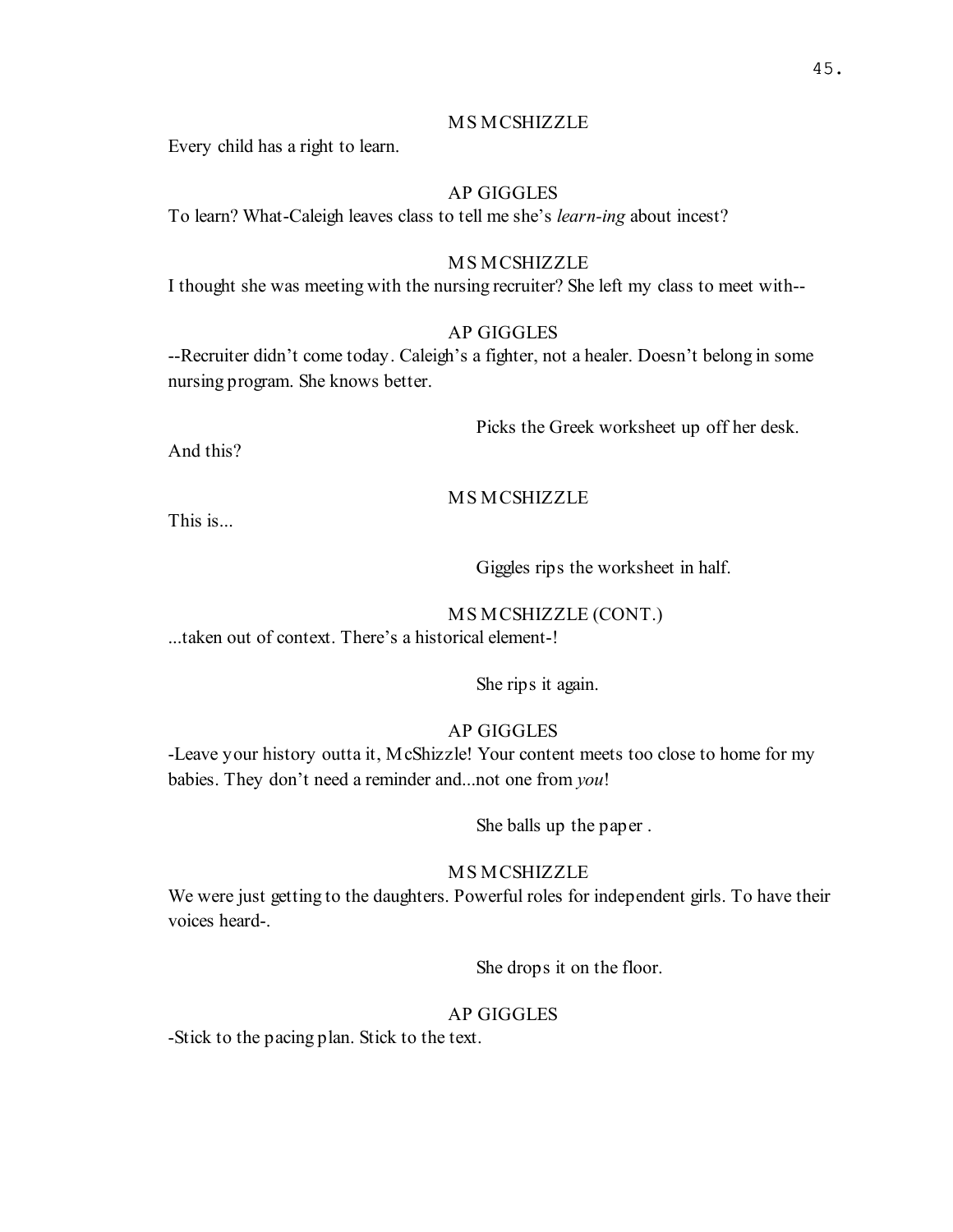MS MCSHIZZLE

Every child has a right to learn.

AP GIGGLES

To learn? What-Caleigh leaves class to tell me she's *learn-ing* about incest?

MS MCSHIZZLE

I thought she was meeting with the nursing recruiter? She left my class to meet with--

AP GIGGLES

--Recruiter didn't come today. Caleigh's a fighter, not a healer. Doesn't belong in some nursing program. She knows better.

Picks the Greek worksheet up off her desk.

And this?

MS MCSHIZZLE

This is...

Giggles rips the worksheet in half.

MS MCSHIZZLE (CONT.)

...taken out of context. There's a historical element-!

She rips it again.

AP GIGGLES

-Leave your history outta it, McShizzle! Your content meets too close to home for my babies. They don't need a reminder and...not one from *you*!

She balls up the paper .

MS MCSHIZZLE

We were just getting to the daughters. Powerful roles for independent girls. To have their voices heard-.

She drops it on the floor.

AP GIGGLES

-Stick to the pacing plan. Stick to the text.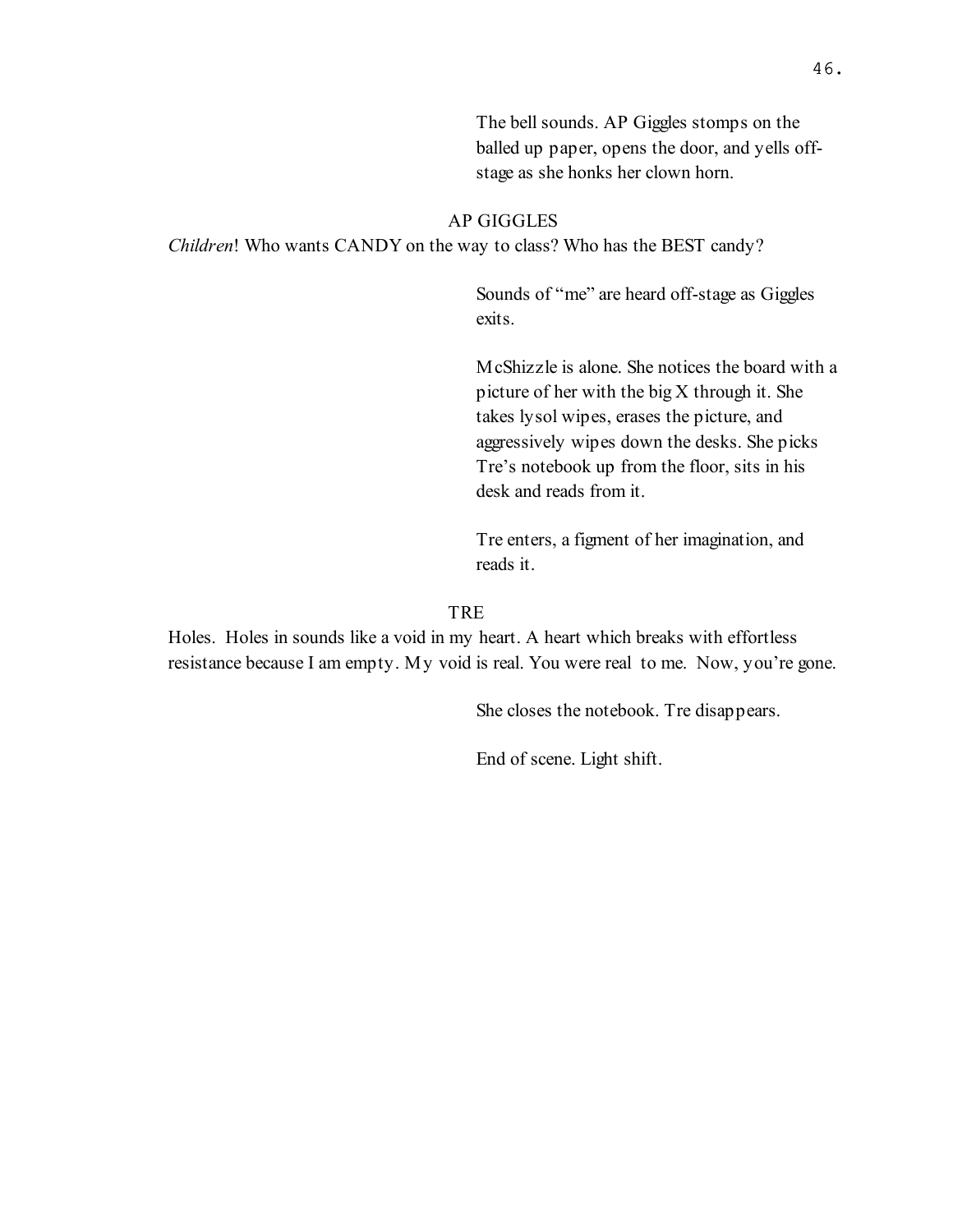The bell sounds. AP Giggles stomps on the balled up paper, opens the door, and yells off-stage as she honks her clown horn.

AP GIGGLES

*Children*! Who wants CANDY on the way to class? Who has the BEST candy?

Sounds of "me" are heard off-stage as Giggles exits.

McShizzle is alone. She notices the board with a picture of her with the big X through it. She takes lysol wipes, erases the picture, and aggressively wipes down the desks. She picks Tre's notebook up from the floor, sits in his desk and reads from it.

Tre enters, a figment of her imagination, and reads it.

TRE

Holes. Holes in sounds like a void in my heart. A heart which breaks with effortless resistance because I am empty. My void is real. You were real to me. Now, you're gone.

She closes the notebook. Tre disappears.

End of scene. Light shift.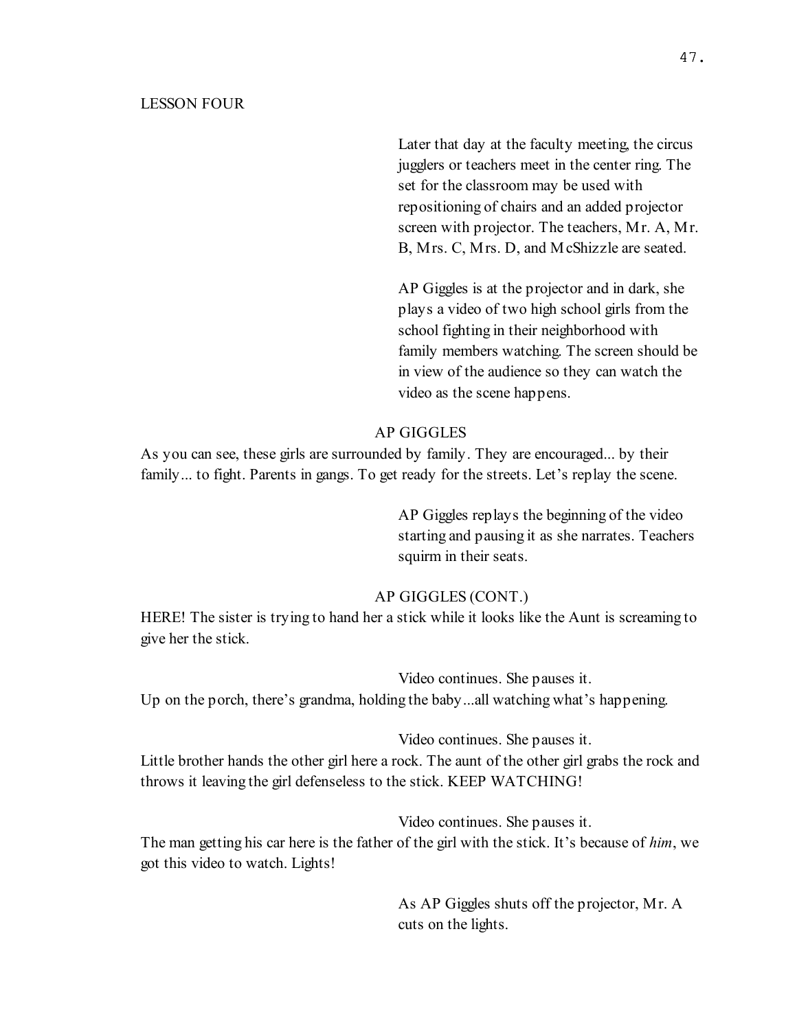LESSON FOUR

Later that day at the faculty meeting, the circus jugglers or teachers meet in the center ring. The set for the classroom may be used with repositioning of chairs and an added projector screen with projector. The teachers, Mr. A, Mr. B, Mrs. C, Mrs. D, and McShizzle are seated.

AP Giggles is at the projector and in dark, she plays a video of two high school girls from the school fighting in their neighborhood with family members watching. The screen should be in view of the audience so they can watch the video as the scene happens.

AP GIGGLES

As you can see, these girls are surrounded by family. They are encouraged... by their family... to fight. Parents in gangs. To get ready for the streets. Let's replay the scene.

AP Giggles replays the beginning of the video starting and pausing it as she narrates. Teachers squirm in their seats.

AP GIGGLES (CONT.)

HERE! The sister is trying to hand her a stick while it looks like the Aunt is screaming to give her the stick.

Video continues. She pauses it.

Up on the porch, there's grandma, holding the baby...all watching what's happening.

Video continues. She pauses it.

Little brother hands the other girl here a rock. The aunt of the other girl grabs the rock and throws it leaving the girl defenseless to the stick. KEEP WATCHING!

Video continues. She pauses it.

The man getting his car here is the father of the girl with the stick. It's because of *him*, we got this video to watch. Lights!

As AP Giggles shuts off the projector, Mr. A cuts on the lights.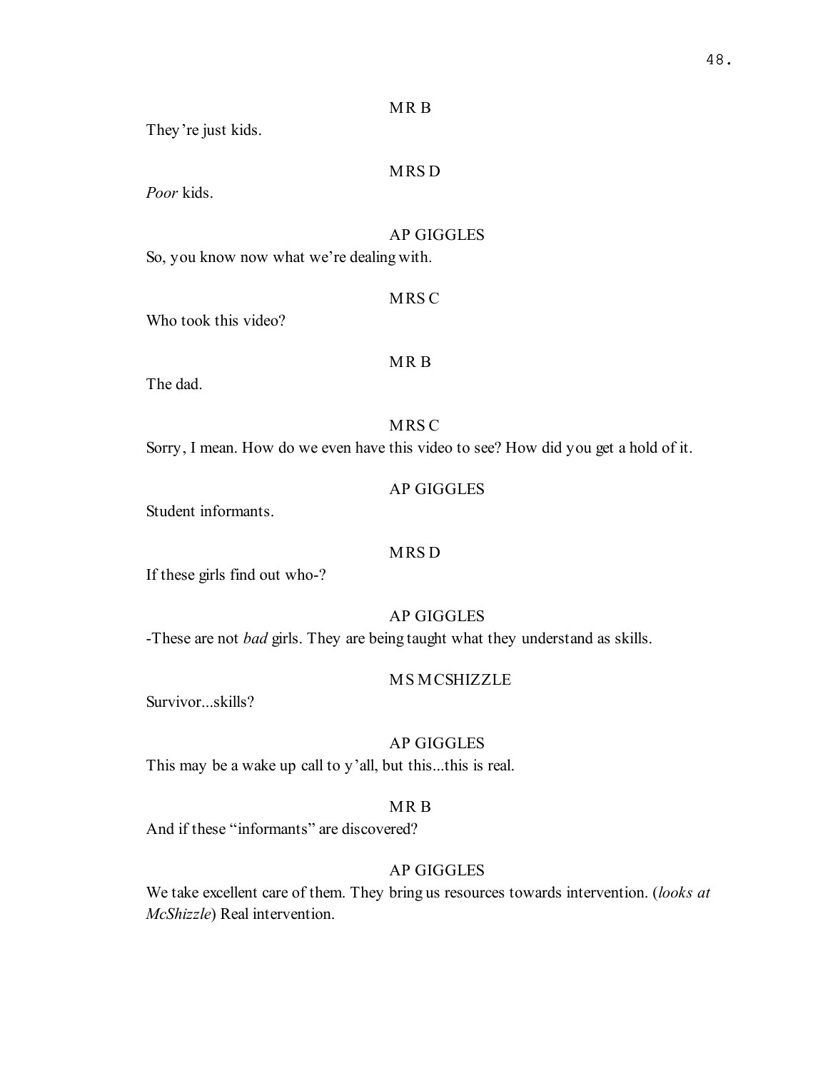MR B

They're just kids.

MRS D

*Poor* kids.

AP GIGGLES

So, you know now what we're dealing with.

MRS C

Who took this video?

MR B

The dad.

MRS C

Sorry, I mean. How do we even have this video to see? How did you get a hold of it.

AP GIGGLES

Student informants.

MRS D

If these girls find out who-?

AP GIGGLES

-These are not *bad* girls. They are being taught what they understand as skills.

MS MCSHIZZLE

Survivor...skills?

AP GIGGLES

This may be a wake up call to y'all, but this...this is real.

MR B

And if these "informants" are discovered?

AP GIGGLES

We take excellent care of them. They bring us resources towards intervention. (*looks at McShizzle*) Real intervention.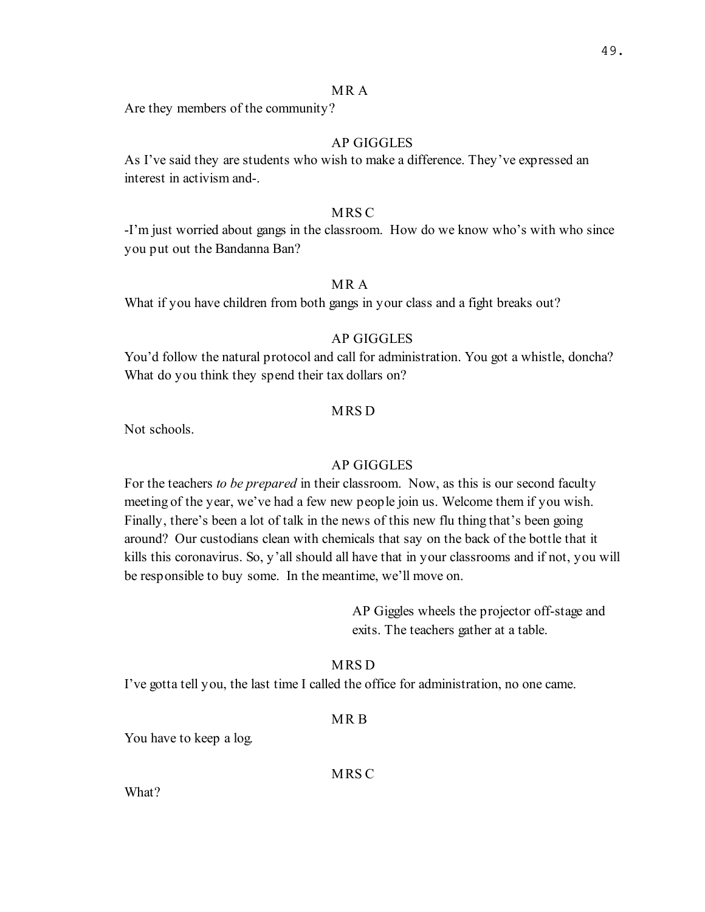MR A

Are they members of the community?

AP GIGGLES

As I've said they are students who wish to make a difference. They've expressed an interest in activism and-.

MRS C

-I'm just worried about gangs in the classroom. How do we know who's with who since you put out the Bandanna Ban?

MR A

What if you have children from both gangs in your class and a fight breaks out?

AP GIGGLES

You'd follow the natural protocol and call for administration. You got a whistle, doncha? What do you think they spend their tax dollars on?

MRS D

Not schools.

AP GIGGLES

For the teachers *to be prepared* in their classroom. Now, as this is our second faculty meeting of the year, we've had a few new people join us. Welcome them if you wish. Finally, there's been a lot of talk in the news of this new flu thing that's been going around? Our custodians clean with chemicals that say on the back of the bottle that it kills this coronavirus. So, y'all should all have that in your classrooms and if not, you will be responsible to buy some. In the meantime, we'll move on.

AP Giggles wheels the projector off-stage and exits. The teachers gather at a table.

MRS D

I've gotta tell you, the last time I called the office for administration, no one came.

MR B

You have to keep a log.

MRS C

What?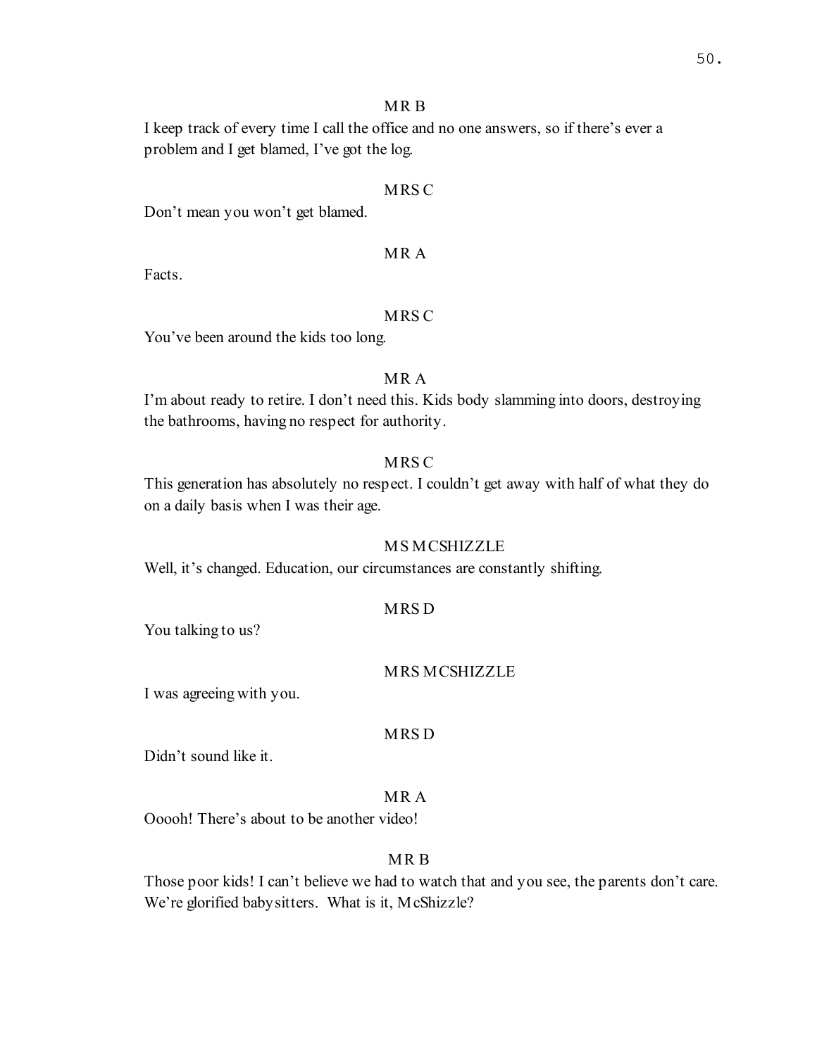MR B

I keep track of every time I call the office and no one answers, so if there's ever a problem and I get blamed, I've got the log.

MRS C

Don't mean you won't get blamed.

MR A

Facts.

MRS C

You've been around the kids too long.

MR A

I'm about ready to retire. I don't need this. Kids body slamming into doors, destroying the bathrooms, having no respect for authority.

MRS C

This generation has absolutely no respect. I couldn't get away with half of what they do on a daily basis when I was their age.

MS MCSHIZZLE

Well, it's changed. Education, our circumstances are constantly shifting.

MRS D

You talking to us?

MRS MCSHIZZLE

I was agreeing with you.

MRS D

Didn't sound like it.

MR A

Ooooh! There's about to be another video!

MR B

Those poor kids! I can't believe we had to watch that and you see, the parents don't care. We're glorified babysitters. What is it, McShizzle?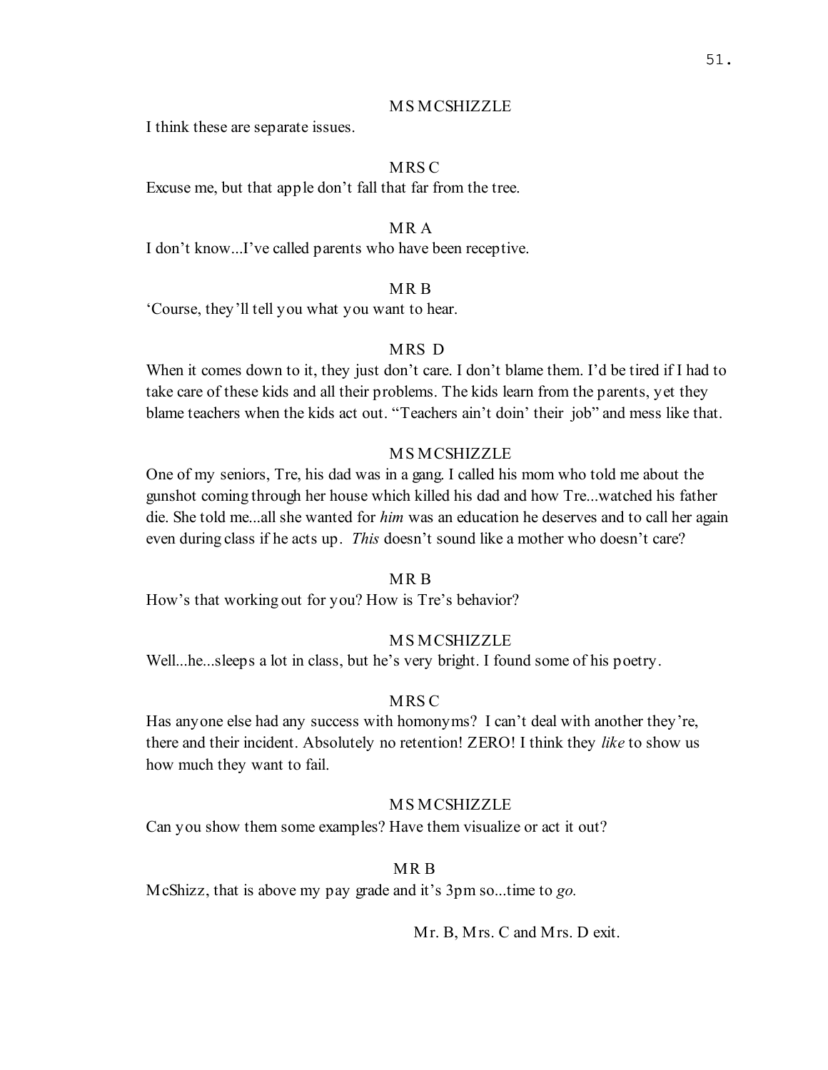MS MCSHIZZLE

I think these are separate issues.

MRS C

Excuse me, but that apple don't fall that far from the tree.

MR A

I don't know...I've called parents who have been receptive.

MR B

'Course, they'll tell you what you want to hear.

MRS D

When it comes down to it, they just don't care. I don't blame them. I'd be tired if I had to take care of these kids and all their problems. The kids learn from the parents, yet they blame teachers when the kids act out. "Teachers ain't doin' their job" and mess like that.

MS MCSHIZZLE

One of my seniors, Tre, his dad was in a gang. I called his mom who told me about the gunshot coming through her house which killed his dad and how Tre...watched his father die. She told me...all she wanted for *him* was an education he deserves and to call her again even during class if he acts up. *This* doesn't sound like a mother who doesn't care?

MR B

How's that working out for you? How is Tre's behavior?

MS MCSHIZZLE

Well...he...sleeps a lot in class, but he's very bright. I found some of his poetry.

MRS C

Has anyone else had any success with homonyms? I can't deal with another they're, there and their incident. Absolutely no retention! ZERO! I think they *like* to show us how much they want to fail.

MS MCSHIZZLE

Can you show them some examples? Have them visualize or act it out?

MR B

McShizz, that is above my pay grade and it's 3pm so...time to *go.*

Mr. B, Mrs. C and Mrs. D exit.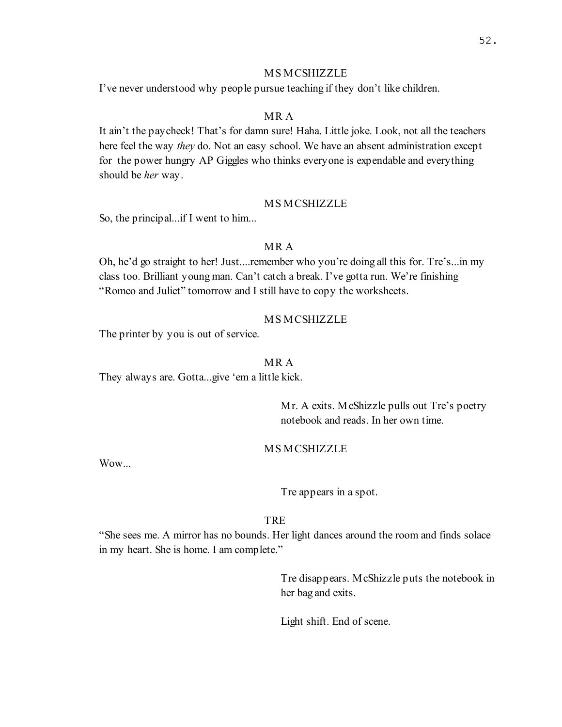MS MCSHIZZLE

I've never understood why people pursue teaching if they don't like children.

MR A

It ain't the paycheck! That's for damn sure! Haha. Little joke. Look, not all the teachers here feel the way *they* do. Not an easy school. We have an absent administration except for the power hungry AP Giggles who thinks everyone is expendable and everything should be *her* way.

MS MCSHIZZLE

So, the principal...if I went to him...

MR A

Oh, he'd go straight to her! Just....remember who you're doing all this for. Tre's...in my class too. Brilliant young man. Can't catch a break. I've gotta run. We're finishing "Romeo and Juliet" tomorrow and I still have to copy the worksheets.

MS MCSHIZZLE

The printer by you is out of service.

MR A

They always are. Gotta...give 'em a little kick.

> Mr. A exits. McShizzle pulls out Tre's poetry notebook and reads. In her own time.

MS MCSHIZZLE

Wow...

> Tre appears in a spot.

TRE

"She sees me. A mirror has no bounds. Her light dances around the room and finds solace in my heart. She is home. I am complete."

> Tre disappears. McShizzle puts the notebook in her bag and exits.

> Light shift. End of scene.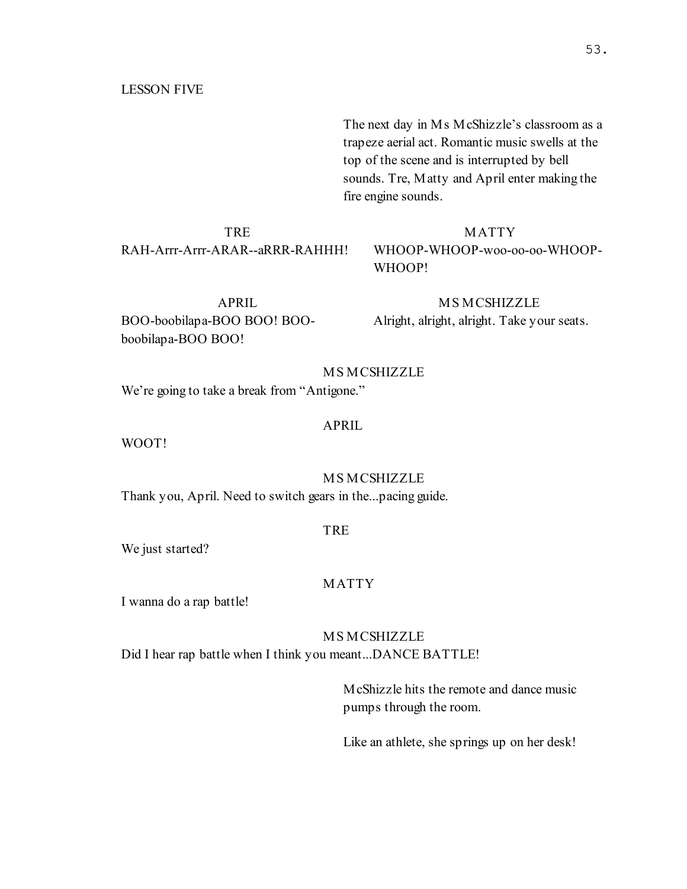LESSON FIVE

The next day in Ms McShizzle's classroom as a trapeze aerial act. Romantic music swells at the top of the scene and is interrupted by bell sounds. Tre, Matty and April enter making the fire engine sounds.

TRE
RAH-Arrr-Arrr-ARAR--aRRR-RAHHH!

MATTY
WHOOP-WHOOP-woo-oo-oo-WHOOP-WHOOP!

APRIL
BOO-boobilapa-BOO BOO! BOO-boobilapa-BOO BOO!

MS MCSHIZZLE
Alright, alright, alright. Take your seats.

MS MCSHIZZLE
We're going to take a break from "Antigone."

APRIL
WOOT!

MS MCSHIZZLE
Thank you, April. Need to switch gears in the...pacing guide.

TRE
We just started?

MATTY
I wanna do a rap battle!

MS MCSHIZZLE
Did I hear rap battle when I think you meant...DANCE BATTLE!

McShizzle hits the remote and dance music pumps through the room.

Like an athlete, she springs up on her desk!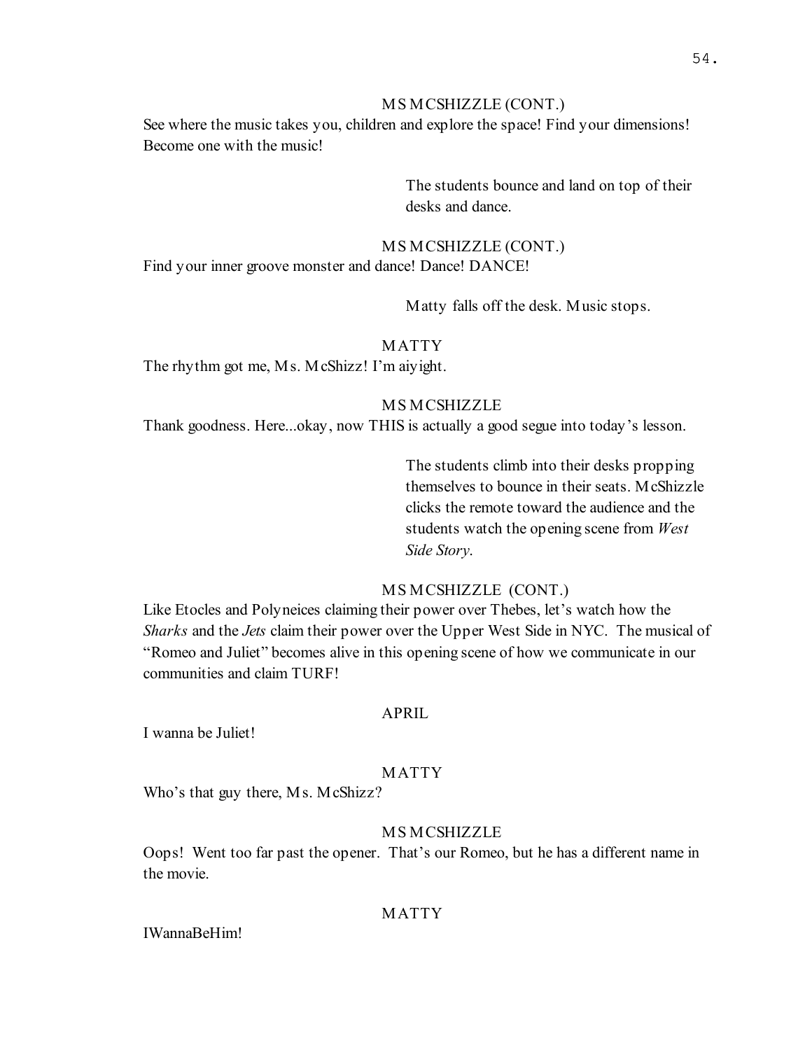MS MCSHIZZLE (CONT.)

See where the music takes you, children and explore the space! Find your dimensions! Become one with the music!

The students bounce and land on top of their desks and dance.

MS MCSHIZZLE (CONT.)

Find your inner groove monster and dance! Dance! DANCE!

Matty falls off the desk. Music stops.

MATTY

The rhythm got me, Ms. McShizz! I'm aiyight.

MS MCSHIZZLE

Thank goodness. Here...okay, now THIS is actually a good segue into today's lesson.

The students climb into their desks propping themselves to bounce in their seats. McShizzle clicks the remote toward the audience and the students watch the opening scene from *West Side Story*.

MS MCSHIZZLE (CONT.)

Like Etocles and Polyneices claiming their power over Thebes, let's watch how the *Sharks* and the *Jets* claim their power over the Upper West Side in NYC. The musical of "Romeo and Juliet" becomes alive in this opening scene of how we communicate in our communities and claim TURF!

APRIL

I wanna be Juliet!

MATTY

Who's that guy there, Ms. McShizz?

MS MCSHIZZLE

Oops! Went too far past the opener. That's our Romeo, but he has a different name in the movie.

MATTY

IWannaBeHim!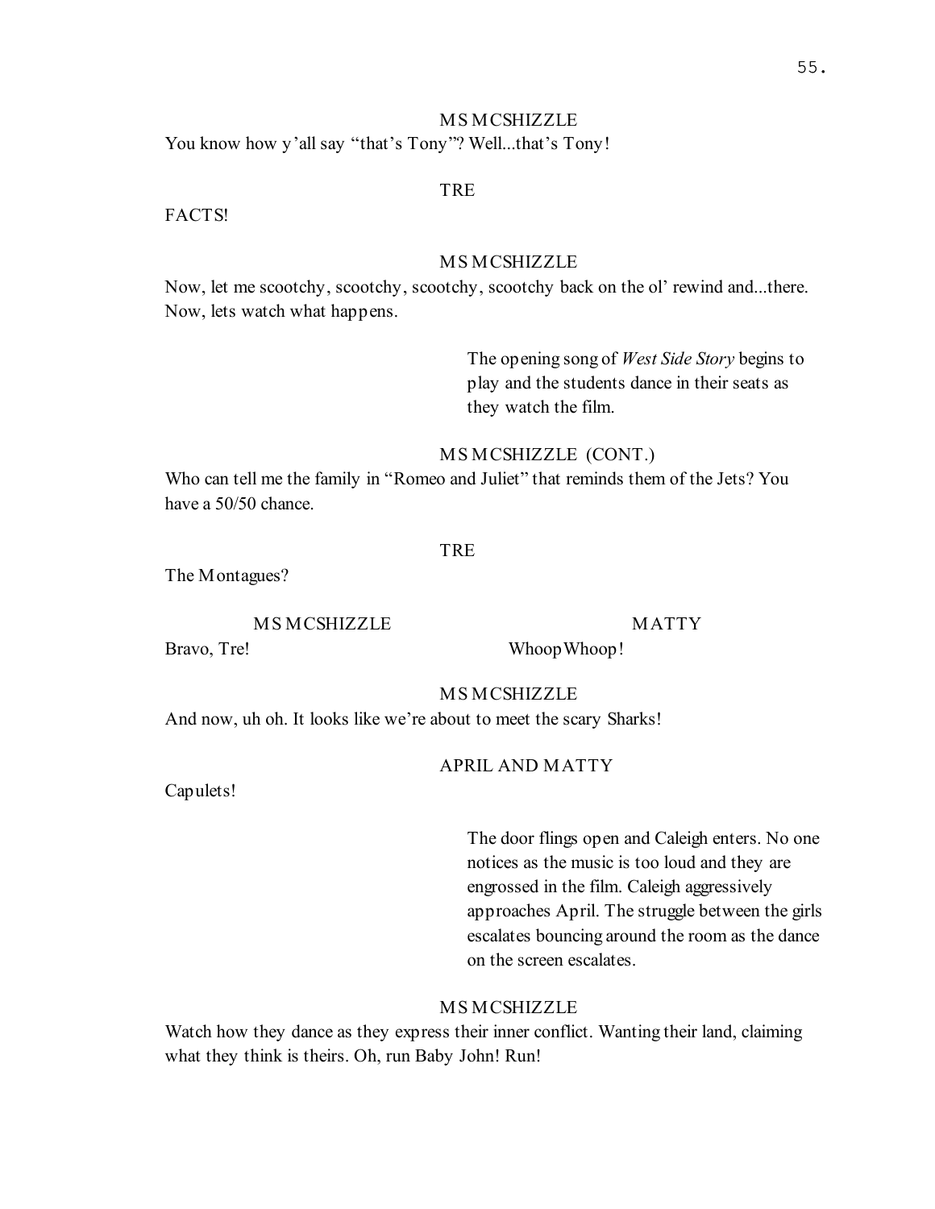MS MCSHIZZLE

You know how y'all say "that's Tony"? Well...that's Tony!

TRE

FACTS!

MS MCSHIZZLE

Now, let me scootchy, scootchy, scootchy, scootchy back on the ol' rewind and...there. Now, lets watch what happens.

> The opening song of *West Side Story* begins to play and the students dance in their seats as they watch the film.

MS MCSHIZZLE (CONT.)

Who can tell me the family in "Romeo and Juliet" that reminds them of the Jets? You have a 50/50 chance.

TRE

The Montagues?

MS MCSHIZZLE

Bravo, Tre!

MATTY

Whoop Whoop!

MS MCSHIZZLE

And now, uh oh. It looks like we're about to meet the scary Sharks!

APRIL AND MATTY

Capulets!

> The door flings open and Caleigh enters. No one notices as the music is too loud and they are engrossed in the film. Caleigh aggressively approaches April. The struggle between the girls escalates bouncing around the room as the dance on the screen escalates.

MS MCSHIZZLE

Watch how they dance as they express their inner conflict. Wanting their land, claiming what they think is theirs. Oh, run Baby John! Run!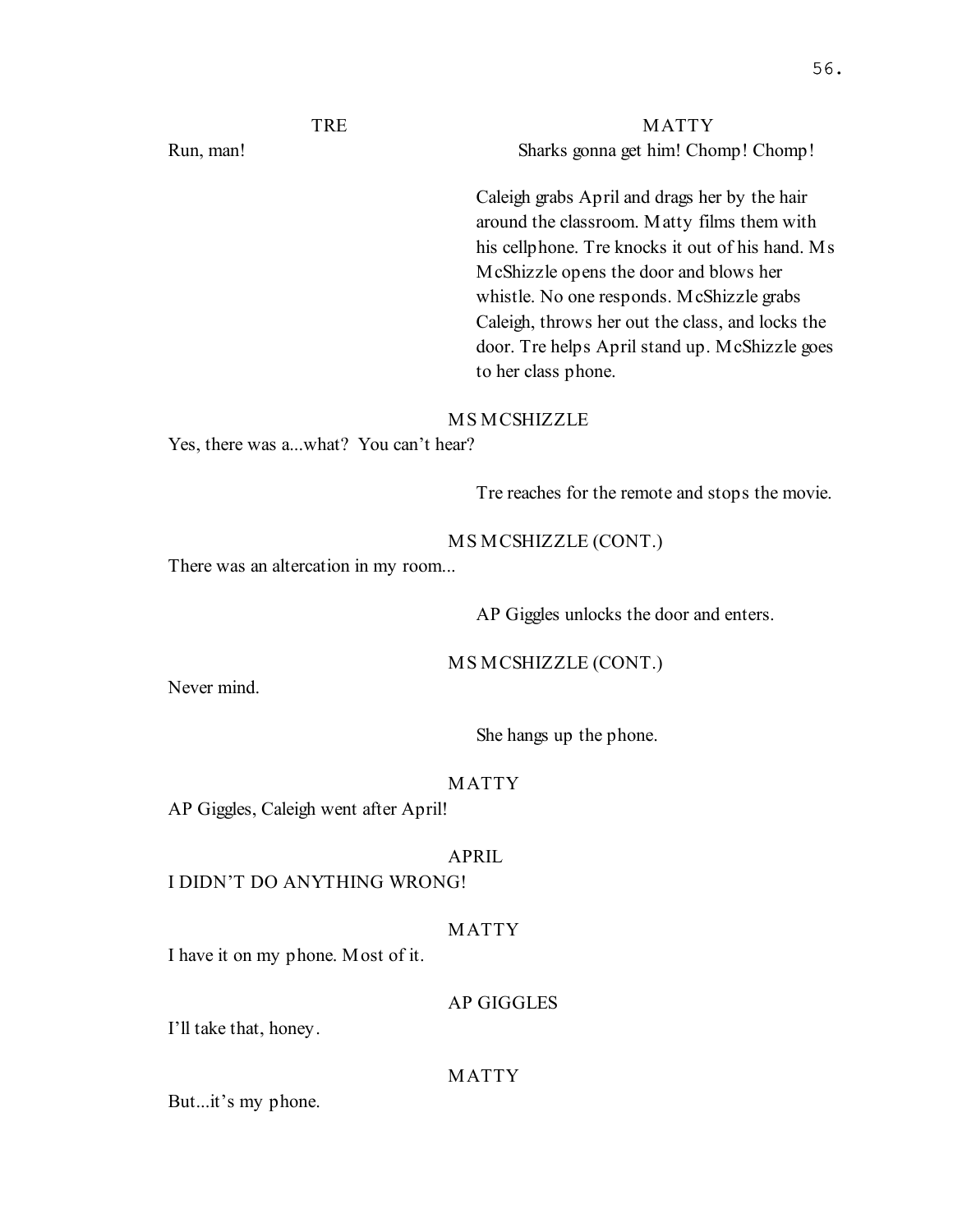TRE

Run, man!

MATTY

Sharks gonna get him! Chomp! Chomp!

Caleigh grabs April and drags her by the hair around the classroom. Matty films them with his cellphone. Tre knocks it out of his hand. Ms McShizzle opens the door and blows her whistle. No one responds. McShizzle grabs Caleigh, throws her out the class, and locks the door. Tre helps April stand up. McShizzle goes to her class phone.

MS MCSHIZZLE

Yes, there was a...what? You can't hear?

Tre reaches for the remote and stops the movie.

MS MCSHIZZLE (CONT.)

There was an altercation in my room...

AP Giggles unlocks the door and enters.

MS MCSHIZZLE (CONT.)

Never mind.

She hangs up the phone.

MATTY

AP Giggles, Caleigh went after April!

APRIL

I DIDN'T DO ANYTHING WRONG!

MATTY

I have it on my phone. Most of it.

AP GIGGLES

I'll take that, honey.

MATTY

But...it's my phone.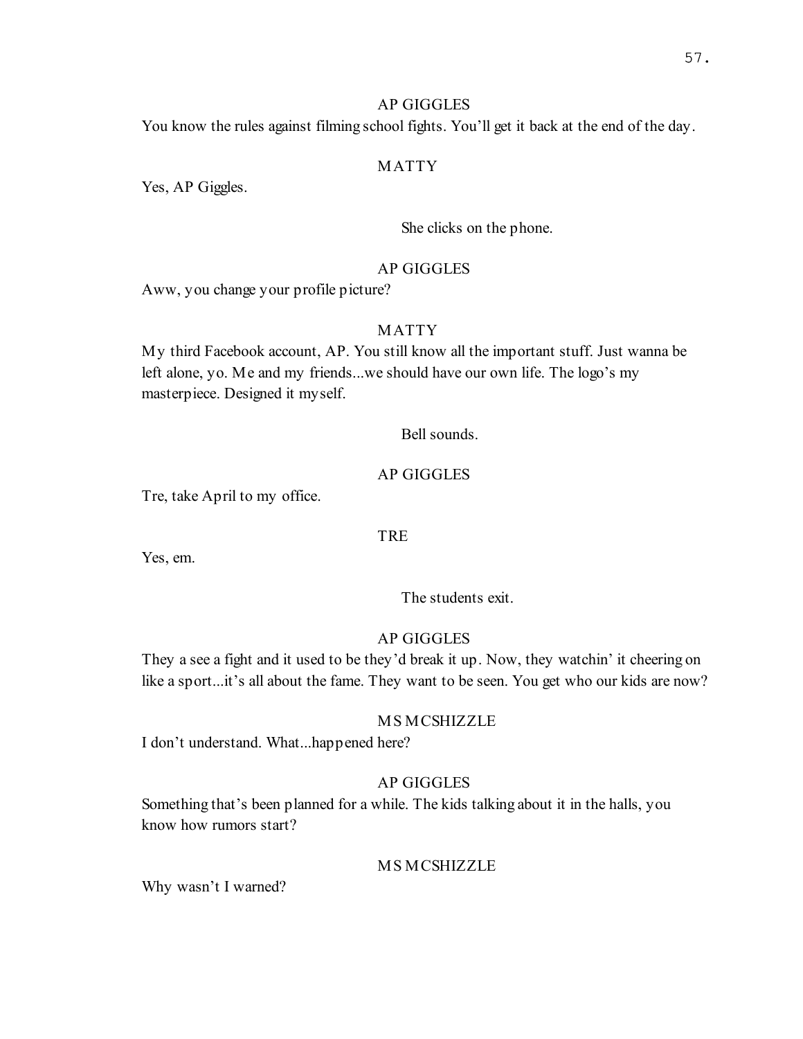AP GIGGLES

You know the rules against filming school fights. You'll get it back at the end of the day.

MATTY

Yes, AP Giggles.

She clicks on the phone.

AP GIGGLES

Aww, you change your profile picture?

MATTY

My third Facebook account, AP. You still know all the important stuff. Just wanna be left alone, yo. Me and my friends...we should have our own life. The logo's my masterpiece. Designed it myself.

Bell sounds.

AP GIGGLES

Tre, take April to my office.

TRE

Yes, em.

The students exit.

AP GIGGLES

They a see a fight and it used to be they'd break it up. Now, they watchin' it cheering on like a sport...it's all about the fame. They want to be seen. You get who our kids are now?

MS MCSHIZZLE

I don't understand. What...happened here?

AP GIGGLES

Something that's been planned for a while. The kids talking about it in the halls, you know how rumors start?

MS MCSHIZZLE

Why wasn't I warned?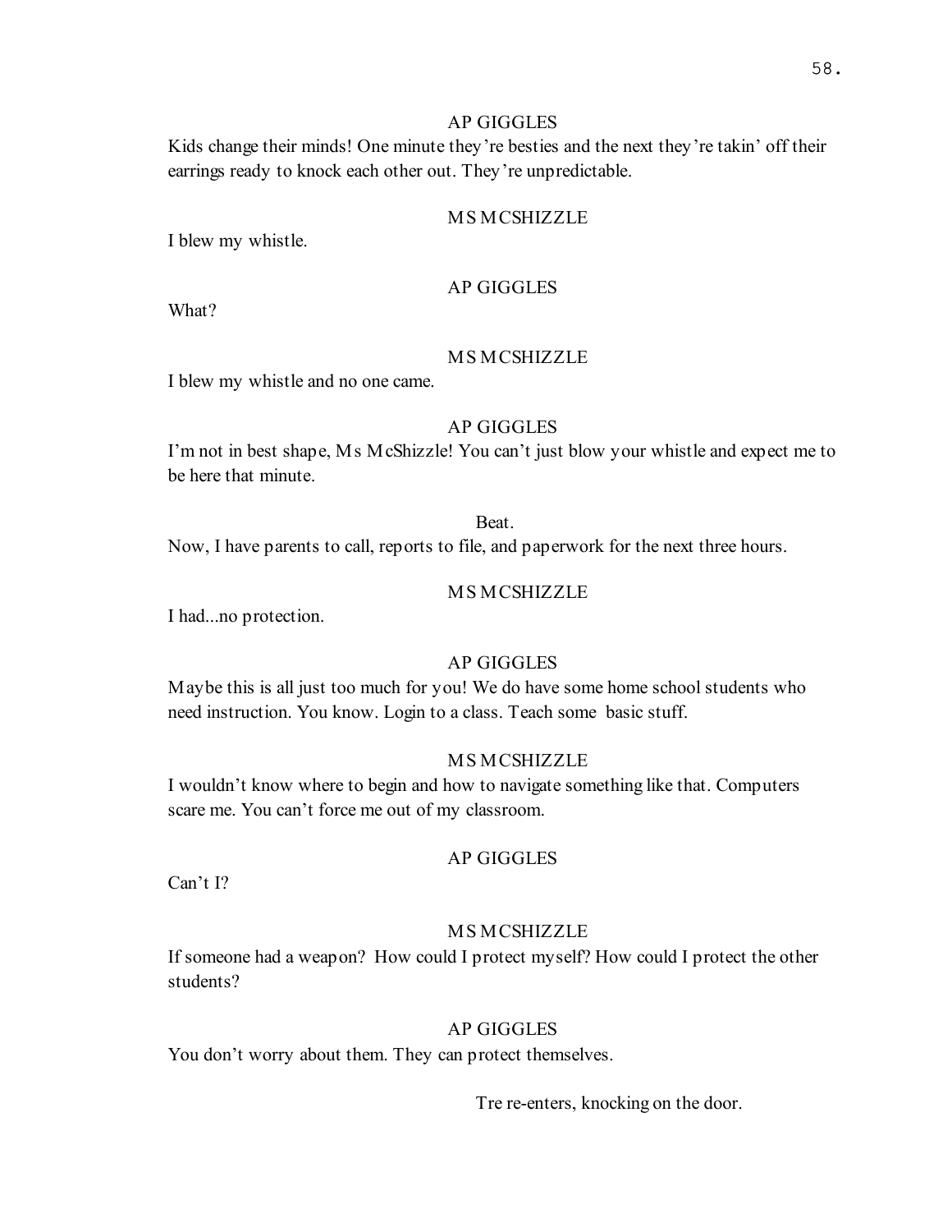AP GIGGLES

Kids change their minds! One minute they're besties and the next they're takin' off their earrings ready to knock each other out. They're unpredictable.

MS MCSHIZZLE

I blew my whistle.

AP GIGGLES

What?

MS MCSHIZZLE

I blew my whistle and no one came.

AP GIGGLES

I'm not in best shape, Ms McShizzle! You can't just blow your whistle and expect me to be here that minute.

Beat.

Now, I have parents to call, reports to file, and paperwork for the next three hours.

MS MCSHIZZLE

I had...no protection.

AP GIGGLES

Maybe this is all just too much for you! We do have some home school students who need instruction. You know. Login to a class. Teach some basic stuff.

MS MCSHIZZLE

I wouldn't know where to begin and how to navigate something like that. Computers scare me. You can't force me out of my classroom.

AP GIGGLES

Can't I?

MS MCSHIZZLE

If someone had a weapon? How could I protect myself? How could I protect the other students?

AP GIGGLES

You don't worry about them. They can protect themselves.

Tre re-enters, knocking on the door.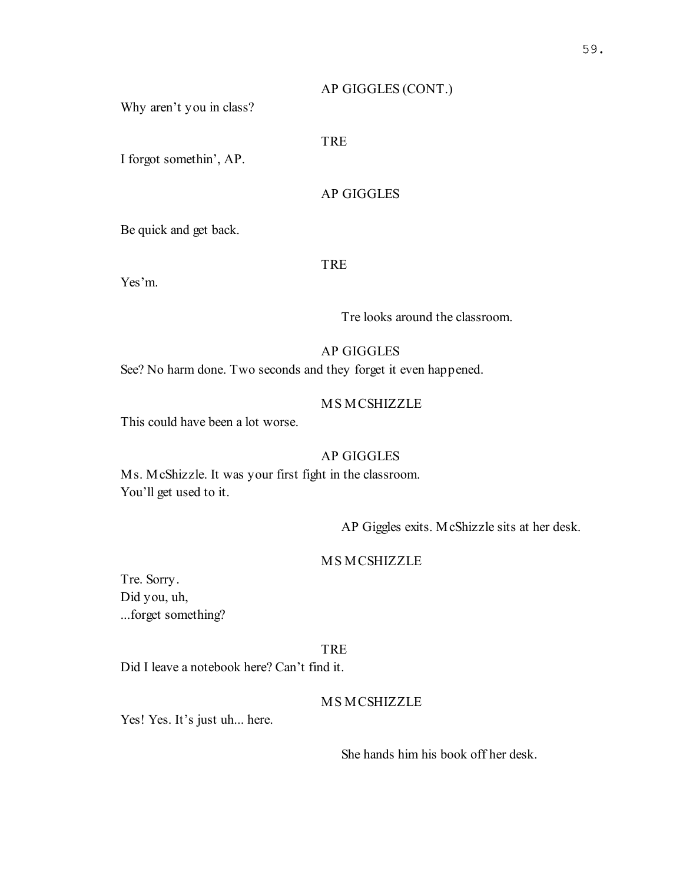AP GIGGLES (CONT.)

Why aren't you in class?

TRE

I forgot somethin', AP.

AP GIGGLES

Be quick and get back.

TRE

Yes'm.

Tre looks around the classroom.

AP GIGGLES

See? No harm done. Two seconds and they forget it even happened.

MS MCSHIZZLE

This could have been a lot worse.

AP GIGGLES

Ms. McShizzle. It was your first fight in the classroom.
You'll get used to it.

AP Giggles exits. McShizzle sits at her desk.

MS MCSHIZZLE

Tre. Sorry.
Did you, uh,
...forget something?

TRE

Did I leave a notebook here? Can't find it.

MS MCSHIZZLE

Yes! Yes. It's just uh... here.

She hands him his book off her desk.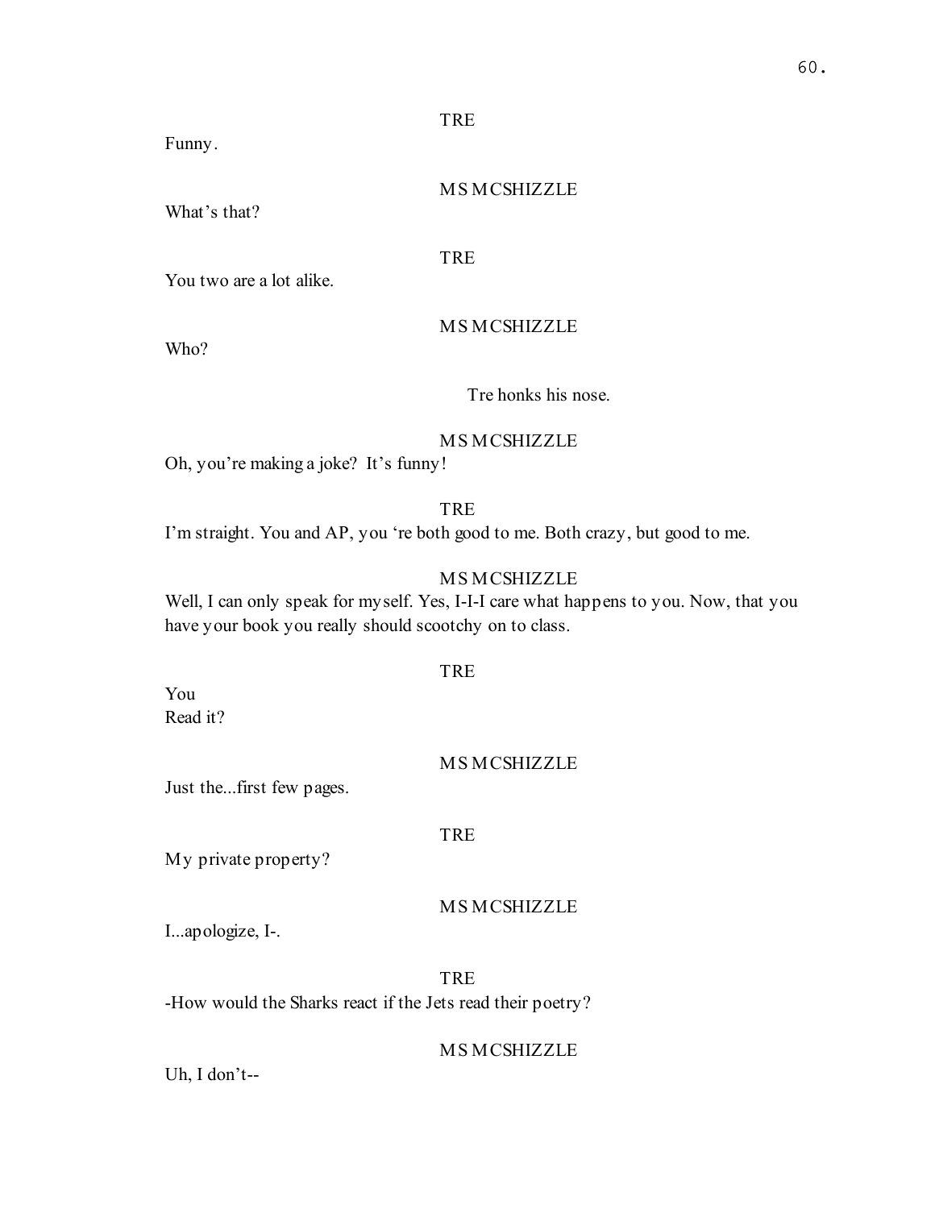TRE

Funny.

MS MCSHIZZLE

What's that?

TRE

You two are a lot alike.

MS MCSHIZZLE

Who?

Tre honks his nose.

MS MCSHIZZLE

Oh, you're making a joke? It's funny!

TRE

I'm straight. You and AP, you 're both good to me. Both crazy, but good to me.

MS MCSHIZZLE

Well, I can only speak for myself. Yes, I-I-I care what happens to you. Now, that you have your book you really should scootchy on to class.

TRE

You
Read it?

MS MCSHIZZLE

Just the...first few pages.

TRE

My private property?

MS MCSHIZZLE

I...apologize, I-.

TRE

-How would the Sharks react if the Jets read their poetry?

MS MCSHIZZLE

Uh, I don't--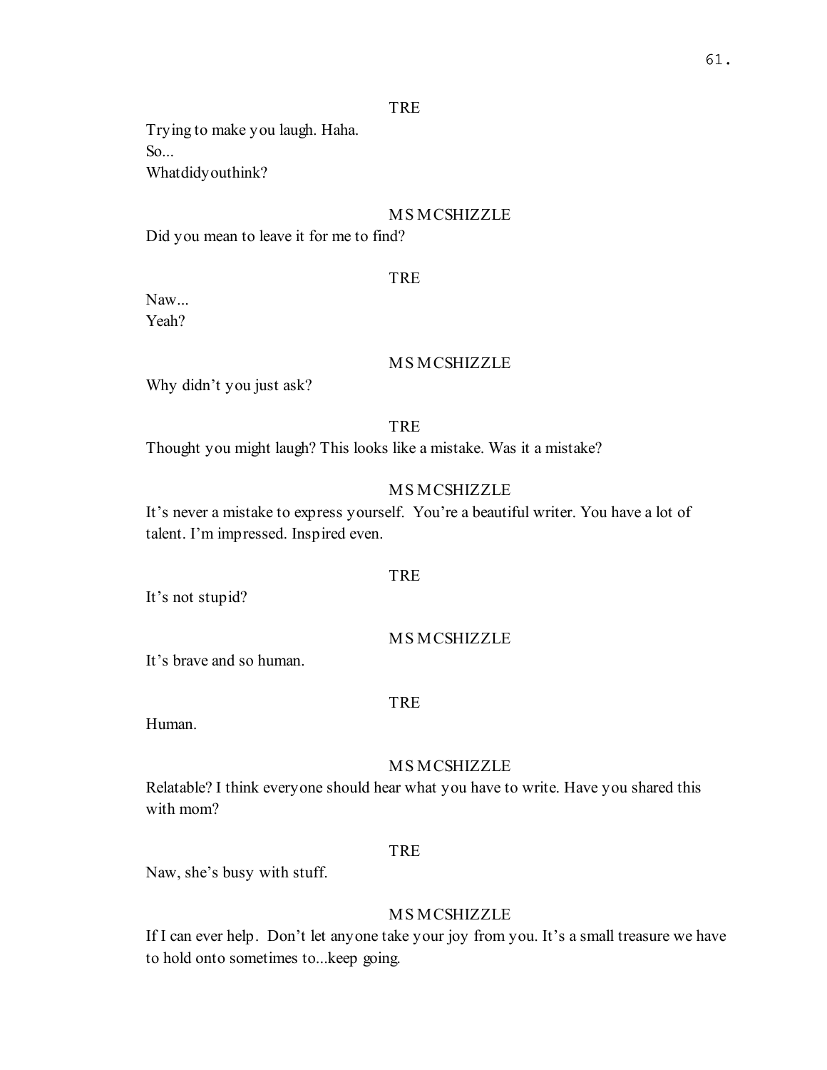TRE

Trying to make you laugh. Haha.
So...
Whatdidyouthink?

MS MCSHIZZLE

Did you mean to leave it for me to find?

TRE

Naw...
Yeah?

MS MCSHIZZLE

Why didn't you just ask?

TRE

Thought you might laugh? This looks like a mistake. Was it a mistake?

MS MCSHIZZLE

It's never a mistake to express yourself. You're a beautiful writer. You have a lot of talent. I'm impressed. Inspired even.

TRE

It's not stupid?

MS MCSHIZZLE

It's brave and so human.

TRE

Human.

MS MCSHIZZLE

Relatable? I think everyone should hear what you have to write. Have you shared this with mom?

TRE

Naw, she's busy with stuff.

MS MCSHIZZLE

If I can ever help. Don't let anyone take your joy from you. It's a small treasure we have to hold onto sometimes to...keep going.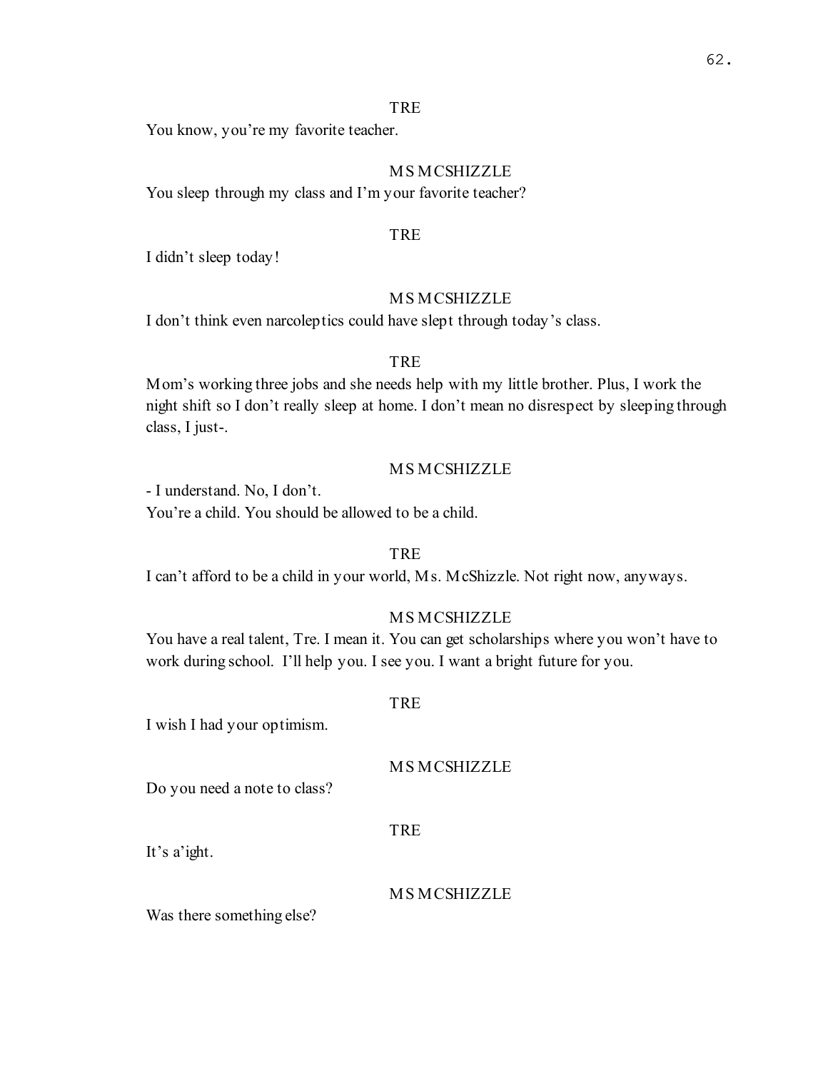TRE

You know, you're my favorite teacher.

MS MCSHIZZLE

You sleep through my class and I'm your favorite teacher?

TRE

I didn't sleep today!

MS MCSHIZZLE

I don't think even narcoleptics could have slept through today's class.

TRE

Mom's working three jobs and she needs help with my little brother. Plus, I work the night shift so I don't really sleep at home. I don't mean no disrespect by sleeping through class, I just-.

MS MCSHIZZLE

- I understand. No, I don't.
You're a child. You should be allowed to be a child.

TRE

I can't afford to be a child in your world, Ms. McShizzle. Not right now, anyways.

MS MCSHIZZLE

You have a real talent, Tre. I mean it. You can get scholarships where you won't have to work during school. I'll help you. I see you. I want a bright future for you.

TRE

I wish I had your optimism.

MS MCSHIZZLE

Do you need a note to class?

TRE

It's a'ight.

MS MCSHIZZLE

Was there something else?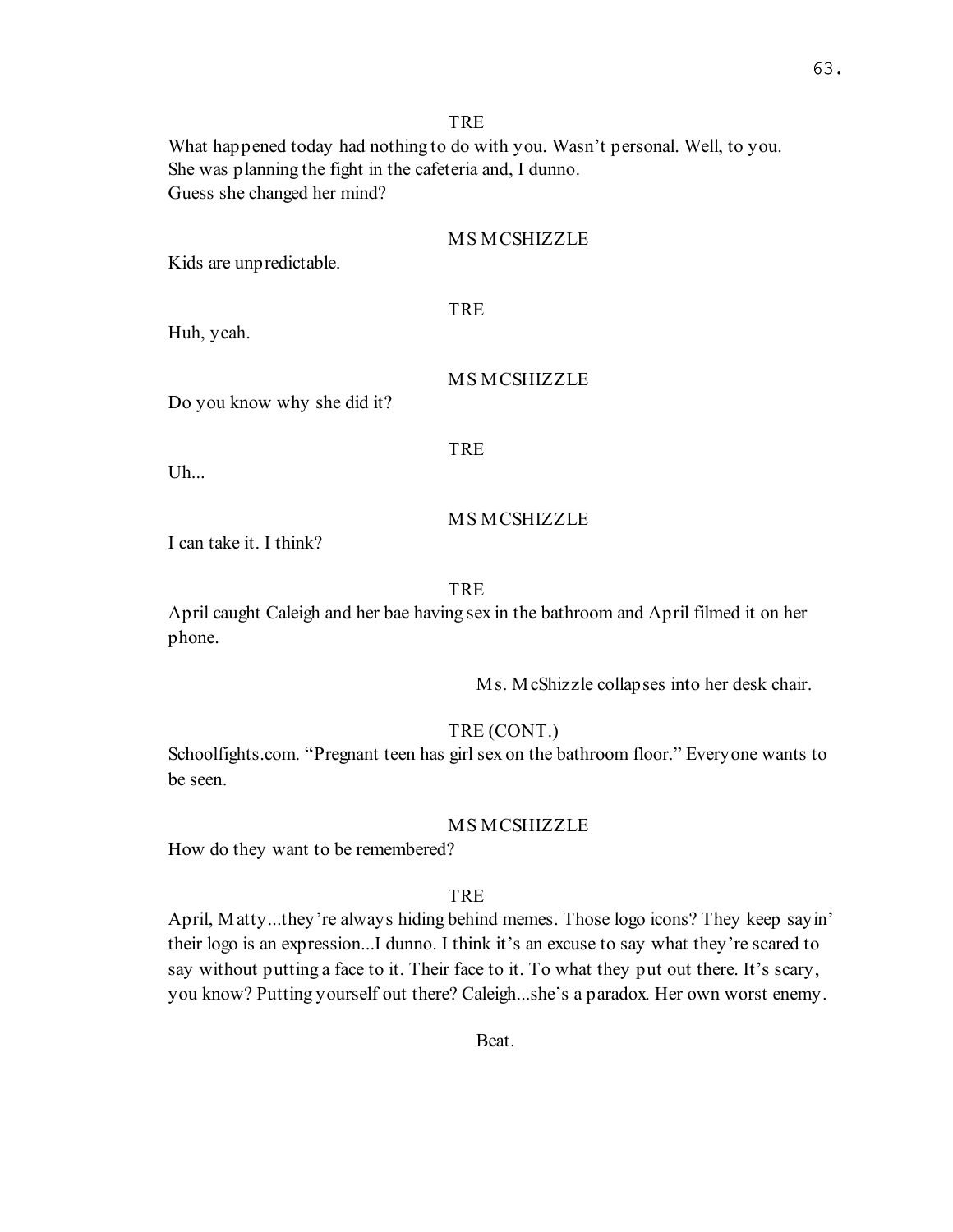TRE

What happened today had nothing to do with you. Wasn't personal. Well, to you. She was planning the fight in the cafeteria and, I dunno.
Guess she changed her mind?

MS MCSHIZZLE

Kids are unpredictable.

TRE

Huh, yeah.

MS MCSHIZZLE

Do you know why she did it?

TRE

Uh...

MS MCSHIZZLE

I can take it. I think?

TRE

April caught Caleigh and her bae having sex in the bathroom and April filmed it on her phone.

Ms. McShizzle collapses into her desk chair.

TRE (CONT.)

Schoolfights.com. "Pregnant teen has girl sex on the bathroom floor." Everyone wants to be seen.

MS MCSHIZZLE

How do they want to be remembered?

TRE

April, Matty...they're always hiding behind memes. Those logo icons? They keep sayin' their logo is an expression...I dunno. I think it's an excuse to say what they're scared to say without putting a face to it. Their face to it. To what they put out there. It's scary, you know? Putting yourself out there? Caleigh...she's a paradox. Her own worst enemy.

Beat.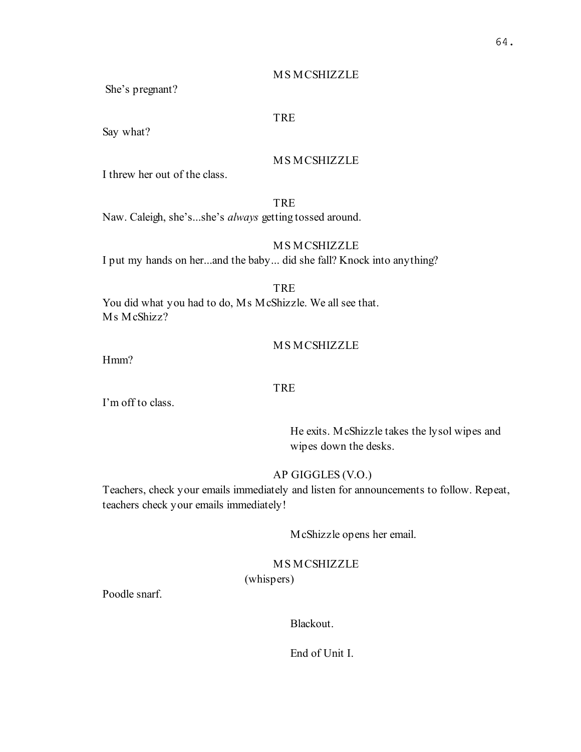MS MCSHIZZLE

She's pregnant?

TRE

Say what?

MS MCSHIZZLE

I threw her out of the class.

TRE

Naw. Caleigh, she's...she's *always* getting tossed around.

MS MCSHIZZLE

I put my hands on her...and the baby... did she fall? Knock into anything?

TRE

You did what you had to do, Ms McShizzle. We all see that.
Ms McShizz?

MS MCSHIZZLE

Hmm?

TRE

I'm off to class.

He exits. McShizzle takes the lysol wipes and wipes down the desks.

AP GIGGLES (V.O.)

Teachers, check your emails immediately and listen for announcements to follow. Repeat, teachers check your emails immediately!

McShizzle opens her email.

MS MCSHIZZLE

(whispers)

Poodle snarf.

Blackout.

End of Unit I.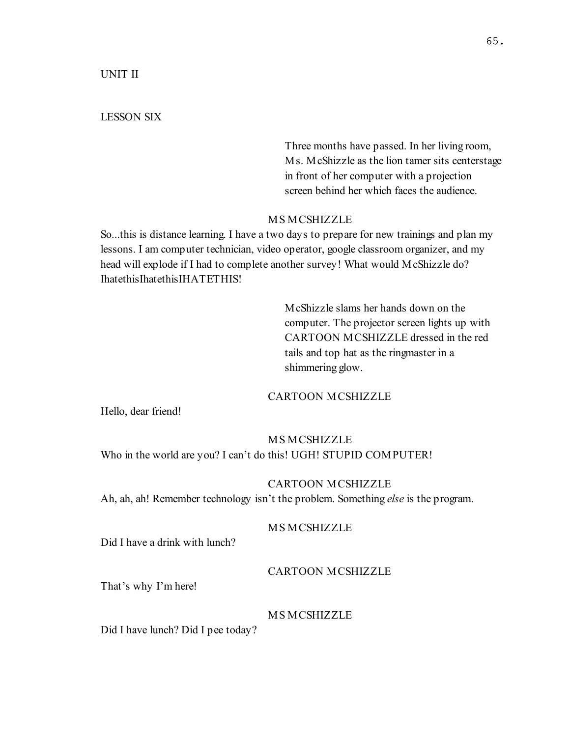UNIT II

LESSON SIX

Three months have passed. In her living room, Ms. McShizzle as the lion tamer sits centerstage in front of her computer with a projection screen behind her which faces the audience.

MS MCSHIZZLE

So...this is distance learning. I have a two days to prepare for new trainings and plan my lessons. I am computer technician, video operator, google classroom organizer, and my head will explode if I had to complete another survey! What would McShizzle do? IhatethisIhatethisIHATETHIS!

McShizzle slams her hands down on the computer. The projector screen lights up with CARTOON MCSHIZZLE dressed in the red tails and top hat as the ringmaster in a shimmering glow.

CARTOON MCSHIZZLE

Hello, dear friend!

MS MCSHIZZLE

Who in the world are you? I can't do this! UGH! STUPID COMPUTER!

CARTOON MCSHIZZLE

Ah, ah, ah! Remember technology isn't the problem. Something *else* is the program.

MS MCSHIZZLE

Did I have a drink with lunch?

CARTOON MCSHIZZLE

That's why I'm here!

MS MCSHIZZLE

Did I have lunch? Did I pee today?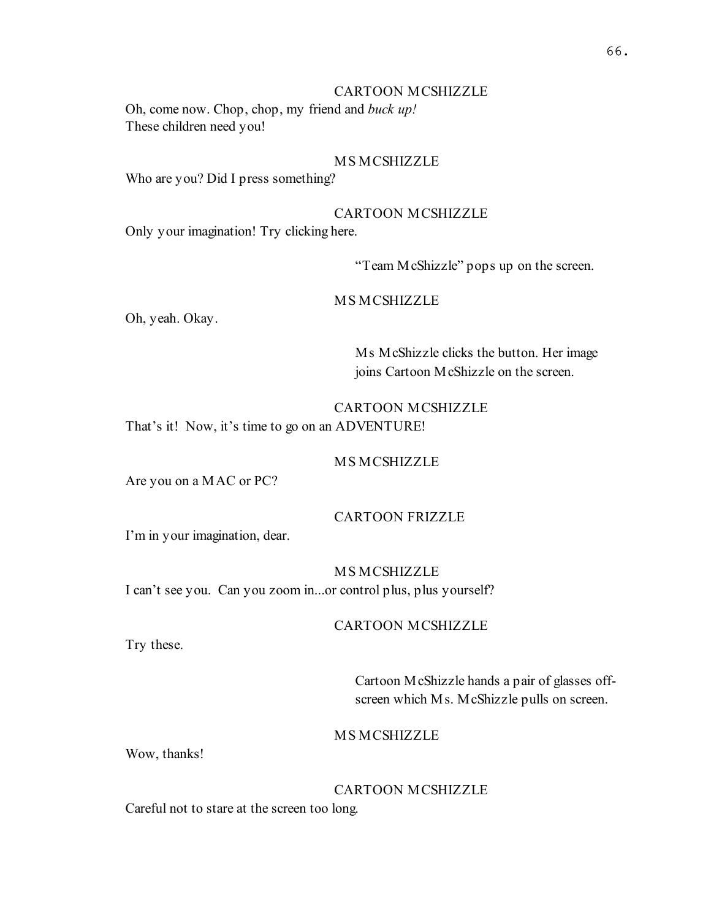CARTOON MCSHIZZLE

Oh, come now. Chop, chop, my friend and *buck up!*
These children need you!

MS MCSHIZZLE

Who are you? Did I press something?

CARTOON MCSHIZZLE

Only your imagination! Try clicking here.

"Team McShizzle" pops up on the screen.

MS MCSHIZZLE

Oh, yeah. Okay.

Ms McShizzle clicks the button. Her image joins Cartoon McShizzle on the screen.

CARTOON MCSHIZZLE

That's it! Now, it's time to go on an ADVENTURE!

MS MCSHIZZLE

Are you on a MAC or PC?

CARTOON FRIZZLE

I'm in your imagination, dear.

MS MCSHIZZLE

I can't see you. Can you zoom in...or control plus, plus yourself?

CARTOON MCSHIZZLE

Try these.

Cartoon McShizzle hands a pair of glasses off-screen which Ms. McShizzle pulls on screen.

MS MCSHIZZLE

Wow, thanks!

CARTOON MCSHIZZLE

Careful not to stare at the screen too long.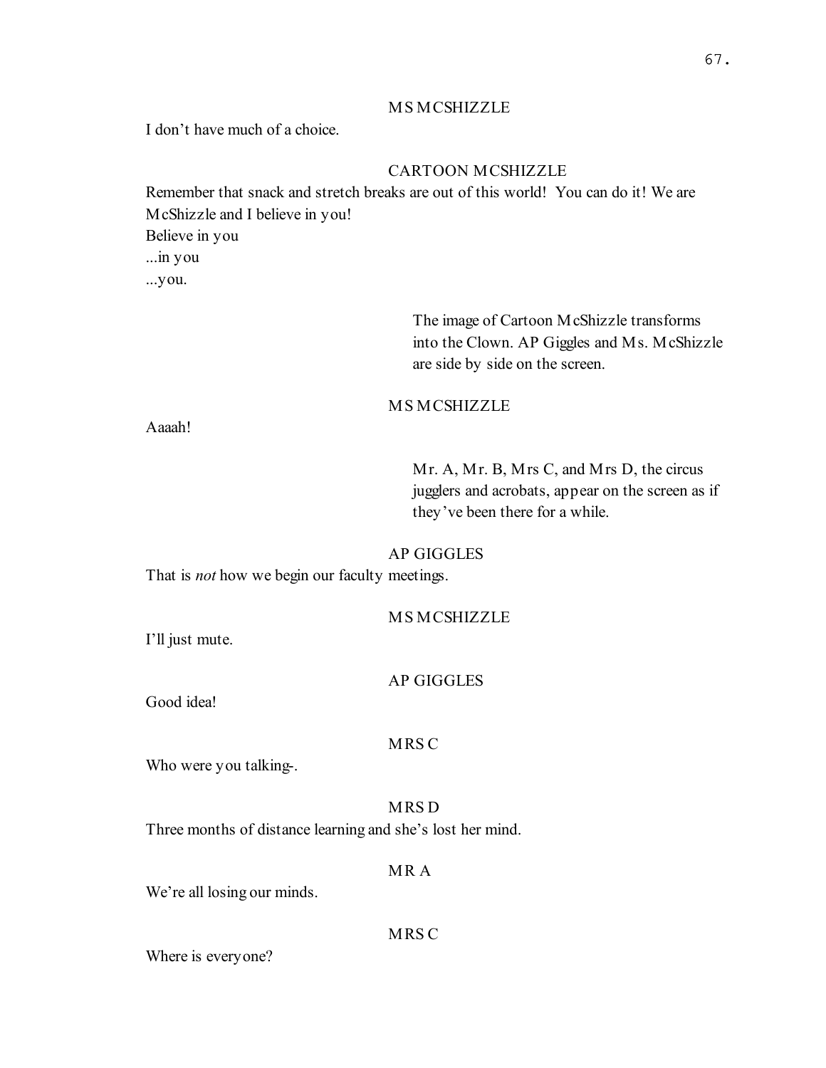MS MCSHIZZLE

I don't have much of a choice.

CARTOON MCSHIZZLE

Remember that snack and stretch breaks are out of this world! You can do it! We are McShizzle and I believe in you!
Believe in you
...in you
...you.

The image of Cartoon McShizzle transforms into the Clown. AP Giggles and Ms. McShizzle are side by side on the screen.

MS MCSHIZZLE

Aaaah!

Mr. A, Mr. B, Mrs C, and Mrs D, the circus jugglers and acrobats, appear on the screen as if they've been there for a while.

AP GIGGLES

That is *not* how we begin our faculty meetings.

MS MCSHIZZLE

I'll just mute.

AP GIGGLES

Good idea!

MRS C

Who were you talking-.

MRS D

Three months of distance learning and she's lost her mind.

MR A

We're all losing our minds.

MRS C

Where is everyone?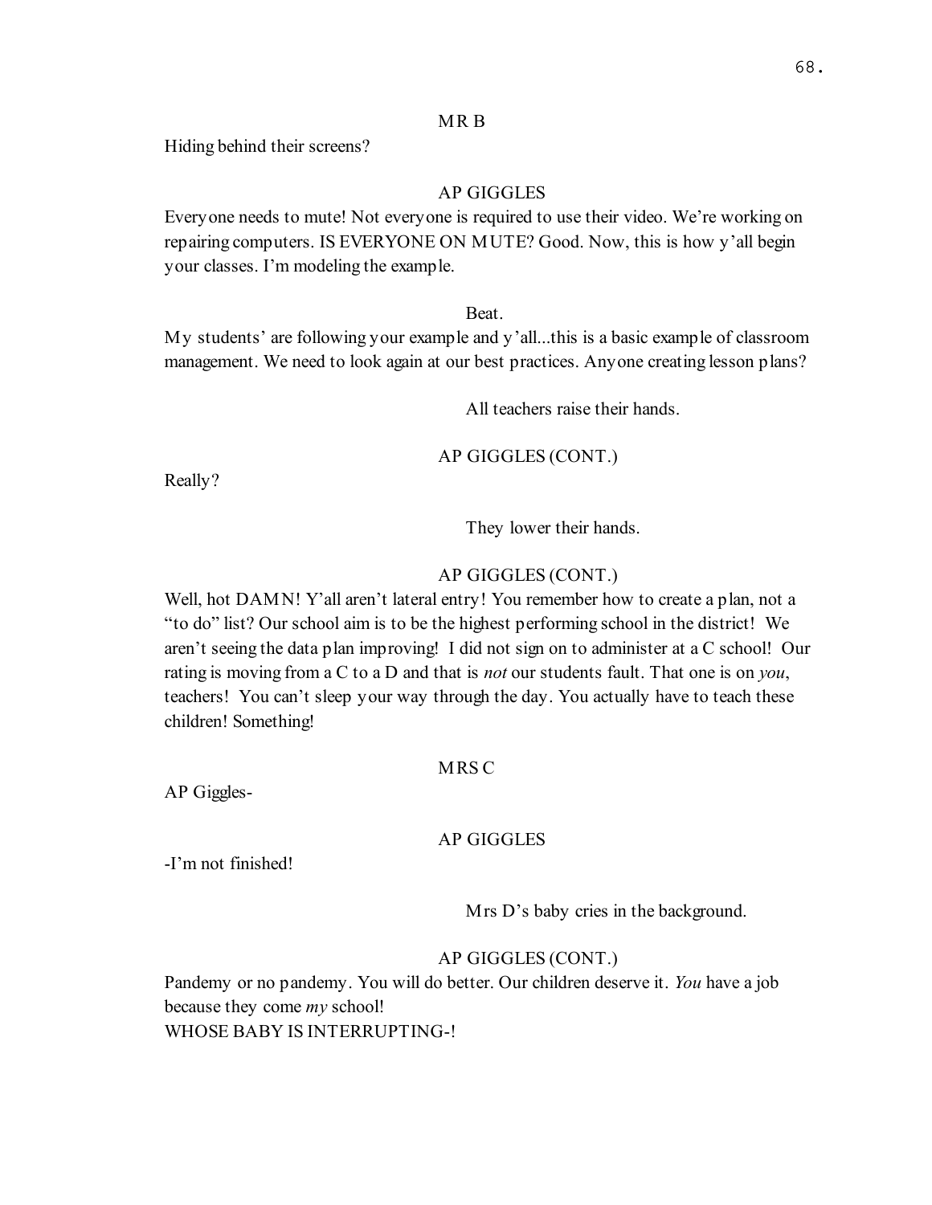MR B

Hiding behind their screens?

AP GIGGLES

Everyone needs to mute! Not everyone is required to use their video. We're working on repairing computers. IS EVERYONE ON MUTE? Good. Now, this is how y'all begin your classes. I'm modeling the example.

Beat.

My students' are following your example and y'all...this is a basic example of classroom management. We need to look again at our best practices. Anyone creating lesson plans?

All teachers raise their hands.

AP GIGGLES (CONT.)

Really?

They lower their hands.

AP GIGGLES (CONT.)

Well, hot DAMN! Y'all aren't lateral entry! You remember how to create a plan, not a "to do" list? Our school aim is to be the highest performing school in the district! We aren't seeing the data plan improving! I did not sign on to administer at a C school! Our rating is moving from a C to a D and that is *not* our students fault. That one is on *you*, teachers! You can't sleep your way through the day. You actually have to teach these children! Something!

MRS C

AP Giggles-

AP GIGGLES

-I'm not finished!

Mrs D's baby cries in the background.

AP GIGGLES (CONT.)

Pandemy or no pandemy. You will do better. Our children deserve it. *You* have a job because they come *my* school!
WHOSE BABY IS INTERRUPTING-!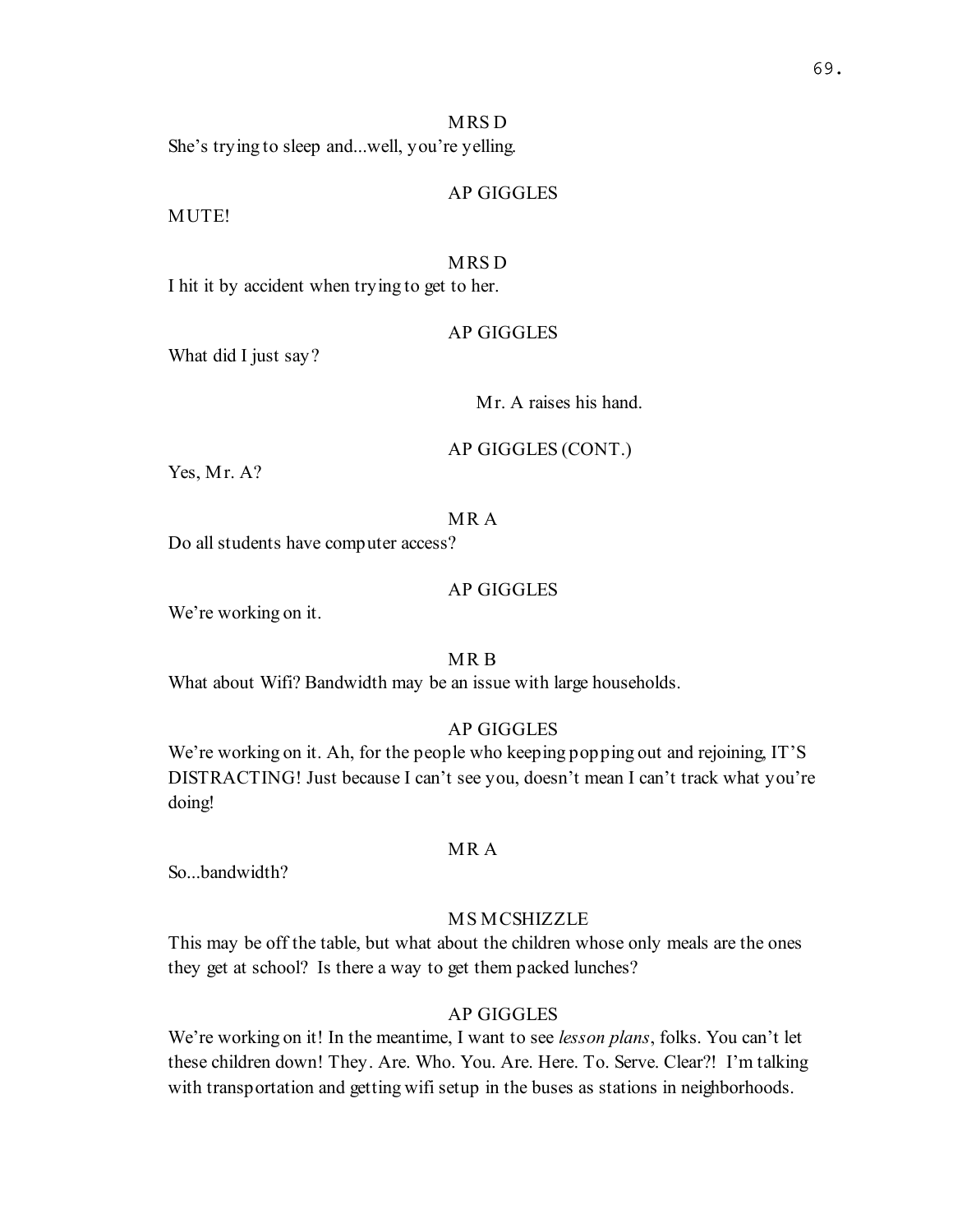MRS D

She's trying to sleep and...well, you're yelling.

AP GIGGLES

MUTE!

MRS D

I hit it by accident when trying to get to her.

AP GIGGLES

What did I just say?

Mr. A raises his hand.

AP GIGGLES (CONT.)

Yes, Mr. A?

MR A

Do all students have computer access?

AP GIGGLES

We're working on it.

MR B

What about Wifi? Bandwidth may be an issue with large households.

AP GIGGLES

We're working on it. Ah, for the people who keeping popping out and rejoining, IT'S DISTRACTING! Just because I can't see you, doesn't mean I can't track what you're doing!

MR A

So...bandwidth?

MS MCSHIZZLE

This may be off the table, but what about the children whose only meals are the ones they get at school? Is there a way to get them packed lunches?

AP GIGGLES

We're working on it! In the meantime, I want to see *lesson plans*, folks. You can't let these children down! They. Are. Who. You. Are. Here. To. Serve. Clear?! I'm talking with transportation and getting wifi setup in the buses as stations in neighborhoods.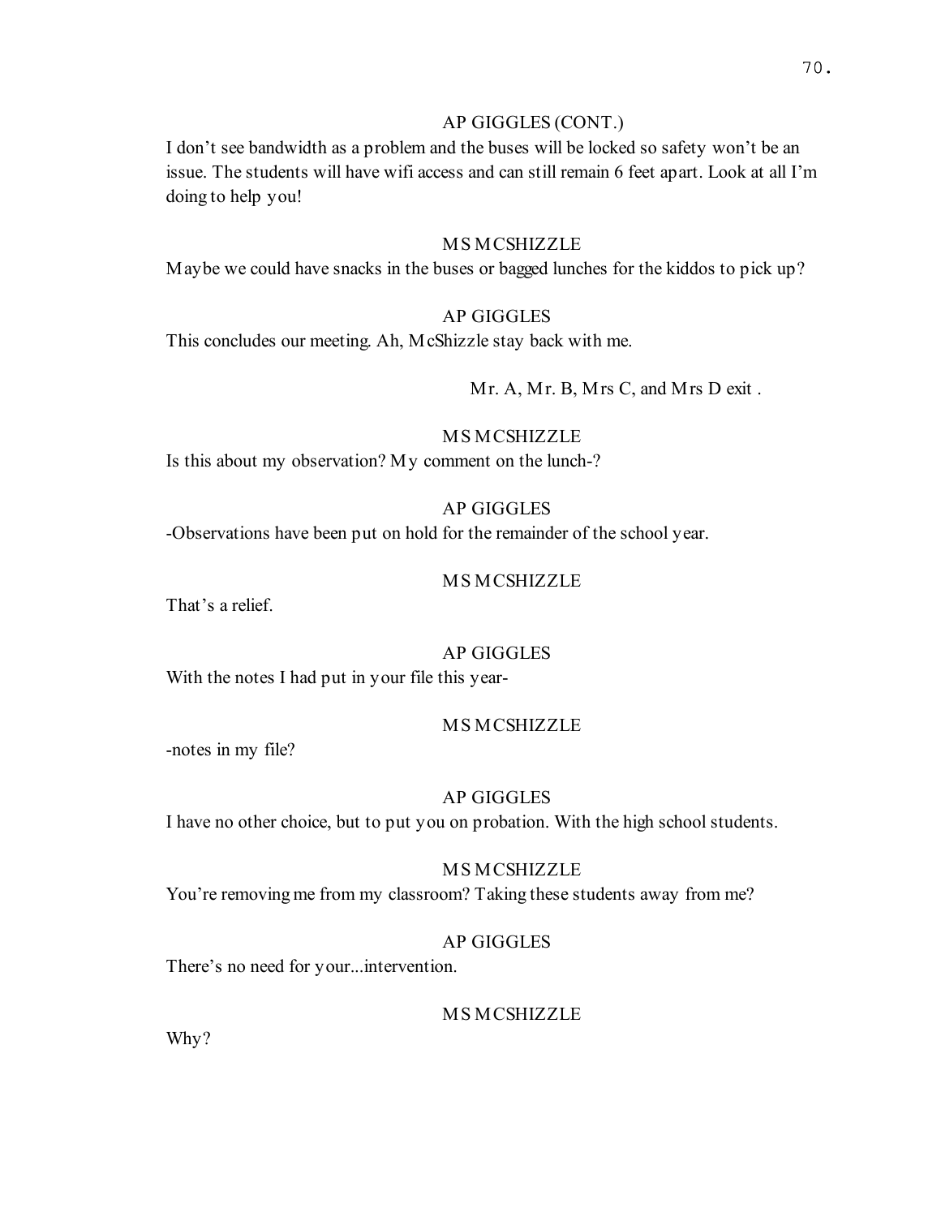AP GIGGLES (CONT.)

I don't see bandwidth as a problem and the buses will be locked so safety won't be an issue. The students will have wifi access and can still remain 6 feet apart. Look at all I'm doing to help you!

MS MCSHIZZLE

Maybe we could have snacks in the buses or bagged lunches for the kiddos to pick up?

AP GIGGLES

This concludes our meeting. Ah, McShizzle stay back with me.

Mr. A, Mr. B, Mrs C, and Mrs D exit .

MS MCSHIZZLE

Is this about my observation? My comment on the lunch-?

AP GIGGLES

-Observations have been put on hold for the remainder of the school year.

MS MCSHIZZLE

That's a relief.

AP GIGGLES

With the notes I had put in your file this year-

MS MCSHIZZLE

-notes in my file?

AP GIGGLES

I have no other choice, but to put you on probation. With the high school students.

MS MCSHIZZLE

You're removing me from my classroom? Taking these students away from me?

AP GIGGLES

There's no need for your...intervention.

MS MCSHIZZLE

Why?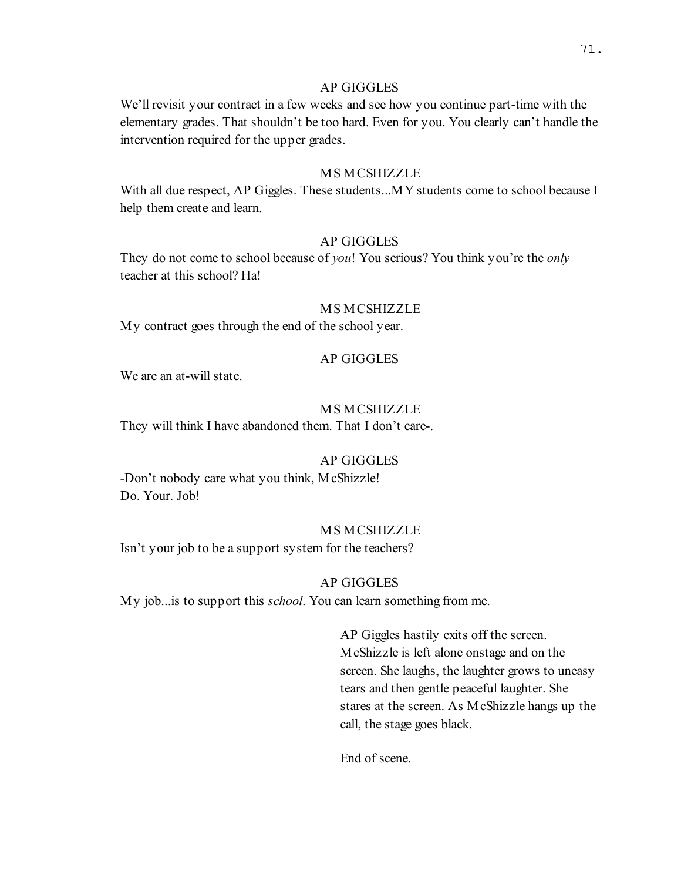AP GIGGLES

We'll revisit your contract in a few weeks and see how you continue part-time with the elementary grades. That shouldn't be too hard. Even for you. You clearly can't handle the intervention required for the upper grades.

MS MCSHIZZLE

With all due respect, AP Giggles. These students...MY students come to school because I help them create and learn.

AP GIGGLES

They do not come to school because of *you*! You serious? You think you're the *only* teacher at this school? Ha!

MS MCSHIZZLE

My contract goes through the end of the school year.

AP GIGGLES

We are an at-will state.

MS MCSHIZZLE

They will think I have abandoned them. That I don't care-.

AP GIGGLES

-Don't nobody care what you think, McShizzle!
Do. Your. Job!

MS MCSHIZZLE

Isn't your job to be a support system for the teachers?

AP GIGGLES

My job...is to support this *school*. You can learn something from me.

AP Giggles hastily exits off the screen. McShizzle is left alone onstage and on the screen. She laughs, the laughter grows to uneasy tears and then gentle peaceful laughter. She stares at the screen. As McShizzle hangs up the call, the stage goes black.

End of scene.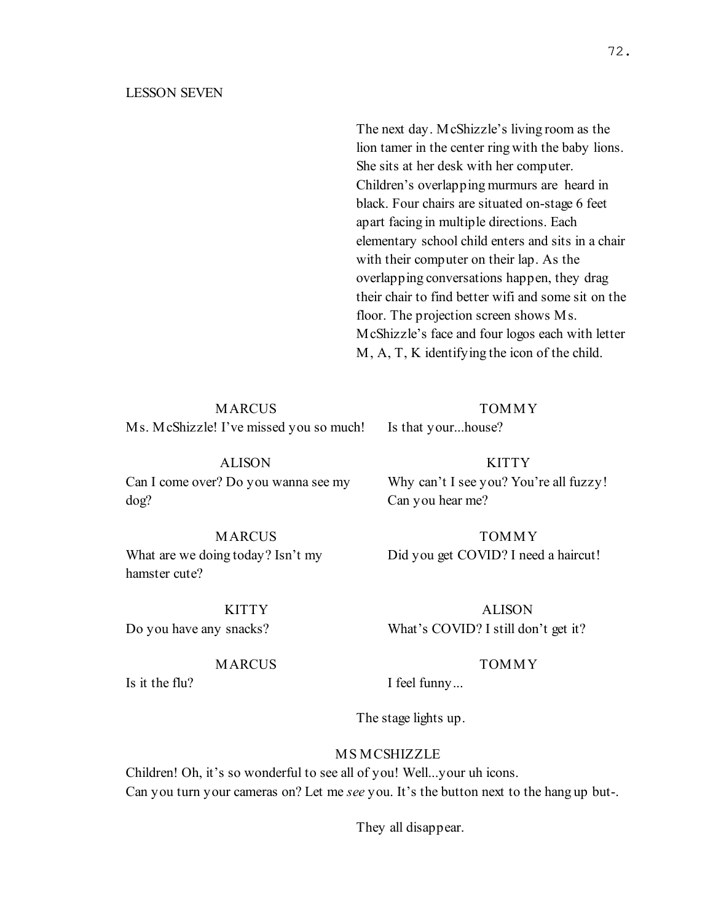LESSON SEVEN

The next day. McShizzle's living room as the lion tamer in the center ring with the baby lions. She sits at her desk with her computer. Children's overlapping murmurs are heard in black. Four chairs are situated on-stage 6 feet apart facing in multiple directions. Each elementary school child enters and sits in a chair with their computer on their lap. As the overlapping conversations happen, they drag their chair to find better wifi and some sit on the floor. The projection screen shows Ms. McShizzle's face and four logos each with letter M, A, T, K identifying the icon of the child.

MARCUS
Ms. McShizzle! I've missed you so much!

TOMMY
Is that your...house?

ALISON
Can I come over? Do you wanna see my dog?

KITTY
Why can't I see you? You're all fuzzy! Can you hear me?

MARCUS
What are we doing today? Isn't my hamster cute?

TOMMY
Did you get COVID? I need a haircut!

KITTY
Do you have any snacks?

ALISON
What's COVID? I still don't get it?

MARCUS
Is it the flu?

TOMMY
I feel funny...

The stage lights up.

MS MCSHIZZLE
Children! Oh, it's so wonderful to see all of you! Well...your uh icons.
Can you turn your cameras on? Let me *see* you. It's the button next to the hang up but-.

They all disappear.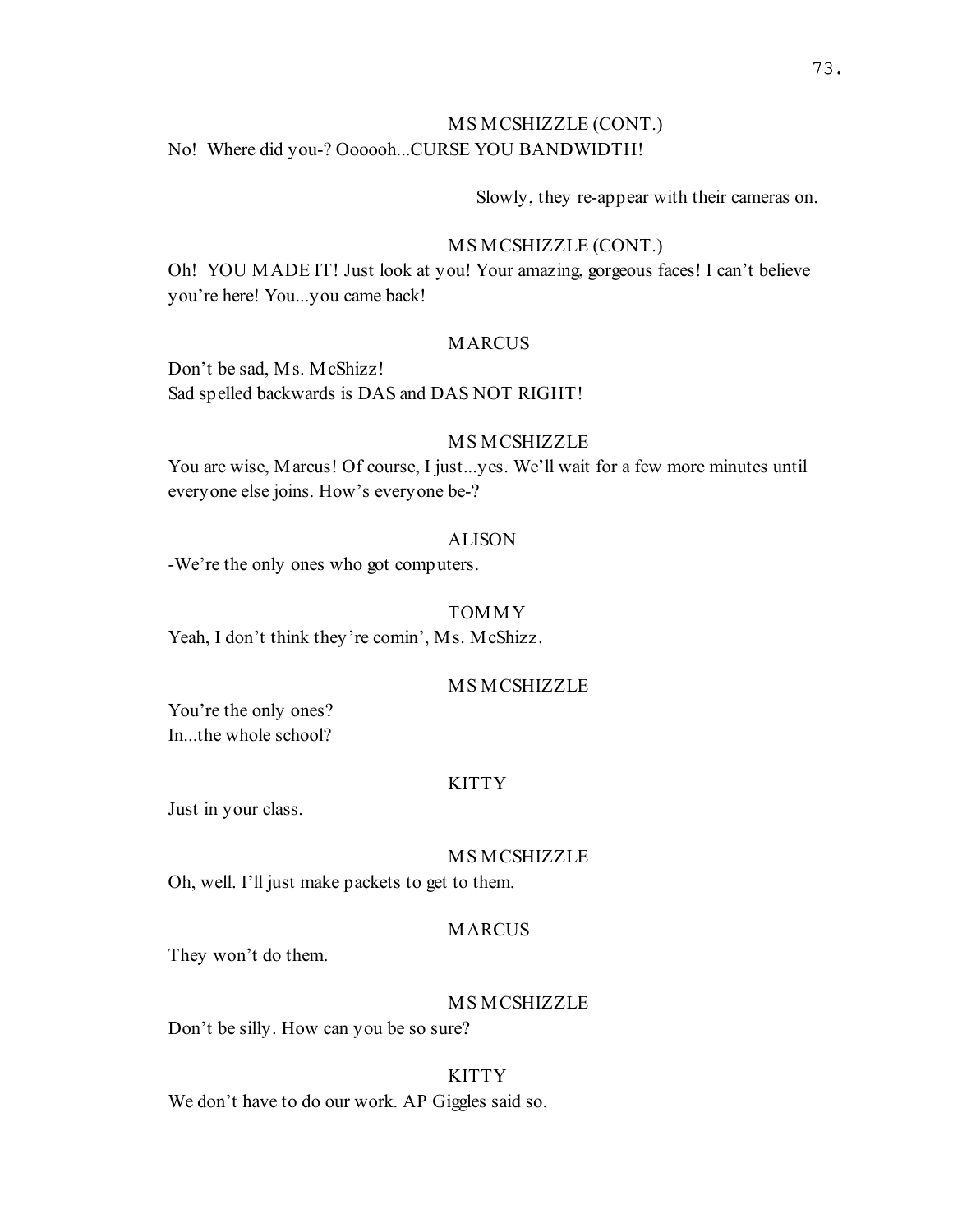MS MCSHIZZLE (CONT.)

No!  Where did you-? Oooooh...CURSE YOU BANDWIDTH!

Slowly, they re-appear with their cameras on.

MS MCSHIZZLE (CONT.)

Oh!  YOU MADE IT! Just look at you! Your amazing, gorgeous faces! I can't believe you're here! You...you came back!

MARCUS

Don't be sad, Ms. McShizz!
Sad spelled backwards is DAS and DAS NOT RIGHT!

MS MCSHIZZLE

You are wise, Marcus! Of course, I just...yes. We'll wait for a few more minutes until everyone else joins. How's everyone be-?

ALISON

-We're the only ones who got computers.

TOMMY

Yeah, I don't think they're comin', Ms. McShizz.

MS MCSHIZZLE

You're the only ones?
In...the whole school?

KITTY

Just in your class.

MS MCSHIZZLE

Oh, well. I'll just make packets to get to them.

MARCUS

They won't do them.

MS MCSHIZZLE

Don't be silly. How can you be so sure?

KITTY

We don't have to do our work. AP Giggles said so.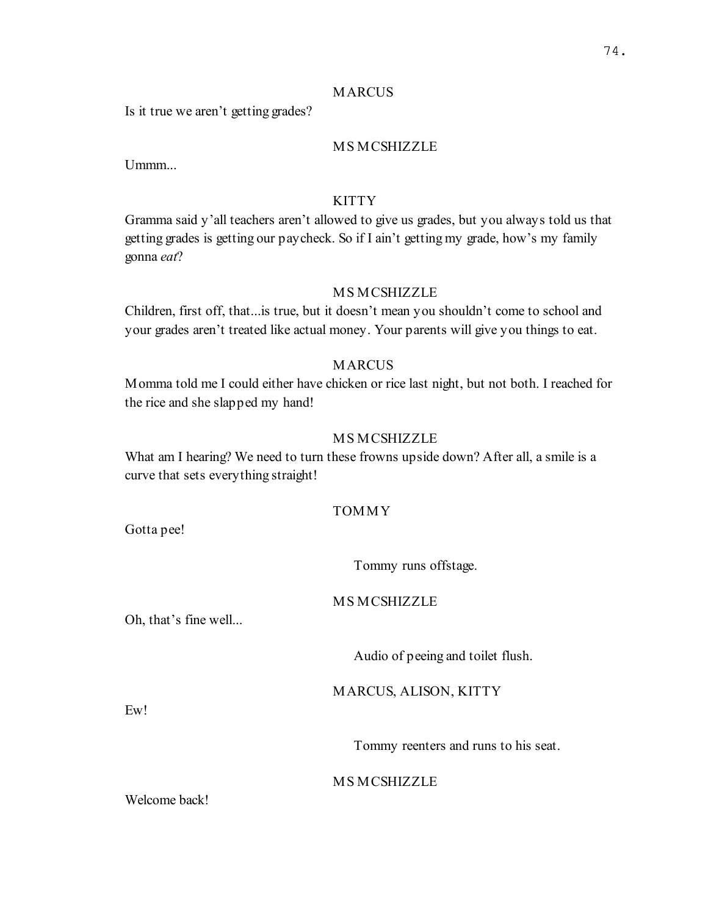MARCUS

Is it true we aren't getting grades?

MS MCSHIZZLE

Ummm...

KITTY

Gramma said y'all teachers aren't allowed to give us grades, but you always told us that getting grades is getting our paycheck. So if I ain't getting my grade, how's my family gonna *eat*?

MS MCSHIZZLE

Children, first off, that...is true, but it doesn't mean you shouldn't come to school and your grades aren't treated like actual money. Your parents will give you things to eat.

MARCUS

Momma told me I could either have chicken or rice last night, but not both. I reached for the rice and she slapped my hand!

MS MCSHIZZLE

What am I hearing? We need to turn these frowns upside down? After all, a smile is a curve that sets everything straight!

TOMMY

Gotta pee!

Tommy runs offstage.

MS MCSHIZZLE

Oh, that's fine well...

Audio of peeing and toilet flush.

MARCUS, ALISON, KITTY

Ew!

Tommy reenters and runs to his seat.

MS MCSHIZZLE

Welcome back!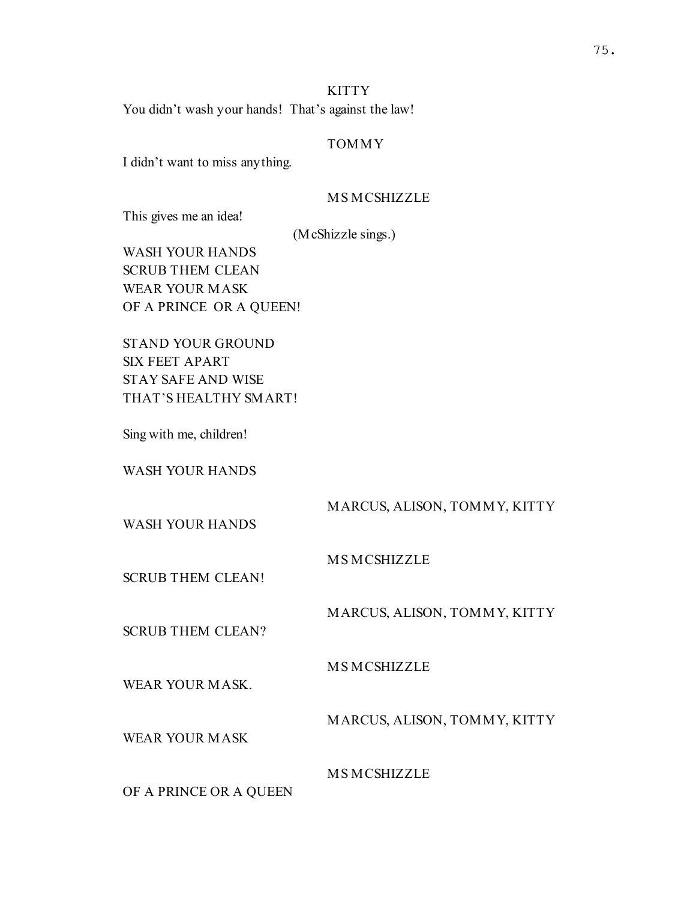KITTY

You didn't wash your hands! That's against the law!

TOMMY

I didn't want to miss anything.

MS MCSHIZZLE

This gives me an idea!

(McShizzle sings.)

WASH YOUR HANDS
SCRUB THEM CLEAN
WEAR YOUR MASK
OF A PRINCE OR A QUEEN!

STAND YOUR GROUND
SIX FEET APART
STAY SAFE AND WISE
THAT'S HEALTHY SMART!

Sing with me, children!

WASH YOUR HANDS

MARCUS, ALISON, TOMMY, KITTY

WASH YOUR HANDS

MS MCSHIZZLE

SCRUB THEM CLEAN!

MARCUS, ALISON, TOMMY, KITTY

SCRUB THEM CLEAN?

MS MCSHIZZLE

WEAR YOUR MASK.

MARCUS, ALISON, TOMMY, KITTY

WEAR YOUR MASK

MS MCSHIZZLE

OF A PRINCE OR A QUEEN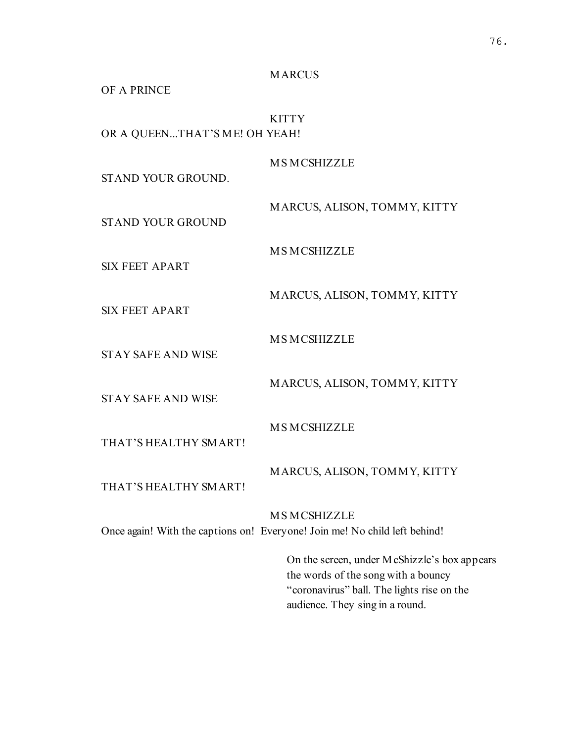MARCUS

OF A PRINCE

KITTY

OR A QUEEN...THAT'S ME! OH YEAH!

MS MCSHIZZLE

STAND YOUR GROUND.

MARCUS, ALISON, TOMMY, KITTY

STAND YOUR GROUND

MS MCSHIZZLE

SIX FEET APART

MARCUS, ALISON, TOMMY, KITTY

SIX FEET APART

MS MCSHIZZLE

STAY SAFE AND WISE

MARCUS, ALISON, TOMMY, KITTY

STAY SAFE AND WISE

MS MCSHIZZLE

THAT'S HEALTHY SMART!

MARCUS, ALISON, TOMMY, KITTY

THAT'S HEALTHY SMART!

MS MCSHIZZLE

Once again! With the captions on! Everyone! Join me! No child left behind!

On the screen, under McShizzle's box appears the words of the song with a bouncy "coronavirus" ball. The lights rise on the audience. They sing in a round.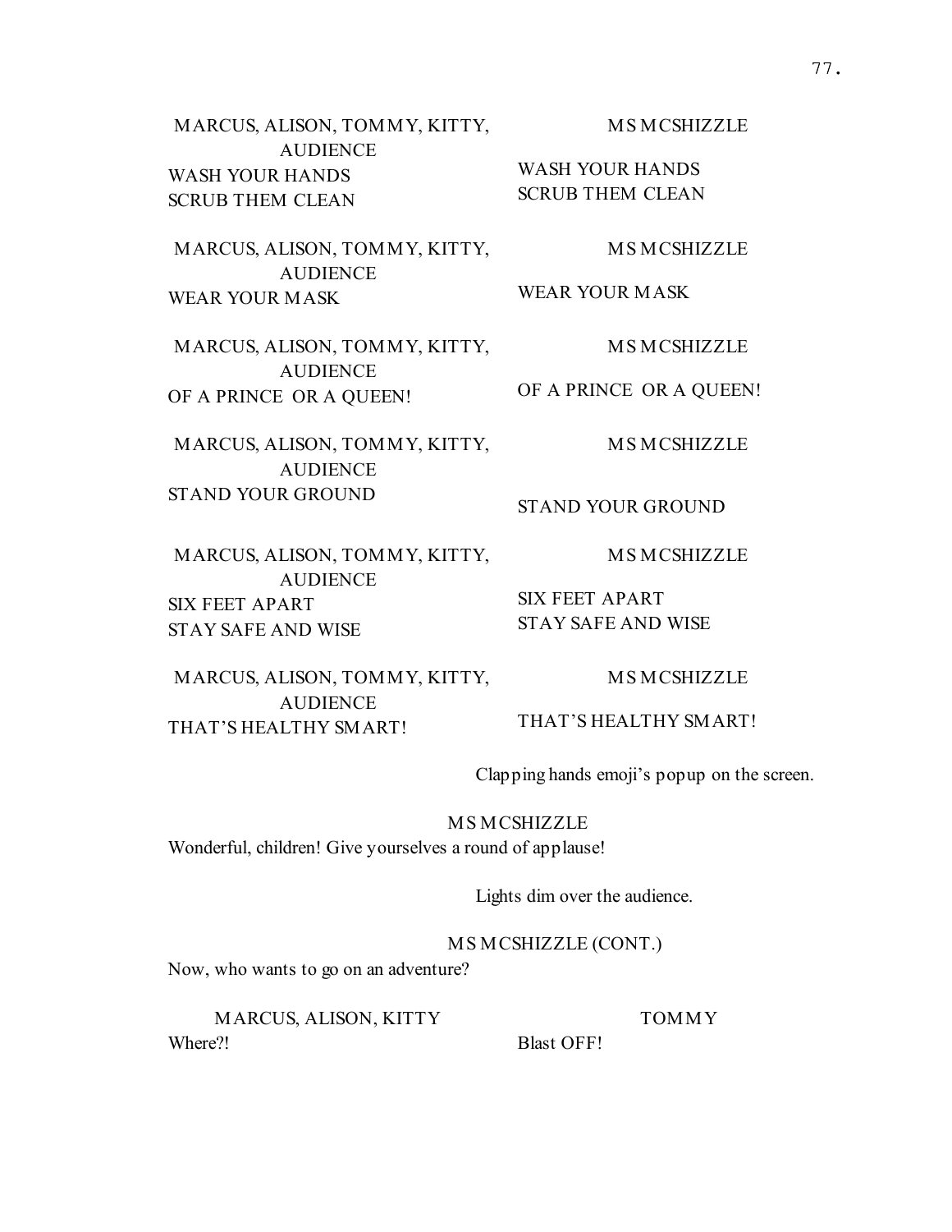MARCUS, ALISON, TOMMY, KITTY, AUDIENCE
WASH YOUR HANDS
SCRUB THEM CLEAN

MS MCSHIZZLE
WASH YOUR HANDS
SCRUB THEM CLEAN

MARCUS, ALISON, TOMMY, KITTY, AUDIENCE
WEAR YOUR MASK

MS MCSHIZZLE
WEAR YOUR MASK

MARCUS, ALISON, TOMMY, KITTY, AUDIENCE
OF A PRINCE OR A QUEEN!

MS MCSHIZZLE
OF A PRINCE OR A QUEEN!

MARCUS, ALISON, TOMMY, KITTY, AUDIENCE
STAND YOUR GROUND

MS MCSHIZZLE
STAND YOUR GROUND

MARCUS, ALISON, TOMMY, KITTY, AUDIENCE
SIX FEET APART
STAY SAFE AND WISE

MS MCSHIZZLE
SIX FEET APART
STAY SAFE AND WISE

MARCUS, ALISON, TOMMY, KITTY, AUDIENCE
THAT'S HEALTHY SMART!

MS MCSHIZZLE
THAT'S HEALTHY SMART!

Clapping hands emoji's popup on the screen.

MS MCSHIZZLE
Wonderful, children! Give yourselves a round of applause!

Lights dim over the audience.

MS MCSHIZZLE (CONT.)
Now, who wants to go on an adventure?

MARCUS, ALISON, KITTY
Where?!

TOMMY
Blast OFF!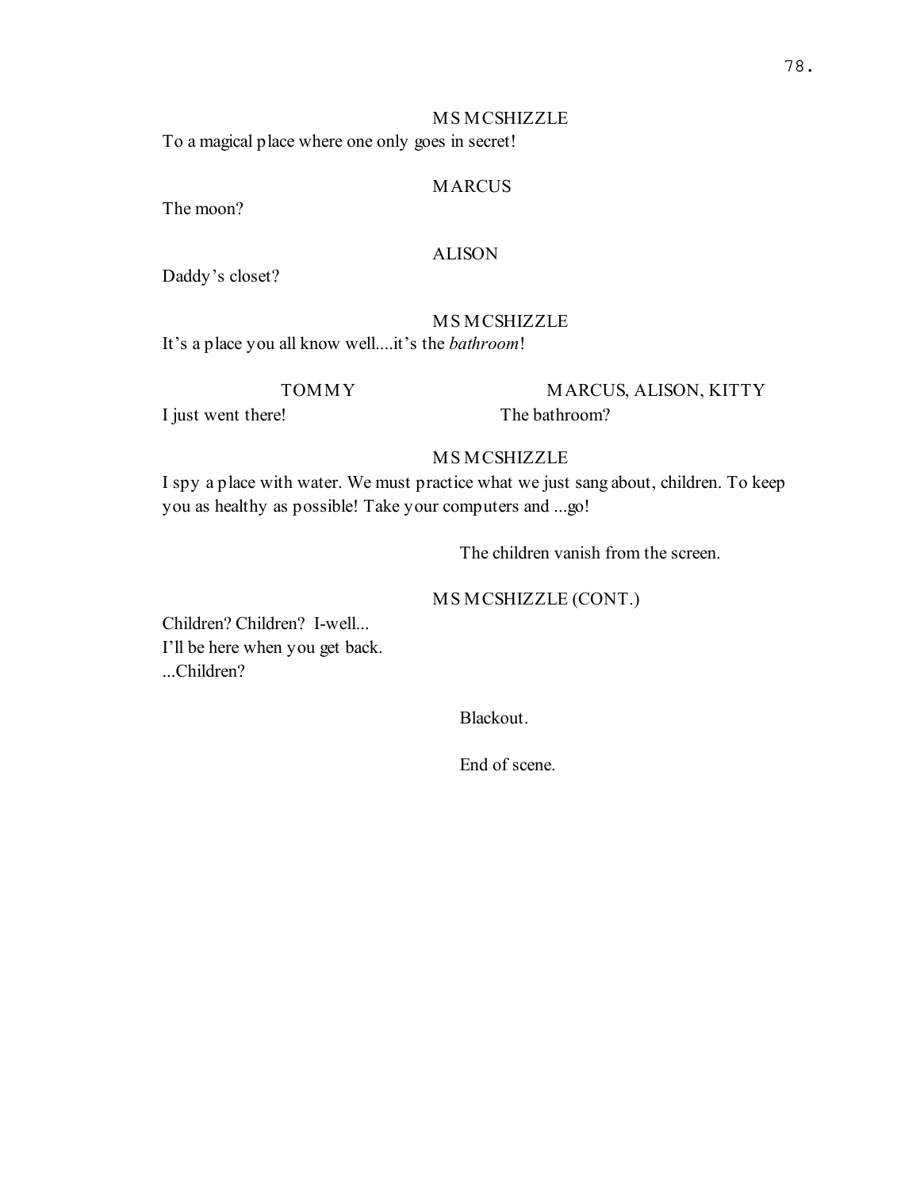MS MCSHIZZLE

To a magical place where one only goes in secret!

MARCUS

The moon?

ALISON

Daddy's closet?

MS MCSHIZZLE

It's a place you all know well....it's the *bathroom*!

TOMMY

I just went there!

MARCUS, ALISON, KITTY

The bathroom?

MS MCSHIZZLE

I spy a place with water. We must practice what we just sang about, children. To keep you as healthy as possible! Take your computers and ...go!

The children vanish from the screen.

MS MCSHIZZLE (CONT.)

Children? Children? I-well...
I'll be here when you get back.
...Children?

Blackout.

End of scene.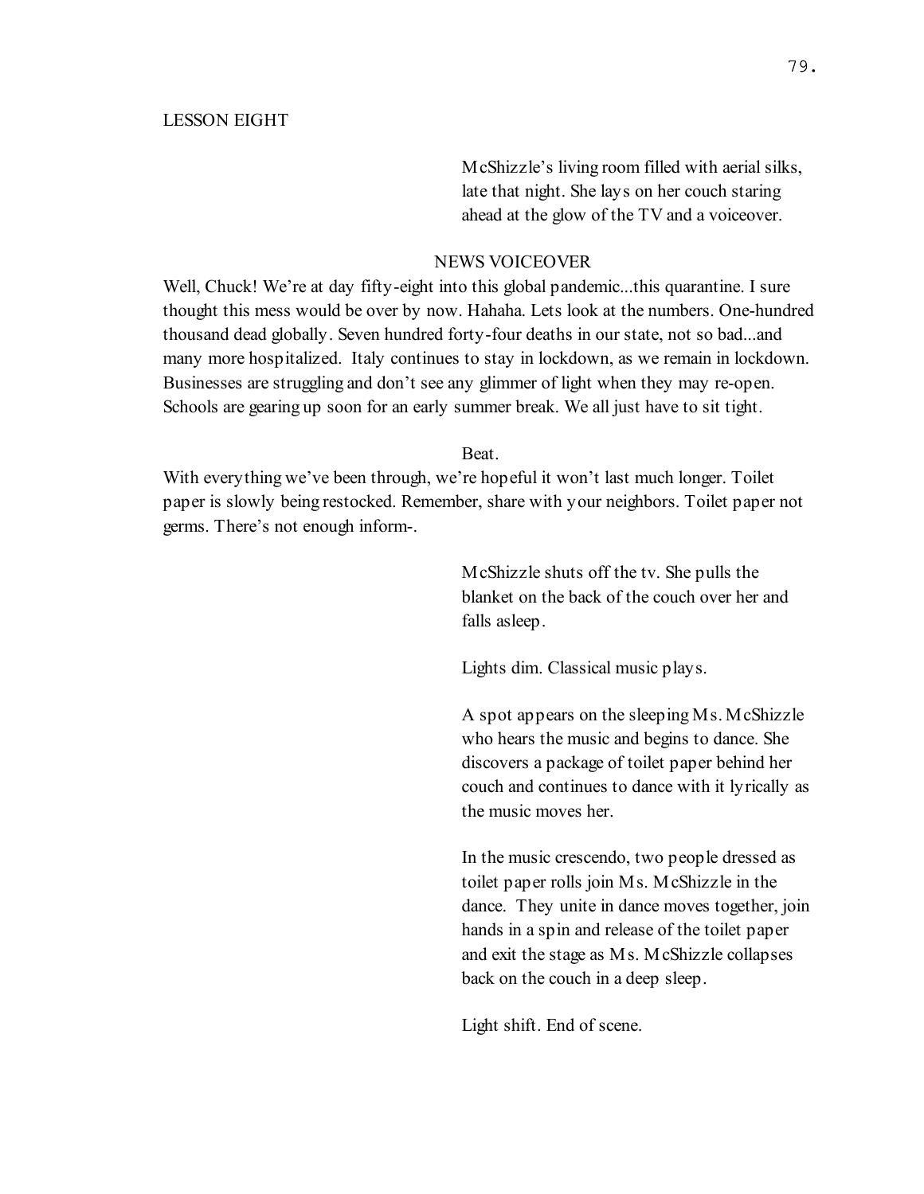LESSON EIGHT

McShizzle's living room filled with aerial silks, late that night. She lays on her couch staring ahead at the glow of the TV and a voiceover.

NEWS VOICEOVER

Well, Chuck! We're at day fifty-eight into this global pandemic...this quarantine. I sure thought this mess would be over by now. Hahaha. Lets look at the numbers. One-hundred thousand dead globally. Seven hundred forty-four deaths in our state, not so bad...and many more hospitalized. Italy continues to stay in lockdown, as we remain in lockdown. Businesses are struggling and don't see any glimmer of light when they may re-open. Schools are gearing up soon for an early summer break. We all just have to sit tight.

Beat.

With everything we've been through, we're hopeful it won't last much longer. Toilet paper is slowly being restocked. Remember, share with your neighbors. Toilet paper not germs. There's not enough inform-.

McShizzle shuts off the tv. She pulls the blanket on the back of the couch over her and falls asleep.

Lights dim. Classical music plays.

A spot appears on the sleeping Ms. McShizzle who hears the music and begins to dance. She discovers a package of toilet paper behind her couch and continues to dance with it lyrically as the music moves her.

In the music crescendo, two people dressed as toilet paper rolls join Ms. McShizzle in the dance. They unite in dance moves together, join hands in a spin and release of the toilet paper and exit the stage as Ms. McShizzle collapses back on the couch in a deep sleep.

Light shift. End of scene.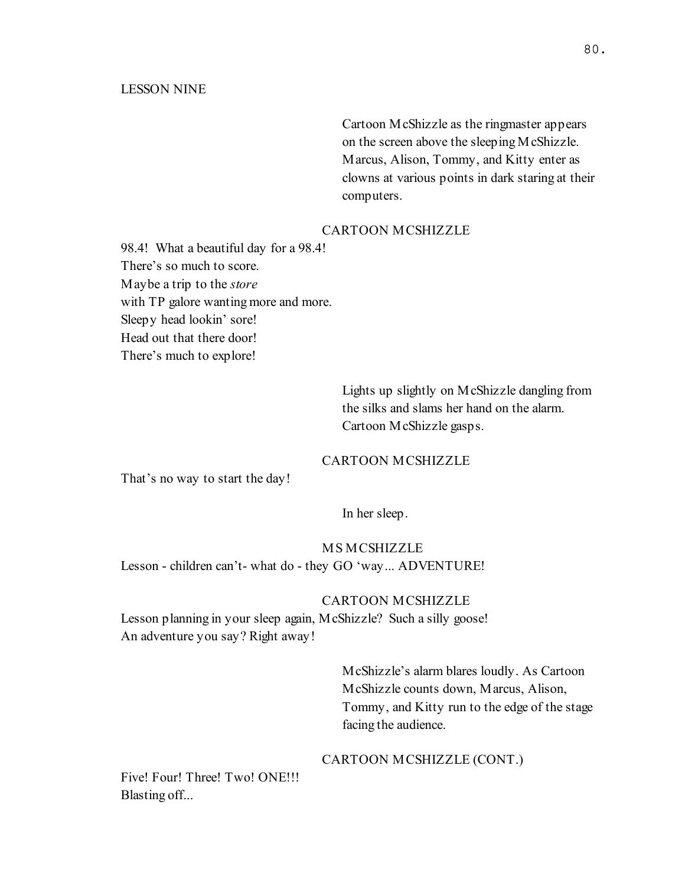LESSON NINE

Cartoon McShizzle as the ringmaster appears on the screen above the sleeping McShizzle. Marcus, Alison, Tommy, and Kitty enter as clowns at various points in dark staring at their computers.

CARTOON MCSHIZZLE

98.4! What a beautiful day for a 98.4!
There's so much to score.
Maybe a trip to the *store*
with TP galore wanting more and more.
Sleepy head lookin' sore!
Head out that there door!
There's much to explore!

Lights up slightly on McShizzle dangling from the silks and slams her hand on the alarm. Cartoon McShizzle gasps.

CARTOON MCSHIZZLE

That's no way to start the day!

In her sleep.

MS MCSHIZZLE

Lesson - children can't- what do - they GO 'way... ADVENTURE!

CARTOON MCSHIZZLE

Lesson planning in your sleep again, McShizzle? Such a silly goose!
An adventure you say? Right away!

McShizzle's alarm blares loudly. As Cartoon McShizzle counts down, Marcus, Alison, Tommy, and Kitty run to the edge of the stage facing the audience.

CARTOON MCSHIZZLE (CONT.)

Five! Four! Three! Two! ONE!!!
Blasting off...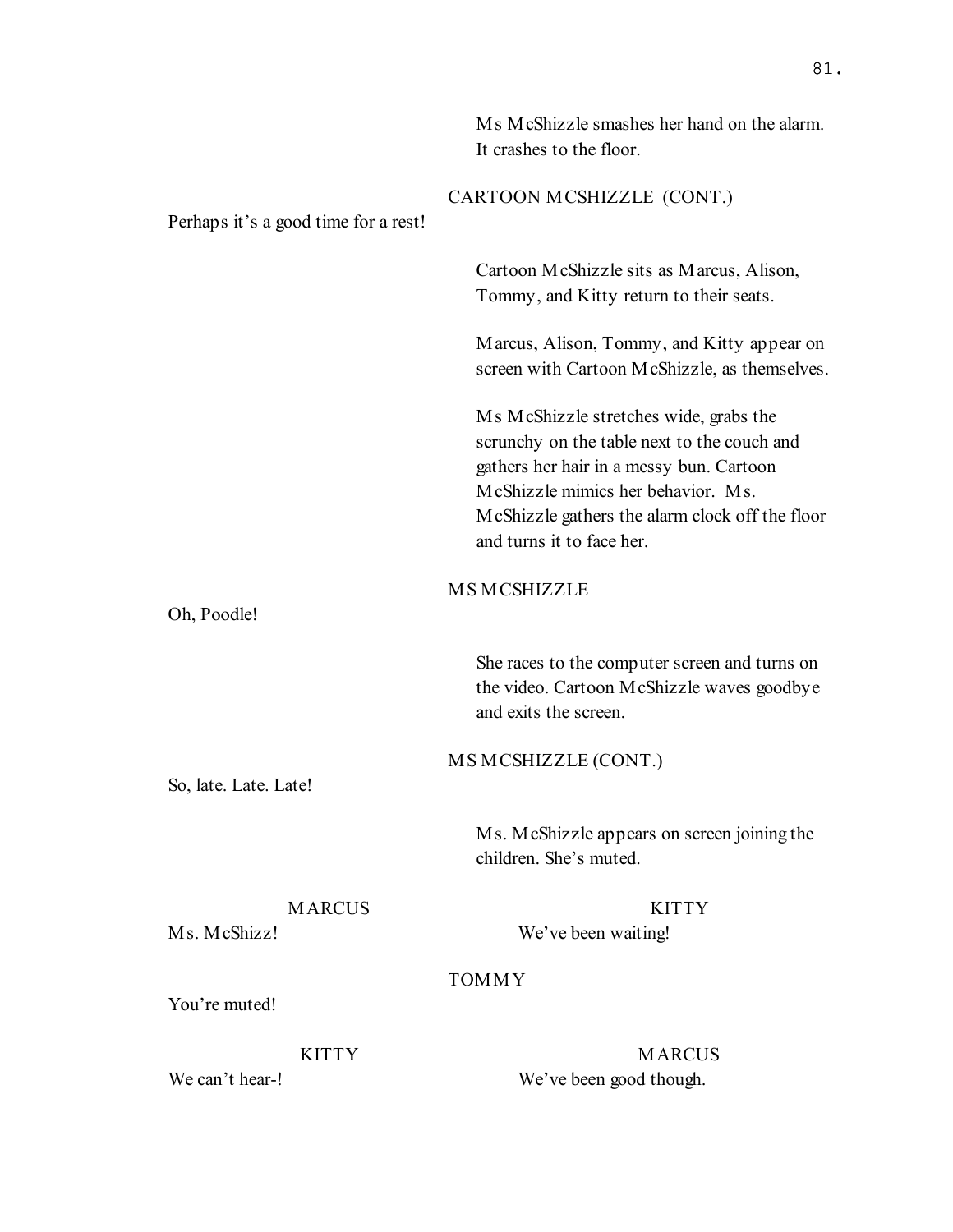Ms McShizzle smashes her hand on the alarm. It crashes to the floor.

CARTOON MCSHIZZLE (CONT.)

Perhaps it's a good time for a rest!

Cartoon McShizzle sits as Marcus, Alison, Tommy, and Kitty return to their seats.

Marcus, Alison, Tommy, and Kitty appear on screen with Cartoon McShizzle, as themselves.

Ms McShizzle stretches wide, grabs the scrunchy on the table next to the couch and gathers her hair in a messy bun. Cartoon McShizzle mimics her behavior. Ms. McShizzle gathers the alarm clock off the floor and turns it to face her.

MS MCSHIZZLE

Oh, Poodle!

She races to the computer screen and turns on the video. Cartoon McShizzle waves goodbye and exits the screen.

MS MCSHIZZLE (CONT.)

So, late. Late. Late!

Ms. McShizzle appears on screen joining the children. She's muted.

MARCUS

Ms. McShizz!

KITTY

We've been waiting!

TOMMY

You're muted!

KITTY

We can't hear-!

MARCUS

We've been good though.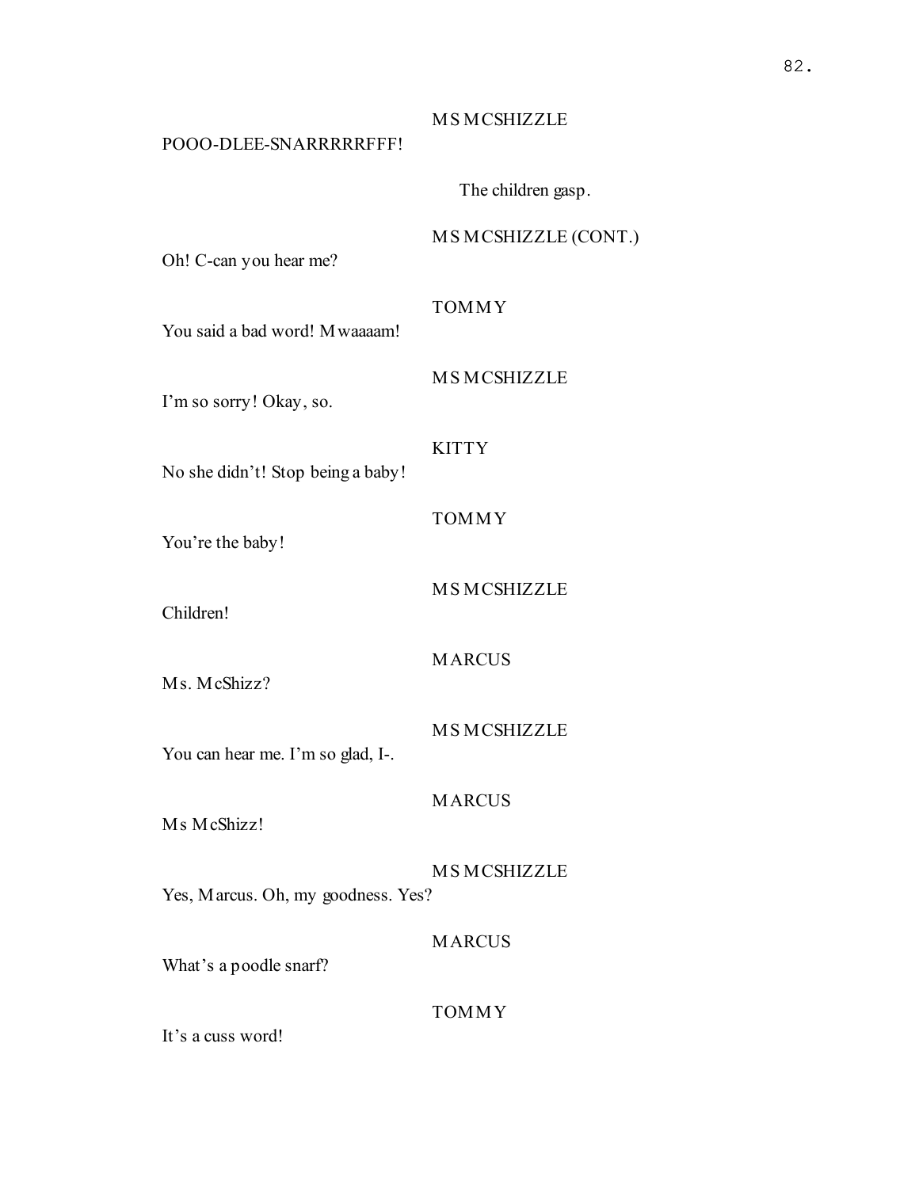MS MCSHIZZLE

POOO-DLEE-SNARRRRRFFF!

The children gasp.

MS MCSHIZZLE (CONT.)

Oh! C-can you hear me?

TOMMY

You said a bad word! Mwaaaam!

MS MCSHIZZLE

I'm so sorry! Okay, so.

KITTY

No she didn't! Stop being a baby!

TOMMY

You're the baby!

MS MCSHIZZLE

Children!

MARCUS

Ms. McShizz?

MS MCSHIZZLE

You can hear me. I'm so glad, I-.

MARCUS

Ms McShizz!

MS MCSHIZZLE

Yes, Marcus. Oh, my goodness. Yes?

MARCUS

What's a poodle snarf?

TOMMY

It's a cuss word!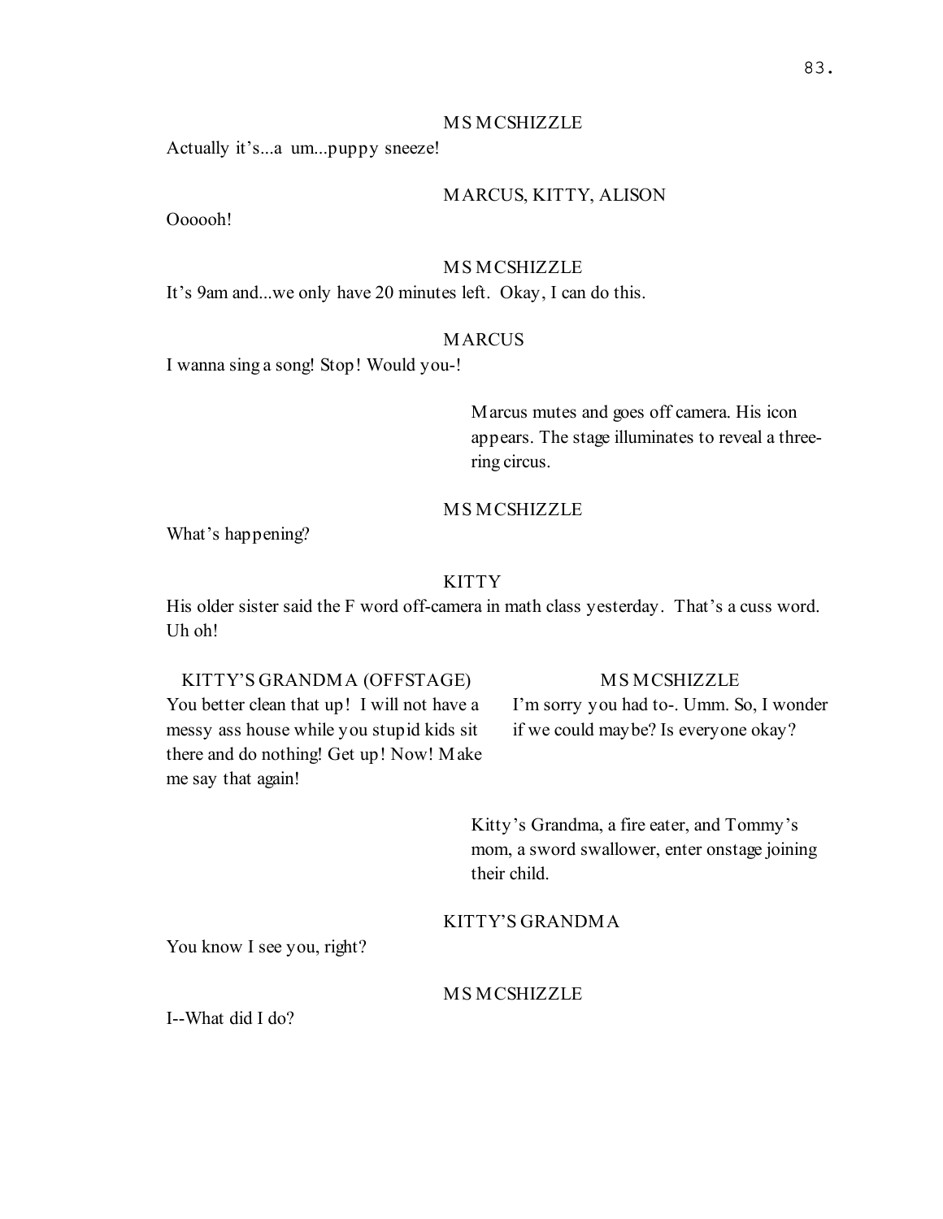MS MCSHIZZLE

Actually it's...a um...puppy sneeze!

MARCUS, KITTY, ALISON

Oooooh!

MS MCSHIZZLE

It's 9am and...we only have 20 minutes left. Okay, I can do this.

MARCUS

I wanna sing a song! Stop! Would you-!

Marcus mutes and goes off camera. His icon appears. The stage illuminates to reveal a three-ring circus.

MS MCSHIZZLE

What's happening?

KITTY

His older sister said the F word off-camera in math class yesterday. That's a cuss word. Uh oh!

KITTY'S GRANDMA (OFFSTAGE)

You better clean that up! I will not have a messy ass house while you stupid kids sit there and do nothing! Get up! Now! Make me say that again!

MS MCSHIZZLE

I'm sorry you had to-. Umm. So, I wonder if we could maybe? Is everyone okay?

Kitty's Grandma, a fire eater, and Tommy's mom, a sword swallower, enter onstage joining their child.

KITTY'S GRANDMA

You know I see you, right?

MS MCSHIZZLE

I--What did I do?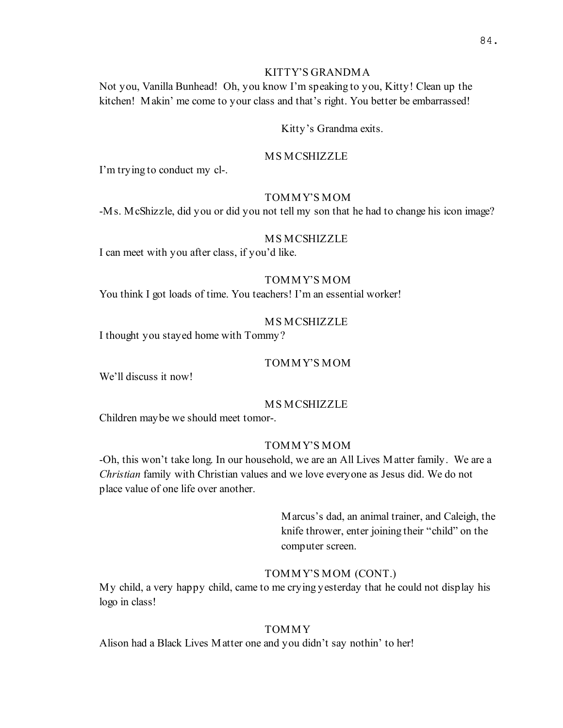KITTY'S GRANDMA

Not you, Vanilla Bunhead! Oh, you know I'm speaking to you, Kitty! Clean up the kitchen! Makin' me come to your class and that's right. You better be embarrassed!

Kitty's Grandma exits.

MS MCSHIZZLE

I'm trying to conduct my cl-.

TOMMY'S MOM

-Ms. McShizzle, did you or did you not tell my son that he had to change his icon image?

MS MCSHIZZLE

I can meet with you after class, if you'd like.

TOMMY'S MOM

You think I got loads of time. You teachers! I'm an essential worker!

MS MCSHIZZLE

I thought you stayed home with Tommy?

TOMMY'S MOM

We'll discuss it now!

MS MCSHIZZLE

Children maybe we should meet tomor-.

TOMMY'S MOM

-Oh, this won't take long. In our household, we are an All Lives Matter family. We are a *Christian* family with Christian values and we love everyone as Jesus did. We do not place value of one life over another.

Marcus's dad, an animal trainer, and Caleigh, the knife thrower, enter joining their "child" on the computer screen.

TOMMY'S MOM (CONT.)

My child, a very happy child, came to me crying yesterday that he could not display his logo in class!

TOMMY

Alison had a Black Lives Matter one and you didn't say nothin' to her!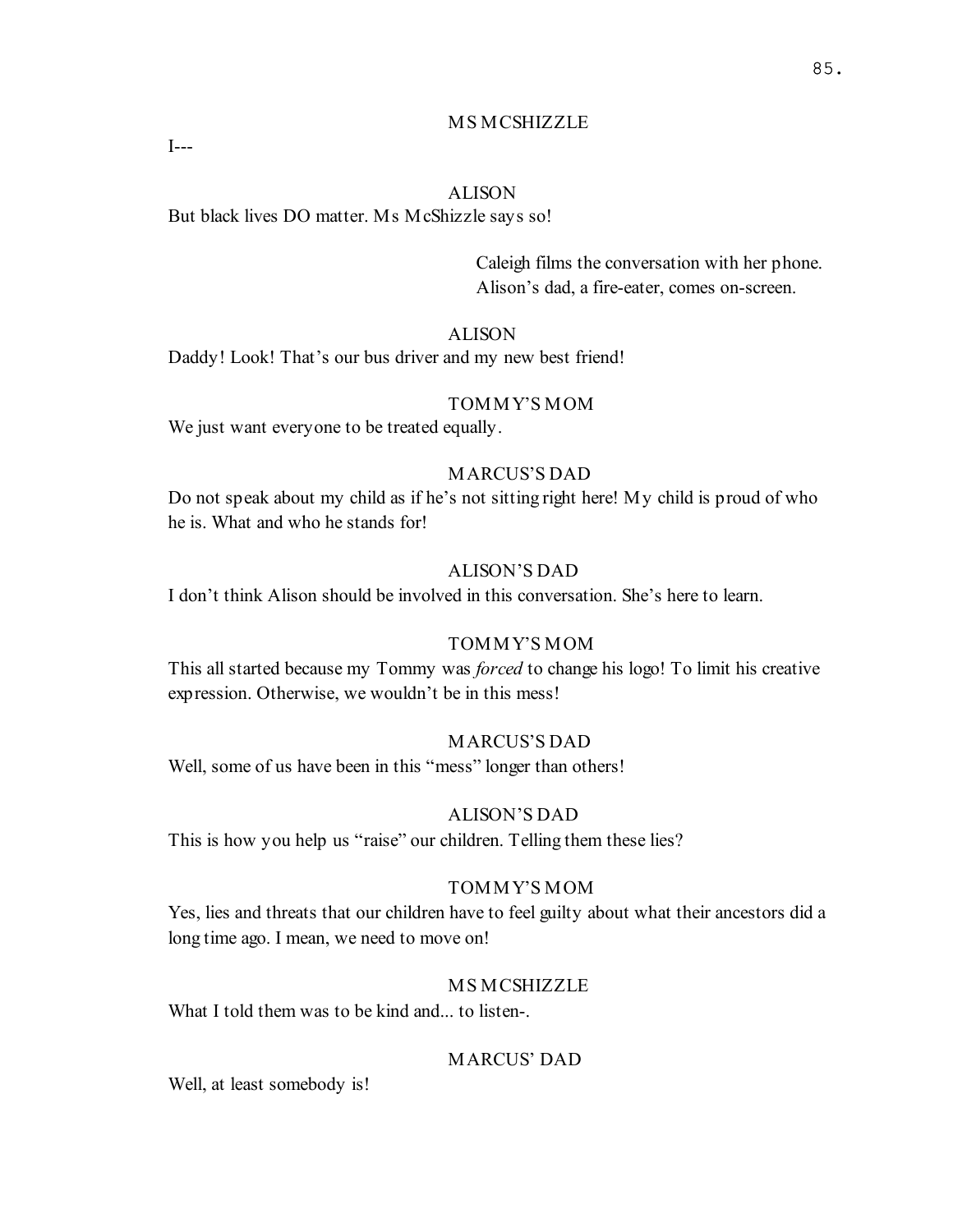MS MCSHIZZLE

I---

ALISON

But black lives DO matter. Ms McShizzle says so!

Caleigh films the conversation with her phone. Alison's dad, a fire-eater, comes on-screen.

ALISON

Daddy! Look! That's our bus driver and my new best friend!

TOMMY'S MOM

We just want everyone to be treated equally.

MARCUS'S DAD

Do not speak about my child as if he's not sitting right here! My child is proud of who he is. What and who he stands for!

ALISON'S DAD

I don't think Alison should be involved in this conversation. She's here to learn.

TOMMY'S MOM

This all started because my Tommy was *forced* to change his logo! To limit his creative expression. Otherwise, we wouldn't be in this mess!

MARCUS'S DAD

Well, some of us have been in this "mess" longer than others!

ALISON'S DAD

This is how you help us "raise" our children. Telling them these lies?

TOMMY'S MOM

Yes, lies and threats that our children have to feel guilty about what their ancestors did a long time ago. I mean, we need to move on!

MS MCSHIZZLE

What I told them was to be kind and... to listen-.

MARCUS' DAD

Well, at least somebody is!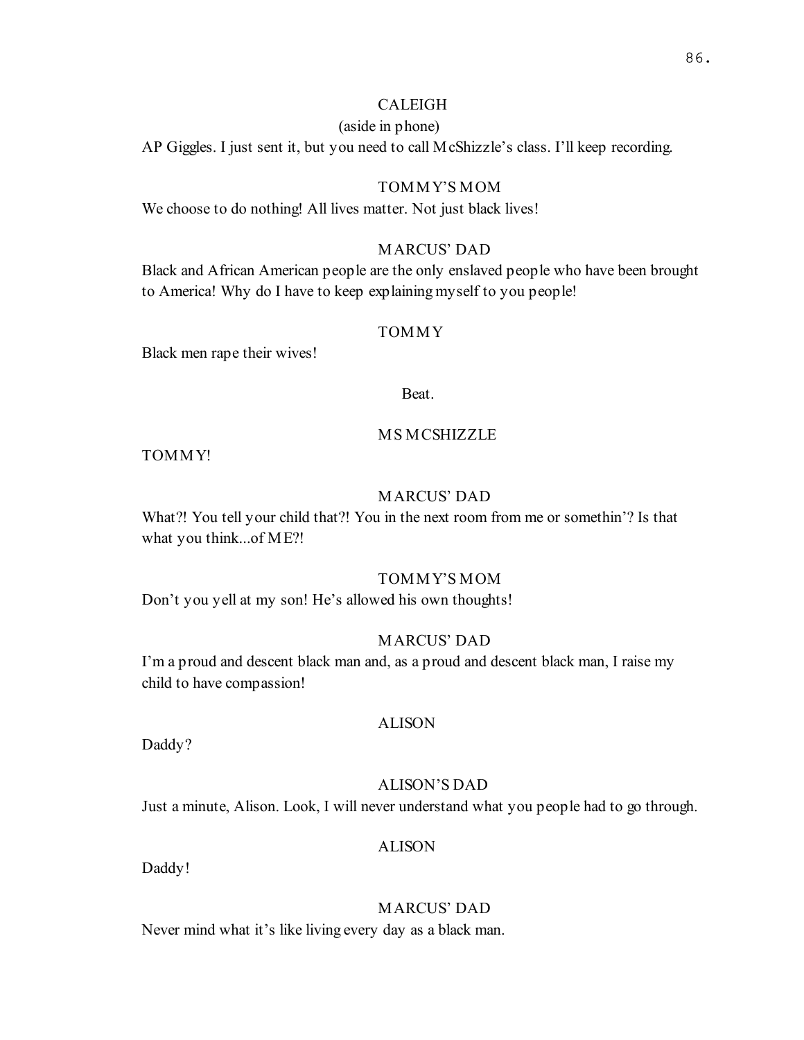CALEIGH

(aside in phone)

AP Giggles. I just sent it, but you need to call McShizzle's class. I'll keep recording.

TOMMY'S MOM

We choose to do nothing! All lives matter. Not just black lives!

MARCUS' DAD

Black and African American people are the only enslaved people who have been brought to America! Why do I have to keep explaining myself to you people!

TOMMY

Black men rape their wives!

Beat.

MS MCSHIZZLE

TOMMY!

MARCUS' DAD

What?! You tell your child that?! You in the next room from me or somethin'? Is that what you think...of ME?!

TOMMY'S MOM

Don't you yell at my son! He's allowed his own thoughts!

MARCUS' DAD

I'm a proud and descent black man and, as a proud and descent black man, I raise my child to have compassion!

ALISON

Daddy?

ALISON'S DAD

Just a minute, Alison. Look, I will never understand what you people had to go through.

ALISON

Daddy!

MARCUS' DAD

Never mind what it's like living every day as a black man.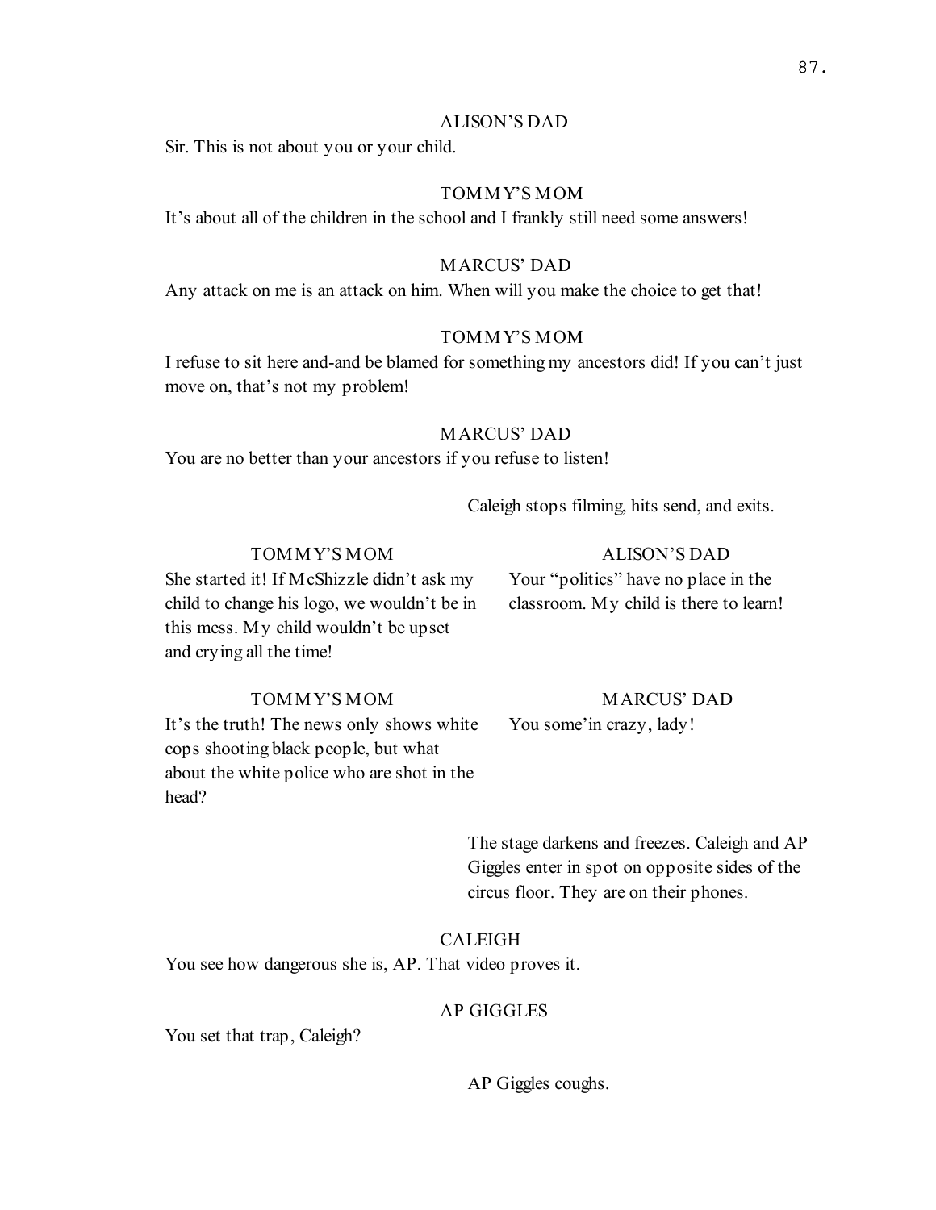ALISON'S DAD

Sir. This is not about you or your child.

TOMMY'S MOM

It's about all of the children in the school and I frankly still need some answers!

MARCUS' DAD

Any attack on me is an attack on him. When will you make the choice to get that!

TOMMY'S MOM

I refuse to sit here and-and be blamed for something my ancestors did! If you can't just move on, that's not my problem!

MARCUS' DAD

You are no better than your ancestors if you refuse to listen!

Caleigh stops filming, hits send, and exits.

TOMMY'S MOM

She started it! If McShizzle didn't ask my child to change his logo, we wouldn't be in this mess. My child wouldn't be upset and crying all the time!

ALISON'S DAD

Your "politics" have no place in the classroom. My child is there to learn!

TOMMY'S MOM

It's the truth! The news only shows white cops shooting black people, but what about the white police who are shot in the head?

MARCUS' DAD

You some'in crazy, lady!

The stage darkens and freezes. Caleigh and AP Giggles enter in spot on opposite sides of the circus floor. They are on their phones.

CALEIGH

You see how dangerous she is, AP. That video proves it.

AP GIGGLES

You set that trap, Caleigh?

AP Giggles coughs.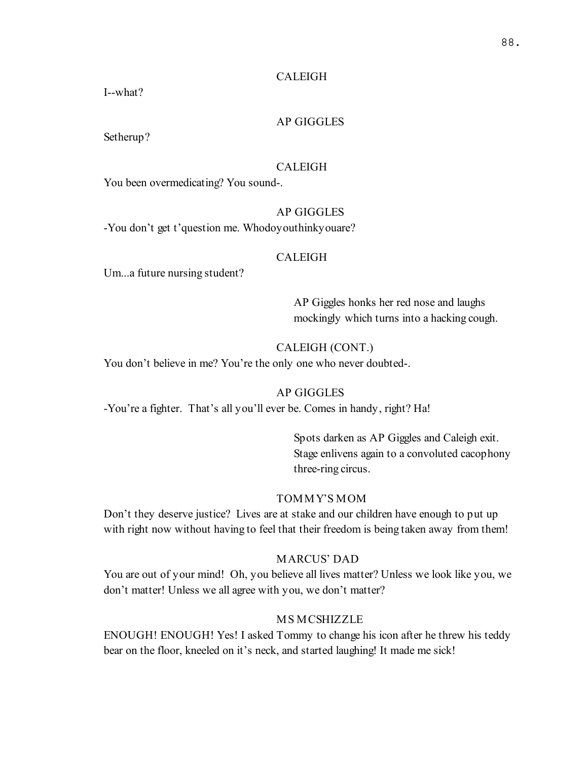CALEIGH

I--what?

AP GIGGLES

Setherup?

CALEIGH

You been overmedicating? You sound-.

AP GIGGLES

-You don't get t'question me. Whodoyouthinkyouare?

CALEIGH

Um...a future nursing student?

> AP Giggles honks her red nose and laughs mockingly which turns into a hacking cough.

CALEIGH (CONT.)

You don't believe in me? You're the only one who never doubted-.

AP GIGGLES

-You're a fighter. That's all you'll ever be. Comes in handy, right? Ha!

> Spots darken as AP Giggles and Caleigh exit. Stage enlivens again to a convoluted cacophony three-ring circus.

TOMMY'S MOM

Don't they deserve justice? Lives are at stake and our children have enough to put up with right now without having to feel that their freedom is being taken away from them!

MARCUS' DAD

You are out of your mind! Oh, you believe all lives matter? Unless we look like you, we don't matter! Unless we all agree with you, we don't matter?

MS MCSHIZZLE

ENOUGH! ENOUGH! Yes! I asked Tommy to change his icon after he threw his teddy bear on the floor, kneeled on it's neck, and started laughing! It made me sick!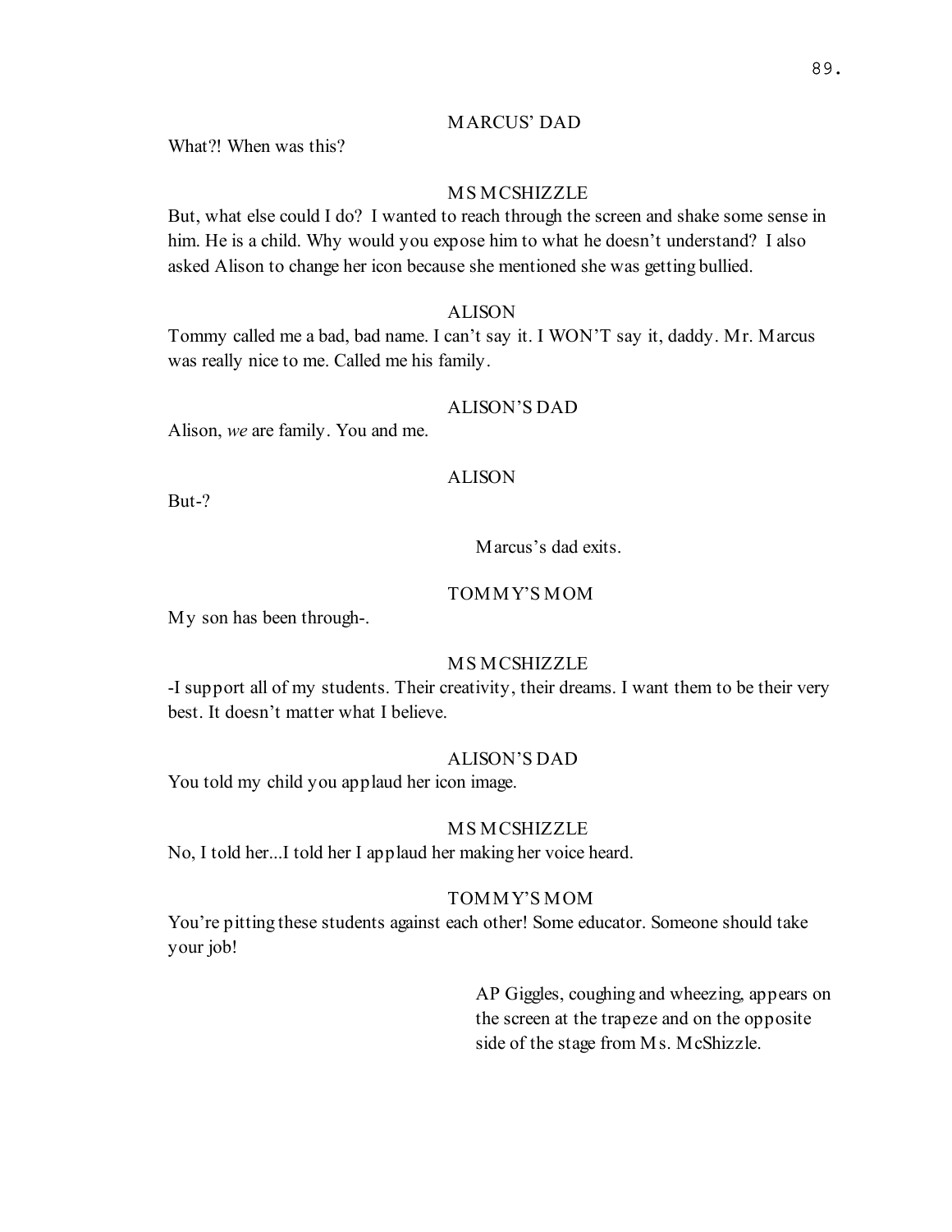MARCUS' DAD

What?! When was this?

MS MCSHIZZLE

But, what else could I do? I wanted to reach through the screen and shake some sense in him. He is a child. Why would you expose him to what he doesn't understand? I also asked Alison to change her icon because she mentioned she was getting bullied.

ALISON

Tommy called me a bad, bad name. I can't say it. I WON'T say it, daddy. Mr. Marcus was really nice to me. Called me his family.

ALISON'S DAD

Alison, *we* are family. You and me.

ALISON

But-?

Marcus's dad exits.

TOMMY'S MOM

My son has been through-.

MS MCSHIZZLE

-I support all of my students. Their creativity, their dreams. I want them to be their very best. It doesn't matter what I believe.

ALISON'S DAD

You told my child you applaud her icon image.

MS MCSHIZZLE

No, I told her...I told her I applaud her making her voice heard.

TOMMY'S MOM

You're pitting these students against each other! Some educator. Someone should take your job!

AP Giggles, coughing and wheezing, appears on the screen at the trapeze and on the opposite side of the stage from Ms. McShizzle.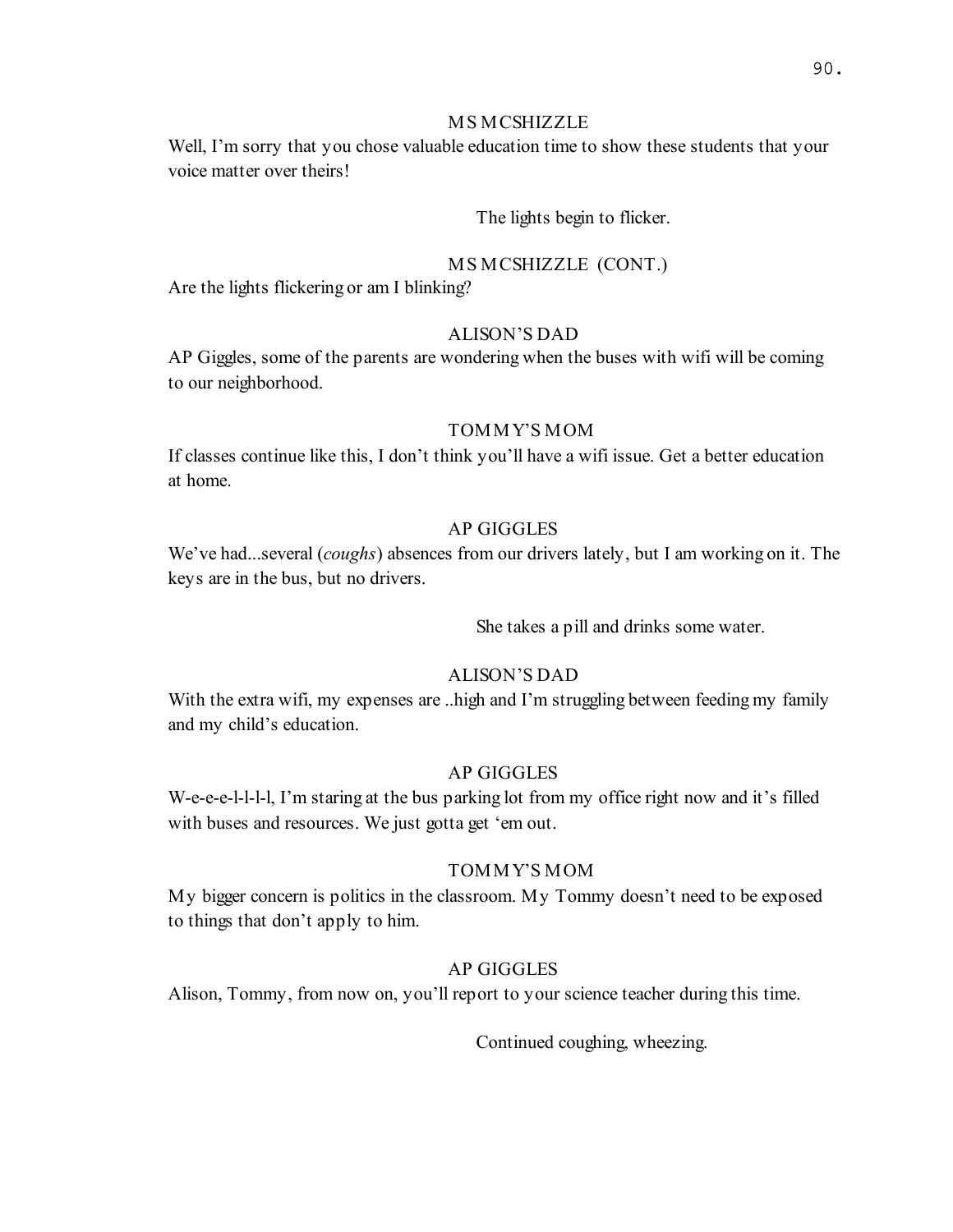MS MCSHIZZLE

Well, I'm sorry that you chose valuable education time to show these students that your voice matter over theirs!

The lights begin to flicker.

MS MCSHIZZLE (CONT.)

Are the lights flickering or am I blinking?

ALISON'S DAD

AP Giggles, some of the parents are wondering when the buses with wifi will be coming to our neighborhood.

TOMMY'S MOM

If classes continue like this, I don't think you'll have a wifi issue. Get a better education at home.

AP GIGGLES

We've had...several (*coughs*) absences from our drivers lately, but I am working on it. The keys are in the bus, but no drivers.

She takes a pill and drinks some water.

ALISON'S DAD

With the extra wifi, my expenses are ..high and I'm struggling between feeding my family and my child's education.

AP GIGGLES

W-e-e-e-l-l-l-l, I'm staring at the bus parking lot from my office right now and it's filled with buses and resources. We just gotta get 'em out.

TOMMY'S MOM

My bigger concern is politics in the classroom. My Tommy doesn't need to be exposed to things that don't apply to him.

AP GIGGLES

Alison, Tommy, from now on, you'll report to your science teacher during this time.

Continued coughing, wheezing.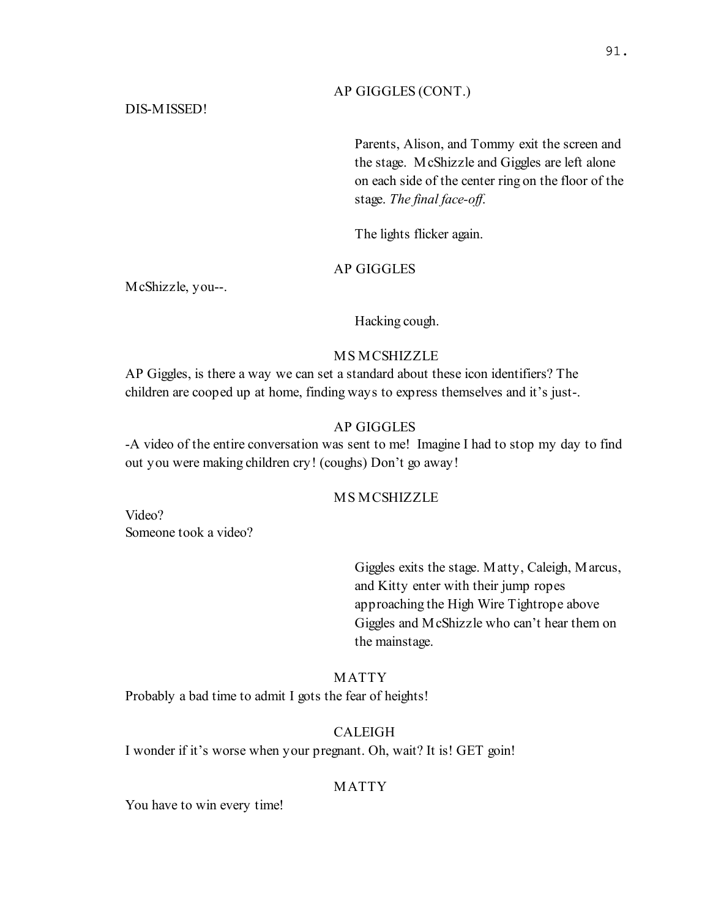AP GIGGLES (CONT.)

DIS-MISSED!

Parents, Alison, and Tommy exit the screen and the stage. McShizzle and Giggles are left alone on each side of the center ring on the floor of the stage. *The final face-off.*

The lights flicker again.

AP GIGGLES

McShizzle, you--.

Hacking cough.

MS MCSHIZZLE

AP Giggles, is there a way we can set a standard about these icon identifiers? The children are cooped up at home, finding ways to express themselves and it's just-.

AP GIGGLES

-A video of the entire conversation was sent to me! Imagine I had to stop my day to find out you were making children cry! (coughs) Don't go away!

MS MCSHIZZLE

Video?
Someone took a video?

Giggles exits the stage. Matty, Caleigh, Marcus, and Kitty enter with their jump ropes approaching the High Wire Tightrope above Giggles and McShizzle who can't hear them on the mainstage.

MATTY

Probably a bad time to admit I gots the fear of heights!

CALEIGH

I wonder if it's worse when your pregnant. Oh, wait? It is! GET goin!

MATTY

You have to win every time!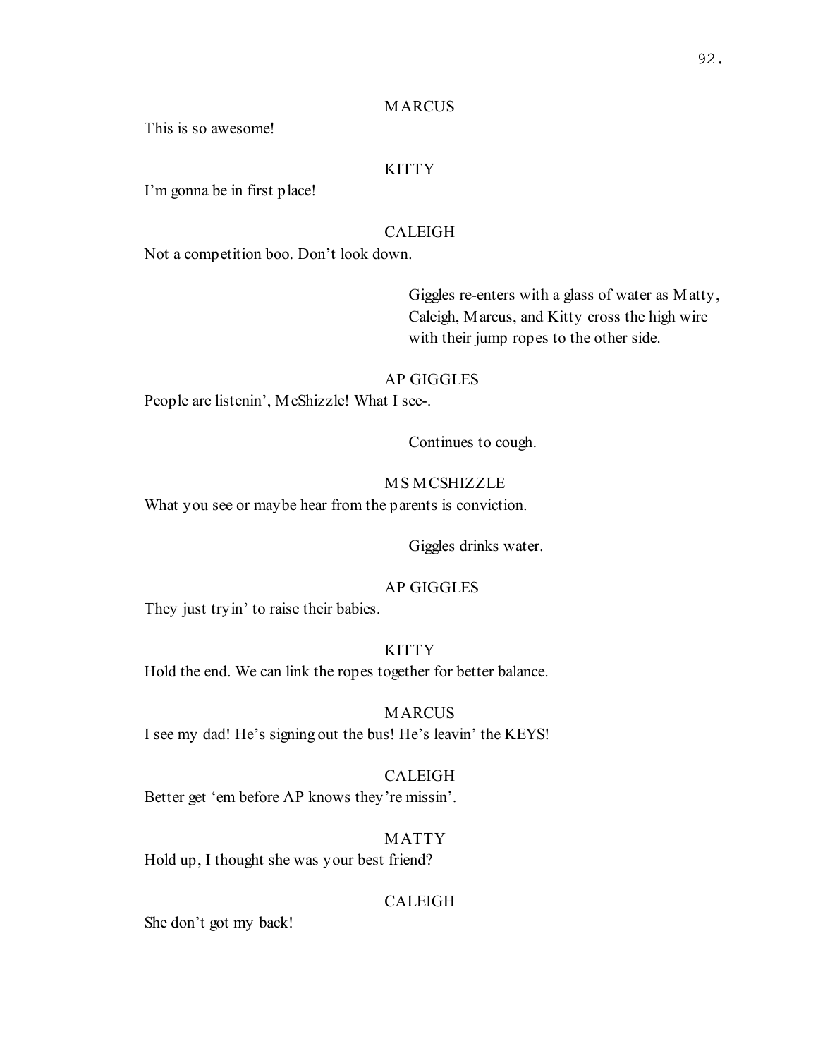MARCUS

This is so awesome!

KITTY

I'm gonna be in first place!

CALEIGH

Not a competition boo. Don't look down.

Giggles re-enters with a glass of water as Matty, Caleigh, Marcus, and Kitty cross the high wire with their jump ropes to the other side.

AP GIGGLES

People are listenin', McShizzle! What I see-.

Continues to cough.

MS MCSHIZZLE

What you see or maybe hear from the parents is conviction.

Giggles drinks water.

AP GIGGLES

They just tryin' to raise their babies.

KITTY

Hold the end. We can link the ropes together for better balance.

MARCUS

I see my dad! He's signing out the bus! He's leavin' the KEYS!

CALEIGH

Better get 'em before AP knows they're missin'.

MATTY

Hold up, I thought she was your best friend?

CALEIGH

She don't got my back!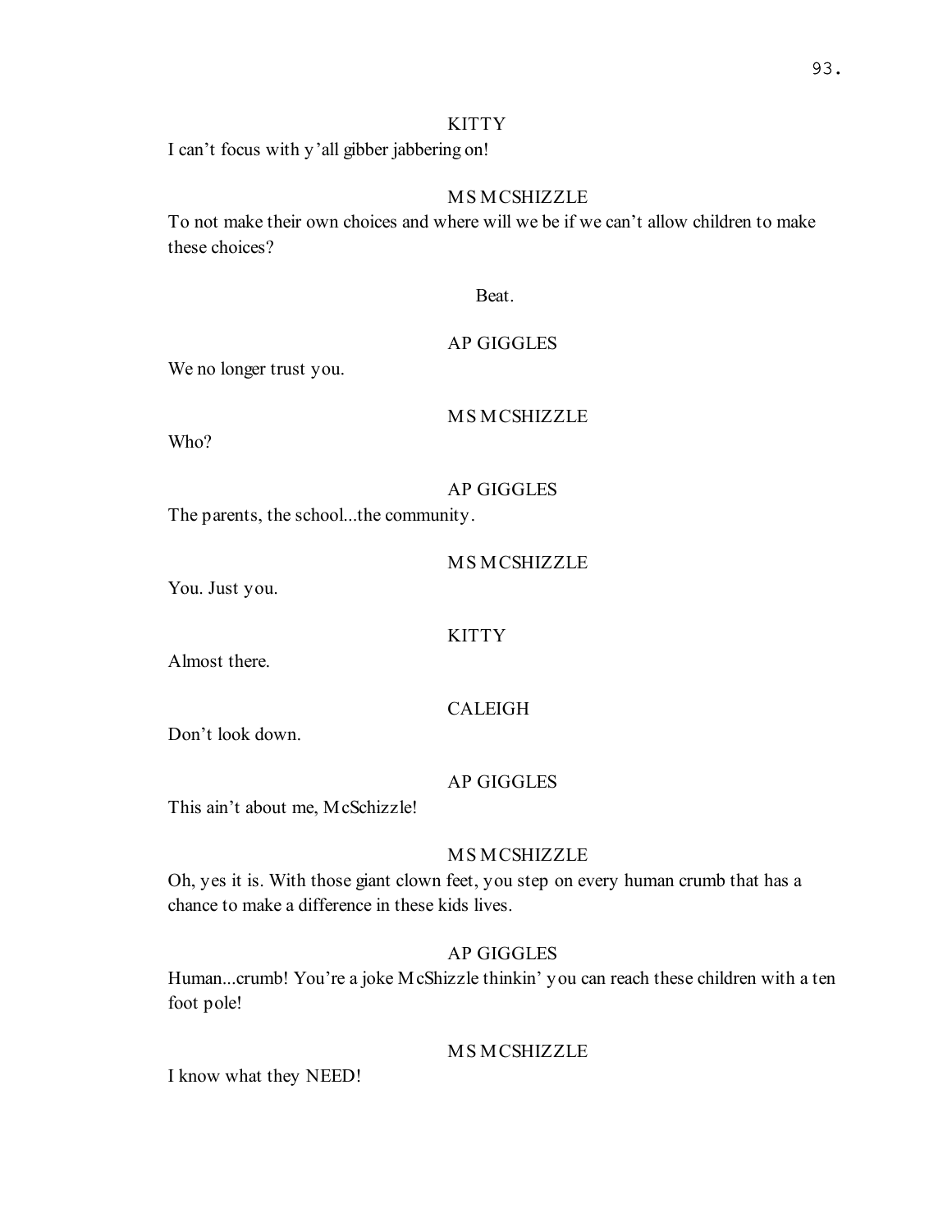KITTY

I can't focus with y'all gibber jabbering on!

MS MCSHIZZLE

To not make their own choices and where will we be if we can't allow children to make these choices?

Beat.

AP GIGGLES

We no longer trust you.

MS MCSHIZZLE

Who?

AP GIGGLES

The parents, the school...the community.

MS MCSHIZZLE

You. Just you.

KITTY

Almost there.

CALEIGH

Don't look down.

AP GIGGLES

This ain't about me, McSchizzle!

MS MCSHIZZLE

Oh, yes it is. With those giant clown feet, you step on every human crumb that has a chance to make a difference in these kids lives.

AP GIGGLES

Human...crumb! You're a joke McShizzle thinkin' you can reach these children with a ten foot pole!

MS MCSHIZZLE

I know what they NEED!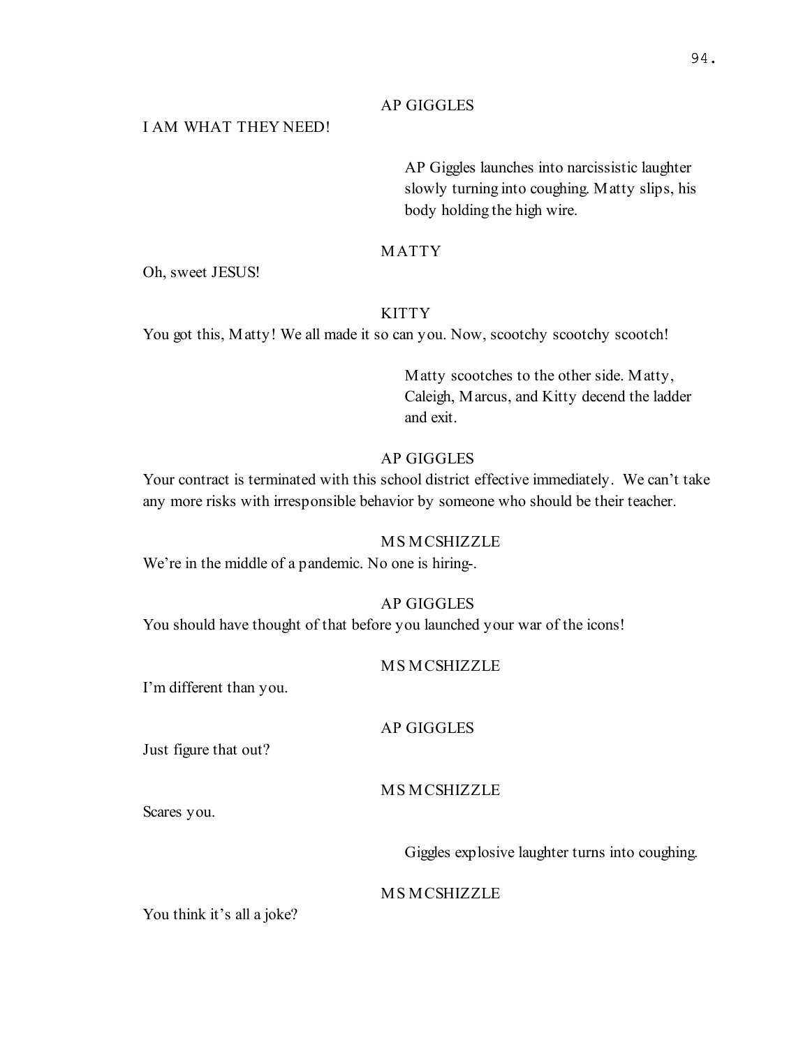AP GIGGLES

I AM WHAT THEY NEED!

AP Giggles launches into narcissistic laughter slowly turning into coughing. Matty slips, his body holding the high wire.

MATTY

Oh, sweet JESUS!

KITTY

You got this, Matty! We all made it so can you. Now, scootchy scootchy scootch!

Matty scootches to the other side. Matty, Caleigh, Marcus, and Kitty decend the ladder and exit.

AP GIGGLES

Your contract is terminated with this school district effective immediately. We can't take any more risks with irresponsible behavior by someone who should be their teacher.

MS MCSHIZZLE

We're in the middle of a pandemic. No one is hiring-.

AP GIGGLES

You should have thought of that before you launched your war of the icons!

MS MCSHIZZLE

I'm different than you.

AP GIGGLES

Just figure that out?

MS MCSHIZZLE

Scares you.

Giggles explosive laughter turns into coughing.

MS MCSHIZZLE

You think it's all a joke?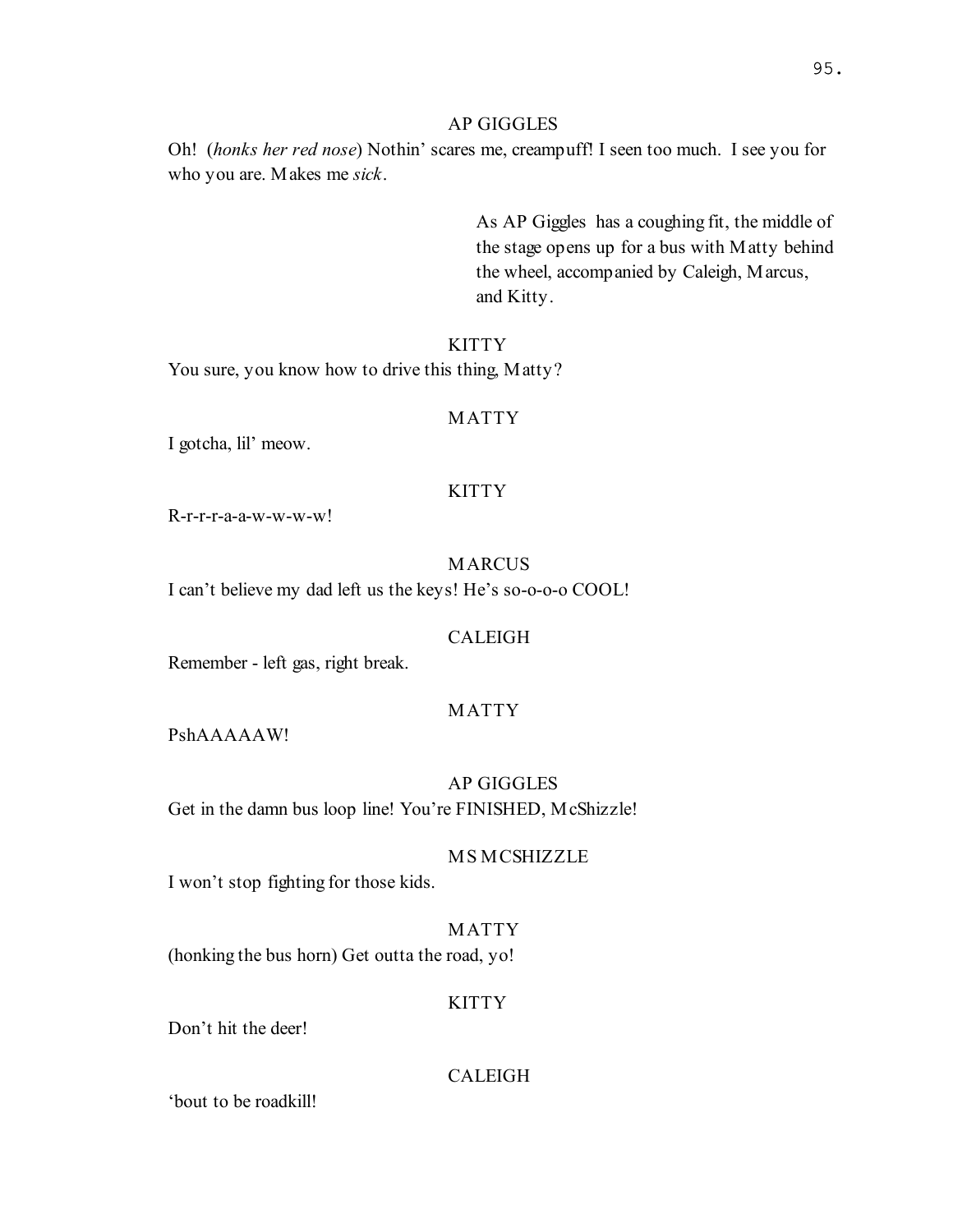AP GIGGLES

Oh! (*honks her red nose*) Nothin' scares me, creampuff! I seen too much. I see you for who you are. Makes me *sick*.

As AP Giggles has a coughing fit, the middle of the stage opens up for a bus with Matty behind the wheel, accompanied by Caleigh, Marcus, and Kitty.

KITTY

You sure, you know how to drive this thing, Matty?

MATTY

I gotcha, lil' meow.

KITTY

R-r-r-r-a-a-w-w-w-w!

MARCUS

I can't believe my dad left us the keys! He's so-o-o-o COOL!

CALEIGH

Remember - left gas, right break.

MATTY

PshAAAAAW!

AP GIGGLES

Get in the damn bus loop line! You're FINISHED, McShizzle!

MS MCSHIZZLE

I won't stop fighting for those kids.

MATTY

(honking the bus horn) Get outta the road, yo!

KITTY

Don't hit the deer!

CALEIGH

'bout to be roadkill!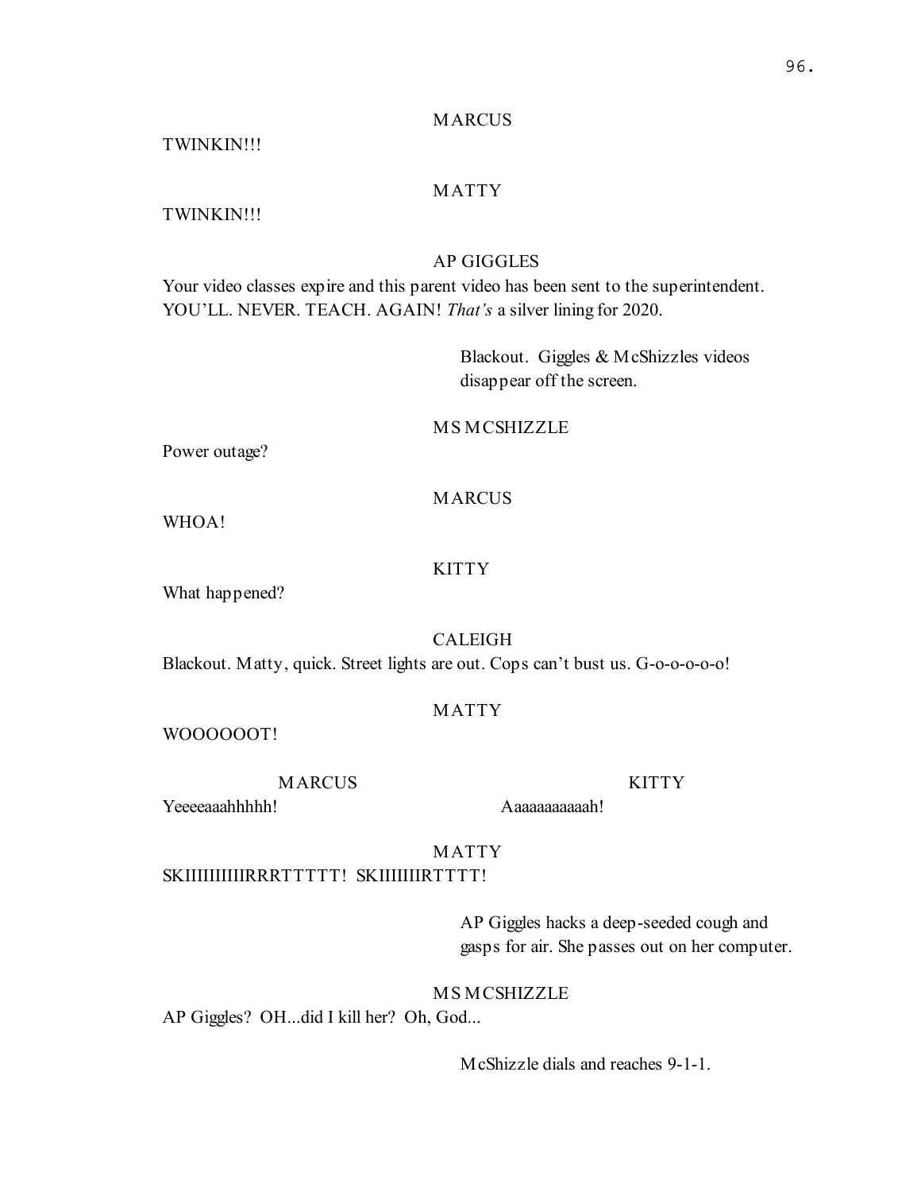MARCUS

TWINKIN!!!

MATTY

TWINKIN!!!

AP GIGGLES

Your video classes expire and this parent video has been sent to the superintendent. YOU'LL. NEVER. TEACH. AGAIN! *That's* a silver lining for 2020.

Blackout. Giggles & McShizzles videos disappear off the screen.

MS MCSHIZZLE

Power outage?

MARCUS

WHOA!

KITTY

What happened?

CALEIGH

Blackout. Matty, quick. Street lights are out. Cops can't bust us. G-o-o-o-o-o!

MATTY

WOOOOOOT!

MARCUS

Yeeeeaaahhhhh!

KITTY

Aaaaaaaaaaah!

MATTY

SKIIIIIIIIIRRRTTTTT! SKIIIIIIIRTTTT!

AP Giggles hacks a deep-seeded cough and gasps for air. She passes out on her computer.

MS MCSHIZZLE

AP Giggles? OH...did I kill her? Oh, God...

McShizzle dials and reaches 9-1-1.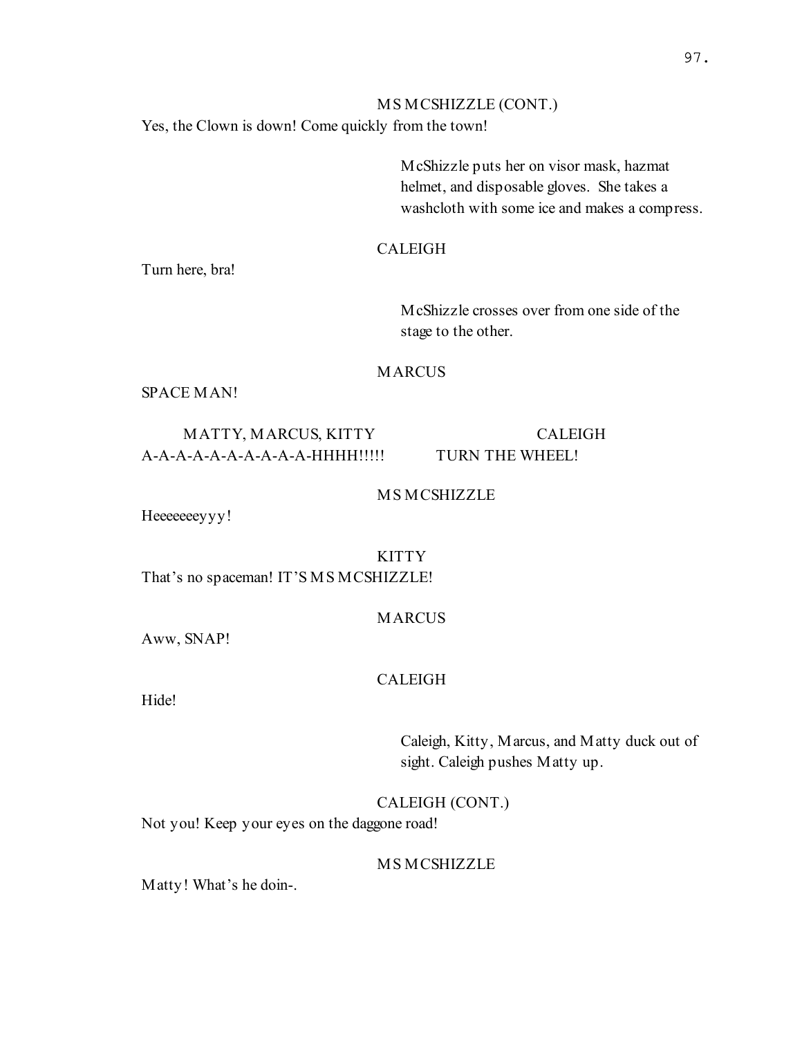MS MCSHIZZLE (CONT.)

Yes, the Clown is down! Come quickly from the town!

McShizzle puts her on visor mask, hazmat helmet, and disposable gloves. She takes a washcloth with some ice and makes a compress.

CALEIGH

Turn here, bra!

McShizzle crosses over from one side of the stage to the other.

MARCUS

SPACE MAN!

| MATTY, MARCUS, KITTY | CALEIGH |
| --- | --- |
| A-A-A-A-A-A-A-A-A-A-HHHH!!!!! | TURN THE WHEEL! |

MS MCSHIZZLE

Heeeeeeeyyy!

KITTY

That's no spaceman! IT'S MS MCSHIZZLE!

MARCUS

Aww, SNAP!

CALEIGH

Hide!

Caleigh, Kitty, Marcus, and Matty duck out of sight. Caleigh pushes Matty up.

CALEIGH (CONT.)

Not you! Keep your eyes on the daggone road!

MS MCSHIZZLE

Matty! What's he doin-.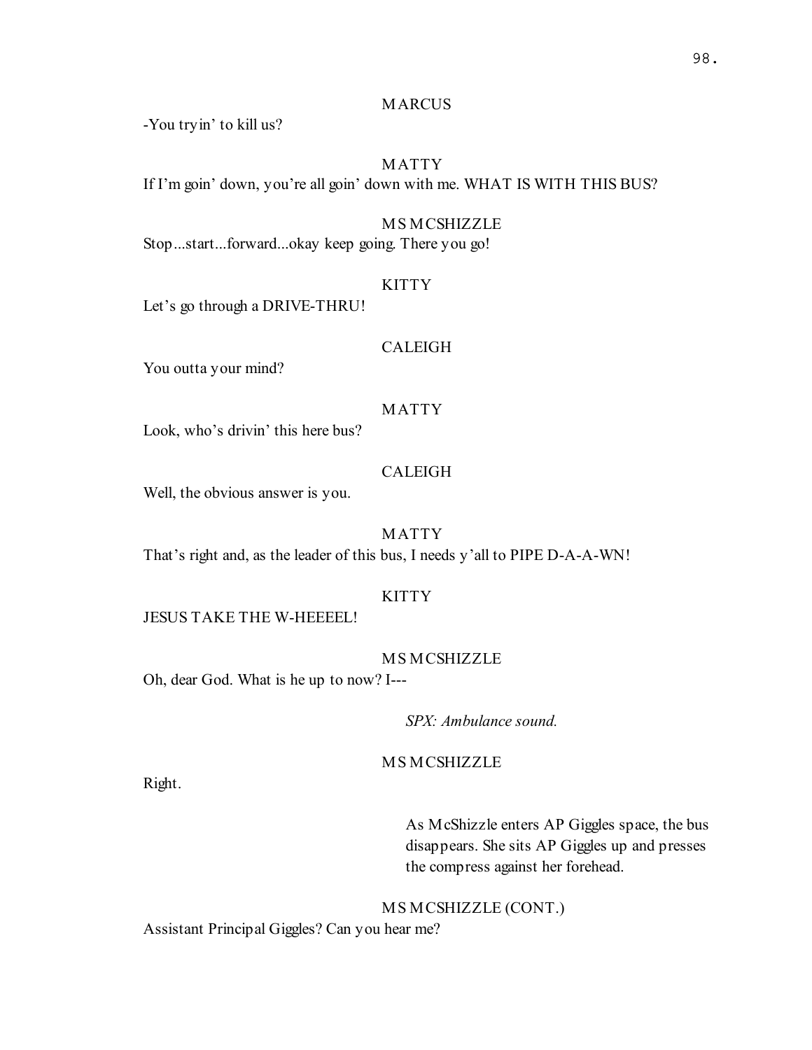MARCUS

-You tryin' to kill us?

MATTY

If I'm goin' down, you're all goin' down with me. WHAT IS WITH THIS BUS?

MS MCSHIZZLE

Stop...start...forward...okay keep going. There you go!

KITTY

Let's go through a DRIVE-THRU!

CALEIGH

You outta your mind?

MATTY

Look, who's drivin' this here bus?

CALEIGH

Well, the obvious answer is you.

MATTY

That's right and, as the leader of this bus, I needs y'all to PIPE D-A-A-WN!

KITTY

JESUS TAKE THE W-HEEEEL!

MS MCSHIZZLE

Oh, dear God. What is he up to now? I---

*SPX: Ambulance sound.*

MS MCSHIZZLE

Right.

As McShizzle enters AP Giggles space, the bus disappears. She sits AP Giggles up and presses the compress against her forehead.

MS MCSHIZZLE (CONT.)

Assistant Principal Giggles? Can you hear me?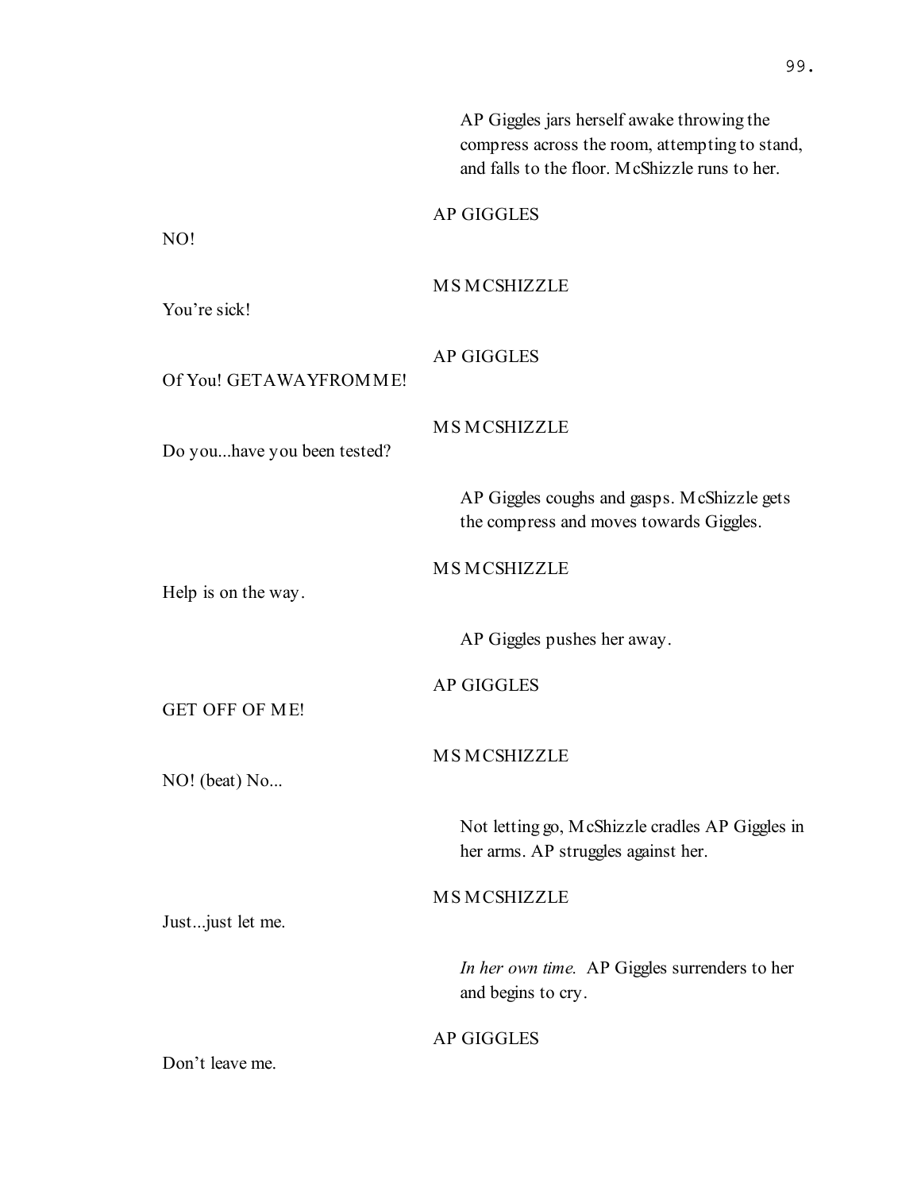AP Giggles jars herself awake throwing the compress across the room, attempting to stand, and falls to the floor. McShizzle runs to her.

AP GIGGLES

NO!

MS MCSHIZZLE

You're sick!

AP GIGGLES

Of You! GETAWAYFROMME!

MS MCSHIZZLE

Do you...have you been tested?

AP Giggles coughs and gasps. McShizzle gets the compress and moves towards Giggles.

MS MCSHIZZLE

Help is on the way.

AP Giggles pushes her away.

AP GIGGLES

GET OFF OF ME!

MS MCSHIZZLE

NO! (beat) No...

Not letting go, McShizzle cradles AP Giggles in her arms. AP struggles against her.

MS MCSHIZZLE

Just...just let me.

*In her own time.* AP Giggles surrenders to her and begins to cry.

AP GIGGLES

Don't leave me.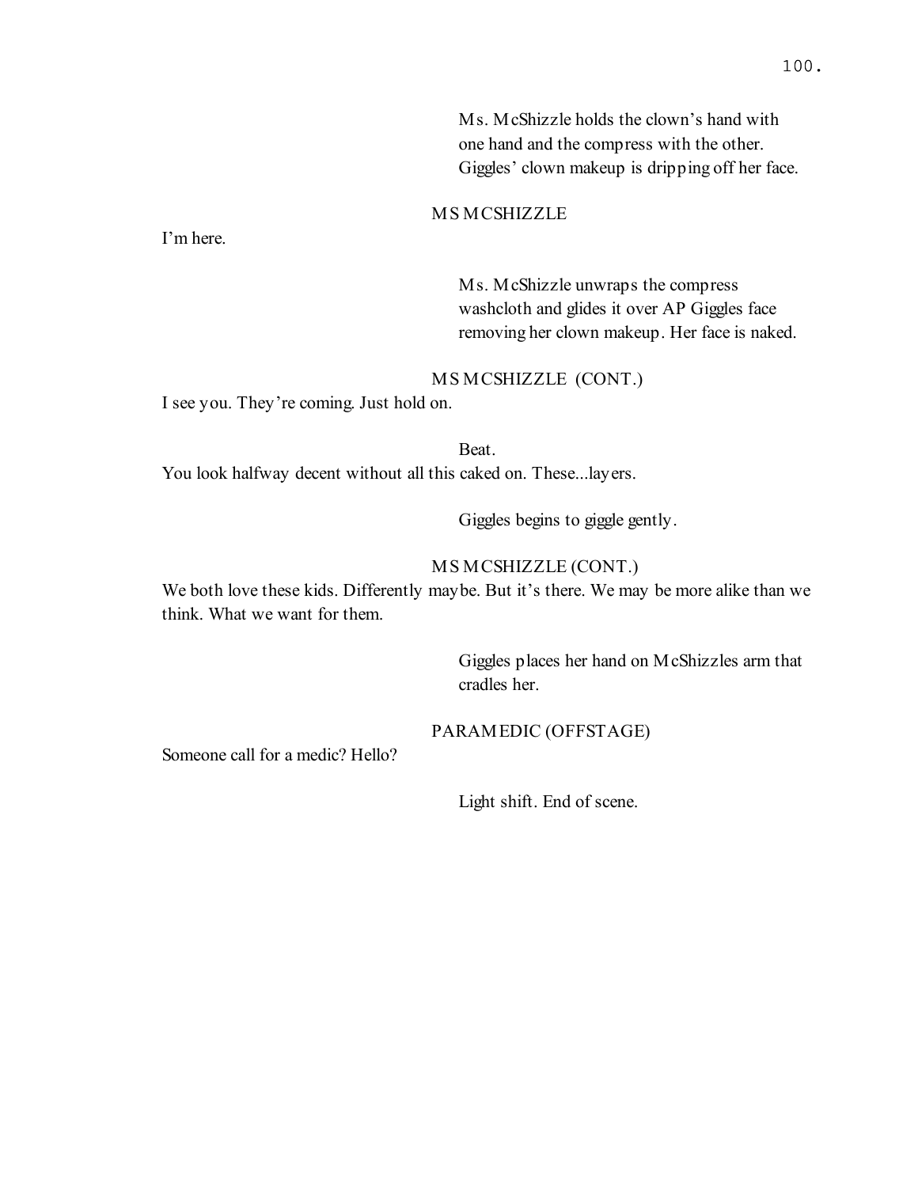Ms. McShizzle holds the clown's hand with one hand and the compress with the other. Giggles' clown makeup is dripping off her face.

MS MCSHIZZLE

I'm here.

Ms. McShizzle unwraps the compress washcloth and glides it over AP Giggles face removing her clown makeup. Her face is naked.

MS MCSHIZZLE (CONT.)

I see you. They're coming. Just hold on.

Beat.

You look halfway decent without all this caked on. These...layers.

Giggles begins to giggle gently.

MS MCSHIZZLE (CONT.)

We both love these kids. Differently maybe. But it's there. We may be more alike than we think. What we want for them.

Giggles places her hand on McShizzles arm that cradles her.

PARAMEDIC (OFFSTAGE)

Someone call for a medic? Hello?

Light shift. End of scene.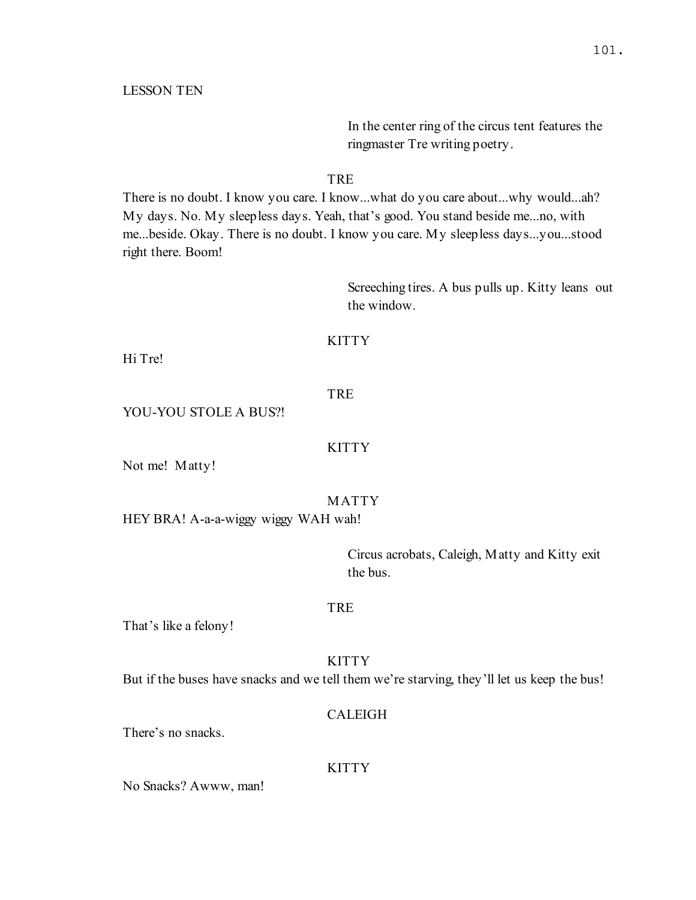LESSON TEN

In the center ring of the circus tent features the ringmaster Tre writing poetry.

TRE

There is no doubt. I know you care. I know...what do you care about...why would...ah? My days. No. My sleepless days. Yeah, that's good. You stand beside me...no, with me...beside. Okay. There is no doubt. I know you care. My sleepless days...you...stood right there. Boom!

Screeching tires. A bus pulls up. Kitty leans out the window.

KITTY

Hi Tre!

TRE

YOU-YOU STOLE A BUS?!

KITTY

Not me! Matty!

MATTY

HEY BRA! A-a-a-wiggy wiggy WAH wah!

Circus acrobats, Caleigh, Matty and Kitty exit the bus.

TRE

That's like a felony!

KITTY

But if the buses have snacks and we tell them we're starving, they'll let us keep the bus!

CALEIGH

There's no snacks.

KITTY

No Snacks? Awww, man!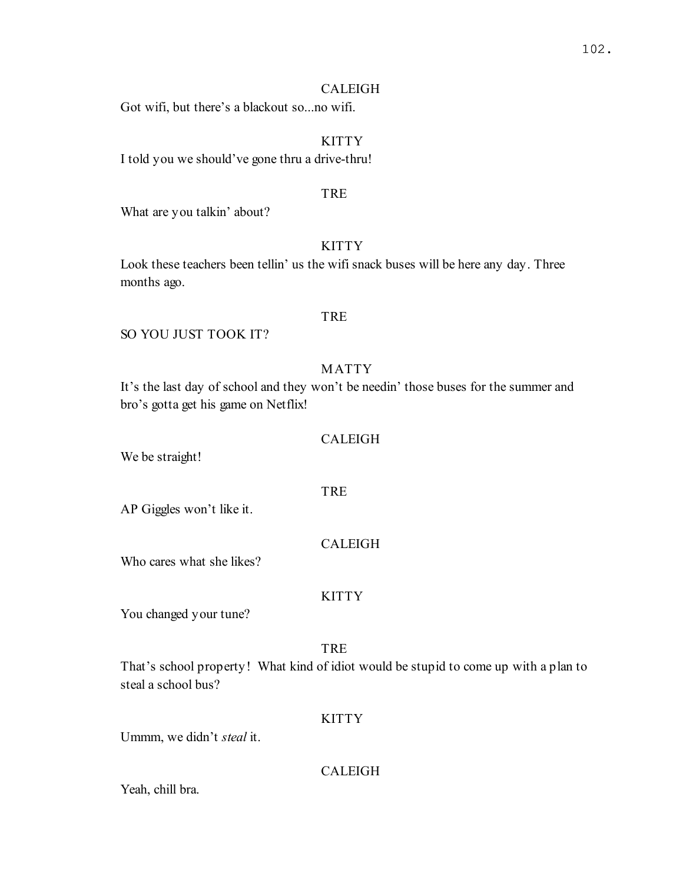CALEIGH

Got wifi, but there's a blackout so...no wifi.

KITTY

I told you we should've gone thru a drive-thru!

TRE

What are you talkin' about?

KITTY

Look these teachers been tellin' us the wifi snack buses will be here any day. Three months ago.

TRE

SO YOU JUST TOOK IT?

MATTY

It's the last day of school and they won't be needin' those buses for the summer and bro's gotta get his game on Netflix!

CALEIGH

We be straight!

TRE

AP Giggles won't like it.

CALEIGH

Who cares what she likes?

KITTY

You changed your tune?

TRE

That's school property! What kind of idiot would be stupid to come up with a plan to steal a school bus?

KITTY

Ummm, we didn't *steal* it.

CALEIGH

Yeah, chill bra.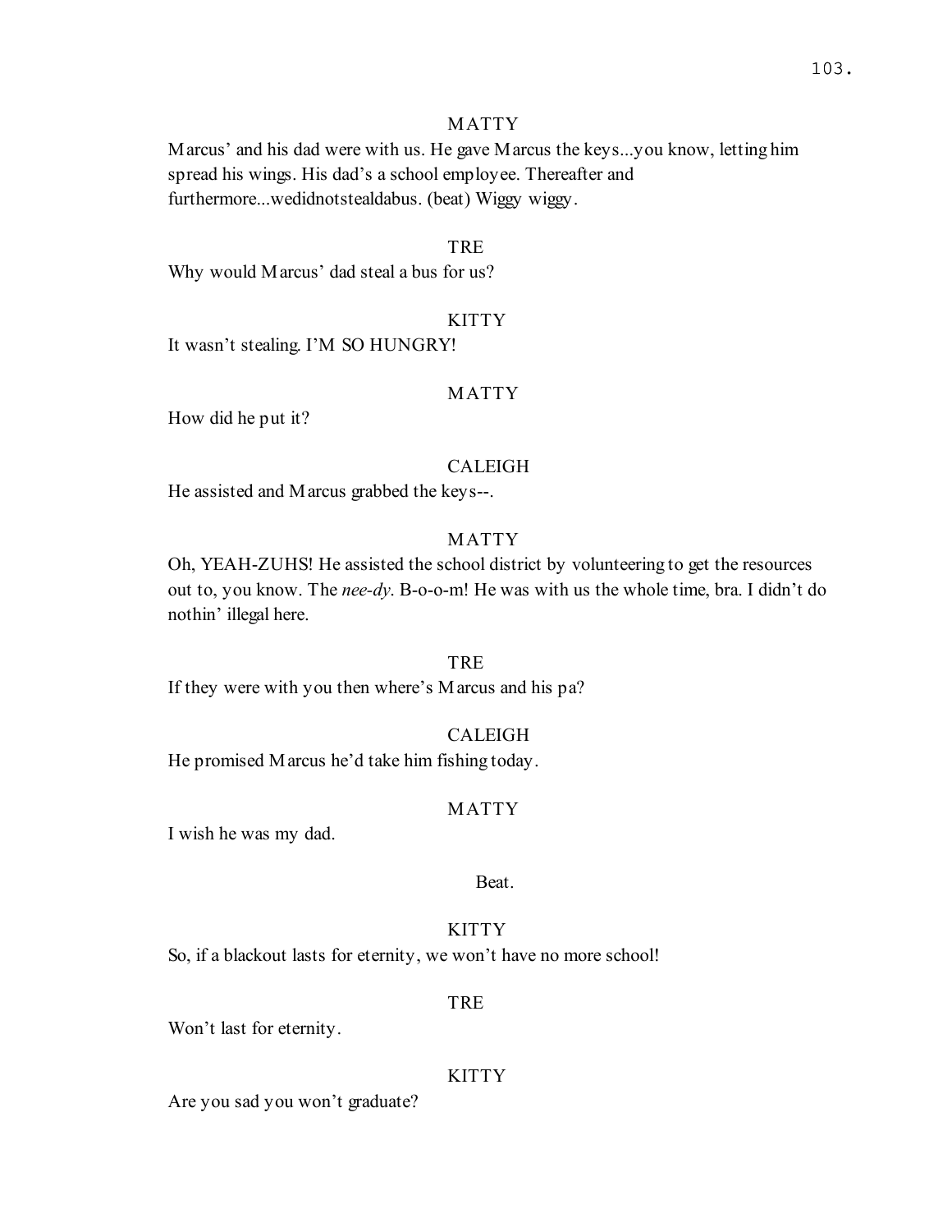MATTY

Marcus' and his dad were with us. He gave Marcus the keys...you know, letting him spread his wings. His dad's a school employee. Thereafter and furthermore...wedidnotstealdabus. (beat) Wiggy wiggy.

TRE

Why would Marcus' dad steal a bus for us?

KITTY

It wasn't stealing. I'M SO HUNGRY!

MATTY

How did he put it?

CALEIGH

He assisted and Marcus grabbed the keys--.

MATTY

Oh, YEAH-ZUHS! He assisted the school district by volunteering to get the resources out to, you know. The *nee-dy*. B-o-o-m! He was with us the whole time, bra. I didn't do nothin' illegal here.

TRE

If they were with you then where's Marcus and his pa?

CALEIGH

He promised Marcus he'd take him fishing today.

MATTY

I wish he was my dad.

Beat.

KITTY

So, if a blackout lasts for eternity, we won't have no more school!

TRE

Won't last for eternity.

KITTY

Are you sad you won't graduate?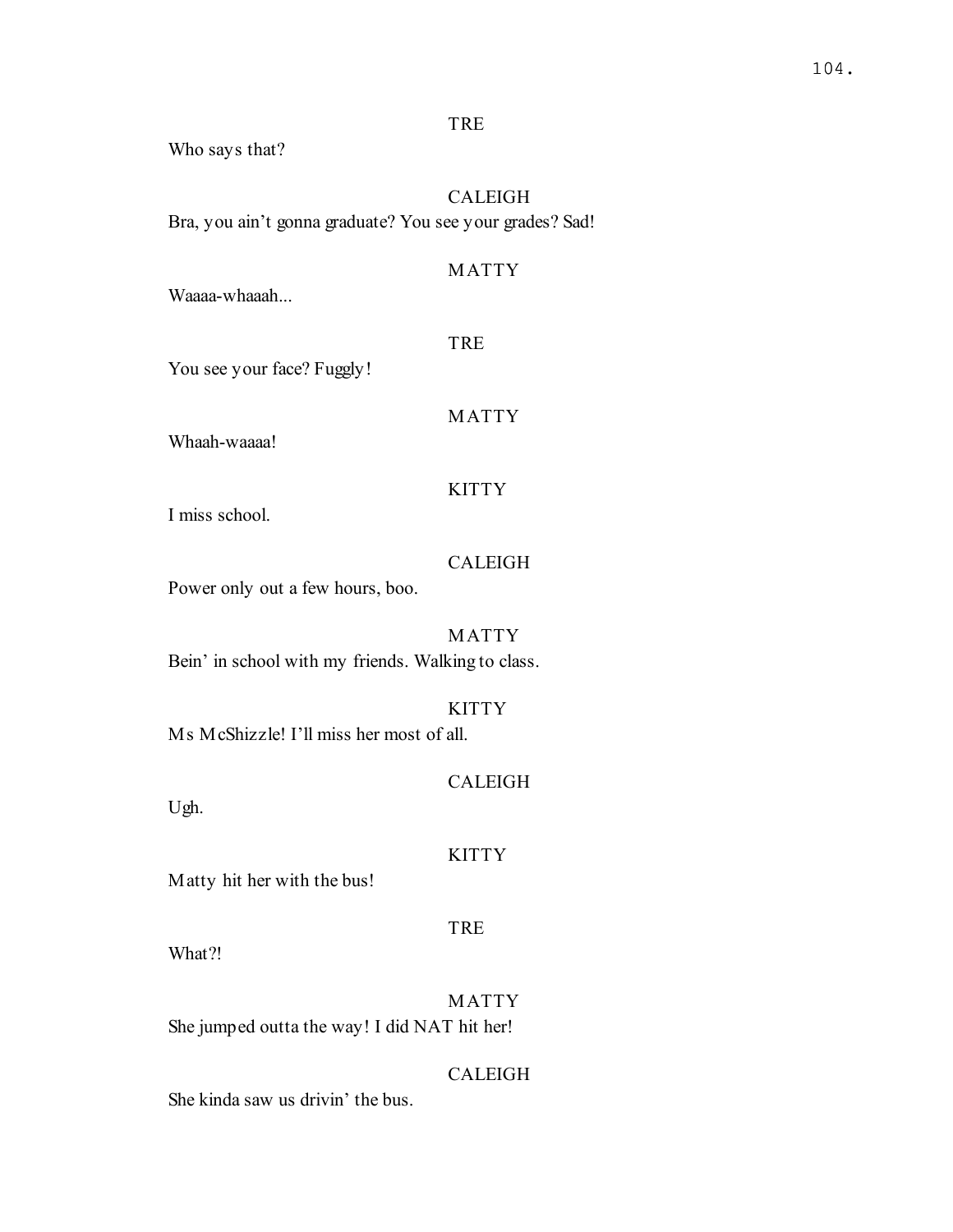TRE

Who says that?

CALEIGH

Bra, you ain't gonna graduate? You see your grades? Sad!

MATTY

Waaaa-whaaah...

TRE

You see your face? Fuggly!

MATTY

Whaah-waaaa!

KITTY

I miss school.

CALEIGH

Power only out a few hours, boo.

MATTY

Bein' in school with my friends. Walking to class.

KITTY

Ms McShizzle! I'll miss her most of all.

CALEIGH

Ugh.

KITTY

Matty hit her with the bus!

TRE

What?!

MATTY

She jumped outta the way! I did NAT hit her!

CALEIGH

She kinda saw us drivin' the bus.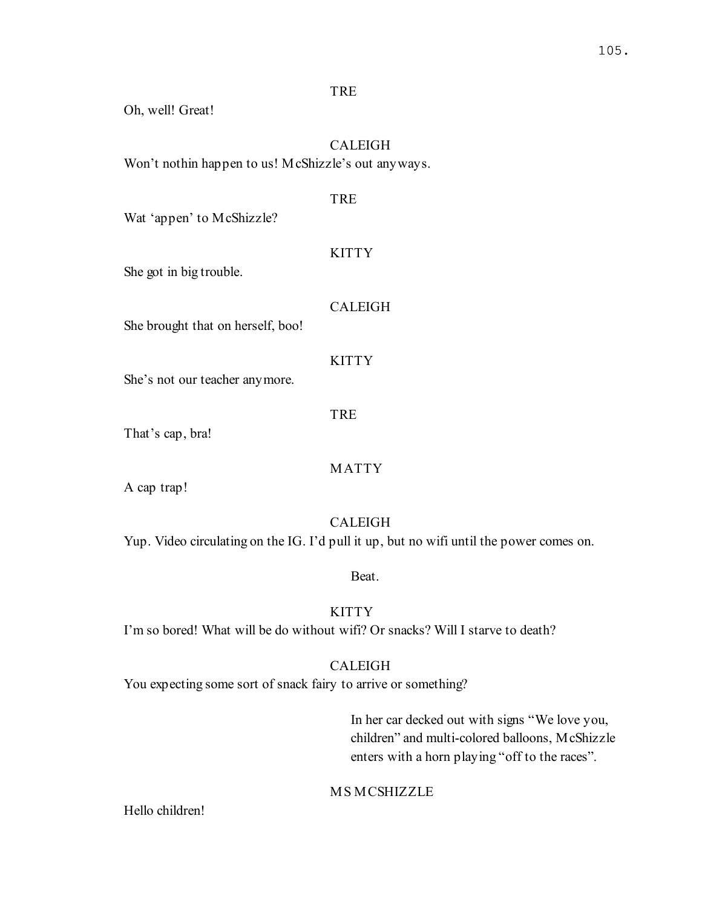TRE

Oh, well! Great!

CALEIGH

Won't nothin happen to us! McShizzle's out anyways.

TRE

Wat 'appen' to McShizzle?

KITTY

She got in big trouble.

CALEIGH

She brought that on herself, boo!

KITTY

She's not our teacher anymore.

TRE

That's cap, bra!

MATTY

A cap trap!

CALEIGH

Yup. Video circulating on the IG. I'd pull it up, but no wifi until the power comes on.

Beat.

KITTY

I'm so bored! What will be do without wifi? Or snacks? Will I starve to death?

CALEIGH

You expecting some sort of snack fairy to arrive or something?

In her car decked out with signs "We love you, children" and multi-colored balloons, McShizzle enters with a horn playing "off to the races".

MS MCSHIZZLE

Hello children!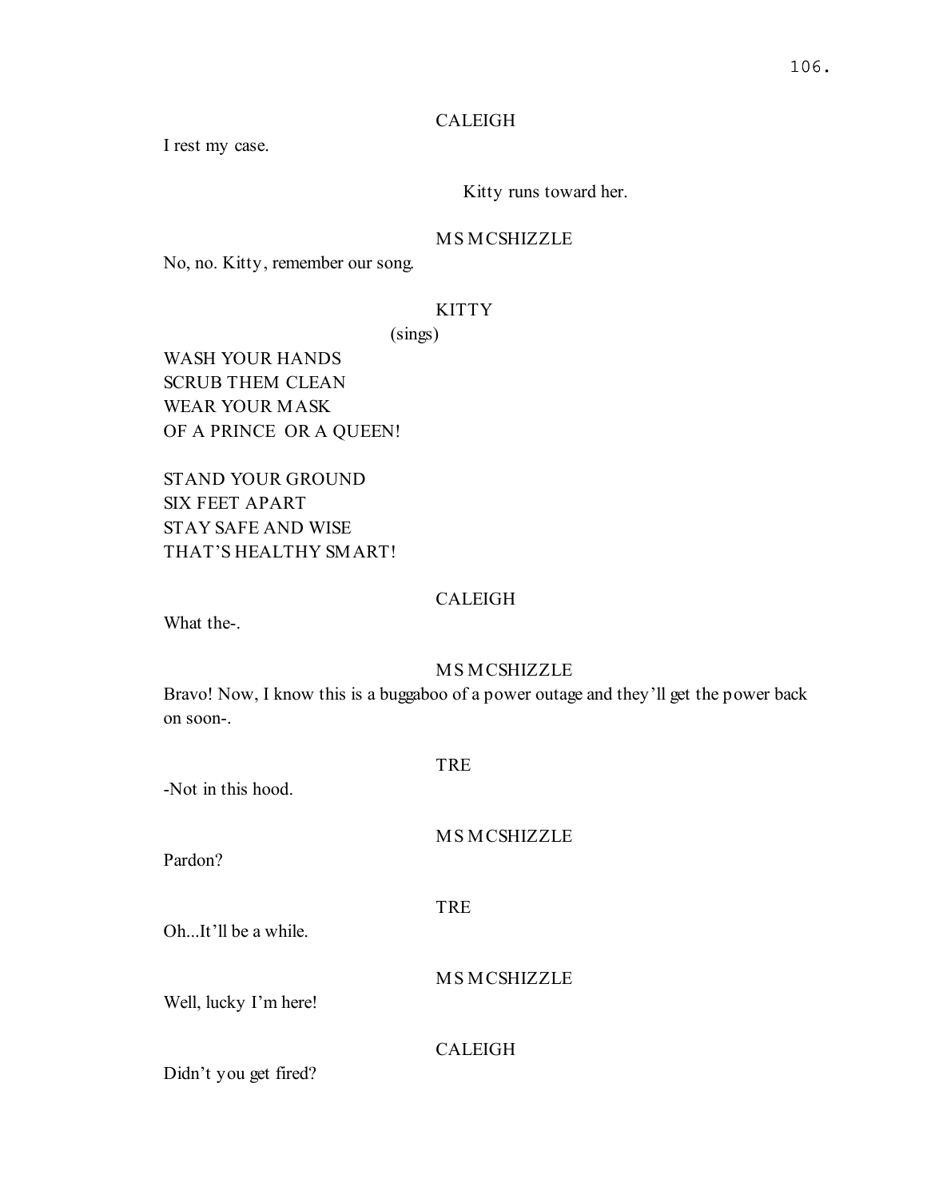CALEIGH

I rest my case.

Kitty runs toward her.

MS MCSHIZZLE

No, no. Kitty, remember our song.

KITTY

(sings)

WASH YOUR HANDS
SCRUB THEM CLEAN
WEAR YOUR MASK
OF A PRINCE OR A QUEEN!

STAND YOUR GROUND
SIX FEET APART
STAY SAFE AND WISE
THAT'S HEALTHY SMART!

CALEIGH

What the-.

MS MCSHIZZLE

Bravo! Now, I know this is a buggaboo of a power outage and they'll get the power back on soon-.

TRE

-Not in this hood.

MS MCSHIZZLE

Pardon?

TRE

Oh...It'll be a while.

MS MCSHIZZLE

Well, lucky I'm here!

CALEIGH

Didn't you get fired?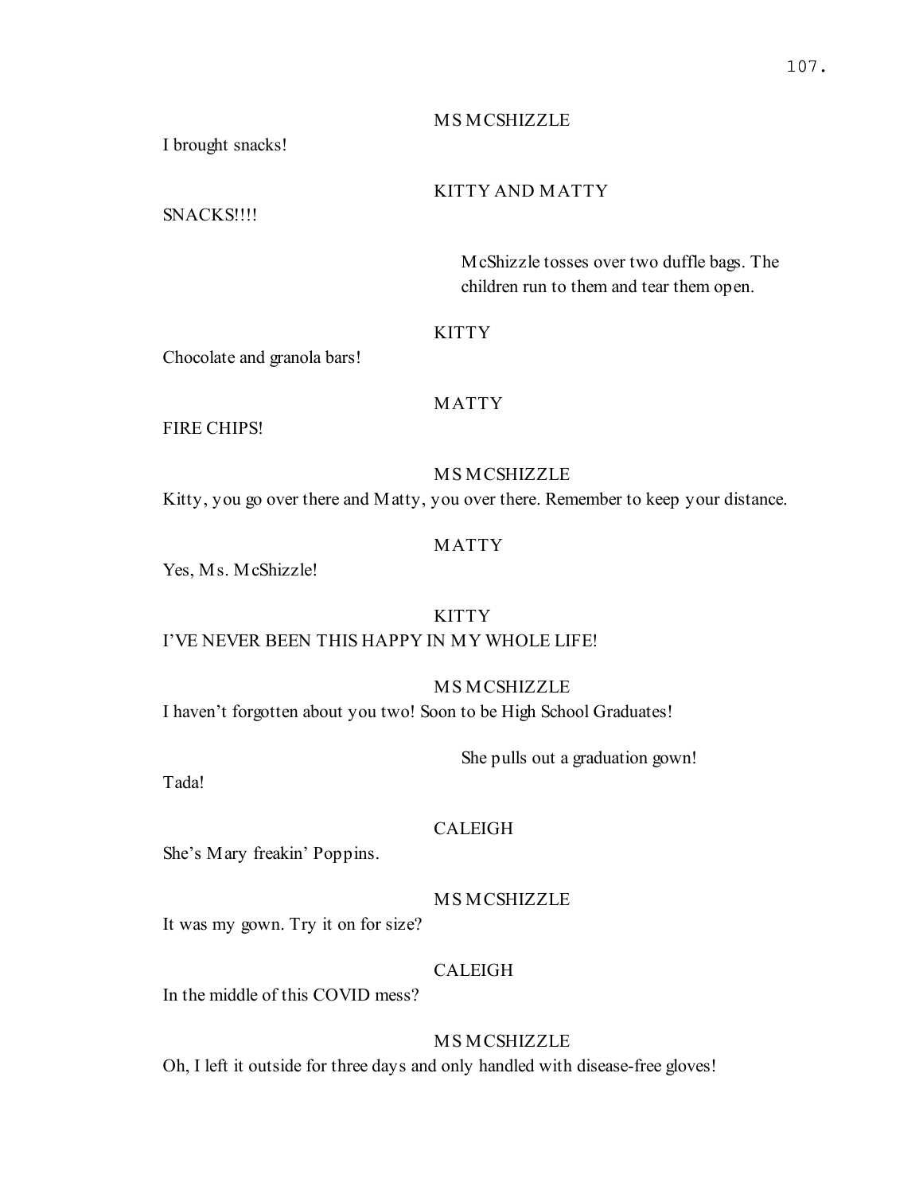MS MCSHIZZLE

I brought snacks!

KITTY AND MATTY

SNACKS!!!!

McShizzle tosses over two duffle bags. The children run to them and tear them open.

KITTY

Chocolate and granola bars!

MATTY

FIRE CHIPS!

MS MCSHIZZLE

Kitty, you go over there and Matty, you over there. Remember to keep your distance.

MATTY

Yes, Ms. McShizzle!

KITTY

I'VE NEVER BEEN THIS HAPPY IN MY WHOLE LIFE!

MS MCSHIZZLE

I haven't forgotten about you two! Soon to be High School Graduates!

She pulls out a graduation gown!

Tada!

CALEIGH

She's Mary freakin' Poppins.

MS MCSHIZZLE

It was my gown. Try it on for size?

CALEIGH

In the middle of this COVID mess?

MS MCSHIZZLE

Oh, I left it outside for three days and only handled with disease-free gloves!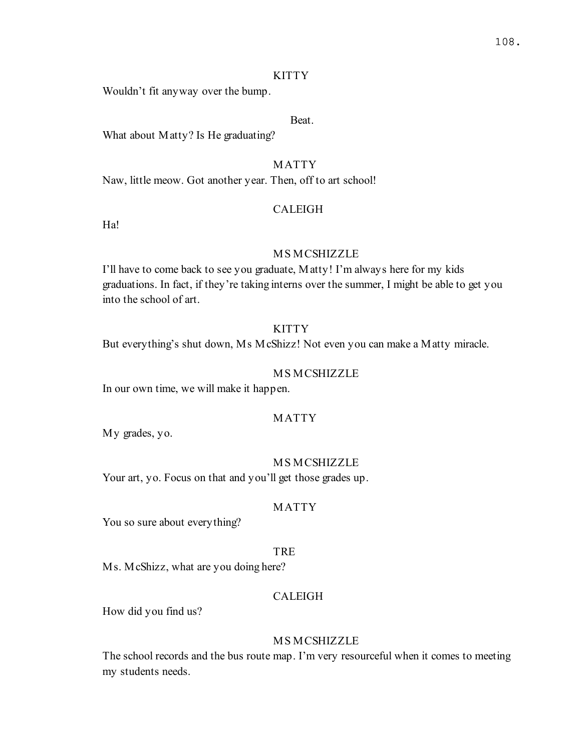KITTY

Wouldn't fit anyway over the bump.

Beat.

What about Matty? Is He graduating?

MATTY

Naw, little meow. Got another year. Then, off to art school!

CALEIGH

Ha!

MS MCSHIZZLE

I'll have to come back to see you graduate, Matty! I'm always here for my kids graduations. In fact, if they're taking interns over the summer, I might be able to get you into the school of art.

KITTY

But everything's shut down, Ms McShizz! Not even you can make a Matty miracle.

MS MCSHIZZLE

In our own time, we will make it happen.

MATTY

My grades, yo.

MS MCSHIZZLE

Your art, yo. Focus on that and you'll get those grades up.

MATTY

You so sure about everything?

TRE

Ms. McShizz, what are you doing here?

CALEIGH

How did you find us?

MS MCSHIZZLE

The school records and the bus route map. I'm very resourceful when it comes to meeting my students needs.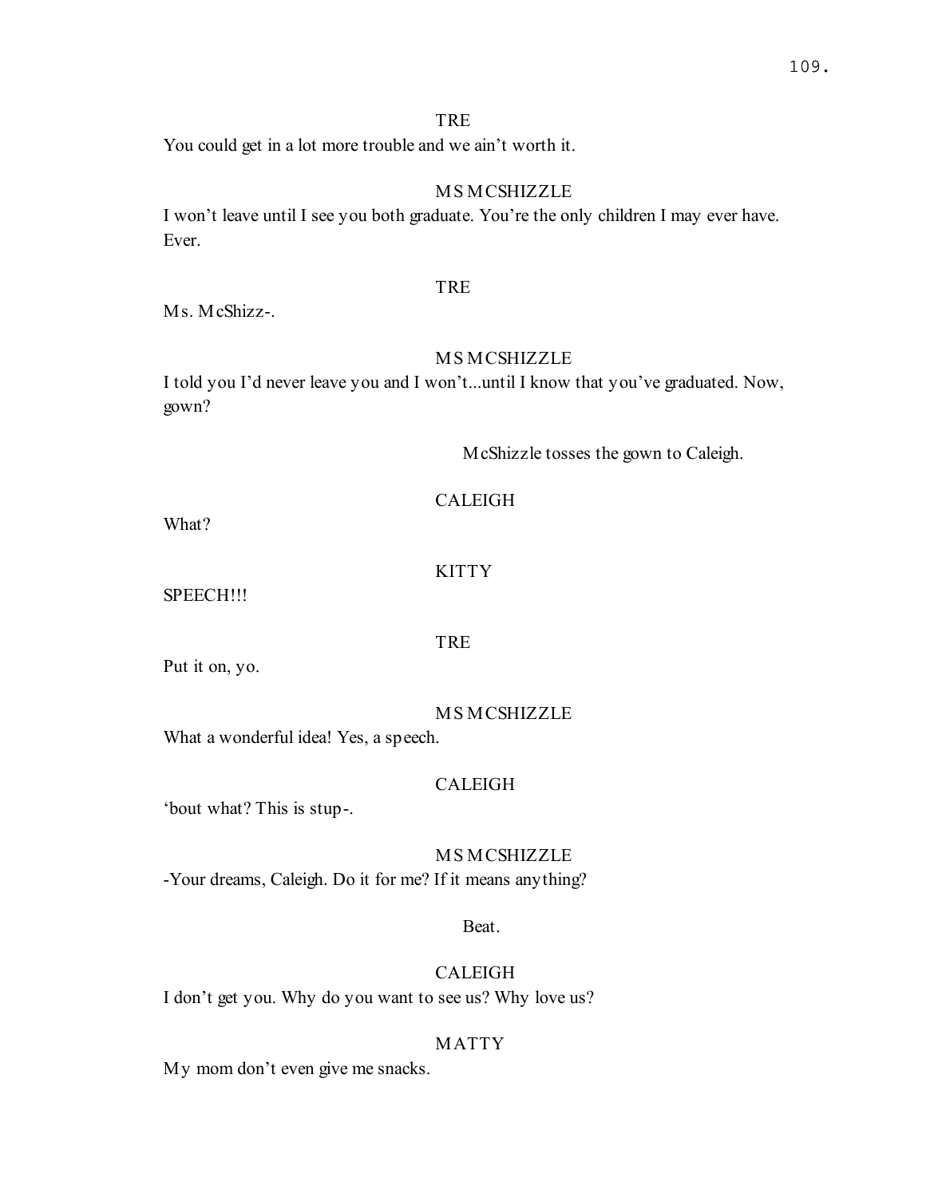TRE

You could get in a lot more trouble and we ain't worth it.

MS MCSHIZZLE

I won't leave until I see you both graduate. You're the only children I may ever have. Ever.

TRE

Ms. McShizz-.

MS MCSHIZZLE

I told you I'd never leave you and I won't...until I know that you've graduated. Now, gown?

McShizzle tosses the gown to Caleigh.

CALEIGH

What?

KITTY

SPEECH!!!

TRE

Put it on, yo.

MS MCSHIZZLE

What a wonderful idea! Yes, a speech.

CALEIGH

'bout what? This is stup-.

MS MCSHIZZLE

-Your dreams, Caleigh. Do it for me? If it means anything?

Beat.

CALEIGH

I don't get you. Why do you want to see us? Why love us?

MATTY

My mom don't even give me snacks.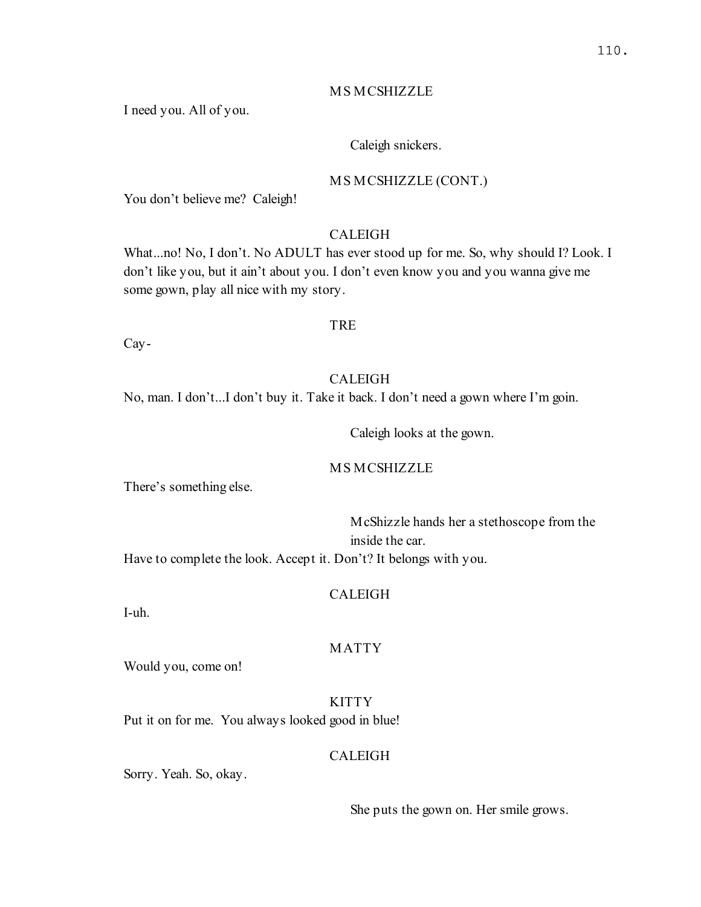MS MCSHIZZLE

I need you. All of you.

Caleigh snickers.

MS MCSHIZZLE (CONT.)

You don't believe me? Caleigh!

CALEIGH

What...no! No, I don't. No ADULT has ever stood up for me. So, why should I? Look. I don't like you, but it ain't about you. I don't even know you and you wanna give me some gown, play all nice with my story.

TRE

Cay-

CALEIGH

No, man. I don't...I don't buy it. Take it back. I don't need a gown where I'm goin.

Caleigh looks at the gown.

MS MCSHIZZLE

There's something else.

McShizzle hands her a stethoscope from the inside the car.

Have to complete the look. Accept it. Don't? It belongs with you.

CALEIGH

I-uh.

MATTY

Would you, come on!

KITTY

Put it on for me. You always looked good in blue!

CALEIGH

Sorry. Yeah. So, okay.

She puts the gown on. Her smile grows.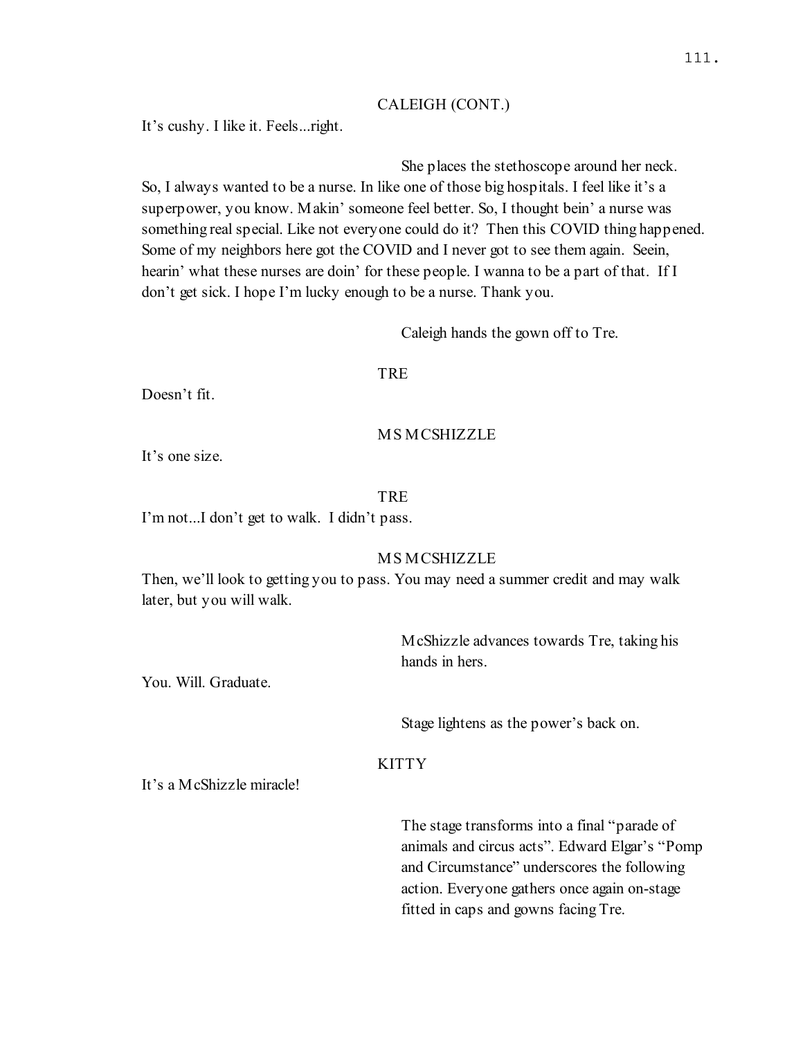CALEIGH (CONT.)

It's cushy. I like it. Feels...right.

She places the stethoscope around her neck.

So, I always wanted to be a nurse. In like one of those big hospitals. I feel like it's a superpower, you know. Makin' someone feel better. So, I thought bein' a nurse was something real special. Like not everyone could do it? Then this COVID thing happened. Some of my neighbors here got the COVID and I never got to see them again. Seein, hearin' what these nurses are doin' for these people. I wanna to be a part of that. If I don't get sick. I hope I'm lucky enough to be a nurse. Thank you.

Caleigh hands the gown off to Tre.

TRE

Doesn't fit.

MS MCSHIZZLE

It's one size.

TRE

I'm not...I don't get to walk. I didn't pass.

MS MCSHIZZLE

Then, we'll look to getting you to pass. You may need a summer credit and may walk later, but you will walk.

McShizzle advances towards Tre, taking his hands in hers.

You. Will. Graduate.

Stage lightens as the power's back on.

KITTY

It's a McShizzle miracle!

The stage transforms into a final "parade of animals and circus acts". Edward Elgar's "Pomp and Circumstance" underscores the following action. Everyone gathers once again on-stage fitted in caps and gowns facing Tre.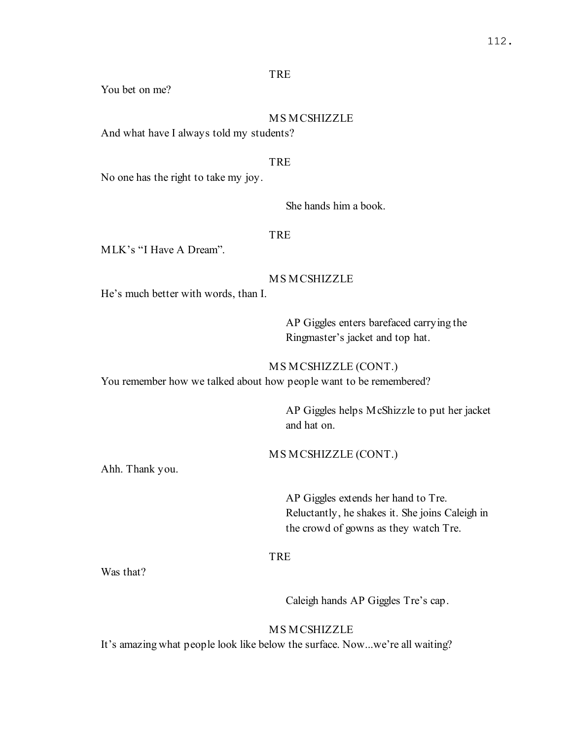TRE

You bet on me?

MS MCSHIZZLE

And what have I always told my students?

TRE

No one has the right to take my joy.

She hands him a book.

TRE

MLK's "I Have A Dream".

MS MCSHIZZLE

He's much better with words, than I.

AP Giggles enters barefaced carrying the Ringmaster's jacket and top hat.

MS MCSHIZZLE (CONT.)

You remember how we talked about how people want to be remembered?

AP Giggles helps McShizzle to put her jacket and hat on.

MS MCSHIZZLE (CONT.)

Ahh. Thank you.

AP Giggles extends her hand to Tre. Reluctantly, he shakes it. She joins Caleigh in the crowd of gowns as they watch Tre.

TRE

Was that?

Caleigh hands AP Giggles Tre's cap.

MS MCSHIZZLE

It's amazing what people look like below the surface. Now...we're all waiting?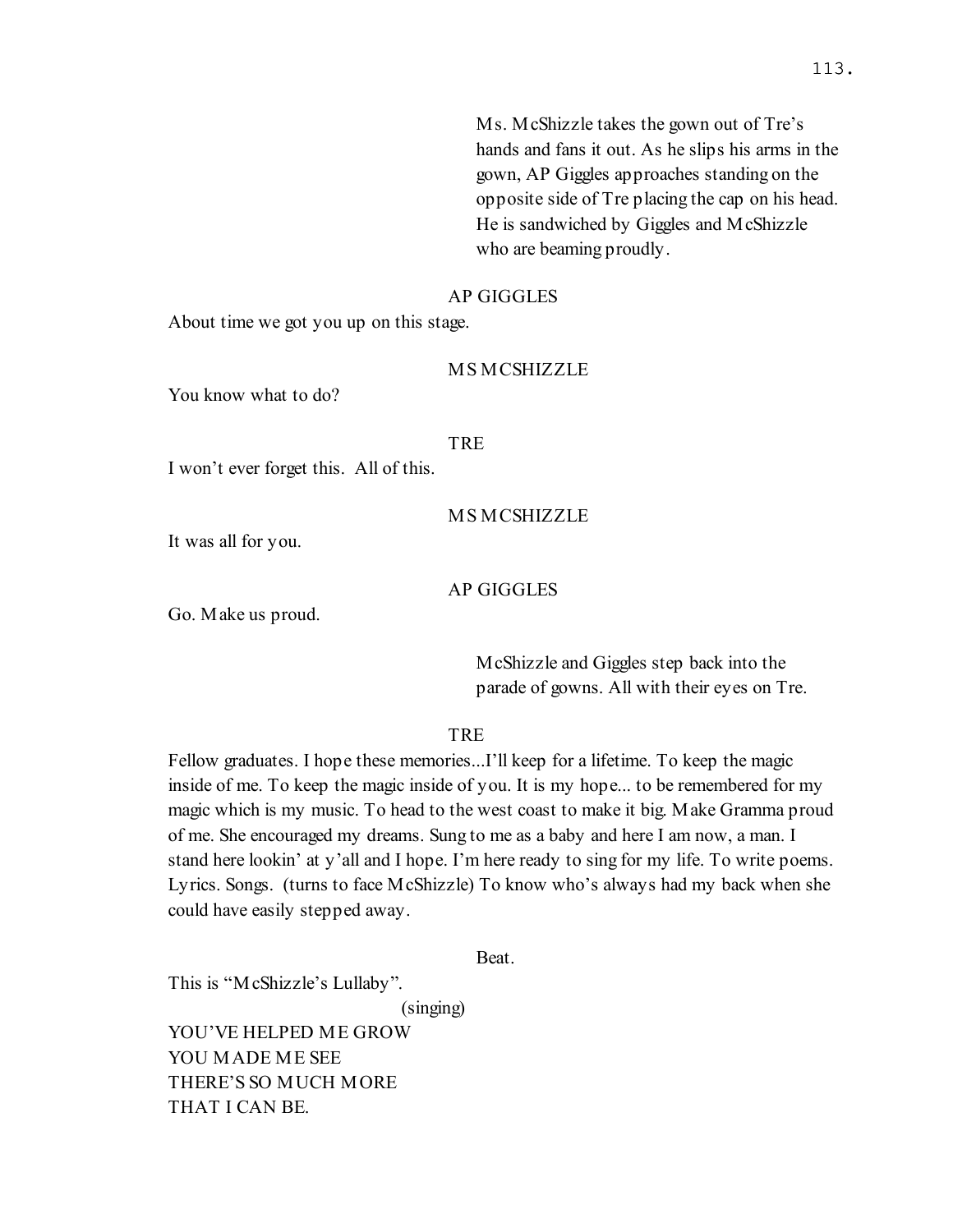Ms. McShizzle takes the gown out of Tre's hands and fans it out. As he slips his arms in the gown, AP Giggles approaches standing on the opposite side of Tre placing the cap on his head. He is sandwiched by Giggles and McShizzle who are beaming proudly.

AP GIGGLES

About time we got you up on this stage.

MS MCSHIZZLE

You know what to do?

TRE

I won't ever forget this. All of this.

MS MCSHIZZLE

It was all for you.

AP GIGGLES

Go. Make us proud.

McShizzle and Giggles step back into the parade of gowns. All with their eyes on Tre.

TRE

Fellow graduates. I hope these memories...I'll keep for a lifetime. To keep the magic inside of me. To keep the magic inside of you. It is my hope... to be remembered for my magic which is my music. To head to the west coast to make it big. Make Gramma proud of me. She encouraged my dreams. Sung to me as a baby and here I am now, a man. I stand here lookin' at y'all and I hope. I'm here ready to sing for my life. To write poems. Lyrics. Songs. (turns to face McShizzle) To know who's always had my back when she could have easily stepped away.

Beat.

This is "McShizzle's Lullaby".

(singing)

YOU'VE HELPED ME GROW
YOU MADE ME SEE
THERE'S SO MUCH MORE
THAT I CAN BE.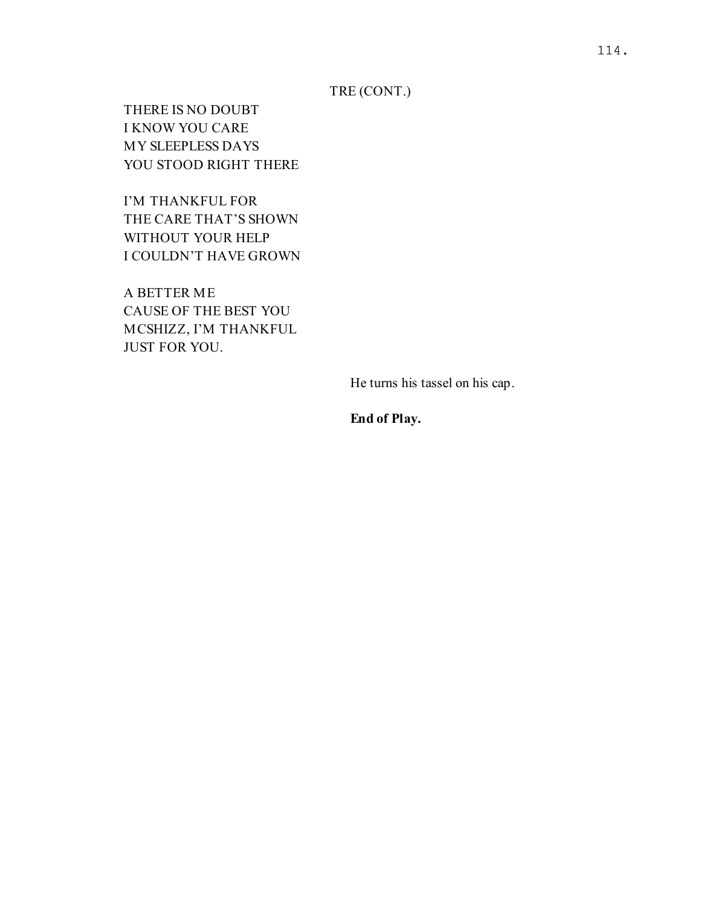TRE (CONT.)

THERE IS NO DOUBT
I KNOW YOU CARE
MY SLEEPLESS DAYS
YOU STOOD RIGHT THERE

I'M THANKFUL FOR
THE CARE THAT'S SHOWN
WITHOUT YOUR HELP
I COULDN'T HAVE GROWN

A BETTER ME
CAUSE OF THE BEST YOU
MCSHIZZ, I'M THANKFUL
JUST FOR YOU.

He turns his tassel on his cap.

**End of Play.**